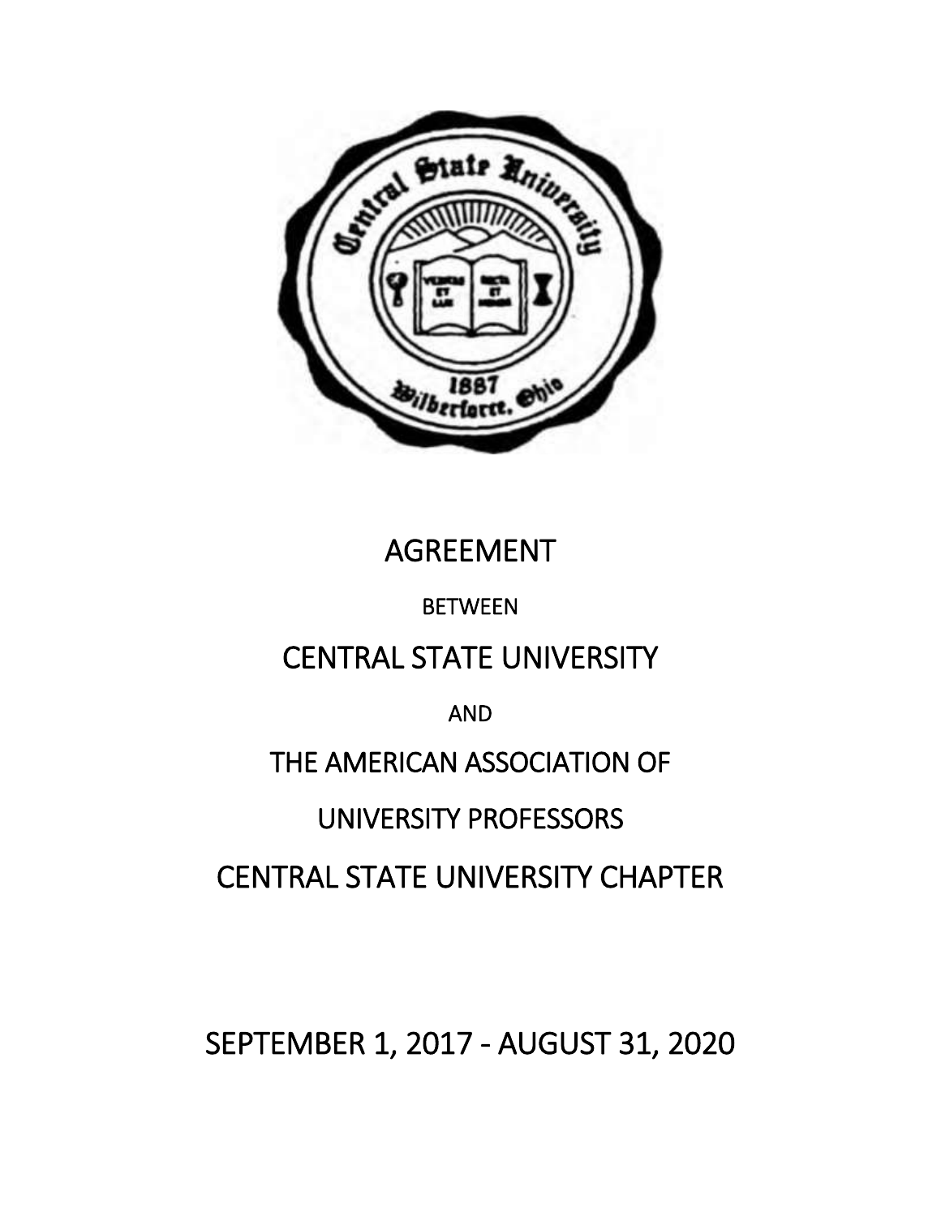# AGREEMENT

BETWEEN

# CENTRAL STATE UNIVERSITY

AND

# THE AMERICAN ASSOCIATION OF UNIVERSITY PROFESSORS CENTRAL STATE UNIVERSITY CHAPTER

# SEPTEMBER 1, 2017 - AUGUST 31, 2020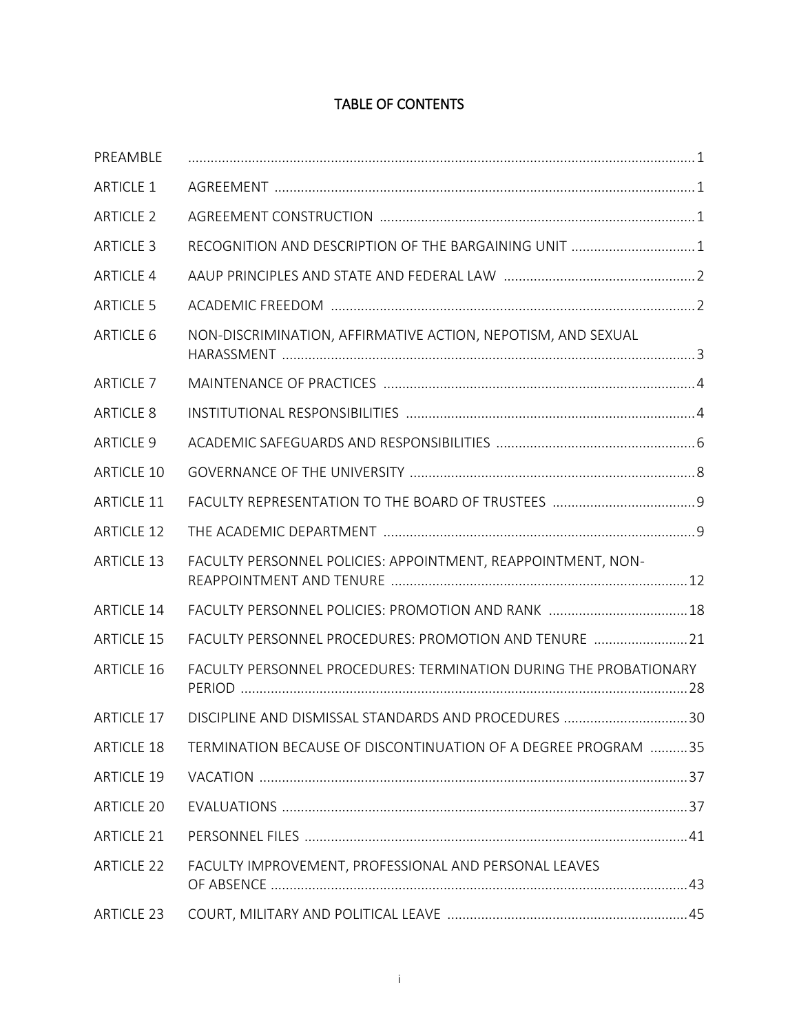# TABLE OF CONTENTS

| | | |
|---|---|---|
| PREAMBLE | | 1 |
| ARTICLE 1 | AGREEMENT | 1 |
| ARTICLE 2 | AGREEMENT CONSTRUCTION | 1 |
| ARTICLE 3 | RECOGNITION AND DESCRIPTION OF THE BARGAINING UNIT | 1 |
| ARTICLE 4 | AAUP PRINCIPLES AND STATE AND FEDERAL LAW | 2 |
| ARTICLE 5 | ACADEMIC FREEDOM | 2 |
| ARTICLE 6 | NON-DISCRIMINATION, AFFIRMATIVE ACTION, NEPOTISM, AND SEXUAL HARASSMENT | 3 |
| ARTICLE 7 | MAINTENANCE OF PRACTICES | 4 |
| ARTICLE 8 | INSTITUTIONAL RESPONSIBILITIES | 4 |
| ARTICLE 9 | ACADEMIC SAFEGUARDS AND RESPONSIBILITIES | 6 |
| ARTICLE 10 | GOVERNANCE OF THE UNIVERSITY | 8 |
| ARTICLE 11 | FACULTY REPRESENTATION TO THE BOARD OF TRUSTEES | 9 |
| ARTICLE 12 | THE ACADEMIC DEPARTMENT | 9 |
| ARTICLE 13 | FACULTY PERSONNEL POLICIES: APPOINTMENT, REAPPOINTMENT, NON-REAPPOINTMENT AND TENURE | 12 |
| ARTICLE 14 | FACULTY PERSONNEL POLICIES: PROMOTION AND RANK | 18 |
| ARTICLE 15 | FACULTY PERSONNEL PROCEDURES: PROMOTION AND TENURE | 21 |
| ARTICLE 16 | FACULTY PERSONNEL PROCEDURES: TERMINATION DURING THE PROBATIONARY PERIOD | 28 |
| ARTICLE 17 | DISCIPLINE AND DISMISSAL STANDARDS AND PROCEDURES | 30 |
| ARTICLE 18 | TERMINATION BECAUSE OF DISCONTINUATION OF A DEGREE PROGRAM | 35 |
| ARTICLE 19 | VACATION | 37 |
| ARTICLE 20 | EVALUATIONS | 37 |
| ARTICLE 21 | PERSONNEL FILES | 41 |
| ARTICLE 22 | FACULTY IMPROVEMENT, PROFESSIONAL AND PERSONAL LEAVES OF ABSENCE | 43 |
| ARTICLE 23 | COURT, MILITARY AND POLITICAL LEAVE | 45 |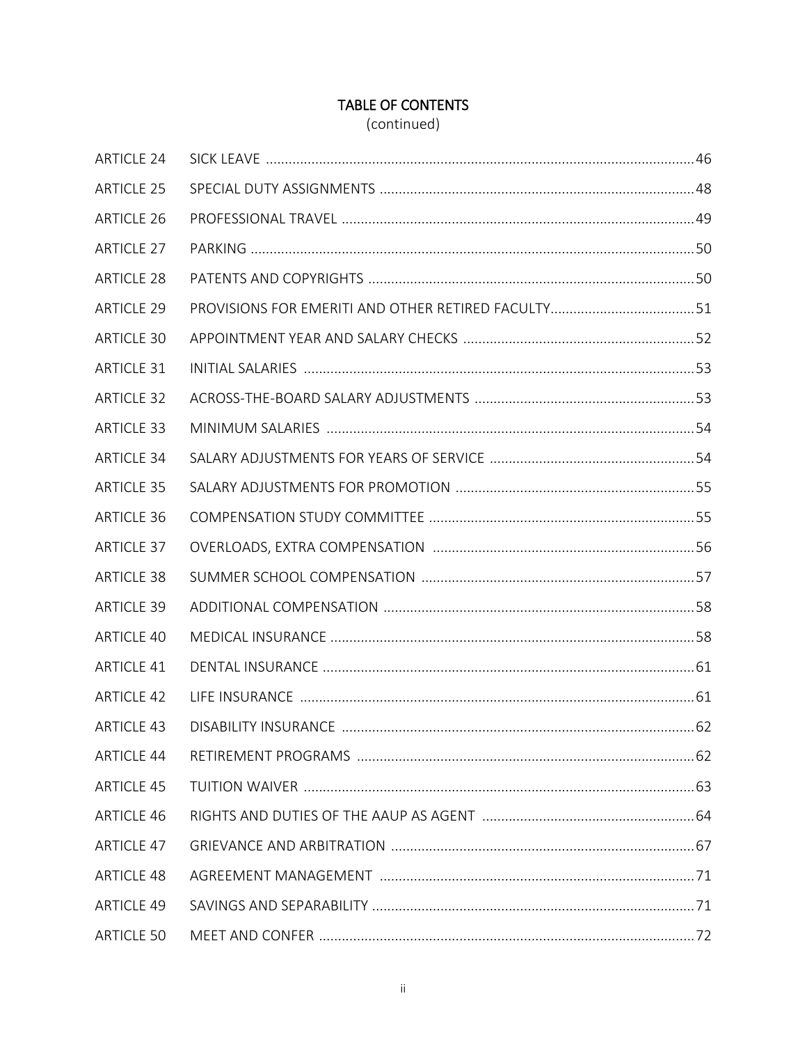# TABLE OF CONTENTS

(continued)

| | | |
|---|---|---|
| ARTICLE 24 | SICK LEAVE | 46 |
| ARTICLE 25 | SPECIAL DUTY ASSIGNMENTS | 48 |
| ARTICLE 26 | PROFESSIONAL TRAVEL | 49 |
| ARTICLE 27 | PARKING | 50 |
| ARTICLE 28 | PATENTS AND COPYRIGHTS | 50 |
| ARTICLE 29 | PROVISIONS FOR EMERITI AND OTHER RETIRED FACULTY | 51 |
| ARTICLE 30 | APPOINTMENT YEAR AND SALARY CHECKS | 52 |
| ARTICLE 31 | INITIAL SALARIES | 53 |
| ARTICLE 32 | ACROSS-THE-BOARD SALARY ADJUSTMENTS | 53 |
| ARTICLE 33 | MINIMUM SALARIES | 54 |
| ARTICLE 34 | SALARY ADJUSTMENTS FOR YEARS OF SERVICE | 54 |
| ARTICLE 35 | SALARY ADJUSTMENTS FOR PROMOTION | 55 |
| ARTICLE 36 | COMPENSATION STUDY COMMITTEE | 55 |
| ARTICLE 37 | OVERLOADS, EXTRA COMPENSATION | 56 |
| ARTICLE 38 | SUMMER SCHOOL COMPENSATION | 57 |
| ARTICLE 39 | ADDITIONAL COMPENSATION | 58 |
| ARTICLE 40 | MEDICAL INSURANCE | 58 |
| ARTICLE 41 | DENTAL INSURANCE | 61 |
| ARTICLE 42 | LIFE INSURANCE | 61 |
| ARTICLE 43 | DISABILITY INSURANCE | 62 |
| ARTICLE 44 | RETIREMENT PROGRAMS | 62 |
| ARTICLE 45 | TUITION WAIVER | 63 |
| ARTICLE 46 | RIGHTS AND DUTIES OF THE AAUP AS AGENT | 64 |
| ARTICLE 47 | GRIEVANCE AND ARBITRATION | 67 |
| ARTICLE 48 | AGREEMENT MANAGEMENT | 71 |
| ARTICLE 49 | SAVINGS AND SEPARABILITY | 71 |
| ARTICLE 50 | MEET AND CONFER | 72 |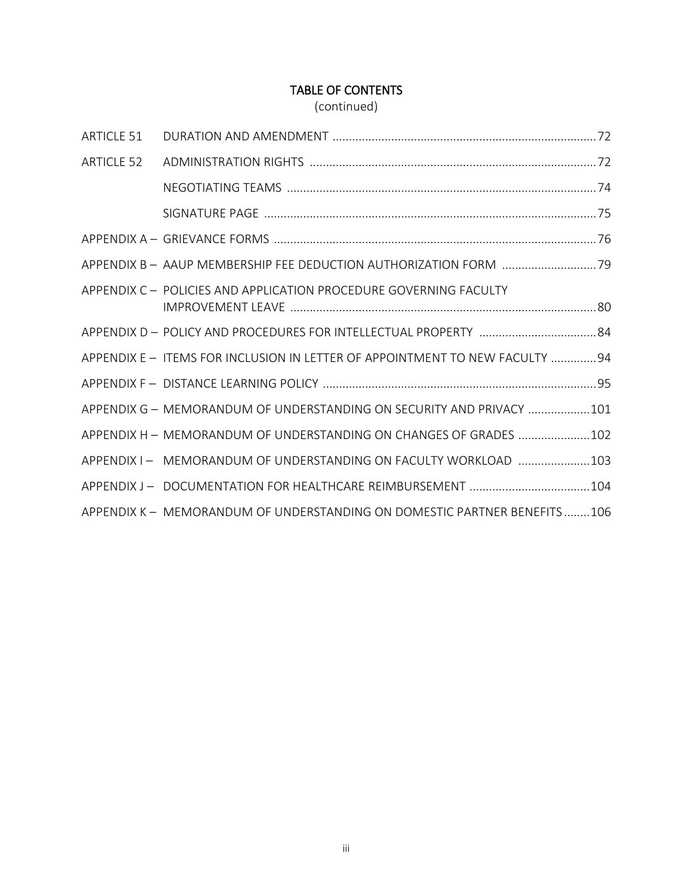# TABLE OF CONTENTS
(continued)

| | | |
|---|---|---|
| ARTICLE 51 | DURATION AND AMENDMENT | 72 |
| ARTICLE 52 | ADMINISTRATION RIGHTS | 72 |
| | NEGOTIATING TEAMS | 74 |
| | SIGNATURE PAGE | 75 |
| APPENDIX A – | GRIEVANCE FORMS | 76 |
| APPENDIX B – | AAUP MEMBERSHIP FEE DEDUCTION AUTHORIZATION FORM | 79 |
| APPENDIX C – | POLICIES AND APPLICATION PROCEDURE GOVERNING FACULTY IMPROVEMENT LEAVE | 80 |
| APPENDIX D – | POLICY AND PROCEDURES FOR INTELLECTUAL PROPERTY | 84 |
| APPENDIX E – | ITEMS FOR INCLUSION IN LETTER OF APPOINTMENT TO NEW FACULTY | 94 |
| APPENDIX F – | DISTANCE LEARNING POLICY | 95 |
| APPENDIX G – | MEMORANDUM OF UNDERSTANDING ON SECURITY AND PRIVACY | 101 |
| APPENDIX H – | MEMORANDUM OF UNDERSTANDING ON CHANGES OF GRADES | 102 |
| APPENDIX I – | MEMORANDUM OF UNDERSTANDING ON FACULTY WORKLOAD | 103 |
| APPENDIX J – | DOCUMENTATION FOR HEALTHCARE REIMBURSEMENT | 104 |
| APPENDIX K – | MEMORANDUM OF UNDERSTANDING ON DOMESTIC PARTNER BENEFITS | 106 |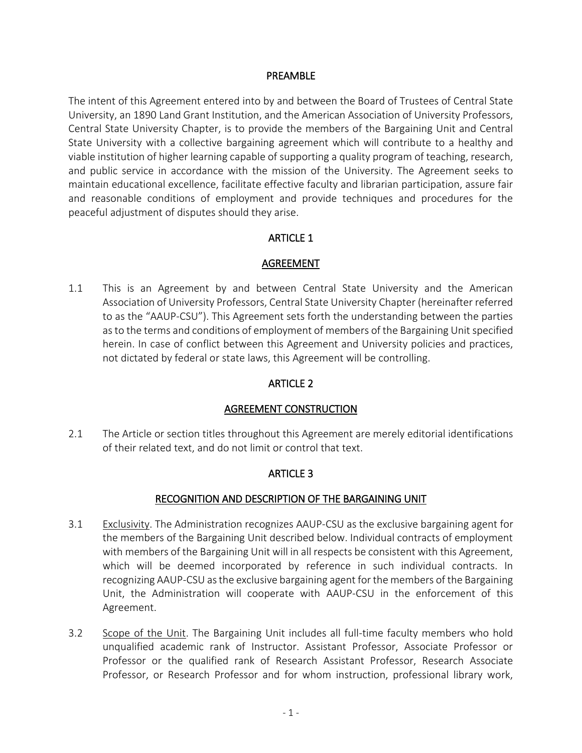# PREAMBLE

The intent of this Agreement entered into by and between the Board of Trustees of Central State University, an 1890 Land Grant Institution, and the American Association of University Professors, Central State University Chapter, is to provide the members of the Bargaining Unit and Central State University with a collective bargaining agreement which will contribute to a healthy and viable institution of higher learning capable of supporting a quality program of teaching, research, and public service in accordance with the mission of the University. The Agreement seeks to maintain educational excellence, facilitate effective faculty and librarian participation, assure fair and reasonable conditions of employment and provide techniques and procedures for the peaceful adjustment of disputes should they arise.

# ARTICLE 1

## AGREEMENT

1.1 This is an Agreement by and between Central State University and the American Association of University Professors, Central State University Chapter (hereinafter referred to as the "AAUP-CSU"). This Agreement sets forth the understanding between the parties as to the terms and conditions of employment of members of the Bargaining Unit specified herein. In case of conflict between this Agreement and University policies and practices, not dictated by federal or state laws, this Agreement will be controlling.

# ARTICLE 2

## AGREEMENT CONSTRUCTION

2.1 The Article or section titles throughout this Agreement are merely editorial identifications of their related text, and do not limit or control that text.

# ARTICLE 3

## RECOGNITION AND DESCRIPTION OF THE BARGAINING UNIT

3.1 Exclusivity. The Administration recognizes AAUP-CSU as the exclusive bargaining agent for the members of the Bargaining Unit described below. Individual contracts of employment with members of the Bargaining Unit will in all respects be consistent with this Agreement, which will be deemed incorporated by reference in such individual contracts. In recognizing AAUP-CSU as the exclusive bargaining agent for the members of the Bargaining Unit, the Administration will cooperate with AAUP-CSU in the enforcement of this Agreement.

3.2 Scope of the Unit. The Bargaining Unit includes all full-time faculty members who hold unqualified academic rank of Instructor. Assistant Professor, Associate Professor or Professor or the qualified rank of Research Assistant Professor, Research Associate Professor, or Research Professor and for whom instruction, professional library work,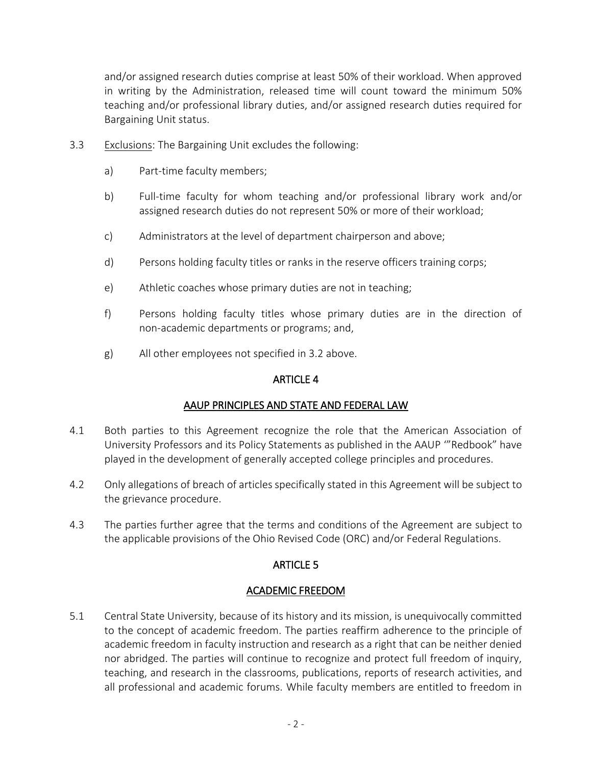and/or assigned research duties comprise at least 50% of their workload. When approved in writing by the Administration, released time will count toward the minimum 50% teaching and/or professional library duties, and/or assigned research duties required for Bargaining Unit status.

3.3 Exclusions: The Bargaining Unit excludes the following:

a) Part-time faculty members;

b) Full-time faculty for whom teaching and/or professional library work and/or assigned research duties do not represent 50% or more of their workload;

c) Administrators at the level of department chairperson and above;

d) Persons holding faculty titles or ranks in the reserve officers training corps;

e) Athletic coaches whose primary duties are not in teaching;

f) Persons holding faculty titles whose primary duties are in the direction of non-academic departments or programs; and,

g) All other employees not specified in 3.2 above.

## ARTICLE 4

## AAUP PRINCIPLES AND STATE AND FEDERAL LAW

4.1 Both parties to this Agreement recognize the role that the American Association of University Professors and its Policy Statements as published in the AAUP "'Redbook" have played in the development of generally accepted college principles and procedures.

4.2 Only allegations of breach of articles specifically stated in this Agreement will be subject to the grievance procedure.

4.3 The parties further agree that the terms and conditions of the Agreement are subject to the applicable provisions of the Ohio Revised Code (ORC) and/or Federal Regulations.

## ARTICLE 5

## ACADEMIC FREEDOM

5.1 Central State University, because of its history and its mission, is unequivocally committed to the concept of academic freedom. The parties reaffirm adherence to the principle of academic freedom in faculty instruction and research as a right that can be neither denied nor abridged. The parties will continue to recognize and protect full freedom of inquiry, teaching, and research in the classrooms, publications, reports of research activities, and all professional and academic forums. While faculty members are entitled to freedom in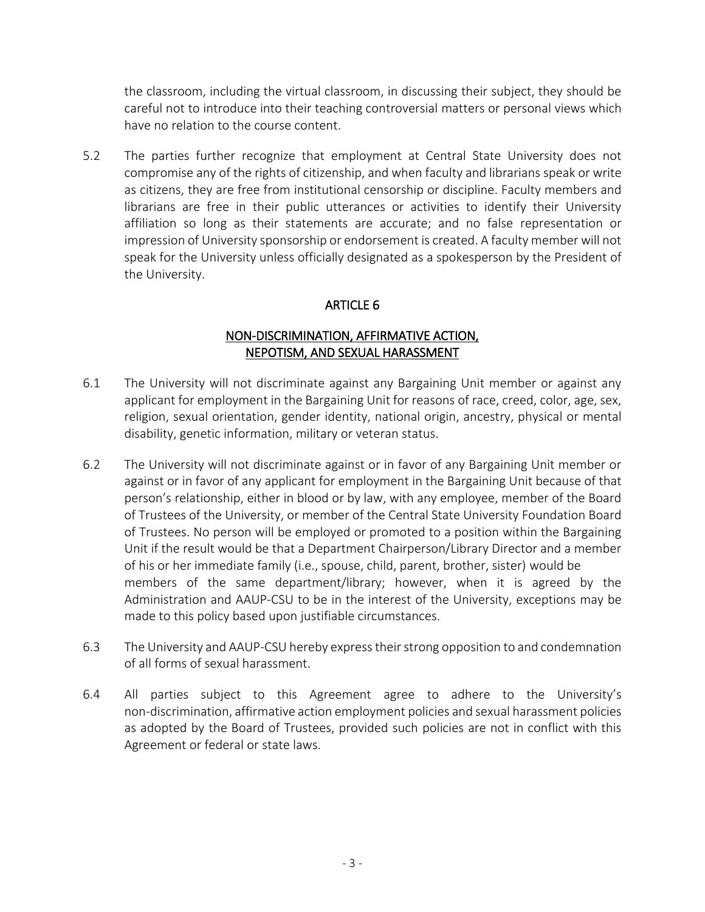the classroom, including the virtual classroom, in discussing their subject, they should be careful not to introduce into their teaching controversial matters or personal views which have no relation to the course content.

5.2 The parties further recognize that employment at Central State University does not compromise any of the rights of citizenship, and when faculty and librarians speak or write as citizens, they are free from institutional censorship or discipline. Faculty members and librarians are free in their public utterances or activities to identify their University affiliation so long as their statements are accurate; and no false representation or impression of University sponsorship or endorsement is created. A faculty member will not speak for the University unless officially designated as a spokesperson by the President of the University.

## ARTICLE 6

## NON-DISCRIMINATION, AFFIRMATIVE ACTION, NEPOTISM, AND SEXUAL HARASSMENT

6.1 The University will not discriminate against any Bargaining Unit member or against any applicant for employment in the Bargaining Unit for reasons of race, creed, color, age, sex, religion, sexual orientation, gender identity, national origin, ancestry, physical or mental disability, genetic information, military or veteran status.

6.2 The University will not discriminate against or in favor of any Bargaining Unit member or against or in favor of any applicant for employment in the Bargaining Unit because of that person's relationship, either in blood or by law, with any employee, member of the Board of Trustees of the University, or member of the Central State University Foundation Board of Trustees. No person will be employed or promoted to a position within the Bargaining Unit if the result would be that a Department Chairperson/Library Director and a member of his or her immediate family (i.e., spouse, child, parent, brother, sister) would be members of the same department/library; however, when it is agreed by the Administration and AAUP-CSU to be in the interest of the University, exceptions may be made to this policy based upon justifiable circumstances.

6.3 The University and AAUP-CSU hereby express their strong opposition to and condemnation of all forms of sexual harassment.

6.4 All parties subject to this Agreement agree to adhere to the University's non-discrimination, affirmative action employment policies and sexual harassment policies as adopted by the Board of Trustees, provided such policies are not in conflict with this Agreement or federal or state laws.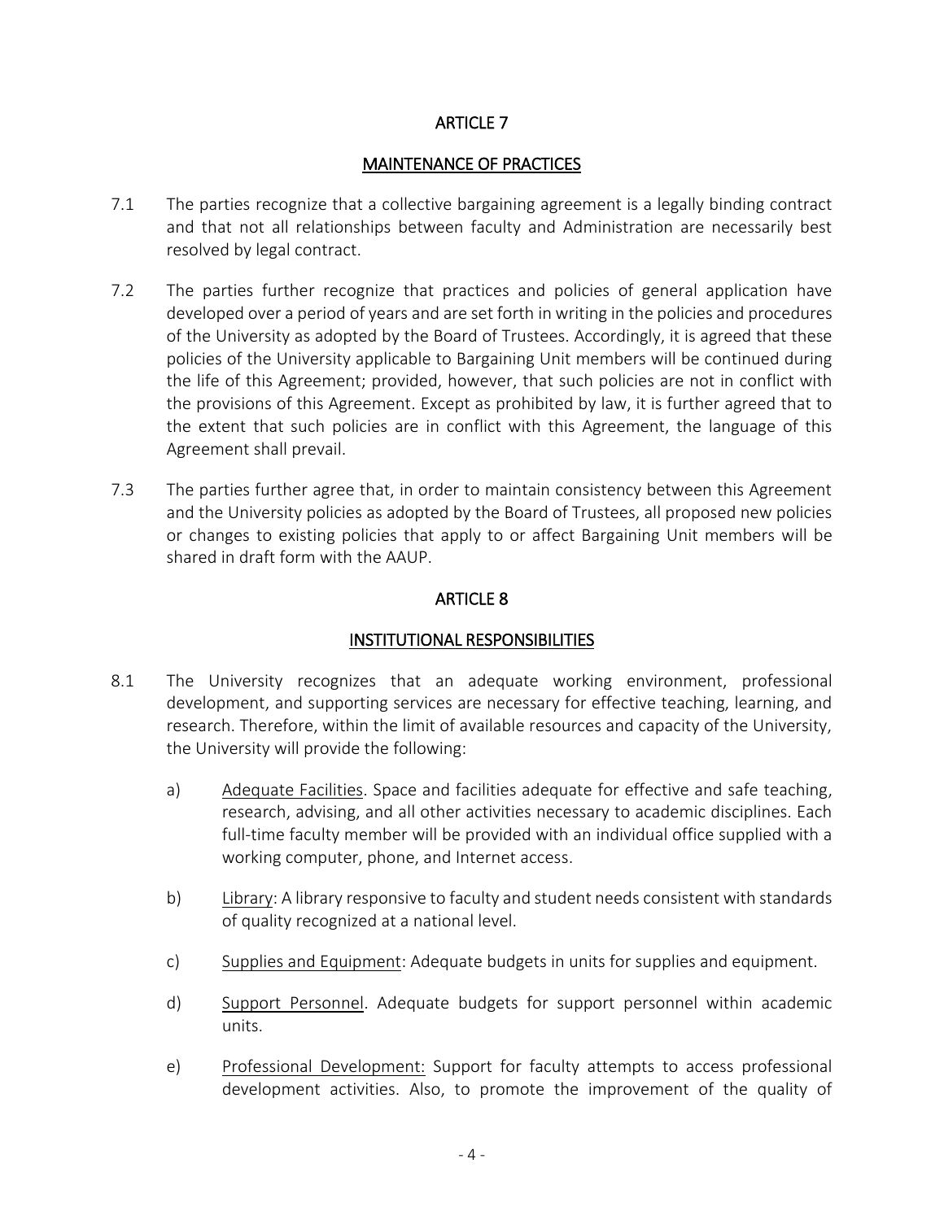## ARTICLE 7

## MAINTENANCE OF PRACTICES

7.1 The parties recognize that a collective bargaining agreement is a legally binding contract and that not all relationships between faculty and Administration are necessarily best resolved by legal contract.

7.2 The parties further recognize that practices and policies of general application have developed over a period of years and are set forth in writing in the policies and procedures of the University as adopted by the Board of Trustees. Accordingly, it is agreed that these policies of the University applicable to Bargaining Unit members will be continued during the life of this Agreement; provided, however, that such policies are not in conflict with the provisions of this Agreement. Except as prohibited by law, it is further agreed that to the extent that such policies are in conflict with this Agreement, the language of this Agreement shall prevail.

7.3 The parties further agree that, in order to maintain consistency between this Agreement and the University policies as adopted by the Board of Trustees, all proposed new policies or changes to existing policies that apply to or affect Bargaining Unit members will be shared in draft form with the AAUP.

## ARTICLE 8

## INSTITUTIONAL RESPONSIBILITIES

8.1 The University recognizes that an adequate working environment, professional development, and supporting services are necessary for effective teaching, learning, and research. Therefore, within the limit of available resources and capacity of the University, the University will provide the following:

a) Adequate Facilities. Space and facilities adequate for effective and safe teaching, research, advising, and all other activities necessary to academic disciplines. Each full-time faculty member will be provided with an individual office supplied with a working computer, phone, and Internet access.

b) Library: A library responsive to faculty and student needs consistent with standards of quality recognized at a national level.

c) Supplies and Equipment: Adequate budgets in units for supplies and equipment.

d) Support Personnel. Adequate budgets for support personnel within academic units.

e) Professional Development: Support for faculty attempts to access professional development activities. Also, to promote the improvement of the quality of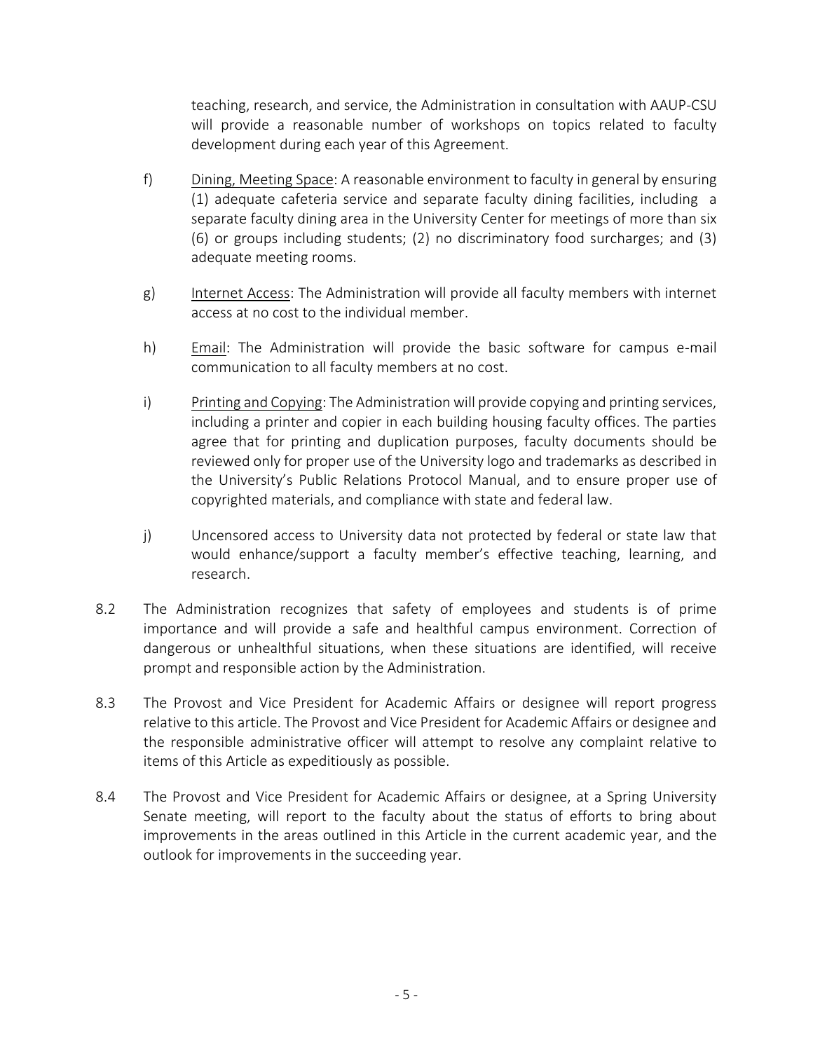teaching, research, and service, the Administration in consultation with AAUP-CSU will provide a reasonable number of workshops on topics related to faculty development during each year of this Agreement.

f) Dining, Meeting Space: A reasonable environment to faculty in general by ensuring (1) adequate cafeteria service and separate faculty dining facilities, including a separate faculty dining area in the University Center for meetings of more than six (6) or groups including students; (2) no discriminatory food surcharges; and (3) adequate meeting rooms.

g) Internet Access: The Administration will provide all faculty members with internet access at no cost to the individual member.

h) Email: The Administration will provide the basic software for campus e-mail communication to all faculty members at no cost.

i) Printing and Copying: The Administration will provide copying and printing services, including a printer and copier in each building housing faculty offices. The parties agree that for printing and duplication purposes, faculty documents should be reviewed only for proper use of the University logo and trademarks as described in the University's Public Relations Protocol Manual, and to ensure proper use of copyrighted materials, and compliance with state and federal law.

j) Uncensored access to University data not protected by federal or state law that would enhance/support a faculty member's effective teaching, learning, and research.

8.2 The Administration recognizes that safety of employees and students is of prime importance and will provide a safe and healthful campus environment. Correction of dangerous or unhealthful situations, when these situations are identified, will receive prompt and responsible action by the Administration.

8.3 The Provost and Vice President for Academic Affairs or designee will report progress relative to this article. The Provost and Vice President for Academic Affairs or designee and the responsible administrative officer will attempt to resolve any complaint relative to items of this Article as expeditiously as possible.

8.4 The Provost and Vice President for Academic Affairs or designee, at a Spring University Senate meeting, will report to the faculty about the status of efforts to bring about improvements in the areas outlined in this Article in the current academic year, and the outlook for improvements in the succeeding year.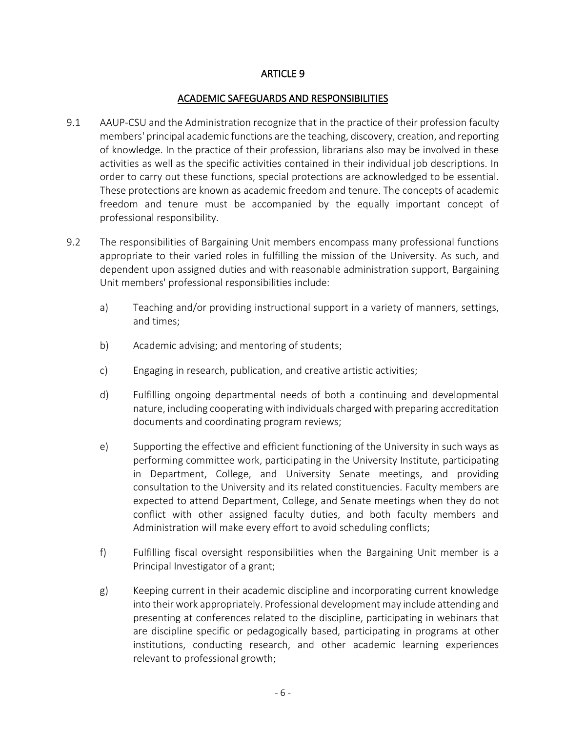# ARTICLE 9

## ACADEMIC SAFEGUARDS AND RESPONSIBILITIES

9.1 AAUP-CSU and the Administration recognize that in the practice of their profession faculty members' principal academic functions are the teaching, discovery, creation, and reporting of knowledge. In the practice of their profession, librarians also may be involved in these activities as well as the specific activities contained in their individual job descriptions. In order to carry out these functions, special protections are acknowledged to be essential. These protections are known as academic freedom and tenure. The concepts of academic freedom and tenure must be accompanied by the equally important concept of professional responsibility.

9.2 The responsibilities of Bargaining Unit members encompass many professional functions appropriate to their varied roles in fulfilling the mission of the University. As such, and dependent upon assigned duties and with reasonable administration support, Bargaining Unit members' professional responsibilities include:

a) Teaching and/or providing instructional support in a variety of manners, settings, and times;

b) Academic advising; and mentoring of students;

c) Engaging in research, publication, and creative artistic activities;

d) Fulfilling ongoing departmental needs of both a continuing and developmental nature, including cooperating with individuals charged with preparing accreditation documents and coordinating program reviews;

e) Supporting the effective and efficient functioning of the University in such ways as performing committee work, participating in the University Institute, participating in Department, College, and University Senate meetings, and providing consultation to the University and its related constituencies. Faculty members are expected to attend Department, College, and Senate meetings when they do not conflict with other assigned faculty duties, and both faculty members and Administration will make every effort to avoid scheduling conflicts;

f) Fulfilling fiscal oversight responsibilities when the Bargaining Unit member is a Principal Investigator of a grant;

g) Keeping current in their academic discipline and incorporating current knowledge into their work appropriately. Professional development may include attending and presenting at conferences related to the discipline, participating in webinars that are discipline specific or pedagogically based, participating in programs at other institutions, conducting research, and other academic learning experiences relevant to professional growth;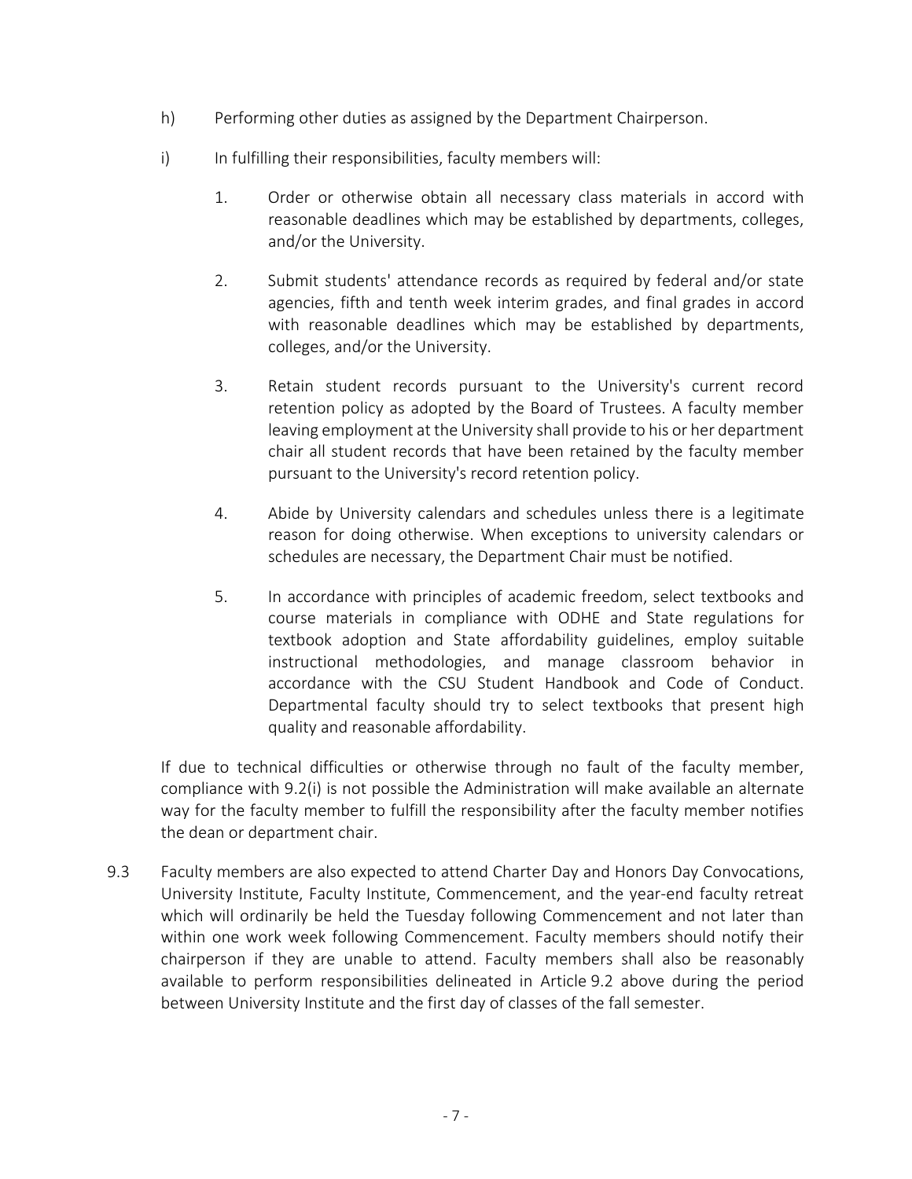h) Performing other duties as assigned by the Department Chairperson.

i) In fulfilling their responsibilities, faculty members will:

1. Order or otherwise obtain all necessary class materials in accord with reasonable deadlines which may be established by departments, colleges, and/or the University.

2. Submit students' attendance records as required by federal and/or state agencies, fifth and tenth week interim grades, and final grades in accord with reasonable deadlines which may be established by departments, colleges, and/or the University.

3. Retain student records pursuant to the University's current record retention policy as adopted by the Board of Trustees. A faculty member leaving employment at the University shall provide to his or her department chair all student records that have been retained by the faculty member pursuant to the University's record retention policy.

4. Abide by University calendars and schedules unless there is a legitimate reason for doing otherwise. When exceptions to university calendars or schedules are necessary, the Department Chair must be notified.

5. In accordance with principles of academic freedom, select textbooks and course materials in compliance with ODHE and State regulations for textbook adoption and State affordability guidelines, employ suitable instructional methodologies, and manage classroom behavior in accordance with the CSU Student Handbook and Code of Conduct. Departmental faculty should try to select textbooks that present high quality and reasonable affordability.

If due to technical difficulties or otherwise through no fault of the faculty member, compliance with 9.2(i) is not possible the Administration will make available an alternate way for the faculty member to fulfill the responsibility after the faculty member notifies the dean or department chair.

9.3 Faculty members are also expected to attend Charter Day and Honors Day Convocations, University Institute, Faculty Institute, Commencement, and the year-end faculty retreat which will ordinarily be held the Tuesday following Commencement and not later than within one work week following Commencement. Faculty members should notify their chairperson if they are unable to attend. Faculty members shall also be reasonably available to perform responsibilities delineated in Article 9.2 above during the period between University Institute and the first day of classes of the fall semester.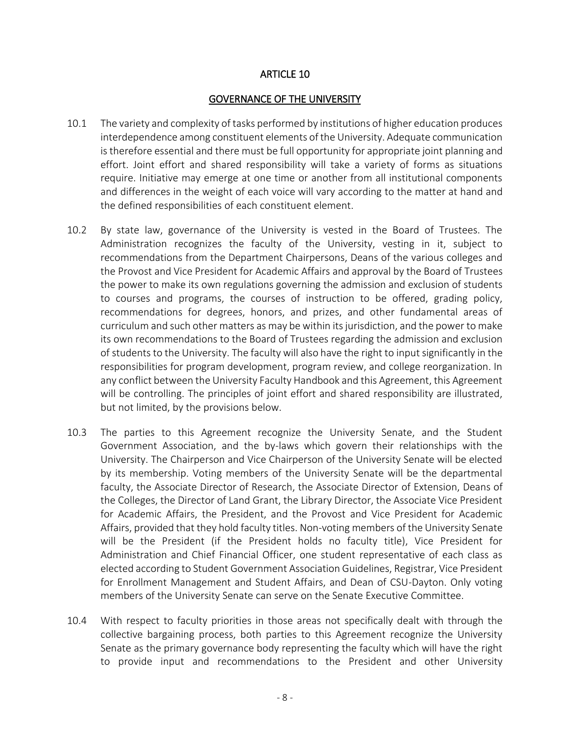# ARTICLE 10

## GOVERNANCE OF THE UNIVERSITY

10.1 The variety and complexity of tasks performed by institutions of higher education produces interdependence among constituent elements of the University. Adequate communication is therefore essential and there must be full opportunity for appropriate joint planning and effort. Joint effort and shared responsibility will take a variety of forms as situations require. Initiative may emerge at one time or another from all institutional components and differences in the weight of each voice will vary according to the matter at hand and the defined responsibilities of each constituent element.

10.2 By state law, governance of the University is vested in the Board of Trustees. The Administration recognizes the faculty of the University, vesting in it, subject to recommendations from the Department Chairpersons, Deans of the various colleges and the Provost and Vice President for Academic Affairs and approval by the Board of Trustees the power to make its own regulations governing the admission and exclusion of students to courses and programs, the courses of instruction to be offered, grading policy, recommendations for degrees, honors, and prizes, and other fundamental areas of curriculum and such other matters as may be within its jurisdiction, and the power to make its own recommendations to the Board of Trustees regarding the admission and exclusion of students to the University. The faculty will also have the right to input significantly in the responsibilities for program development, program review, and college reorganization. In any conflict between the University Faculty Handbook and this Agreement, this Agreement will be controlling. The principles of joint effort and shared responsibility are illustrated, but not limited, by the provisions below.

10.3 The parties to this Agreement recognize the University Senate, and the Student Government Association, and the by-laws which govern their relationships with the University. The Chairperson and Vice Chairperson of the University Senate will be elected by its membership. Voting members of the University Senate will be the departmental faculty, the Associate Director of Research, the Associate Director of Extension, Deans of the Colleges, the Director of Land Grant, the Library Director, the Associate Vice President for Academic Affairs, the President, and the Provost and Vice President for Academic Affairs, provided that they hold faculty titles. Non-voting members of the University Senate will be the President (if the President holds no faculty title), Vice President for Administration and Chief Financial Officer, one student representative of each class as elected according to Student Government Association Guidelines, Registrar, Vice President for Enrollment Management and Student Affairs, and Dean of CSU-Dayton. Only voting members of the University Senate can serve on the Senate Executive Committee.

10.4 With respect to faculty priorities in those areas not specifically dealt with through the collective bargaining process, both parties to this Agreement recognize the University Senate as the primary governance body representing the faculty which will have the right to provide input and recommendations to the President and other University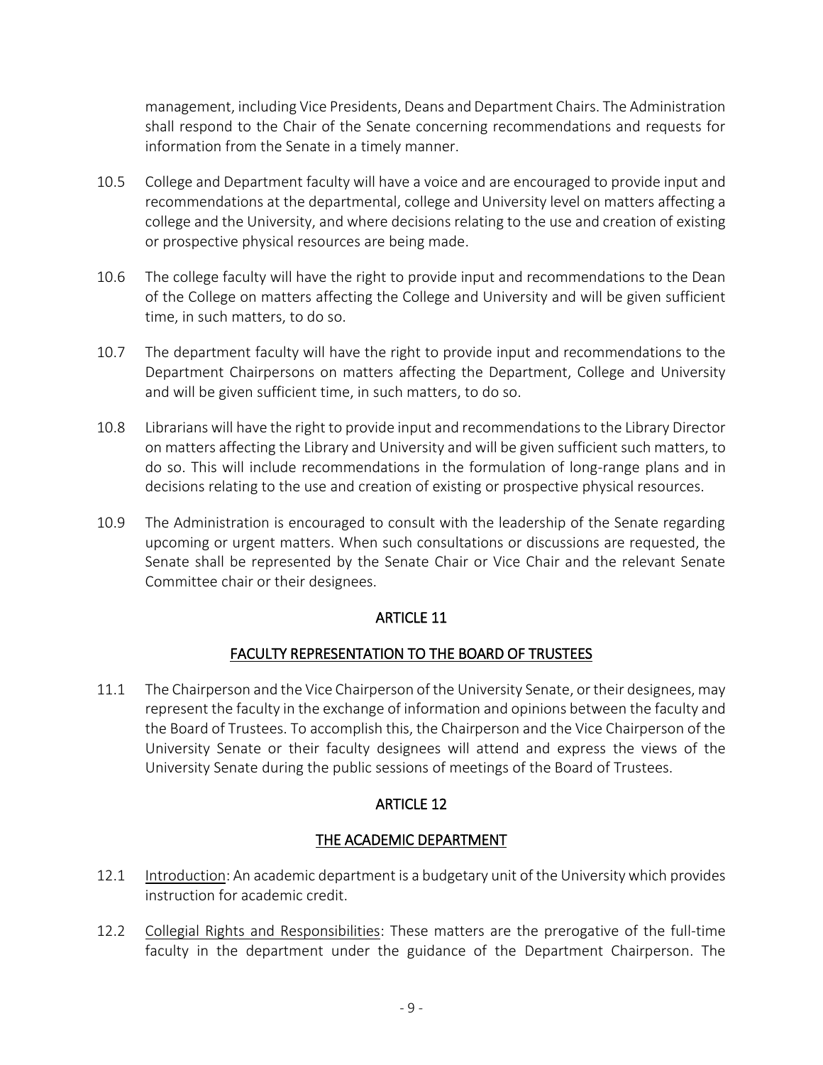management, including Vice Presidents, Deans and Department Chairs. The Administration shall respond to the Chair of the Senate concerning recommendations and requests for information from the Senate in a timely manner.

10.5 College and Department faculty will have a voice and are encouraged to provide input and recommendations at the departmental, college and University level on matters affecting a college and the University, and where decisions relating to the use and creation of existing or prospective physical resources are being made.

10.6 The college faculty will have the right to provide input and recommendations to the Dean of the College on matters affecting the College and University and will be given sufficient time, in such matters, to do so.

10.7 The department faculty will have the right to provide input and recommendations to the Department Chairpersons on matters affecting the Department, College and University and will be given sufficient time, in such matters, to do so.

10.8 Librarians will have the right to provide input and recommendations to the Library Director on matters affecting the Library and University and will be given sufficient such matters, to do so. This will include recommendations in the formulation of long-range plans and in decisions relating to the use and creation of existing or prospective physical resources.

10.9 The Administration is encouraged to consult with the leadership of the Senate regarding upcoming or urgent matters. When such consultations or discussions are requested, the Senate shall be represented by the Senate Chair or Vice Chair and the relevant Senate Committee chair or their designees.

## ARTICLE 11

## FACULTY REPRESENTATION TO THE BOARD OF TRUSTEES

11.1 The Chairperson and the Vice Chairperson of the University Senate, or their designees, may represent the faculty in the exchange of information and opinions between the faculty and the Board of Trustees. To accomplish this, the Chairperson and the Vice Chairperson of the University Senate or their faculty designees will attend and express the views of the University Senate during the public sessions of meetings of the Board of Trustees.

## ARTICLE 12

## THE ACADEMIC DEPARTMENT

12.1 Introduction: An academic department is a budgetary unit of the University which provides instruction for academic credit.

12.2 Collegial Rights and Responsibilities: These matters are the prerogative of the full-time faculty in the department under the guidance of the Department Chairperson. The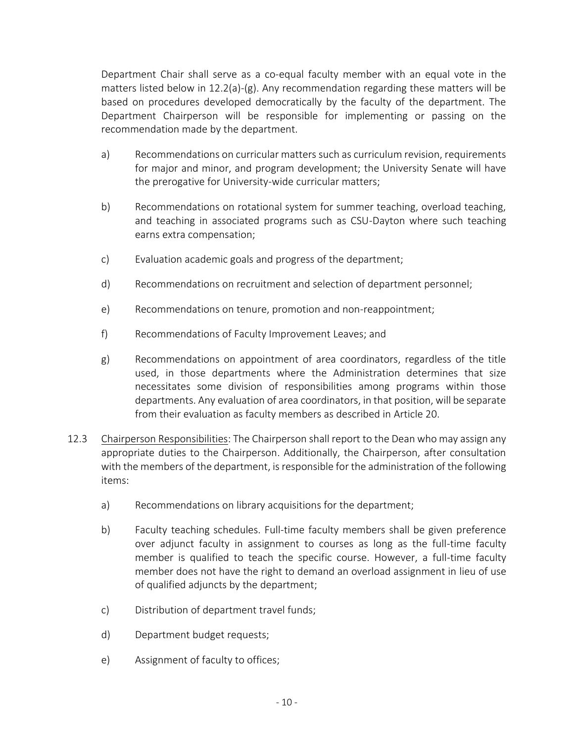Department Chair shall serve as a co-equal faculty member with an equal vote in the matters listed below in 12.2(a)-(g). Any recommendation regarding these matters will be based on procedures developed democratically by the faculty of the department. The Department Chairperson will be responsible for implementing or passing on the recommendation made by the department.

a) Recommendations on curricular matters such as curriculum revision, requirements for major and minor, and program development; the University Senate will have the prerogative for University-wide curricular matters;

b) Recommendations on rotational system for summer teaching, overload teaching, and teaching in associated programs such as CSU-Dayton where such teaching earns extra compensation;

c) Evaluation academic goals and progress of the department;

d) Recommendations on recruitment and selection of department personnel;

e) Recommendations on tenure, promotion and non-reappointment;

f) Recommendations of Faculty Improvement Leaves; and

g) Recommendations on appointment of area coordinators, regardless of the title used, in those departments where the Administration determines that size necessitates some division of responsibilities among programs within those departments. Any evaluation of area coordinators, in that position, will be separate from their evaluation as faculty members as described in Article 20.

12.3 Chairperson Responsibilities: The Chairperson shall report to the Dean who may assign any appropriate duties to the Chairperson. Additionally, the Chairperson, after consultation with the members of the department, is responsible for the administration of the following items:

a) Recommendations on library acquisitions for the department;

b) Faculty teaching schedules. Full-time faculty members shall be given preference over adjunct faculty in assignment to courses as long as the full-time faculty member is qualified to teach the specific course. However, a full-time faculty member does not have the right to demand an overload assignment in lieu of use of qualified adjuncts by the department;

c) Distribution of department travel funds;

d) Department budget requests;

e) Assignment of faculty to offices;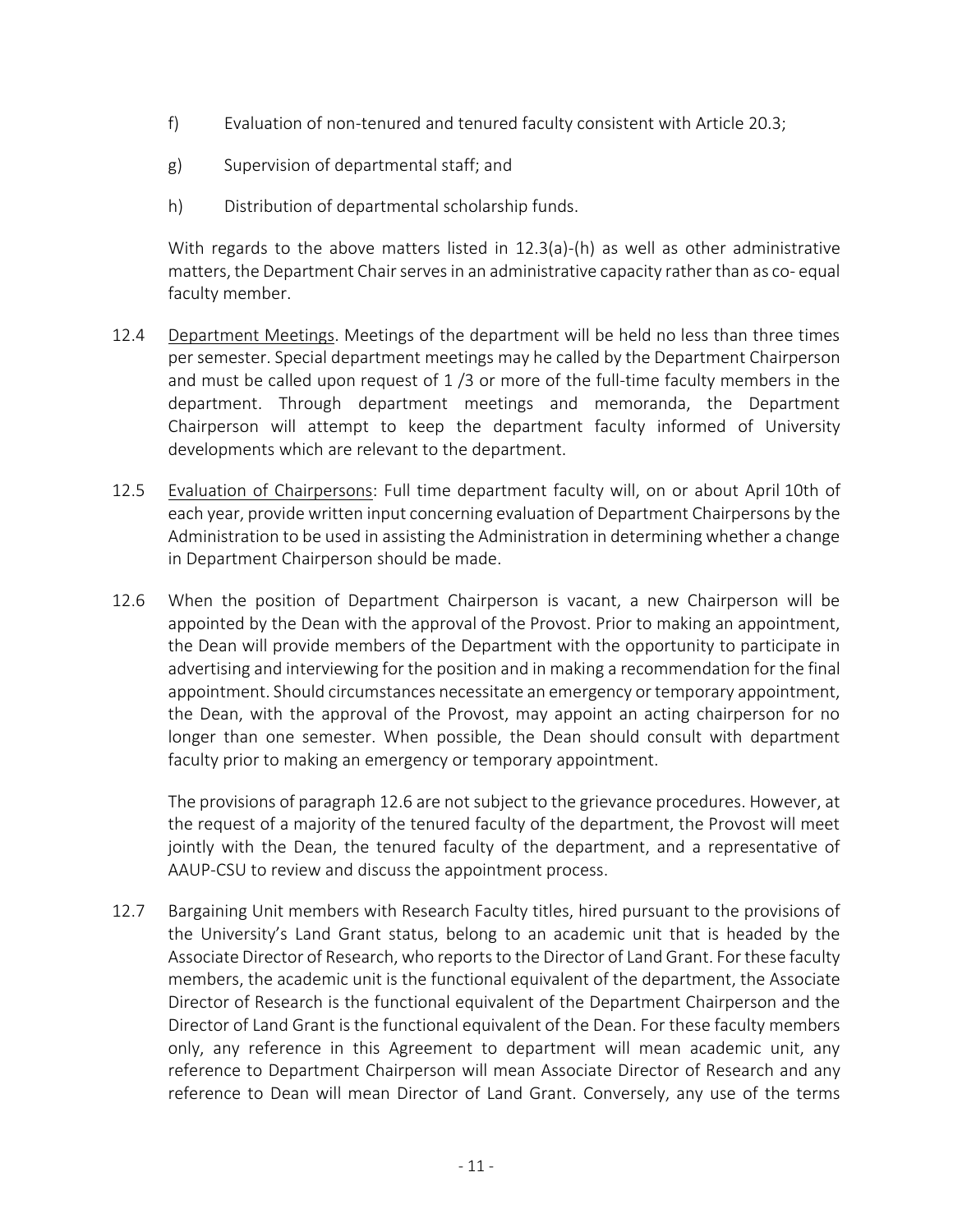f) Evaluation of non-tenured and tenured faculty consistent with Article 20.3;

g) Supervision of departmental staff; and

h) Distribution of departmental scholarship funds.

With regards to the above matters listed in 12.3(a)-(h) as well as other administrative matters, the Department Chair serves in an administrative capacity rather than as co- equal faculty member.

12.4 Department Meetings. Meetings of the department will be held no less than three times per semester. Special department meetings may he called by the Department Chairperson and must be called upon request of 1 /3 or more of the full-time faculty members in the department. Through department meetings and memoranda, the Department Chairperson will attempt to keep the department faculty informed of University developments which are relevant to the department.

12.5 Evaluation of Chairpersons: Full time department faculty will, on or about April 10th of each year, provide written input concerning evaluation of Department Chairpersons by the Administration to be used in assisting the Administration in determining whether a change in Department Chairperson should be made.

12.6 When the position of Department Chairperson is vacant, a new Chairperson will be appointed by the Dean with the approval of the Provost. Prior to making an appointment, the Dean will provide members of the Department with the opportunity to participate in advertising and interviewing for the position and in making a recommendation for the final appointment. Should circumstances necessitate an emergency or temporary appointment, the Dean, with the approval of the Provost, may appoint an acting chairperson for no longer than one semester. When possible, the Dean should consult with department faculty prior to making an emergency or temporary appointment.

The provisions of paragraph 12.6 are not subject to the grievance procedures. However, at the request of a majority of the tenured faculty of the department, the Provost will meet jointly with the Dean, the tenured faculty of the department, and a representative of AAUP-CSU to review and discuss the appointment process.

12.7 Bargaining Unit members with Research Faculty titles, hired pursuant to the provisions of the University's Land Grant status, belong to an academic unit that is headed by the Associate Director of Research, who reports to the Director of Land Grant. For these faculty members, the academic unit is the functional equivalent of the department, the Associate Director of Research is the functional equivalent of the Department Chairperson and the Director of Land Grant is the functional equivalent of the Dean. For these faculty members only, any reference in this Agreement to department will mean academic unit, any reference to Department Chairperson will mean Associate Director of Research and any reference to Dean will mean Director of Land Grant. Conversely, any use of the terms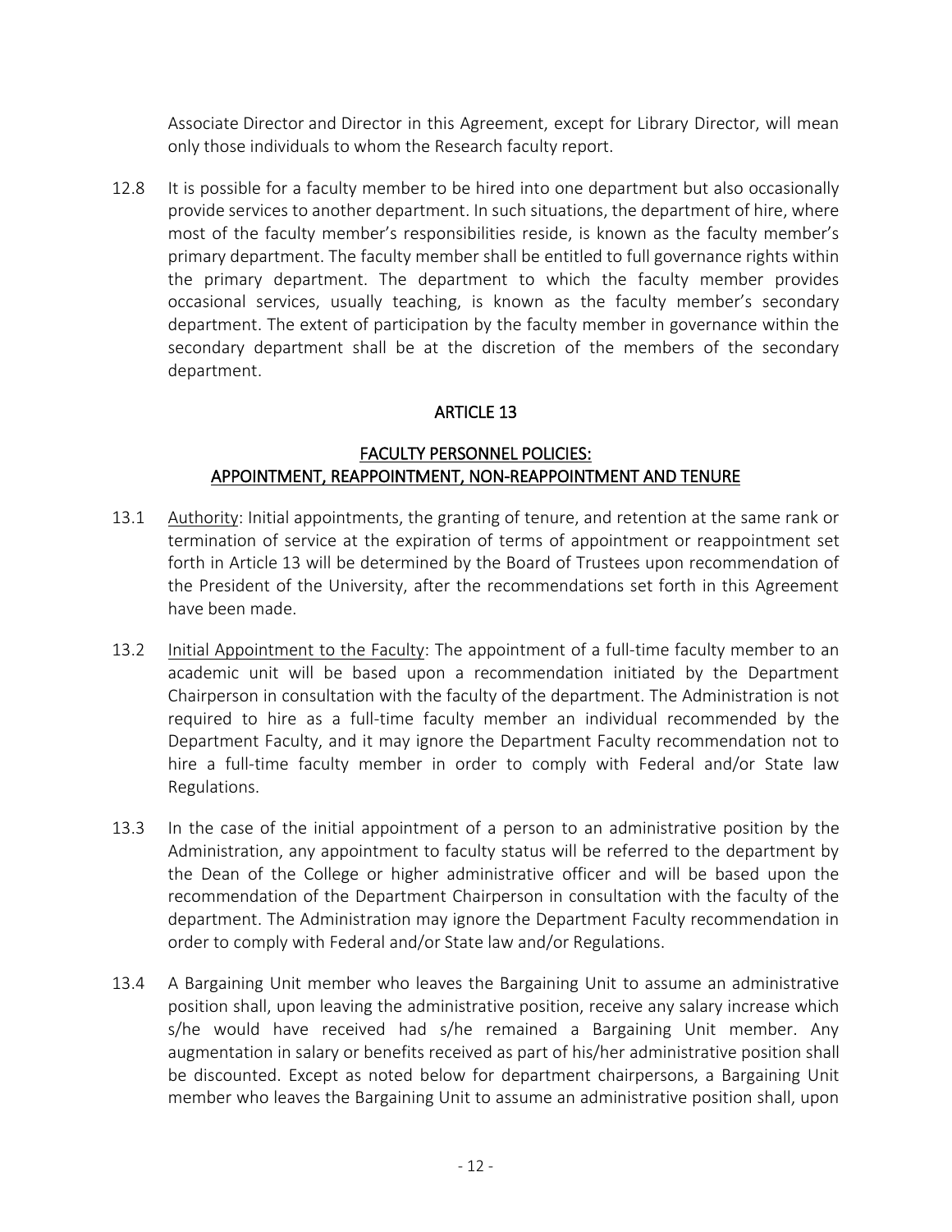Associate Director and Director in this Agreement, except for Library Director, will mean only those individuals to whom the Research faculty report.

12.8 It is possible for a faculty member to be hired into one department but also occasionally provide services to another department. In such situations, the department of hire, where most of the faculty member's responsibilities reside, is known as the faculty member's primary department. The faculty member shall be entitled to full governance rights within the primary department. The department to which the faculty member provides occasional services, usually teaching, is known as the faculty member's secondary department. The extent of participation by the faculty member in governance within the secondary department shall be at the discretion of the members of the secondary department.

## ARTICLE 13

## FACULTY PERSONNEL POLICIES: APPOINTMENT, REAPPOINTMENT, NON-REAPPOINTMENT AND TENURE

13.1 Authority: Initial appointments, the granting of tenure, and retention at the same rank or termination of service at the expiration of terms of appointment or reappointment set forth in Article 13 will be determined by the Board of Trustees upon recommendation of the President of the University, after the recommendations set forth in this Agreement have been made.

13.2 Initial Appointment to the Faculty: The appointment of a full-time faculty member to an academic unit will be based upon a recommendation initiated by the Department Chairperson in consultation with the faculty of the department. The Administration is not required to hire as a full-time faculty member an individual recommended by the Department Faculty, and it may ignore the Department Faculty recommendation not to hire a full-time faculty member in order to comply with Federal and/or State law Regulations.

13.3 In the case of the initial appointment of a person to an administrative position by the Administration, any appointment to faculty status will be referred to the department by the Dean of the College or higher administrative officer and will be based upon the recommendation of the Department Chairperson in consultation with the faculty of the department. The Administration may ignore the Department Faculty recommendation in order to comply with Federal and/or State law and/or Regulations.

13.4 A Bargaining Unit member who leaves the Bargaining Unit to assume an administrative position shall, upon leaving the administrative position, receive any salary increase which s/he would have received had s/he remained a Bargaining Unit member. Any augmentation in salary or benefits received as part of his/her administrative position shall be discounted. Except as noted below for department chairpersons, a Bargaining Unit member who leaves the Bargaining Unit to assume an administrative position shall, upon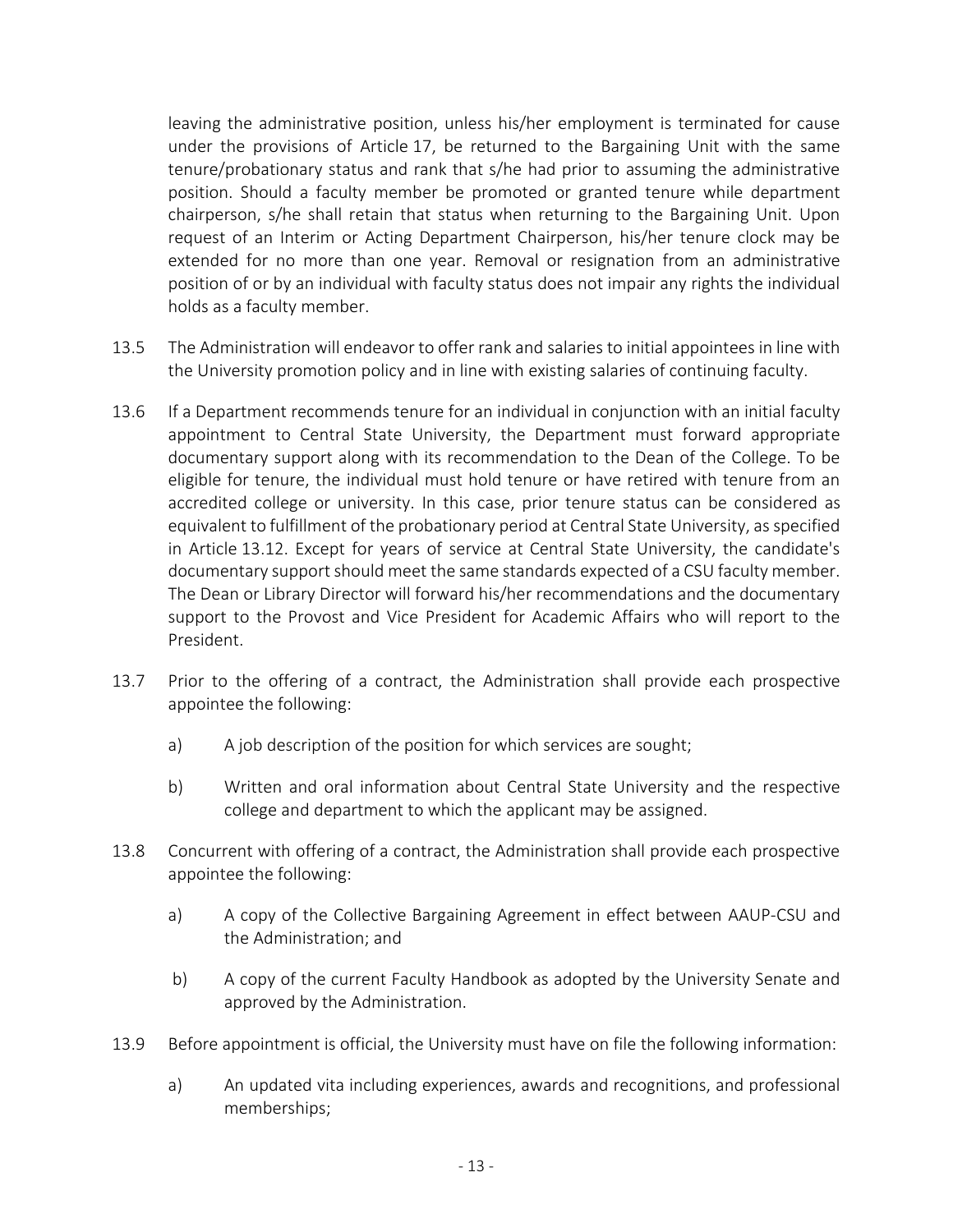leaving the administrative position, unless his/her employment is terminated for cause under the provisions of Article 17, be returned to the Bargaining Unit with the same tenure/probationary status and rank that s/he had prior to assuming the administrative position. Should a faculty member be promoted or granted tenure while department chairperson, s/he shall retain that status when returning to the Bargaining Unit. Upon request of an Interim or Acting Department Chairperson, his/her tenure clock may be extended for no more than one year. Removal or resignation from an administrative position of or by an individual with faculty status does not impair any rights the individual holds as a faculty member.

13.5 The Administration will endeavor to offer rank and salaries to initial appointees in line with the University promotion policy and in line with existing salaries of continuing faculty.

13.6 If a Department recommends tenure for an individual in conjunction with an initial faculty appointment to Central State University, the Department must forward appropriate documentary support along with its recommendation to the Dean of the College. To be eligible for tenure, the individual must hold tenure or have retired with tenure from an accredited college or university. In this case, prior tenure status can be considered as equivalent to fulfillment of the probationary period at Central State University, as specified in Article 13.12. Except for years of service at Central State University, the candidate's documentary support should meet the same standards expected of a CSU faculty member. The Dean or Library Director will forward his/her recommendations and the documentary support to the Provost and Vice President for Academic Affairs who will report to the President.

13.7 Prior to the offering of a contract, the Administration shall provide each prospective appointee the following:

a) A job description of the position for which services are sought;

b) Written and oral information about Central State University and the respective college and department to which the applicant may be assigned.

13.8 Concurrent with offering of a contract, the Administration shall provide each prospective appointee the following:

a) A copy of the Collective Bargaining Agreement in effect between AAUP-CSU and the Administration; and

b) A copy of the current Faculty Handbook as adopted by the University Senate and approved by the Administration.

13.9 Before appointment is official, the University must have on file the following information:

a) An updated vita including experiences, awards and recognitions, and professional memberships;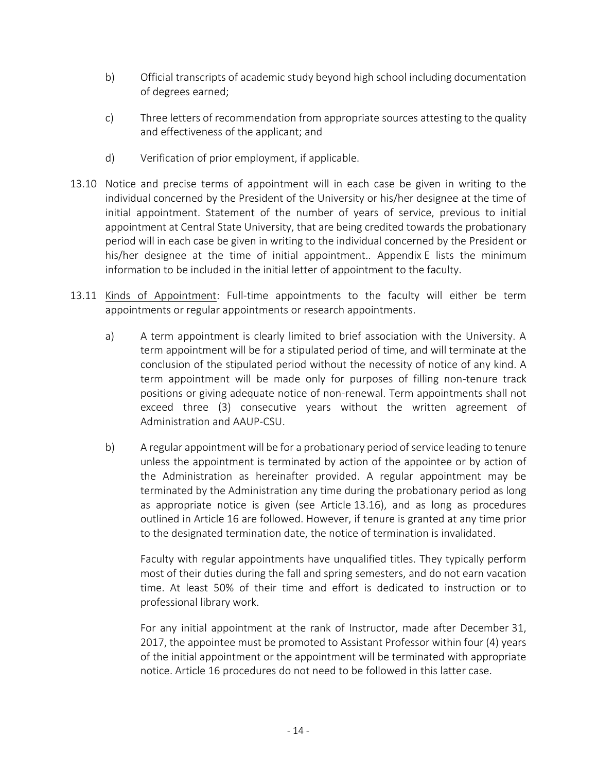b) Official transcripts of academic study beyond high school including documentation of degrees earned;

c) Three letters of recommendation from appropriate sources attesting to the quality and effectiveness of the applicant; and

d) Verification of prior employment, if applicable.

13.10 Notice and precise terms of appointment will in each case be given in writing to the individual concerned by the President of the University or his/her designee at the time of initial appointment. Statement of the number of years of service, previous to initial appointment at Central State University, that are being credited towards the probationary period will in each case be given in writing to the individual concerned by the President or his/her designee at the time of initial appointment.. Appendix E lists the minimum information to be included in the initial letter of appointment to the faculty.

13.11 <u>Kinds of Appointment</u>: Full-time appointments to the faculty will either be term appointments or regular appointments or research appointments.

a) A term appointment is clearly limited to brief association with the University. A term appointment will be for a stipulated period of time, and will terminate at the conclusion of the stipulated period without the necessity of notice of any kind. A term appointment will be made only for purposes of filling non-tenure track positions or giving adequate notice of non-renewal. Term appointments shall not exceed three (3) consecutive years without the written agreement of Administration and AAUP-CSU.

b) A regular appointment will be for a probationary period of service leading to tenure unless the appointment is terminated by action of the appointee or by action of the Administration as hereinafter provided. A regular appointment may be terminated by the Administration any time during the probationary period as long as appropriate notice is given (see Article 13.16), and as long as procedures outlined in Article 16 are followed. However, if tenure is granted at any time prior to the designated termination date, the notice of termination is invalidated.

Faculty with regular appointments have unqualified titles. They typically perform most of their duties during the fall and spring semesters, and do not earn vacation time. At least 50% of their time and effort is dedicated to instruction or to professional library work.

For any initial appointment at the rank of Instructor, made after December 31, 2017, the appointee must be promoted to Assistant Professor within four (4) years of the initial appointment or the appointment will be terminated with appropriate notice. Article 16 procedures do not need to be followed in this latter case.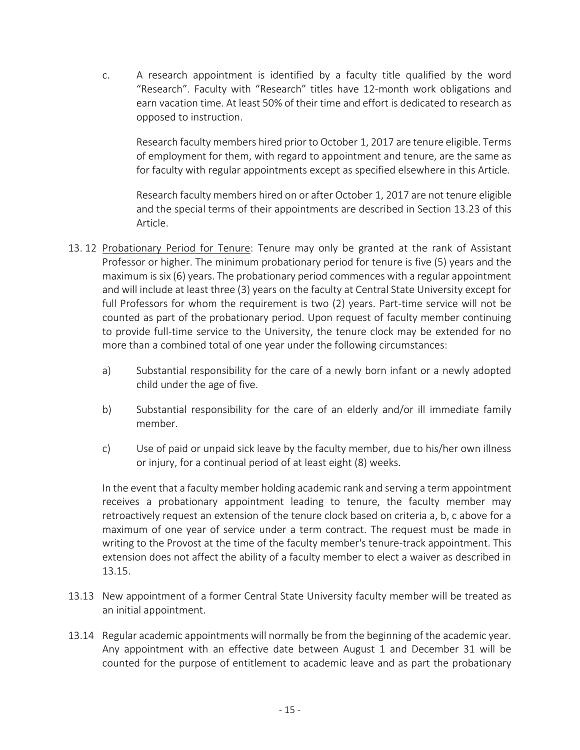c. A research appointment is identified by a faculty title qualified by the word "Research". Faculty with "Research" titles have 12-month work obligations and earn vacation time. At least 50% of their time and effort is dedicated to research as opposed to instruction.

   Research faculty members hired prior to October 1, 2017 are tenure eligible. Terms of employment for them, with regard to appointment and tenure, are the same as for faculty with regular appointments except as specified elsewhere in this Article.

   Research faculty members hired on or after October 1, 2017 are not tenure eligible and the special terms of their appointments are described in Section 13.23 of this Article.

13. 12 <u>Probationary Period for Tenure</u>: Tenure may only be granted at the rank of Assistant Professor or higher. The minimum probationary period for tenure is five (5) years and the maximum is six (6) years. The probationary period commences with a regular appointment and will include at least three (3) years on the faculty at Central State University except for full Professors for whom the requirement is two (2) years. Part-time service will not be counted as part of the probationary period. Upon request of faculty member continuing to provide full-time service to the University, the tenure clock may be extended for no more than a combined total of one year under the following circumstances:

   a) Substantial responsibility for the care of a newly born infant or a newly adopted child under the age of five.

   b) Substantial responsibility for the care of an elderly and/or ill immediate family member.

   c) Use of paid or unpaid sick leave by the faculty member, due to his/her own illness or injury, for a continual period of at least eight (8) weeks.

   In the event that a faculty member holding academic rank and serving a term appointment receives a probationary appointment leading to tenure, the faculty member may retroactively request an extension of the tenure clock based on criteria a, b, c above for a maximum of one year of service under a term contract. The request must be made in writing to the Provost at the time of the faculty member's tenure-track appointment. This extension does not affect the ability of a faculty member to elect a waiver as described in 13.15.

13.13 New appointment of a former Central State University faculty member will be treated as an initial appointment.

13.14 Regular academic appointments will normally be from the beginning of the academic year. Any appointment with an effective date between August 1 and December 31 will be counted for the purpose of entitlement to academic leave and as part the probationary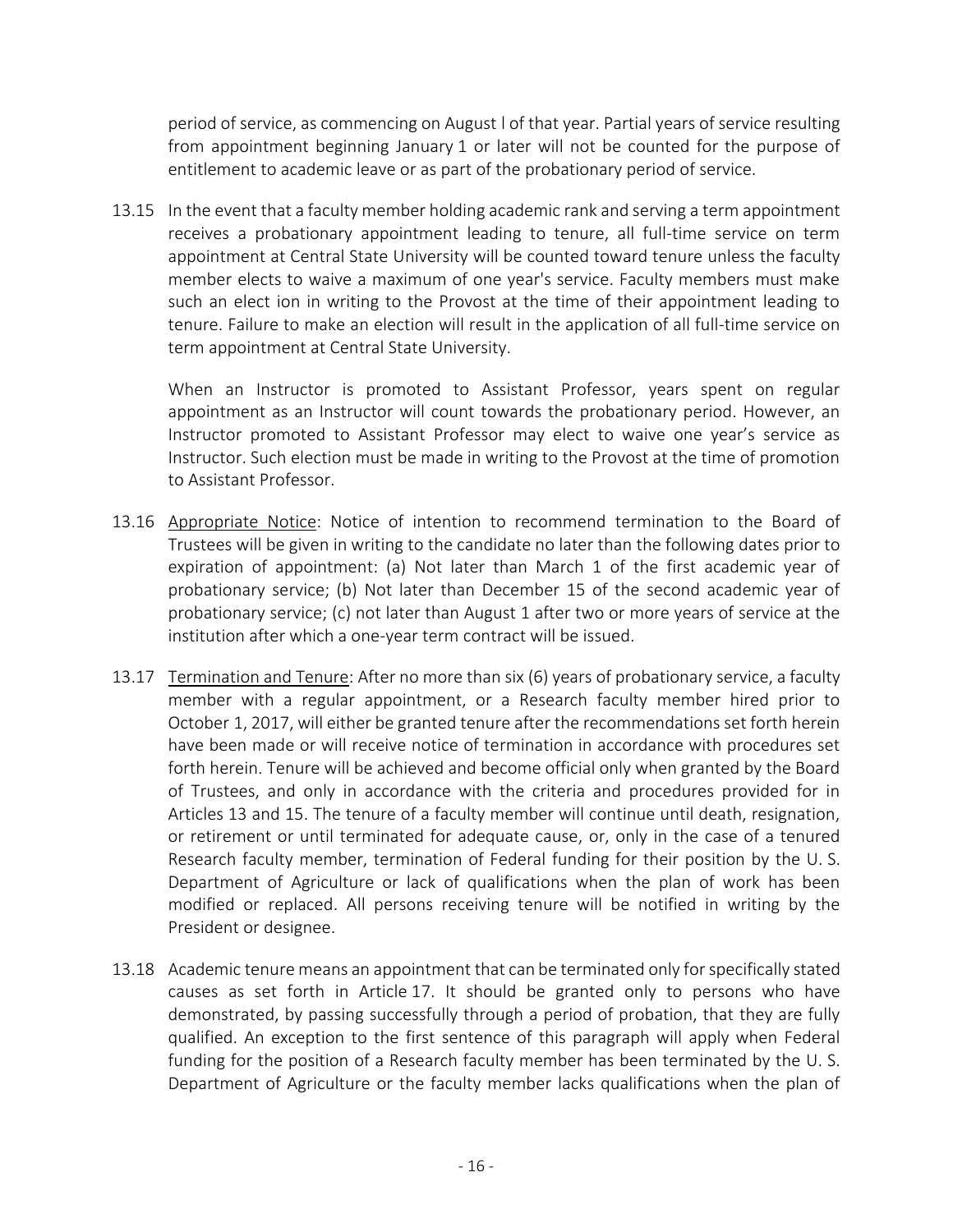period of service, as commencing on August l of that year. Partial years of service resulting from appointment beginning January 1 or later will not be counted for the purpose of entitlement to academic leave or as part of the probationary period of service.

13.15 In the event that a faculty member holding academic rank and serving a term appointment receives a probationary appointment leading to tenure, all full-time service on term appointment at Central State University will be counted toward tenure unless the faculty member elects to waive a maximum of one year's service. Faculty members must make such an elect ion in writing to the Provost at the time of their appointment leading to tenure. Failure to make an election will result in the application of all full-time service on term appointment at Central State University.

When an Instructor is promoted to Assistant Professor, years spent on regular appointment as an Instructor will count towards the probationary period. However, an Instructor promoted to Assistant Professor may elect to waive one year's service as Instructor. Such election must be made in writing to the Provost at the time of promotion to Assistant Professor.

13.16 Appropriate Notice: Notice of intention to recommend termination to the Board of Trustees will be given in writing to the candidate no later than the following dates prior to expiration of appointment: (a) Not later than March 1 of the first academic year of probationary service; (b) Not later than December 15 of the second academic year of probationary service; (c) not later than August 1 after two or more years of service at the institution after which a one-year term contract will be issued.

13.17 Termination and Tenure: After no more than six (6) years of probationary service, a faculty member with a regular appointment, or a Research faculty member hired prior to October 1, 2017, will either be granted tenure after the recommendations set forth herein have been made or will receive notice of termination in accordance with procedures set forth herein. Tenure will be achieved and become official only when granted by the Board of Trustees, and only in accordance with the criteria and procedures provided for in Articles 13 and 15. The tenure of a faculty member will continue until death, resignation, or retirement or until terminated for adequate cause, or, only in the case of a tenured Research faculty member, termination of Federal funding for their position by the U. S. Department of Agriculture or lack of qualifications when the plan of work has been modified or replaced. All persons receiving tenure will be notified in writing by the President or designee.

13.18 Academic tenure means an appointment that can be terminated only for specifically stated causes as set forth in Article 17. It should be granted only to persons who have demonstrated, by passing successfully through a period of probation, that they are fully qualified. An exception to the first sentence of this paragraph will apply when Federal funding for the position of a Research faculty member has been terminated by the U. S. Department of Agriculture or the faculty member lacks qualifications when the plan of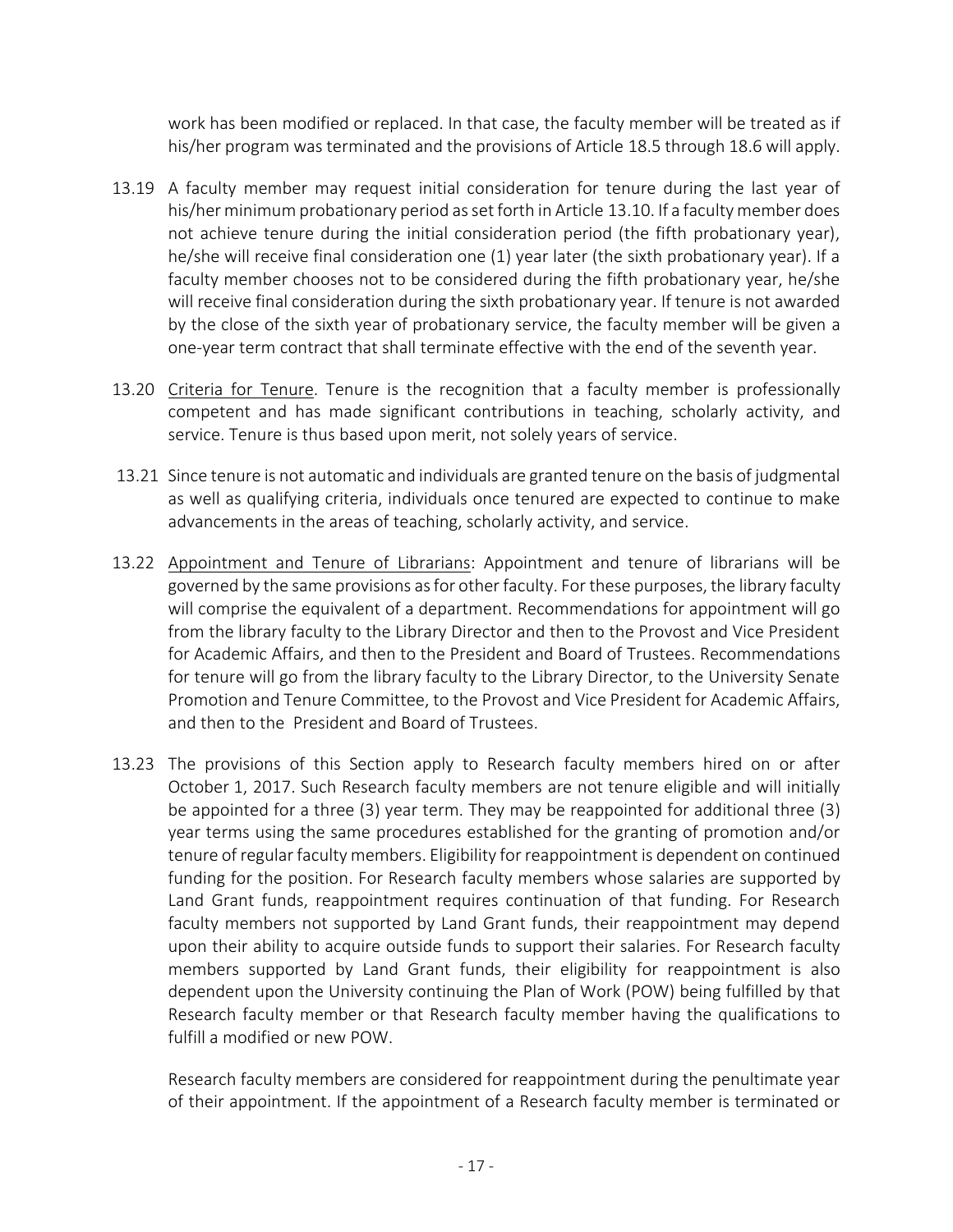work has been modified or replaced. In that case, the faculty member will be treated as if his/her program was terminated and the provisions of Article 18.5 through 18.6 will apply.

13.19 A faculty member may request initial consideration for tenure during the last year of his/her minimum probationary period as set forth in Article 13.10. If a faculty member does not achieve tenure during the initial consideration period (the fifth probationary year), he/she will receive final consideration one (1) year later (the sixth probationary year). If a faculty member chooses not to be considered during the fifth probationary year, he/she will receive final consideration during the sixth probationary year. If tenure is not awarded by the close of the sixth year of probationary service, the faculty member will be given a one-year term contract that shall terminate effective with the end of the seventh year.

13.20 Criteria for Tenure. Tenure is the recognition that a faculty member is professionally competent and has made significant contributions in teaching, scholarly activity, and service. Tenure is thus based upon merit, not solely years of service.

13.21 Since tenure is not automatic and individuals are granted tenure on the basis of judgmental as well as qualifying criteria, individuals once tenured are expected to continue to make advancements in the areas of teaching, scholarly activity, and service.

13.22 Appointment and Tenure of Librarians: Appointment and tenure of librarians will be governed by the same provisions as for other faculty. For these purposes, the library faculty will comprise the equivalent of a department. Recommendations for appointment will go from the library faculty to the Library Director and then to the Provost and Vice President for Academic Affairs, and then to the President and Board of Trustees. Recommendations for tenure will go from the library faculty to the Library Director, to the University Senate Promotion and Tenure Committee, to the Provost and Vice President for Academic Affairs, and then to the President and Board of Trustees.

13.23 The provisions of this Section apply to Research faculty members hired on or after October 1, 2017. Such Research faculty members are not tenure eligible and will initially be appointed for a three (3) year term. They may be reappointed for additional three (3) year terms using the same procedures established for the granting of promotion and/or tenure of regular faculty members. Eligibility for reappointment is dependent on continued funding for the position. For Research faculty members whose salaries are supported by Land Grant funds, reappointment requires continuation of that funding. For Research faculty members not supported by Land Grant funds, their reappointment may depend upon their ability to acquire outside funds to support their salaries. For Research faculty members supported by Land Grant funds, their eligibility for reappointment is also dependent upon the University continuing the Plan of Work (POW) being fulfilled by that Research faculty member or that Research faculty member having the qualifications to fulfill a modified or new POW.

Research faculty members are considered for reappointment during the penultimate year of their appointment. If the appointment of a Research faculty member is terminated or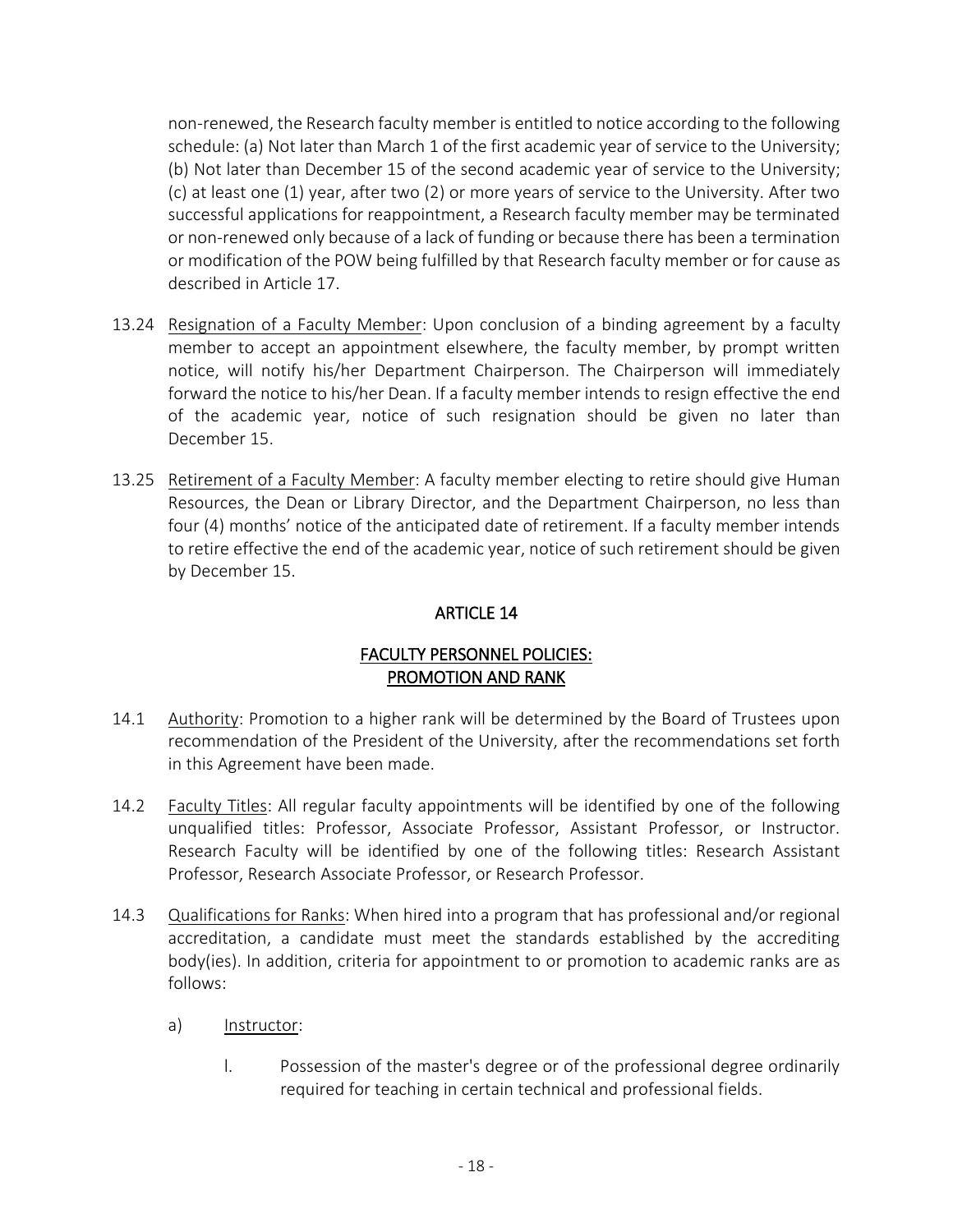non-renewed, the Research faculty member is entitled to notice according to the following schedule: (a) Not later than March 1 of the first academic year of service to the University; (b) Not later than December 15 of the second academic year of service to the University; (c) at least one (1) year, after two (2) or more years of service to the University. After two successful applications for reappointment, a Research faculty member may be terminated or non-renewed only because of a lack of funding or because there has been a termination or modification of the POW being fulfilled by that Research faculty member or for cause as described in Article 17.

13.24 Resignation of a Faculty Member: Upon conclusion of a binding agreement by a faculty member to accept an appointment elsewhere, the faculty member, by prompt written notice, will notify his/her Department Chairperson. The Chairperson will immediately forward the notice to his/her Dean. If a faculty member intends to resign effective the end of the academic year, notice of such resignation should be given no later than December 15.

13.25 Retirement of a Faculty Member: A faculty member electing to retire should give Human Resources, the Dean or Library Director, and the Department Chairperson, no less than four (4) months' notice of the anticipated date of retirement. If a faculty member intends to retire effective the end of the academic year, notice of such retirement should be given by December 15.

## ARTICLE 14

## FACULTY PERSONNEL POLICIES: PROMOTION AND RANK

14.1 Authority: Promotion to a higher rank will be determined by the Board of Trustees upon recommendation of the President of the University, after the recommendations set forth in this Agreement have been made.

14.2 Faculty Titles: All regular faculty appointments will be identified by one of the following unqualified titles: Professor, Associate Professor, Assistant Professor, or Instructor. Research Faculty will be identified by one of the following titles: Research Assistant Professor, Research Associate Professor, or Research Professor.

14.3 Qualifications for Ranks: When hired into a program that has professional and/or regional accreditation, a candidate must meet the standards established by the accrediting body(ies). In addition, criteria for appointment to or promotion to academic ranks are as follows:

a) Instructor:

I. Possession of the master's degree or of the professional degree ordinarily required for teaching in certain technical and professional fields.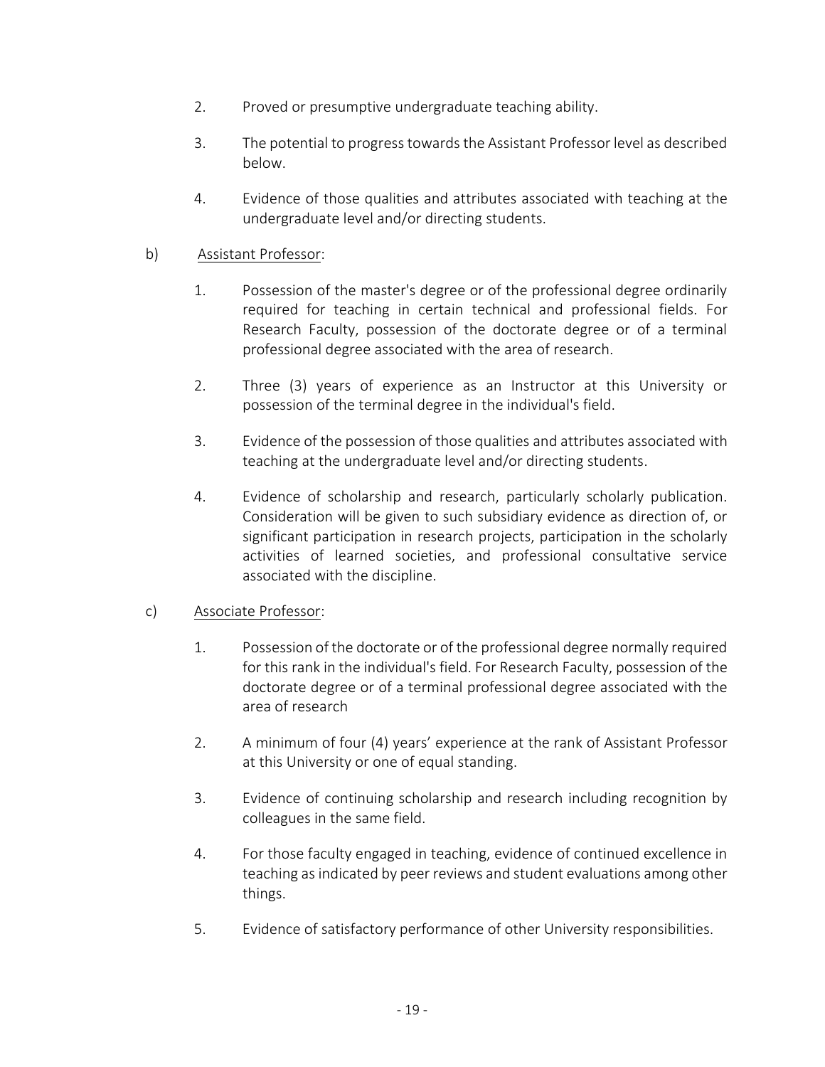2. Proved or presumptive undergraduate teaching ability.

3. The potential to progress towards the Assistant Professor level as described below.

4. Evidence of those qualities and attributes associated with teaching at the undergraduate level and/or directing students.

b) <u>Assistant Professor</u>:

1. Possession of the master's degree or of the professional degree ordinarily required for teaching in certain technical and professional fields. For Research Faculty, possession of the doctorate degree or of a terminal professional degree associated with the area of research.

2. Three (3) years of experience as an Instructor at this University or possession of the terminal degree in the individual's field.

3. Evidence of the possession of those qualities and attributes associated with teaching at the undergraduate level and/or directing students.

4. Evidence of scholarship and research, particularly scholarly publication. Consideration will be given to such subsidiary evidence as direction of, or significant participation in research projects, participation in the scholarly activities of learned societies, and professional consultative service associated with the discipline.

c) <u>Associate Professor</u>:

1. Possession of the doctorate or of the professional degree normally required for this rank in the individual's field. For Research Faculty, possession of the doctorate degree or of a terminal professional degree associated with the area of research

2. A minimum of four (4) years' experience at the rank of Assistant Professor at this University or one of equal standing.

3. Evidence of continuing scholarship and research including recognition by colleagues in the same field.

4. For those faculty engaged in teaching, evidence of continued excellence in teaching as indicated by peer reviews and student evaluations among other things.

5. Evidence of satisfactory performance of other University responsibilities.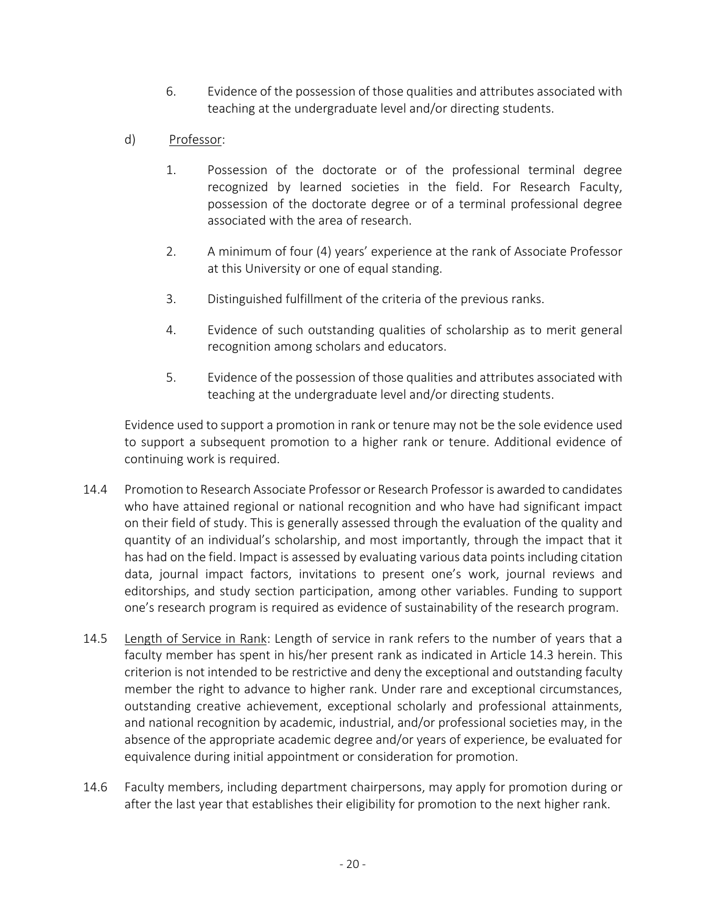6. Evidence of the possession of those qualities and attributes associated with teaching at the undergraduate level and/or directing students.

d) Professor:

1. Possession of the doctorate or of the professional terminal degree recognized by learned societies in the field. For Research Faculty, possession of the doctorate degree or of a terminal professional degree associated with the area of research.

2. A minimum of four (4) years' experience at the rank of Associate Professor at this University or one of equal standing.

3. Distinguished fulfillment of the criteria of the previous ranks.

4. Evidence of such outstanding qualities of scholarship as to merit general recognition among scholars and educators.

5. Evidence of the possession of those qualities and attributes associated with teaching at the undergraduate level and/or directing students.

Evidence used to support a promotion in rank or tenure may not be the sole evidence used to support a subsequent promotion to a higher rank or tenure. Additional evidence of continuing work is required.

14.4 Promotion to Research Associate Professor or Research Professor is awarded to candidates who have attained regional or national recognition and who have had significant impact on their field of study. This is generally assessed through the evaluation of the quality and quantity of an individual's scholarship, and most importantly, through the impact that it has had on the field. Impact is assessed by evaluating various data points including citation data, journal impact factors, invitations to present one's work, journal reviews and editorships, and study section participation, among other variables. Funding to support one's research program is required as evidence of sustainability of the research program.

14.5 Length of Service in Rank: Length of service in rank refers to the number of years that a faculty member has spent in his/her present rank as indicated in Article 14.3 herein. This criterion is not intended to be restrictive and deny the exceptional and outstanding faculty member the right to advance to higher rank. Under rare and exceptional circumstances, outstanding creative achievement, exceptional scholarly and professional attainments, and national recognition by academic, industrial, and/or professional societies may, in the absence of the appropriate academic degree and/or years of experience, be evaluated for equivalence during initial appointment or consideration for promotion.

14.6 Faculty members, including department chairpersons, may apply for promotion during or after the last year that establishes their eligibility for promotion to the next higher rank.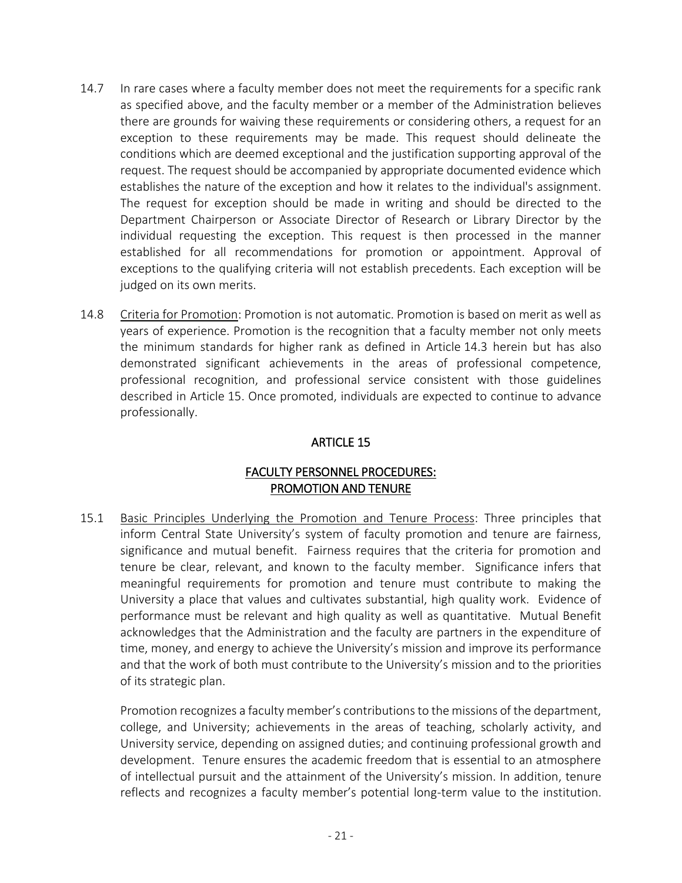14.7 In rare cases where a faculty member does not meet the requirements for a specific rank as specified above, and the faculty member or a member of the Administration believes there are grounds for waiving these requirements or considering others, a request for an exception to these requirements may be made. This request should delineate the conditions which are deemed exceptional and the justification supporting approval of the request. The request should be accompanied by appropriate documented evidence which establishes the nature of the exception and how it relates to the individual's assignment. The request for exception should be made in writing and should be directed to the Department Chairperson or Associate Director of Research or Library Director by the individual requesting the exception. This request is then processed in the manner established for all recommendations for promotion or appointment. Approval of exceptions to the qualifying criteria will not establish precedents. Each exception will be judged on its own merits.

14.8 Criteria for Promotion: Promotion is not automatic. Promotion is based on merit as well as years of experience. Promotion is the recognition that a faculty member not only meets the minimum standards for higher rank as defined in Article 14.3 herein but has also demonstrated significant achievements in the areas of professional competence, professional recognition, and professional service consistent with those guidelines described in Article 15. Once promoted, individuals are expected to continue to advance professionally.

## ARTICLE 15

## FACULTY PERSONNEL PROCEDURES: PROMOTION AND TENURE

15.1 Basic Principles Underlying the Promotion and Tenure Process: Three principles that inform Central State University's system of faculty promotion and tenure are fairness, significance and mutual benefit. Fairness requires that the criteria for promotion and tenure be clear, relevant, and known to the faculty member. Significance infers that meaningful requirements for promotion and tenure must contribute to making the University a place that values and cultivates substantial, high quality work. Evidence of performance must be relevant and high quality as well as quantitative. Mutual Benefit acknowledges that the Administration and the faculty are partners in the expenditure of time, money, and energy to achieve the University's mission and improve its performance and that the work of both must contribute to the University's mission and to the priorities of its strategic plan.

Promotion recognizes a faculty member's contributions to the missions of the department, college, and University; achievements in the areas of teaching, scholarly activity, and University service, depending on assigned duties; and continuing professional growth and development. Tenure ensures the academic freedom that is essential to an atmosphere of intellectual pursuit and the attainment of the University's mission. In addition, tenure reflects and recognizes a faculty member's potential long-term value to the institution.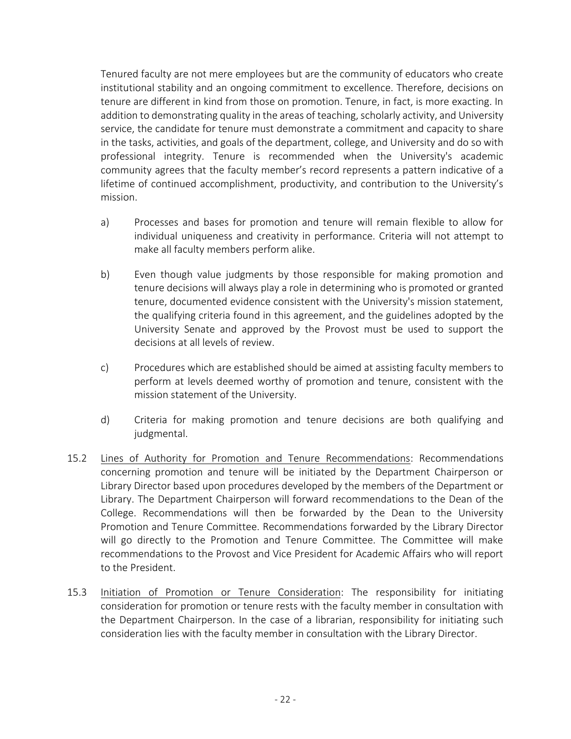Tenured faculty are not mere employees but are the community of educators who create institutional stability and an ongoing commitment to excellence. Therefore, decisions on tenure are different in kind from those on promotion. Tenure, in fact, is more exacting. In addition to demonstrating quality in the areas of teaching, scholarly activity, and University service, the candidate for tenure must demonstrate a commitment and capacity to share in the tasks, activities, and goals of the department, college, and University and do so with professional integrity. Tenure is recommended when the University's academic community agrees that the faculty member's record represents a pattern indicative of a lifetime of continued accomplishment, productivity, and contribution to the University's mission.

a) Processes and bases for promotion and tenure will remain flexible to allow for individual uniqueness and creativity in performance. Criteria will not attempt to make all faculty members perform alike.

b) Even though value judgments by those responsible for making promotion and tenure decisions will always play a role in determining who is promoted or granted tenure, documented evidence consistent with the University's mission statement, the qualifying criteria found in this agreement, and the guidelines adopted by the University Senate and approved by the Provost must be used to support the decisions at all levels of review.

c) Procedures which are established should be aimed at assisting faculty members to perform at levels deemed worthy of promotion and tenure, consistent with the mission statement of the University.

d) Criteria for making promotion and tenure decisions are both qualifying and judgmental.

15.2 <u>Lines of Authority for Promotion and Tenure Recommendations</u>: Recommendations concerning promotion and tenure will be initiated by the Department Chairperson or Library Director based upon procedures developed by the members of the Department or Library. The Department Chairperson will forward recommendations to the Dean of the College. Recommendations will then be forwarded by the Dean to the University Promotion and Tenure Committee. Recommendations forwarded by the Library Director will go directly to the Promotion and Tenure Committee. The Committee will make recommendations to the Provost and Vice President for Academic Affairs who will report to the President.

15.3 <u>Initiation of Promotion or Tenure Consideration</u>: The responsibility for initiating consideration for promotion or tenure rests with the faculty member in consultation with the Department Chairperson. In the case of a librarian, responsibility for initiating such consideration lies with the faculty member in consultation with the Library Director.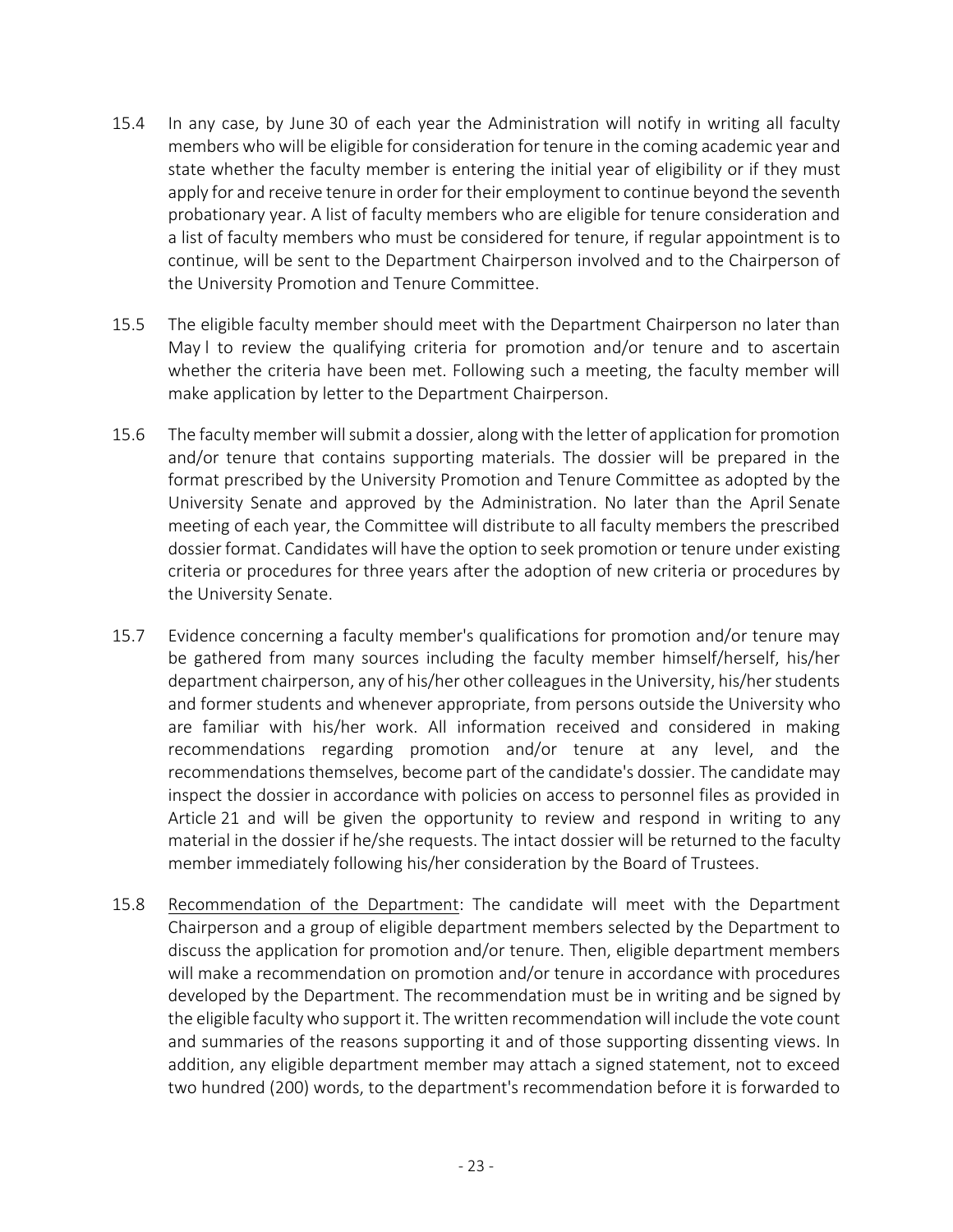15.4 In any case, by June 30 of each year the Administration will notify in writing all faculty members who will be eligible for consideration for tenure in the coming academic year and state whether the faculty member is entering the initial year of eligibility or if they must apply for and receive tenure in order for their employment to continue beyond the seventh probationary year. A list of faculty members who are eligible for tenure consideration and a list of faculty members who must be considered for tenure, if regular appointment is to continue, will be sent to the Department Chairperson involved and to the Chairperson of the University Promotion and Tenure Committee.

15.5 The eligible faculty member should meet with the Department Chairperson no later than May l to review the qualifying criteria for promotion and/or tenure and to ascertain whether the criteria have been met. Following such a meeting, the faculty member will make application by letter to the Department Chairperson.

15.6 The faculty member will submit a dossier, along with the letter of application for promotion and/or tenure that contains supporting materials. The dossier will be prepared in the format prescribed by the University Promotion and Tenure Committee as adopted by the University Senate and approved by the Administration. No later than the April Senate meeting of each year, the Committee will distribute to all faculty members the prescribed dossier format. Candidates will have the option to seek promotion or tenure under existing criteria or procedures for three years after the adoption of new criteria or procedures by the University Senate.

15.7 Evidence concerning a faculty member's qualifications for promotion and/or tenure may be gathered from many sources including the faculty member himself/herself, his/her department chairperson, any of his/her other colleagues in the University, his/her students and former students and whenever appropriate, from persons outside the University who are familiar with his/her work. All information received and considered in making recommendations regarding promotion and/or tenure at any level, and the recommendations themselves, become part of the candidate's dossier. The candidate may inspect the dossier in accordance with policies on access to personnel files as provided in Article 21 and will be given the opportunity to review and respond in writing to any material in the dossier if he/she requests. The intact dossier will be returned to the faculty member immediately following his/her consideration by the Board of Trustees.

15.8 Recommendation of the Department: The candidate will meet with the Department Chairperson and a group of eligible department members selected by the Department to discuss the application for promotion and/or tenure. Then, eligible department members will make a recommendation on promotion and/or tenure in accordance with procedures developed by the Department. The recommendation must be in writing and be signed by the eligible faculty who support it. The written recommendation will include the vote count and summaries of the reasons supporting it and of those supporting dissenting views. In addition, any eligible department member may attach a signed statement, not to exceed two hundred (200) words, to the department's recommendation before it is forwarded to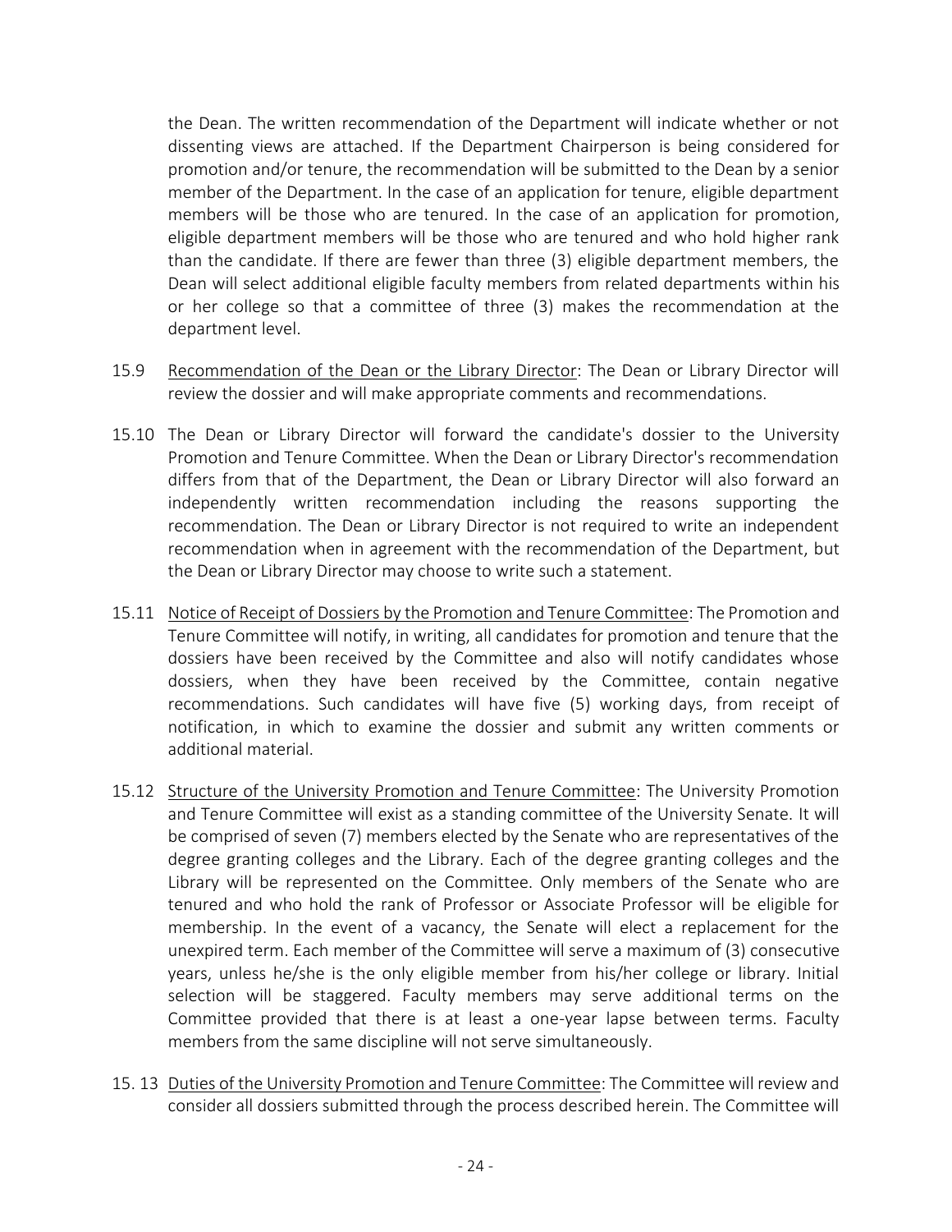the Dean. The written recommendation of the Department will indicate whether or not dissenting views are attached. If the Department Chairperson is being considered for promotion and/or tenure, the recommendation will be submitted to the Dean by a senior member of the Department. In the case of an application for tenure, eligible department members will be those who are tenured. In the case of an application for promotion, eligible department members will be those who are tenured and who hold higher rank than the candidate. If there are fewer than three (3) eligible department members, the Dean will select additional eligible faculty members from related departments within his or her college so that a committee of three (3) makes the recommendation at the department level.

15.9 Recommendation of the Dean or the Library Director: The Dean or Library Director will review the dossier and will make appropriate comments and recommendations.

15.10 The Dean or Library Director will forward the candidate's dossier to the University Promotion and Tenure Committee. When the Dean or Library Director's recommendation differs from that of the Department, the Dean or Library Director will also forward an independently written recommendation including the reasons supporting the recommendation. The Dean or Library Director is not required to write an independent recommendation when in agreement with the recommendation of the Department, but the Dean or Library Director may choose to write such a statement.

15.11 Notice of Receipt of Dossiers by the Promotion and Tenure Committee: The Promotion and Tenure Committee will notify, in writing, all candidates for promotion and tenure that the dossiers have been received by the Committee and also will notify candidates whose dossiers, when they have been received by the Committee, contain negative recommendations. Such candidates will have five (5) working days, from receipt of notification, in which to examine the dossier and submit any written comments or additional material.

15.12 Structure of the University Promotion and Tenure Committee: The University Promotion and Tenure Committee will exist as a standing committee of the University Senate. It will be comprised of seven (7) members elected by the Senate who are representatives of the degree granting colleges and the Library. Each of the degree granting colleges and the Library will be represented on the Committee. Only members of the Senate who are tenured and who hold the rank of Professor or Associate Professor will be eligible for membership. In the event of a vacancy, the Senate will elect a replacement for the unexpired term. Each member of the Committee will serve a maximum of (3) consecutive years, unless he/she is the only eligible member from his/her college or library. Initial selection will be staggered. Faculty members may serve additional terms on the Committee provided that there is at least a one-year lapse between terms. Faculty members from the same discipline will not serve simultaneously.

15. 13 Duties of the University Promotion and Tenure Committee: The Committee will review and consider all dossiers submitted through the process described herein. The Committee will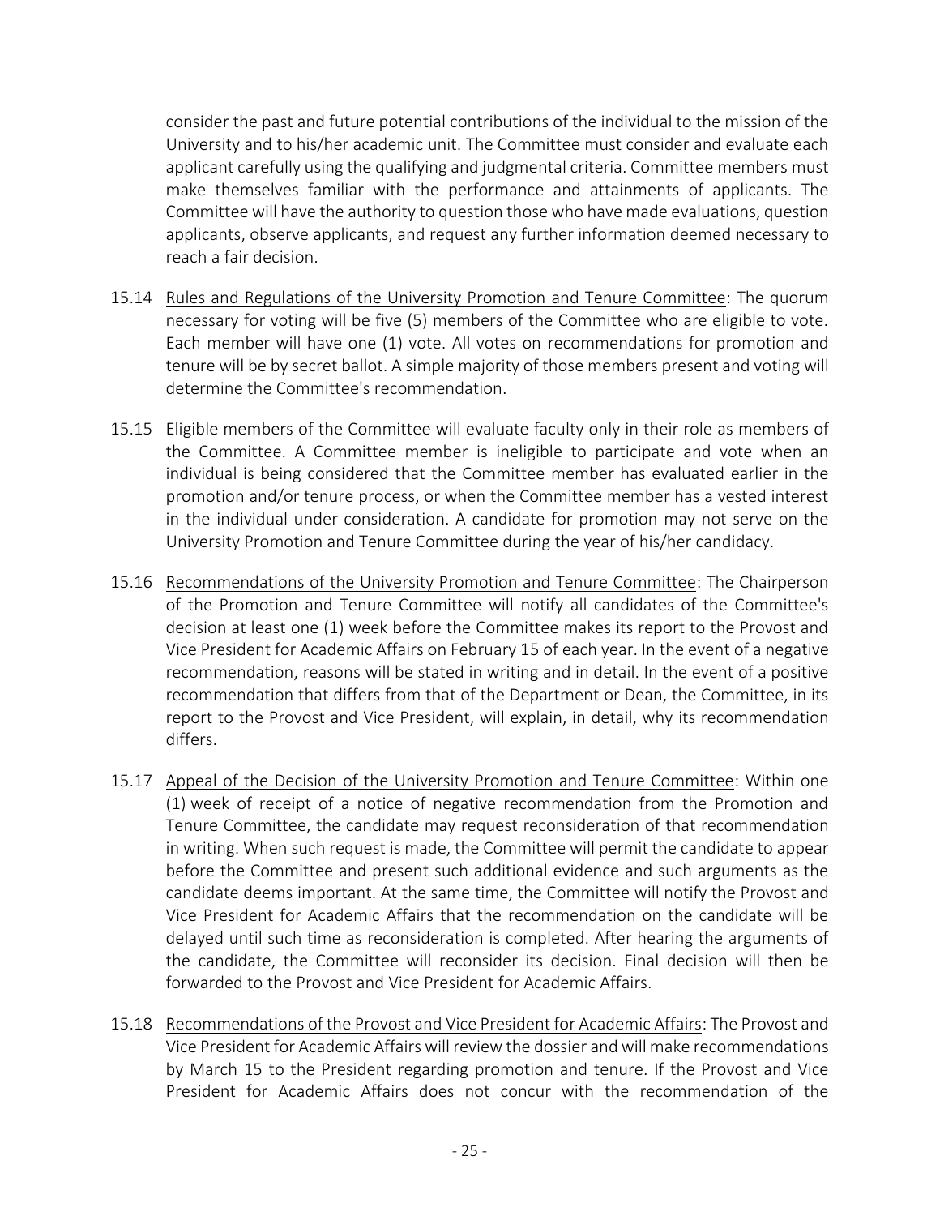consider the past and future potential contributions of the individual to the mission of the University and to his/her academic unit. The Committee must consider and evaluate each applicant carefully using the qualifying and judgmental criteria. Committee members must make themselves familiar with the performance and attainments of applicants. The Committee will have the authority to question those who have made evaluations, question applicants, observe applicants, and request any further information deemed necessary to reach a fair decision.

15.14 Rules and Regulations of the University Promotion and Tenure Committee: The quorum necessary for voting will be five (5) members of the Committee who are eligible to vote. Each member will have one (1) vote. All votes on recommendations for promotion and tenure will be by secret ballot. A simple majority of those members present and voting will determine the Committee's recommendation.

15.15 Eligible members of the Committee will evaluate faculty only in their role as members of the Committee. A Committee member is ineligible to participate and vote when an individual is being considered that the Committee member has evaluated earlier in the promotion and/or tenure process, or when the Committee member has a vested interest in the individual under consideration. A candidate for promotion may not serve on the University Promotion and Tenure Committee during the year of his/her candidacy.

15.16 Recommendations of the University Promotion and Tenure Committee: The Chairperson of the Promotion and Tenure Committee will notify all candidates of the Committee's decision at least one (1) week before the Committee makes its report to the Provost and Vice President for Academic Affairs on February 15 of each year. In the event of a negative recommendation, reasons will be stated in writing and in detail. In the event of a positive recommendation that differs from that of the Department or Dean, the Committee, in its report to the Provost and Vice President, will explain, in detail, why its recommendation differs.

15.17 Appeal of the Decision of the University Promotion and Tenure Committee: Within one (1) week of receipt of a notice of negative recommendation from the Promotion and Tenure Committee, the candidate may request reconsideration of that recommendation in writing. When such request is made, the Committee will permit the candidate to appear before the Committee and present such additional evidence and such arguments as the candidate deems important. At the same time, the Committee will notify the Provost and Vice President for Academic Affairs that the recommendation on the candidate will be delayed until such time as reconsideration is completed. After hearing the arguments of the candidate, the Committee will reconsider its decision. Final decision will then be forwarded to the Provost and Vice President for Academic Affairs.

15.18 Recommendations of the Provost and Vice President for Academic Affairs: The Provost and Vice President for Academic Affairs will review the dossier and will make recommendations by March 15 to the President regarding promotion and tenure. If the Provost and Vice President for Academic Affairs does not concur with the recommendation of the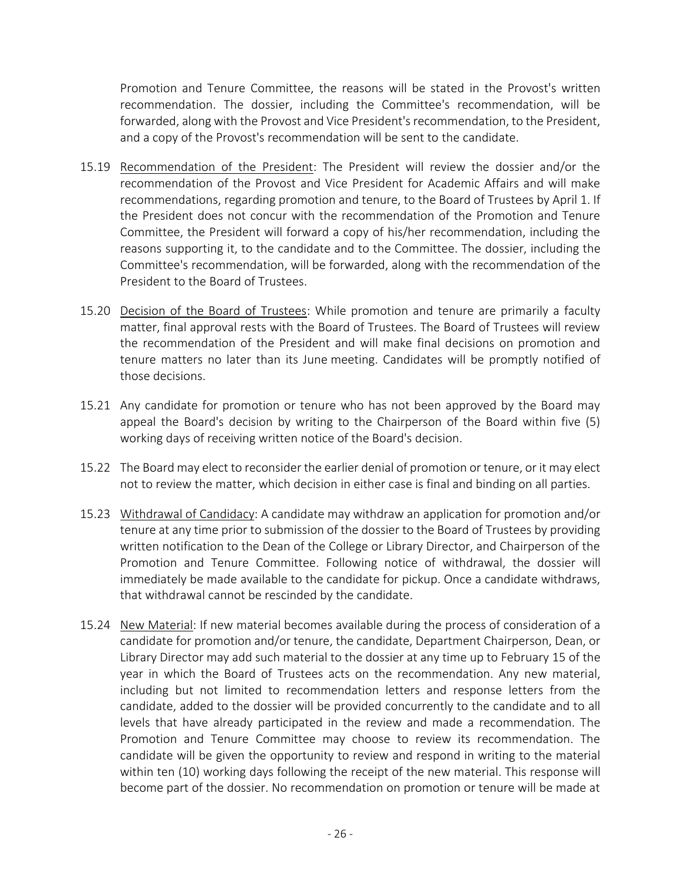Promotion and Tenure Committee, the reasons will be stated in the Provost's written recommendation. The dossier, including the Committee's recommendation, will be forwarded, along with the Provost and Vice President's recommendation, to the President, and a copy of the Provost's recommendation will be sent to the candidate.

15.19 Recommendation of the President: The President will review the dossier and/or the recommendation of the Provost and Vice President for Academic Affairs and will make recommendations, regarding promotion and tenure, to the Board of Trustees by April 1. If the President does not concur with the recommendation of the Promotion and Tenure Committee, the President will forward a copy of his/her recommendation, including the reasons supporting it, to the candidate and to the Committee. The dossier, including the Committee's recommendation, will be forwarded, along with the recommendation of the President to the Board of Trustees.

15.20 Decision of the Board of Trustees: While promotion and tenure are primarily a faculty matter, final approval rests with the Board of Trustees. The Board of Trustees will review the recommendation of the President and will make final decisions on promotion and tenure matters no later than its June meeting. Candidates will be promptly notified of those decisions.

15.21 Any candidate for promotion or tenure who has not been approved by the Board may appeal the Board's decision by writing to the Chairperson of the Board within five (5) working days of receiving written notice of the Board's decision.

15.22 The Board may elect to reconsider the earlier denial of promotion or tenure, or it may elect not to review the matter, which decision in either case is final and binding on all parties.

15.23 Withdrawal of Candidacy: A candidate may withdraw an application for promotion and/or tenure at any time prior to submission of the dossier to the Board of Trustees by providing written notification to the Dean of the College or Library Director, and Chairperson of the Promotion and Tenure Committee. Following notice of withdrawal, the dossier will immediately be made available to the candidate for pickup. Once a candidate withdraws, that withdrawal cannot be rescinded by the candidate.

15.24 New Material: If new material becomes available during the process of consideration of a candidate for promotion and/or tenure, the candidate, Department Chairperson, Dean, or Library Director may add such material to the dossier at any time up to February 15 of the year in which the Board of Trustees acts on the recommendation. Any new material, including but not limited to recommendation letters and response letters from the candidate, added to the dossier will be provided concurrently to the candidate and to all levels that have already participated in the review and made a recommendation. The Promotion and Tenure Committee may choose to review its recommendation. The candidate will be given the opportunity to review and respond in writing to the material within ten (10) working days following the receipt of the new material. This response will become part of the dossier. No recommendation on promotion or tenure will be made at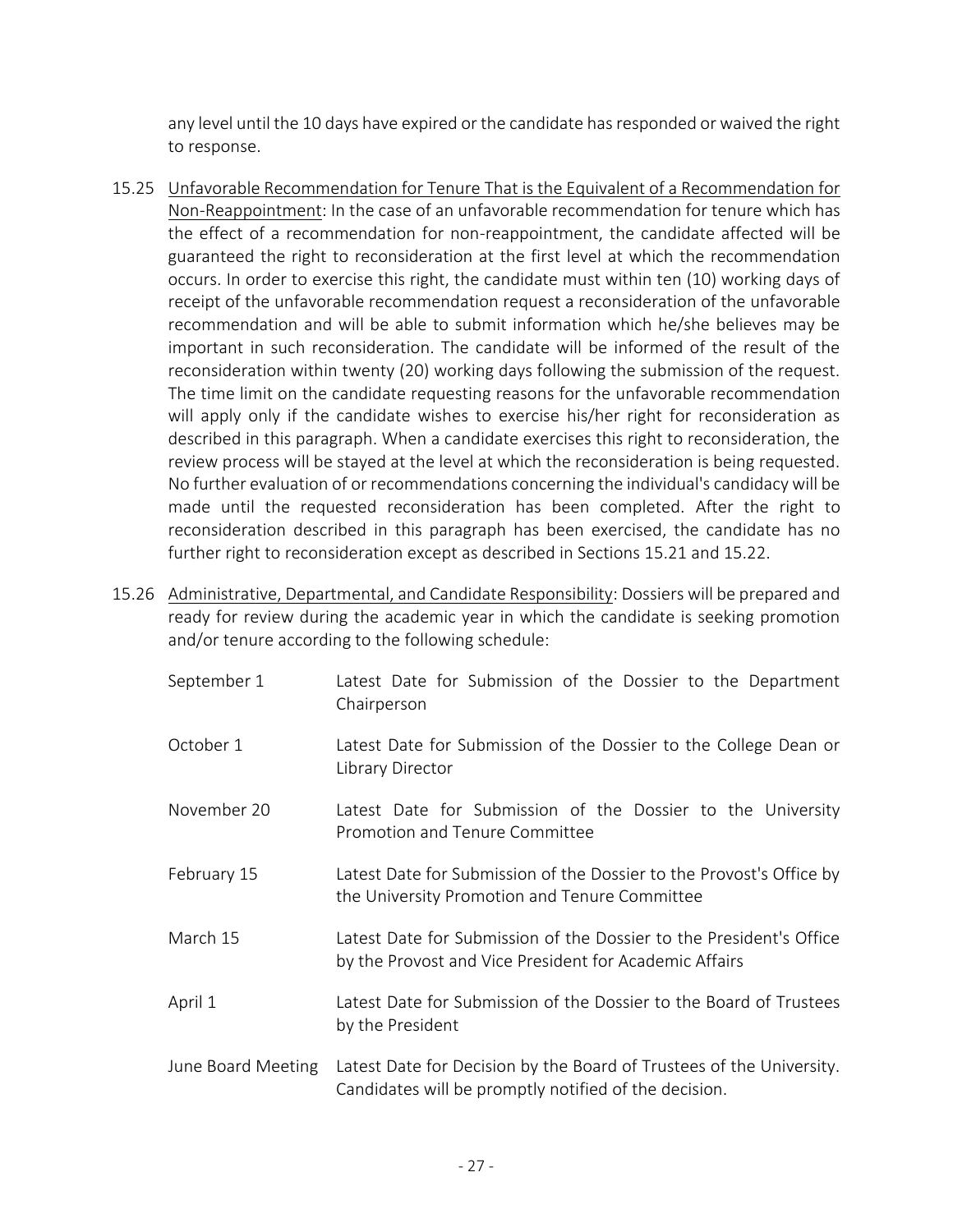any level until the 10 days have expired or the candidate has responded or waived the right to response.

15.25 Unfavorable Recommendation for Tenure That is the Equivalent of a Recommendation for Non-Reappointment: In the case of an unfavorable recommendation for tenure which has the effect of a recommendation for non-reappointment, the candidate affected will be guaranteed the right to reconsideration at the first level at which the recommendation occurs. In order to exercise this right, the candidate must within ten (10) working days of receipt of the unfavorable recommendation request a reconsideration of the unfavorable recommendation and will be able to submit information which he/she believes may be important in such reconsideration. The candidate will be informed of the result of the reconsideration within twenty (20) working days following the submission of the request. The time limit on the candidate requesting reasons for the unfavorable recommendation will apply only if the candidate wishes to exercise his/her right for reconsideration as described in this paragraph. When a candidate exercises this right to reconsideration, the review process will be stayed at the level at which the reconsideration is being requested. No further evaluation of or recommendations concerning the individual's candidacy will be made until the requested reconsideration has been completed. After the right to reconsideration described in this paragraph has been exercised, the candidate has no further right to reconsideration except as described in Sections 15.21 and 15.22.

15.26 Administrative, Departmental, and Candidate Responsibility: Dossiers will be prepared and ready for review during the academic year in which the candidate is seeking promotion and/or tenure according to the following schedule:

| | |
|---|---|
| September 1 | Latest Date for Submission of the Dossier to the Department Chairperson |
| October 1 | Latest Date for Submission of the Dossier to the College Dean or Library Director |
| November 20 | Latest Date for Submission of the Dossier to the University Promotion and Tenure Committee |
| February 15 | Latest Date for Submission of the Dossier to the Provost's Office by the University Promotion and Tenure Committee |
| March 15 | Latest Date for Submission of the Dossier to the President's Office by the Provost and Vice President for Academic Affairs |
| April 1 | Latest Date for Submission of the Dossier to the Board of Trustees by the President |
| June Board Meeting | Latest Date for Decision by the Board of Trustees of the University. Candidates will be promptly notified of the decision. |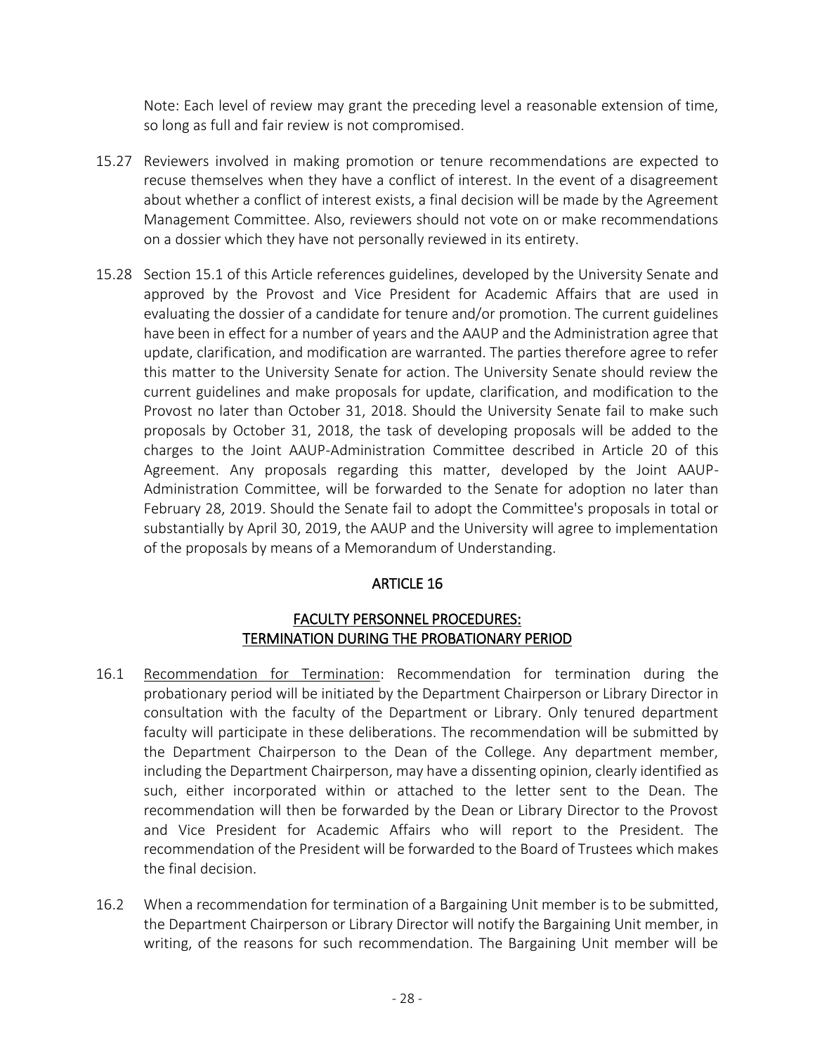Note: Each level of review may grant the preceding level a reasonable extension of time, so long as full and fair review is not compromised.

15.27 Reviewers involved in making promotion or tenure recommendations are expected to recuse themselves when they have a conflict of interest. In the event of a disagreement about whether a conflict of interest exists, a final decision will be made by the Agreement Management Committee. Also, reviewers should not vote on or make recommendations on a dossier which they have not personally reviewed in its entirety.

15.28 Section 15.1 of this Article references guidelines, developed by the University Senate and approved by the Provost and Vice President for Academic Affairs that are used in evaluating the dossier of a candidate for tenure and/or promotion. The current guidelines have been in effect for a number of years and the AAUP and the Administration agree that update, clarification, and modification are warranted. The parties therefore agree to refer this matter to the University Senate for action. The University Senate should review the current guidelines and make proposals for update, clarification, and modification to the Provost no later than October 31, 2018. Should the University Senate fail to make such proposals by October 31, 2018, the task of developing proposals will be added to the charges to the Joint AAUP-Administration Committee described in Article 20 of this Agreement. Any proposals regarding this matter, developed by the Joint AAUP-Administration Committee, will be forwarded to the Senate for adoption no later than February 28, 2019. Should the Senate fail to adopt the Committee's proposals in total or substantially by April 30, 2019, the AAUP and the University will agree to implementation of the proposals by means of a Memorandum of Understanding.

## ARTICLE 16

## FACULTY PERSONNEL PROCEDURES: TERMINATION DURING THE PROBATIONARY PERIOD

16.1 Recommendation for Termination: Recommendation for termination during the probationary period will be initiated by the Department Chairperson or Library Director in consultation with the faculty of the Department or Library. Only tenured department faculty will participate in these deliberations. The recommendation will be submitted by the Department Chairperson to the Dean of the College. Any department member, including the Department Chairperson, may have a dissenting opinion, clearly identified as such, either incorporated within or attached to the letter sent to the Dean. The recommendation will then be forwarded by the Dean or Library Director to the Provost and Vice President for Academic Affairs who will report to the President. The recommendation of the President will be forwarded to the Board of Trustees which makes the final decision.

16.2 When a recommendation for termination of a Bargaining Unit member is to be submitted, the Department Chairperson or Library Director will notify the Bargaining Unit member, in writing, of the reasons for such recommendation. The Bargaining Unit member will be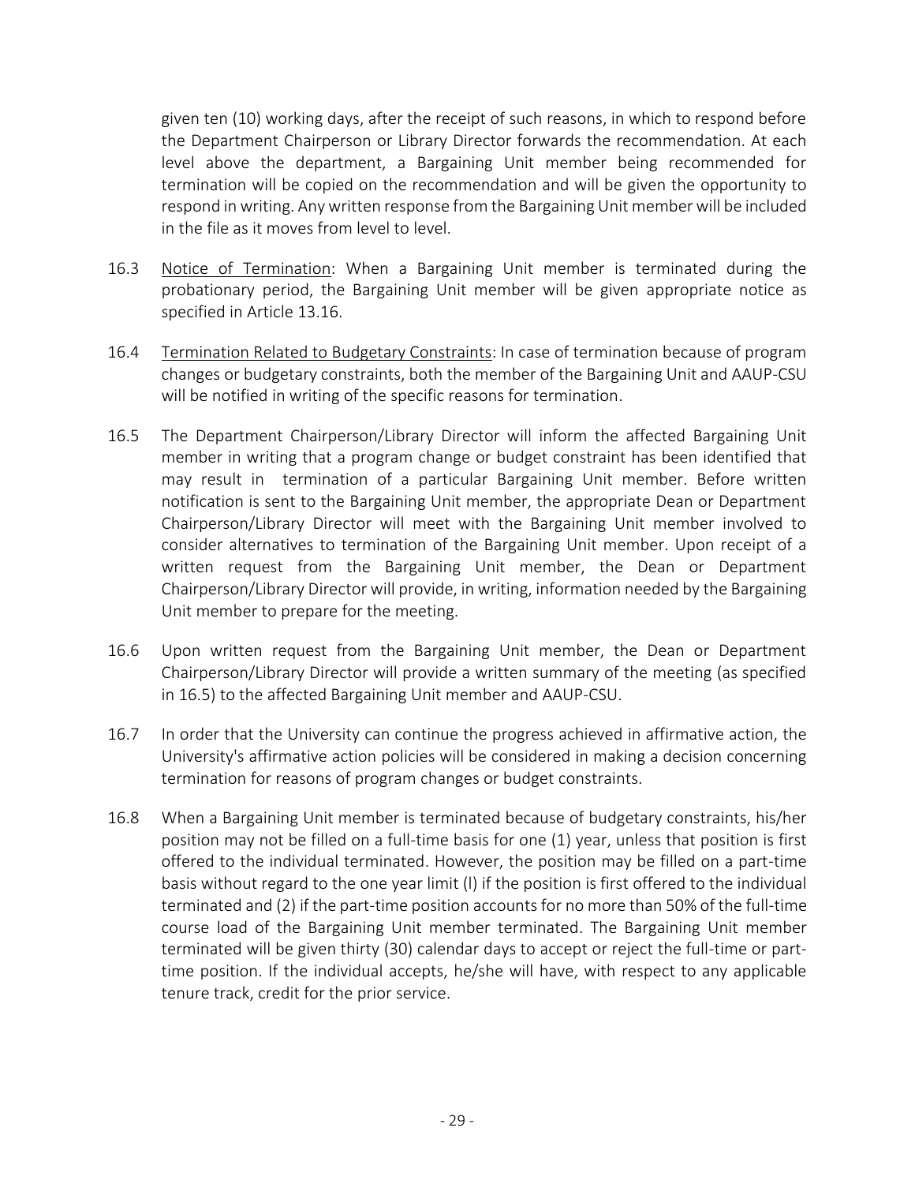given ten (10) working days, after the receipt of such reasons, in which to respond before the Department Chairperson or Library Director forwards the recommendation. At each level above the department, a Bargaining Unit member being recommended for termination will be copied on the recommendation and will be given the opportunity to respond in writing. Any written response from the Bargaining Unit member will be included in the file as it moves from level to level.

16.3 Notice of Termination: When a Bargaining Unit member is terminated during the probationary period, the Bargaining Unit member will be given appropriate notice as specified in Article 13.16.

16.4 Termination Related to Budgetary Constraints: In case of termination because of program changes or budgetary constraints, both the member of the Bargaining Unit and AAUP-CSU will be notified in writing of the specific reasons for termination.

16.5 The Department Chairperson/Library Director will inform the affected Bargaining Unit member in writing that a program change or budget constraint has been identified that may result in termination of a particular Bargaining Unit member. Before written notification is sent to the Bargaining Unit member, the appropriate Dean or Department Chairperson/Library Director will meet with the Bargaining Unit member involved to consider alternatives to termination of the Bargaining Unit member. Upon receipt of a written request from the Bargaining Unit member, the Dean or Department Chairperson/Library Director will provide, in writing, information needed by the Bargaining Unit member to prepare for the meeting.

16.6 Upon written request from the Bargaining Unit member, the Dean or Department Chairperson/Library Director will provide a written summary of the meeting (as specified in 16.5) to the affected Bargaining Unit member and AAUP-CSU.

16.7 In order that the University can continue the progress achieved in affirmative action, the University's affirmative action policies will be considered in making a decision concerning termination for reasons of program changes or budget constraints.

16.8 When a Bargaining Unit member is terminated because of budgetary constraints, his/her position may not be filled on a full-time basis for one (1) year, unless that position is first offered to the individual terminated. However, the position may be filled on a part-time basis without regard to the one year limit (l) if the position is first offered to the individual terminated and (2) if the part-time position accounts for no more than 50% of the full-time course load of the Bargaining Unit member terminated. The Bargaining Unit member terminated will be given thirty (30) calendar days to accept or reject the full-time or part-time position. If the individual accepts, he/she will have, with respect to any applicable tenure track, credit for the prior service.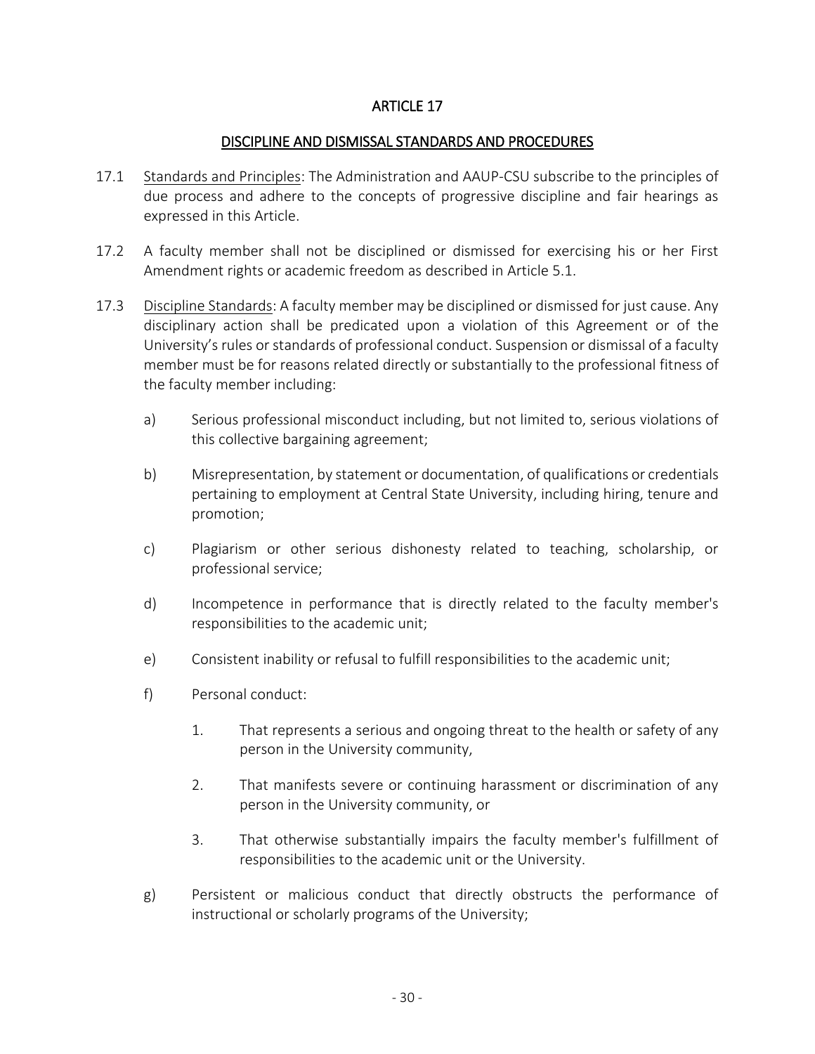# ARTICLE 17

## DISCIPLINE AND DISMISSAL STANDARDS AND PROCEDURES

17.1 Standards and Principles: The Administration and AAUP-CSU subscribe to the principles of due process and adhere to the concepts of progressive discipline and fair hearings as expressed in this Article.

17.2 A faculty member shall not be disciplined or dismissed for exercising his or her First Amendment rights or academic freedom as described in Article 5.1.

17.3 Discipline Standards: A faculty member may be disciplined or dismissed for just cause. Any disciplinary action shall be predicated upon a violation of this Agreement or of the University's rules or standards of professional conduct. Suspension or dismissal of a faculty member must be for reasons related directly or substantially to the professional fitness of the faculty member including:

- a) Serious professional misconduct including, but not limited to, serious violations of this collective bargaining agreement;
- b) Misrepresentation, by statement or documentation, of qualifications or credentials pertaining to employment at Central State University, including hiring, tenure and promotion;
- c) Plagiarism or other serious dishonesty related to teaching, scholarship, or professional service;
- d) Incompetence in performance that is directly related to the faculty member's responsibilities to the academic unit;
- e) Consistent inability or refusal to fulfill responsibilities to the academic unit;
- f) Personal conduct:
    1. That represents a serious and ongoing threat to the health or safety of any person in the University community,
    2. That manifests severe or continuing harassment or discrimination of any person in the University community, or
    3. That otherwise substantially impairs the faculty member's fulfillment of responsibilities to the academic unit or the University.
- g) Persistent or malicious conduct that directly obstructs the performance of instructional or scholarly programs of the University;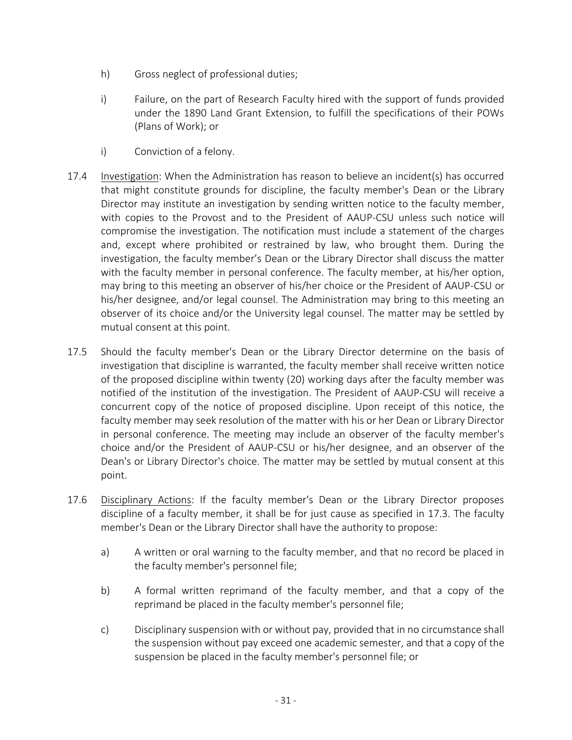h) Gross neglect of professional duties;

i) Failure, on the part of Research Faculty hired with the support of funds provided under the 1890 Land Grant Extension, to fulfill the specifications of their POWs (Plans of Work); or

i) Conviction of a felony.

17.4 <u>Investigation</u>: When the Administration has reason to believe an incident(s) has occurred that might constitute grounds for discipline, the faculty member's Dean or the Library Director may institute an investigation by sending written notice to the faculty member, with copies to the Provost and to the President of AAUP-CSU unless such notice will compromise the investigation. The notification must include a statement of the charges and, except where prohibited or restrained by law, who brought them. During the investigation, the faculty member's Dean or the Library Director shall discuss the matter with the faculty member in personal conference. The faculty member, at his/her option, may bring to this meeting an observer of his/her choice or the President of AAUP-CSU or his/her designee, and/or legal counsel. The Administration may bring to this meeting an observer of its choice and/or the University legal counsel. The matter may be settled by mutual consent at this point.

17.5 Should the faculty member's Dean or the Library Director determine on the basis of investigation that discipline is warranted, the faculty member shall receive written notice of the proposed discipline within twenty (20) working days after the faculty member was notified of the institution of the investigation. The President of AAUP-CSU will receive a concurrent copy of the notice of proposed discipline. Upon receipt of this notice, the faculty member may seek resolution of the matter with his or her Dean or Library Director in personal conference. The meeting may include an observer of the faculty member's choice and/or the President of AAUP-CSU or his/her designee, and an observer of the Dean's or Library Director's choice. The matter may be settled by mutual consent at this point.

17.6 <u>Disciplinary Actions</u>: If the faculty member's Dean or the Library Director proposes discipline of a faculty member, it shall be for just cause as specified in 17.3. The faculty member's Dean or the Library Director shall have the authority to propose:

a) A written or oral warning to the faculty member, and that no record be placed in the faculty member's personnel file;

b) A formal written reprimand of the faculty member, and that a copy of the reprimand be placed in the faculty member's personnel file;

c) Disciplinary suspension with or without pay, provided that in no circumstance shall the suspension without pay exceed one academic semester, and that a copy of the suspension be placed in the faculty member's personnel file; or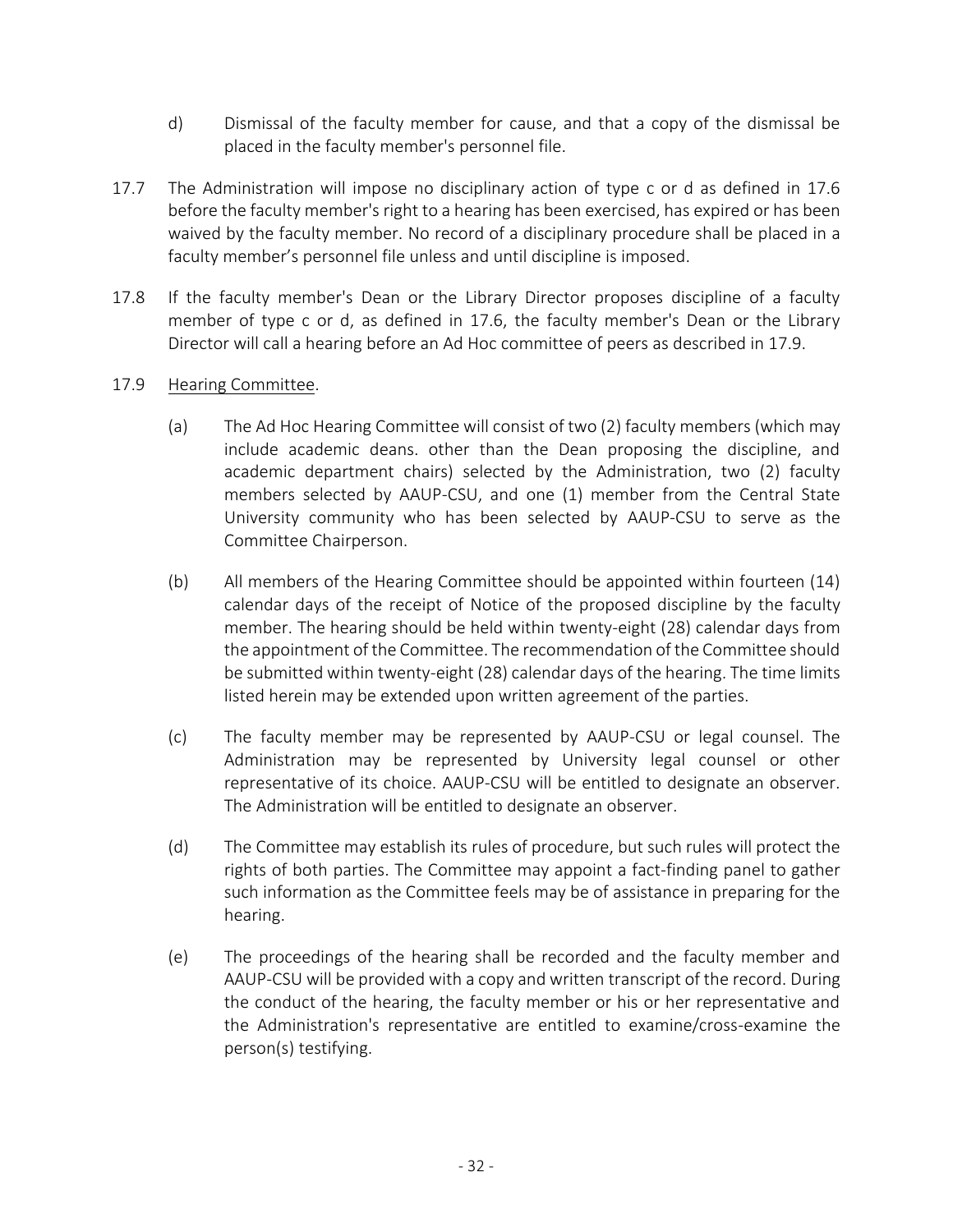d) Dismissal of the faculty member for cause, and that a copy of the dismissal be placed in the faculty member's personnel file.

17.7 The Administration will impose no disciplinary action of type c or d as defined in 17.6 before the faculty member's right to a hearing has been exercised, has expired or has been waived by the faculty member. No record of a disciplinary procedure shall be placed in a faculty member's personnel file unless and until discipline is imposed.

17.8 If the faculty member's Dean or the Library Director proposes discipline of a faculty member of type c or d, as defined in 17.6, the faculty member's Dean or the Library Director will call a hearing before an Ad Hoc committee of peers as described in 17.9.

17.9 Hearing Committee.

(a) The Ad Hoc Hearing Committee will consist of two (2) faculty members (which may include academic deans. other than the Dean proposing the discipline, and academic department chairs) selected by the Administration, two (2) faculty members selected by AAUP-CSU, and one (1) member from the Central State University community who has been selected by AAUP-CSU to serve as the Committee Chairperson.

(b) All members of the Hearing Committee should be appointed within fourteen (14) calendar days of the receipt of Notice of the proposed discipline by the faculty member. The hearing should be held within twenty-eight (28) calendar days from the appointment of the Committee. The recommendation of the Committee should be submitted within twenty-eight (28) calendar days of the hearing. The time limits listed herein may be extended upon written agreement of the parties.

(c) The faculty member may be represented by AAUP-CSU or legal counsel. The Administration may be represented by University legal counsel or other representative of its choice. AAUP-CSU will be entitled to designate an observer. The Administration will be entitled to designate an observer.

(d) The Committee may establish its rules of procedure, but such rules will protect the rights of both parties. The Committee may appoint a fact-finding panel to gather such information as the Committee feels may be of assistance in preparing for the hearing.

(e) The proceedings of the hearing shall be recorded and the faculty member and AAUP-CSU will be provided with a copy and written transcript of the record. During the conduct of the hearing, the faculty member or his or her representative and the Administration's representative are entitled to examine/cross-examine the person(s) testifying.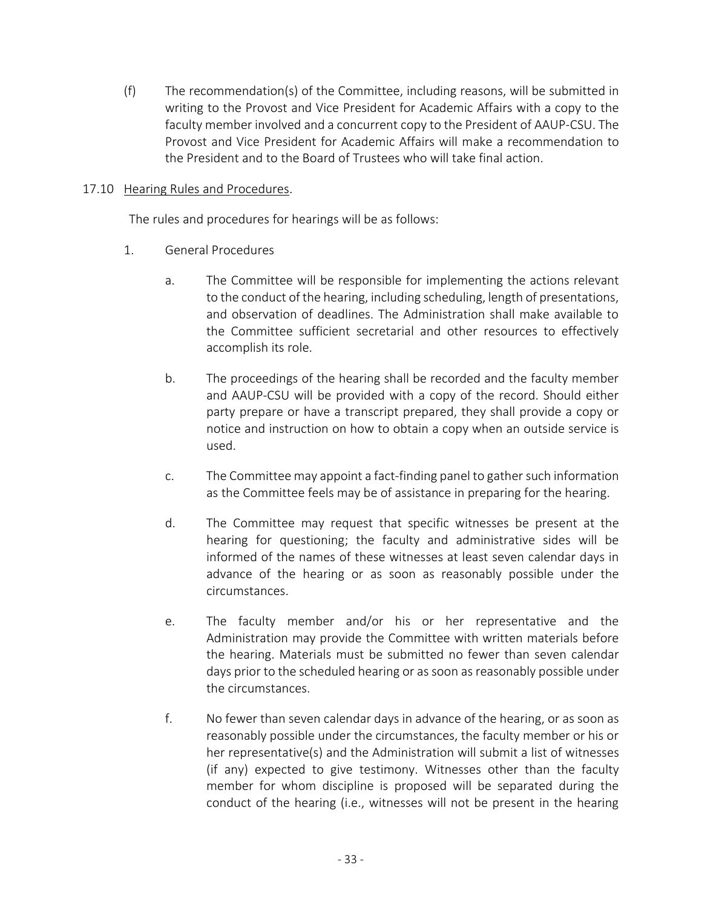(f) The recommendation(s) of the Committee, including reasons, will be submitted in writing to the Provost and Vice President for Academic Affairs with a copy to the faculty member involved and a concurrent copy to the President of AAUP-CSU. The Provost and Vice President for Academic Affairs will make a recommendation to the President and to the Board of Trustees who will take final action.

17.10 <u>Hearing Rules and Procedures</u>.

The rules and procedures for hearings will be as follows:

1. General Procedures

   a. The Committee will be responsible for implementing the actions relevant to the conduct of the hearing, including scheduling, length of presentations, and observation of deadlines. The Administration shall make available to the Committee sufficient secretarial and other resources to effectively accomplish its role.

   b. The proceedings of the hearing shall be recorded and the faculty member and AAUP-CSU will be provided with a copy of the record. Should either party prepare or have a transcript prepared, they shall provide a copy or notice and instruction on how to obtain a copy when an outside service is used.

   c. The Committee may appoint a fact-finding panel to gather such information as the Committee feels may be of assistance in preparing for the hearing.

   d. The Committee may request that specific witnesses be present at the hearing for questioning; the faculty and administrative sides will be informed of the names of these witnesses at least seven calendar days in advance of the hearing or as soon as reasonably possible under the circumstances.

   e. The faculty member and/or his or her representative and the Administration may provide the Committee with written materials before the hearing. Materials must be submitted no fewer than seven calendar days prior to the scheduled hearing or as soon as reasonably possible under the circumstances.

   f. No fewer than seven calendar days in advance of the hearing, or as soon as reasonably possible under the circumstances, the faculty member or his or her representative(s) and the Administration will submit a list of witnesses (if any) expected to give testimony. Witnesses other than the faculty member for whom discipline is proposed will be separated during the conduct of the hearing (i.e., witnesses will not be present in the hearing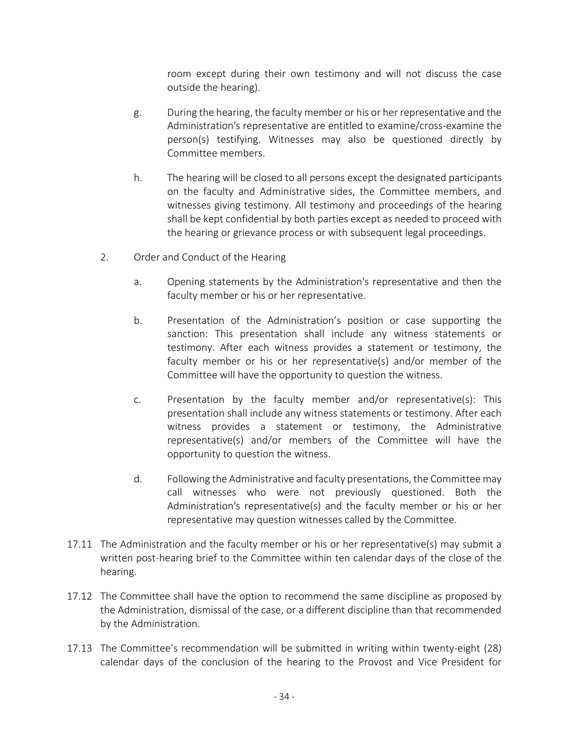room except during their own testimony and will not discuss the case outside the hearing).

g. During the hearing, the faculty member or his or her representative and the Administration's representative are entitled to examine/cross-examine the person(s) testifying. Witnesses may also be questioned directly by Committee members.

h. The hearing will be closed to all persons except the designated participants on the faculty and Administrative sides, the Committee members, and witnesses giving testimony. All testimony and proceedings of the hearing shall be kept confidential by both parties except as needed to proceed with the hearing or grievance process or with subsequent legal proceedings.

2. Order and Conduct of the Hearing

   a. Opening statements by the Administration's representative and then the faculty member or his or her representative.

   b. Presentation of the Administration's position or case supporting the sanction: This presentation shall include any witness statements or testimony. After each witness provides a statement or testimony, the faculty member or his or her representative(s) and/or member of the Committee will have the opportunity to question the witness.

   c. Presentation by the faculty member and/or representative(s): This presentation shall include any witness statements or testimony. After each witness provides a statement or testimony, the Administrative representative(s) and/or members of the Committee will have the opportunity to question the witness.

   d. Following the Administrative and faculty presentations, the Committee may call witnesses who were not previously questioned. Both the Administration's representative(s) and the faculty member or his or her representative may question witnesses called by the Committee.

17.11 The Administration and the faculty member or his or her representative(s) may submit a written post-hearing brief to the Committee within ten calendar days of the close of the hearing.

17.12 The Committee shall have the option to recommend the same discipline as proposed by the Administration, dismissal of the case, or a different discipline than that recommended by the Administration.

17.13 The Committee's recommendation will be submitted in writing within twenty-eight (28) calendar days of the conclusion of the hearing to the Provost and Vice President for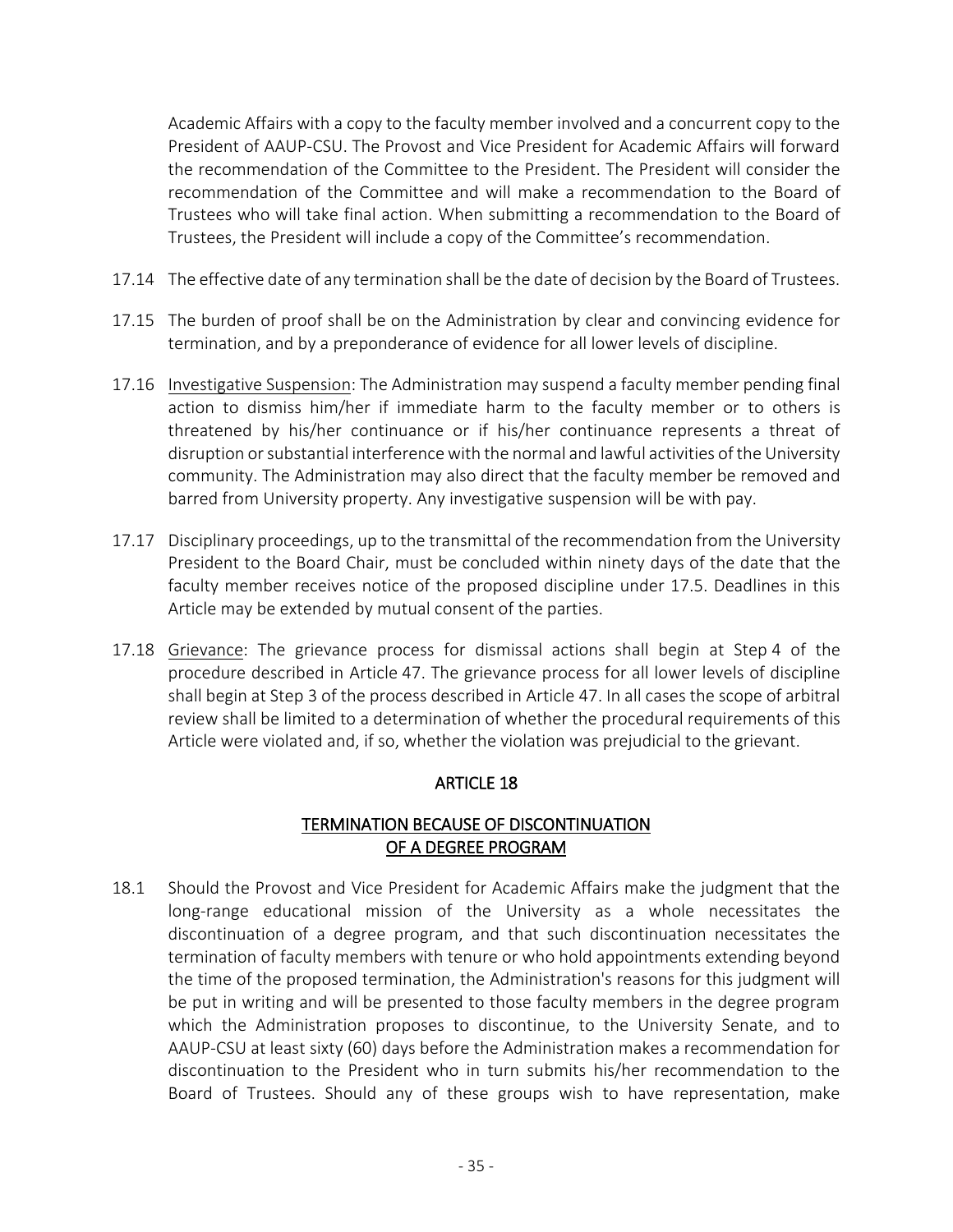Academic Affairs with a copy to the faculty member involved and a concurrent copy to the President of AAUP-CSU. The Provost and Vice President for Academic Affairs will forward the recommendation of the Committee to the President. The President will consider the recommendation of the Committee and will make a recommendation to the Board of Trustees who will take final action. When submitting a recommendation to the Board of Trustees, the President will include a copy of the Committee's recommendation.

17.14 The effective date of any termination shall be the date of decision by the Board of Trustees.

17.15 The burden of proof shall be on the Administration by clear and convincing evidence for termination, and by a preponderance of evidence for all lower levels of discipline.

17.16 Investigative Suspension: The Administration may suspend a faculty member pending final action to dismiss him/her if immediate harm to the faculty member or to others is threatened by his/her continuance or if his/her continuance represents a threat of disruption or substantial interference with the normal and lawful activities of the University community. The Administration may also direct that the faculty member be removed and barred from University property. Any investigative suspension will be with pay.

17.17 Disciplinary proceedings, up to the transmittal of the recommendation from the University President to the Board Chair, must be concluded within ninety days of the date that the faculty member receives notice of the proposed discipline under 17.5. Deadlines in this Article may be extended by mutual consent of the parties.

17.18 Grievance: The grievance process for dismissal actions shall begin at Step 4 of the procedure described in Article 47. The grievance process for all lower levels of discipline shall begin at Step 3 of the process described in Article 47. In all cases the scope of arbitral review shall be limited to a determination of whether the procedural requirements of this Article were violated and, if so, whether the violation was prejudicial to the grievant.

## ARTICLE 18

## TERMINATION BECAUSE OF DISCONTINUATION OF A DEGREE PROGRAM

18.1 Should the Provost and Vice President for Academic Affairs make the judgment that the long-range educational mission of the University as a whole necessitates the discontinuation of a degree program, and that such discontinuation necessitates the termination of faculty members with tenure or who hold appointments extending beyond the time of the proposed termination, the Administration's reasons for this judgment will be put in writing and will be presented to those faculty members in the degree program which the Administration proposes to discontinue, to the University Senate, and to AAUP-CSU at least sixty (60) days before the Administration makes a recommendation for discontinuation to the President who in turn submits his/her recommendation to the Board of Trustees. Should any of these groups wish to have representation, make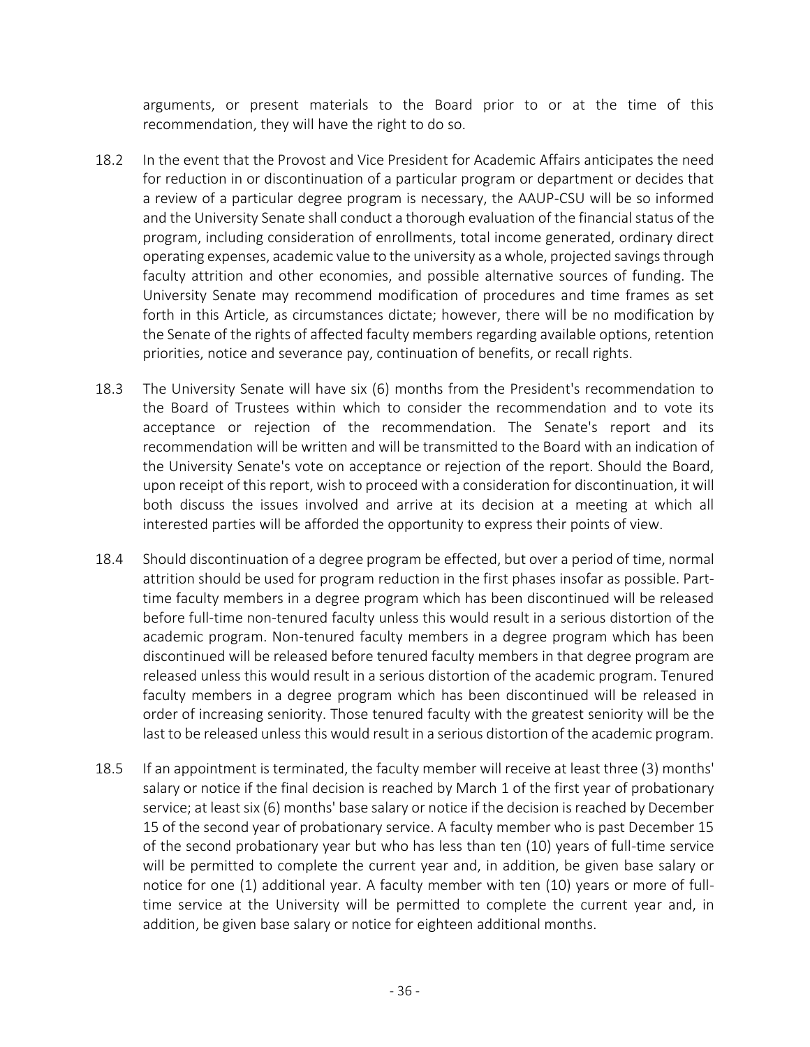arguments, or present materials to the Board prior to or at the time of this recommendation, they will have the right to do so.

18.2 In the event that the Provost and Vice President for Academic Affairs anticipates the need for reduction in or discontinuation of a particular program or department or decides that a review of a particular degree program is necessary, the AAUP-CSU will be so informed and the University Senate shall conduct a thorough evaluation of the financial status of the program, including consideration of enrollments, total income generated, ordinary direct operating expenses, academic value to the university as a whole, projected savings through faculty attrition and other economies, and possible alternative sources of funding. The University Senate may recommend modification of procedures and time frames as set forth in this Article, as circumstances dictate; however, there will be no modification by the Senate of the rights of affected faculty members regarding available options, retention priorities, notice and severance pay, continuation of benefits, or recall rights.

18.3 The University Senate will have six (6) months from the President's recommendation to the Board of Trustees within which to consider the recommendation and to vote its acceptance or rejection of the recommendation. The Senate's report and its recommendation will be written and will be transmitted to the Board with an indication of the University Senate's vote on acceptance or rejection of the report. Should the Board, upon receipt of this report, wish to proceed with a consideration for discontinuation, it will both discuss the issues involved and arrive at its decision at a meeting at which all interested parties will be afforded the opportunity to express their points of view.

18.4 Should discontinuation of a degree program be effected, but over a period of time, normal attrition should be used for program reduction in the first phases insofar as possible. Part-time faculty members in a degree program which has been discontinued will be released before full-time non-tenured faculty unless this would result in a serious distortion of the academic program. Non-tenured faculty members in a degree program which has been discontinued will be released before tenured faculty members in that degree program are released unless this would result in a serious distortion of the academic program. Tenured faculty members in a degree program which has been discontinued will be released in order of increasing seniority. Those tenured faculty with the greatest seniority will be the last to be released unless this would result in a serious distortion of the academic program.

18.5 If an appointment is terminated, the faculty member will receive at least three (3) months' salary or notice if the final decision is reached by March 1 of the first year of probationary service; at least six (6) months' base salary or notice if the decision is reached by December 15 of the second year of probationary service. A faculty member who is past December 15 of the second probationary year but who has less than ten (10) years of full-time service will be permitted to complete the current year and, in addition, be given base salary or notice for one (1) additional year. A faculty member with ten (10) years or more of full-time service at the University will be permitted to complete the current year and, in addition, be given base salary or notice for eighteen additional months.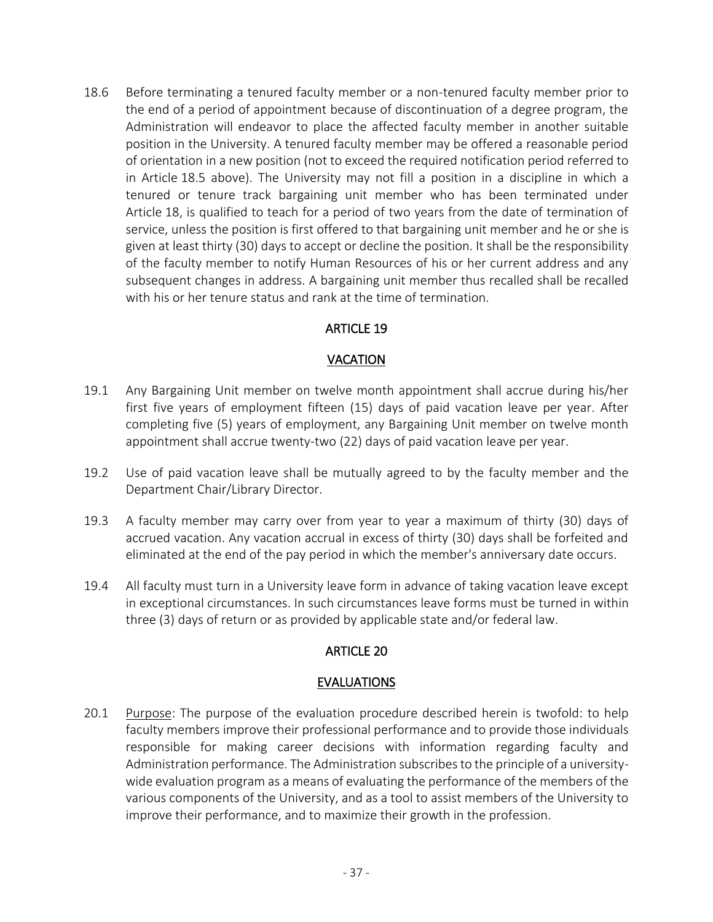18.6 Before terminating a tenured faculty member or a non-tenured faculty member prior to the end of a period of appointment because of discontinuation of a degree program, the Administration will endeavor to place the affected faculty member in another suitable position in the University. A tenured faculty member may be offered a reasonable period of orientation in a new position (not to exceed the required notification period referred to in Article 18.5 above). The University may not fill a position in a discipline in which a tenured or tenure track bargaining unit member who has been terminated under Article 18, is qualified to teach for a period of two years from the date of termination of service, unless the position is first offered to that bargaining unit member and he or she is given at least thirty (30) days to accept or decline the position. It shall be the responsibility of the faculty member to notify Human Resources of his or her current address and any subsequent changes in address. A bargaining unit member thus recalled shall be recalled with his or her tenure status and rank at the time of termination.

## ARTICLE 19

## VACATION

19.1 Any Bargaining Unit member on twelve month appointment shall accrue during his/her first five years of employment fifteen (15) days of paid vacation leave per year. After completing five (5) years of employment, any Bargaining Unit member on twelve month appointment shall accrue twenty-two (22) days of paid vacation leave per year.

19.2 Use of paid vacation leave shall be mutually agreed to by the faculty member and the Department Chair/Library Director.

19.3 A faculty member may carry over from year to year a maximum of thirty (30) days of accrued vacation. Any vacation accrual in excess of thirty (30) days shall be forfeited and eliminated at the end of the pay period in which the member's anniversary date occurs.

19.4 All faculty must turn in a University leave form in advance of taking vacation leave except in exceptional circumstances. In such circumstances leave forms must be turned in within three (3) days of return or as provided by applicable state and/or federal law.

## ARTICLE 20

## EVALUATIONS

20.1 Purpose: The purpose of the evaluation procedure described herein is twofold: to help faculty members improve their professional performance and to provide those individuals responsible for making career decisions with information regarding faculty and Administration performance. The Administration subscribes to the principle of a university-wide evaluation program as a means of evaluating the performance of the members of the various components of the University, and as a tool to assist members of the University to improve their performance, and to maximize their growth in the profession.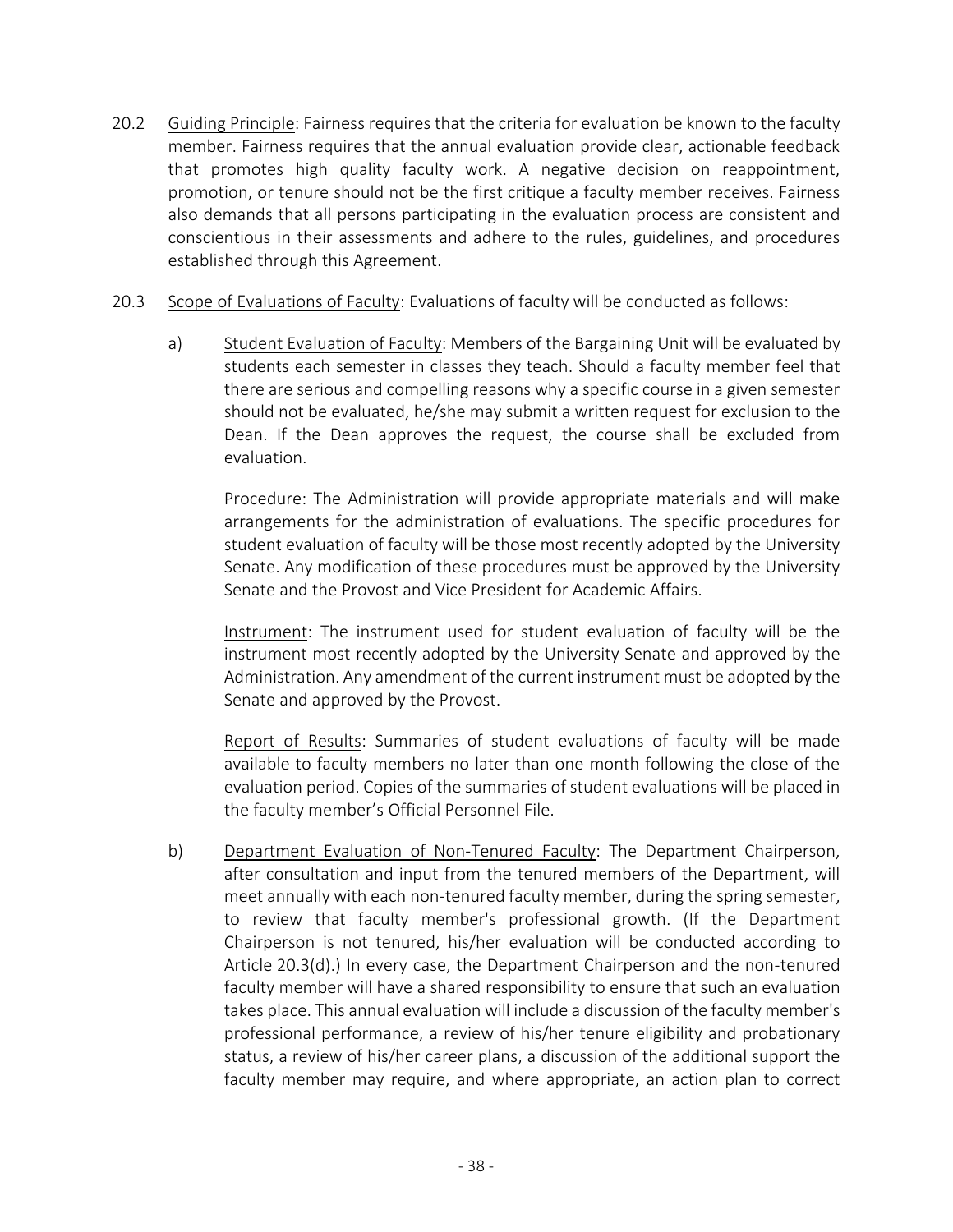20.2 Guiding Principle: Fairness requires that the criteria for evaluation be known to the faculty member. Fairness requires that the annual evaluation provide clear, actionable feedback that promotes high quality faculty work. A negative decision on reappointment, promotion, or tenure should not be the first critique a faculty member receives. Fairness also demands that all persons participating in the evaluation process are consistent and conscientious in their assessments and adhere to the rules, guidelines, and procedures established through this Agreement.

20.3 Scope of Evaluations of Faculty: Evaluations of faculty will be conducted as follows:

a) Student Evaluation of Faculty: Members of the Bargaining Unit will be evaluated by students each semester in classes they teach. Should a faculty member feel that there are serious and compelling reasons why a specific course in a given semester should not be evaluated, he/she may submit a written request for exclusion to the Dean. If the Dean approves the request, the course shall be excluded from evaluation.

Procedure: The Administration will provide appropriate materials and will make arrangements for the administration of evaluations. The specific procedures for student evaluation of faculty will be those most recently adopted by the University Senate. Any modification of these procedures must be approved by the University Senate and the Provost and Vice President for Academic Affairs.

Instrument: The instrument used for student evaluation of faculty will be the instrument most recently adopted by the University Senate and approved by the Administration. Any amendment of the current instrument must be adopted by the Senate and approved by the Provost.

Report of Results: Summaries of student evaluations of faculty will be made available to faculty members no later than one month following the close of the evaluation period. Copies of the summaries of student evaluations will be placed in the faculty member's Official Personnel File.

b) Department Evaluation of Non-Tenured Faculty: The Department Chairperson, after consultation and input from the tenured members of the Department, will meet annually with each non-tenured faculty member, during the spring semester, to review that faculty member's professional growth. (If the Department Chairperson is not tenured, his/her evaluation will be conducted according to Article 20.3(d).) In every case, the Department Chairperson and the non-tenured faculty member will have a shared responsibility to ensure that such an evaluation takes place. This annual evaluation will include a discussion of the faculty member's professional performance, a review of his/her tenure eligibility and probationary status, a review of his/her career plans, a discussion of the additional support the faculty member may require, and where appropriate, an action plan to correct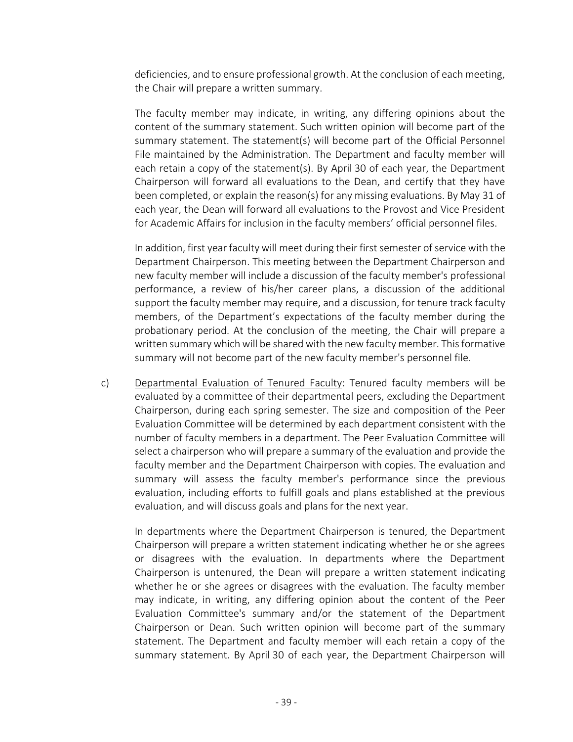deficiencies, and to ensure professional growth. At the conclusion of each meeting, the Chair will prepare a written summary.

The faculty member may indicate, in writing, any differing opinions about the content of the summary statement. Such written opinion will become part of the summary statement. The statement(s) will become part of the Official Personnel File maintained by the Administration. The Department and faculty member will each retain a copy of the statement(s). By April 30 of each year, the Department Chairperson will forward all evaluations to the Dean, and certify that they have been completed, or explain the reason(s) for any missing evaluations. By May 31 of each year, the Dean will forward all evaluations to the Provost and Vice President for Academic Affairs for inclusion in the faculty members' official personnel files.

In addition, first year faculty will meet during their first semester of service with the Department Chairperson. This meeting between the Department Chairperson and new faculty member will include a discussion of the faculty member's professional performance, a review of his/her career plans, a discussion of the additional support the faculty member may require, and a discussion, for tenure track faculty members, of the Department's expectations of the faculty member during the probationary period. At the conclusion of the meeting, the Chair will prepare a written summary which will be shared with the new faculty member. This formative summary will not become part of the new faculty member's personnel file.

c) Departmental Evaluation of Tenured Faculty: Tenured faculty members will be evaluated by a committee of their departmental peers, excluding the Department Chairperson, during each spring semester. The size and composition of the Peer Evaluation Committee will be determined by each department consistent with the number of faculty members in a department. The Peer Evaluation Committee will select a chairperson who will prepare a summary of the evaluation and provide the faculty member and the Department Chairperson with copies. The evaluation and summary will assess the faculty member's performance since the previous evaluation, including efforts to fulfill goals and plans established at the previous evaluation, and will discuss goals and plans for the next year.

In departments where the Department Chairperson is tenured, the Department Chairperson will prepare a written statement indicating whether he or she agrees or disagrees with the evaluation. In departments where the Department Chairperson is untenured, the Dean will prepare a written statement indicating whether he or she agrees or disagrees with the evaluation. The faculty member may indicate, in writing, any differing opinion about the content of the Peer Evaluation Committee's summary and/or the statement of the Department Chairperson or Dean. Such written opinion will become part of the summary statement. The Department and faculty member will each retain a copy of the summary statement. By April 30 of each year, the Department Chairperson will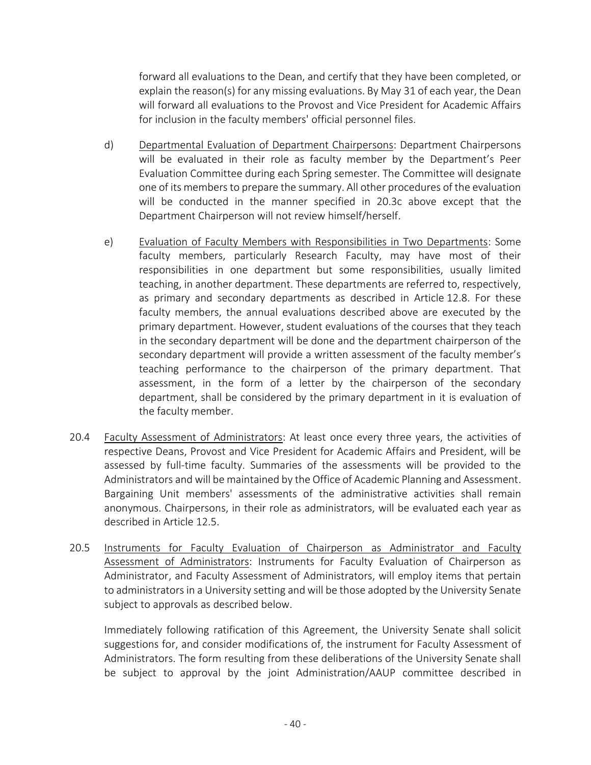forward all evaluations to the Dean, and certify that they have been completed, or explain the reason(s) for any missing evaluations. By May 31 of each year, the Dean will forward all evaluations to the Provost and Vice President for Academic Affairs for inclusion in the faculty members' official personnel files.

d) Departmental Evaluation of Department Chairpersons: Department Chairpersons will be evaluated in their role as faculty member by the Department's Peer Evaluation Committee during each Spring semester. The Committee will designate one of its members to prepare the summary. All other procedures of the evaluation will be conducted in the manner specified in 20.3c above except that the Department Chairperson will not review himself/herself.

e) Evaluation of Faculty Members with Responsibilities in Two Departments: Some faculty members, particularly Research Faculty, may have most of their responsibilities in one department but some responsibilities, usually limited teaching, in another department. These departments are referred to, respectively, as primary and secondary departments as described in Article 12.8. For these faculty members, the annual evaluations described above are executed by the primary department. However, student evaluations of the courses that they teach in the secondary department will be done and the department chairperson of the secondary department will provide a written assessment of the faculty member's teaching performance to the chairperson of the primary department. That assessment, in the form of a letter by the chairperson of the secondary department, shall be considered by the primary department in it is evaluation of the faculty member.

20.4 Faculty Assessment of Administrators: At least once every three years, the activities of respective Deans, Provost and Vice President for Academic Affairs and President, will be assessed by full-time faculty. Summaries of the assessments will be provided to the Administrators and will be maintained by the Office of Academic Planning and Assessment. Bargaining Unit members' assessments of the administrative activities shall remain anonymous. Chairpersons, in their role as administrators, will be evaluated each year as described in Article 12.5.

20.5 Instruments for Faculty Evaluation of Chairperson as Administrator and Faculty Assessment of Administrators: Instruments for Faculty Evaluation of Chairperson as Administrator, and Faculty Assessment of Administrators, will employ items that pertain to administrators in a University setting and will be those adopted by the University Senate subject to approvals as described below.

Immediately following ratification of this Agreement, the University Senate shall solicit suggestions for, and consider modifications of, the instrument for Faculty Assessment of Administrators. The form resulting from these deliberations of the University Senate shall be subject to approval by the joint Administration/AAUP committee described in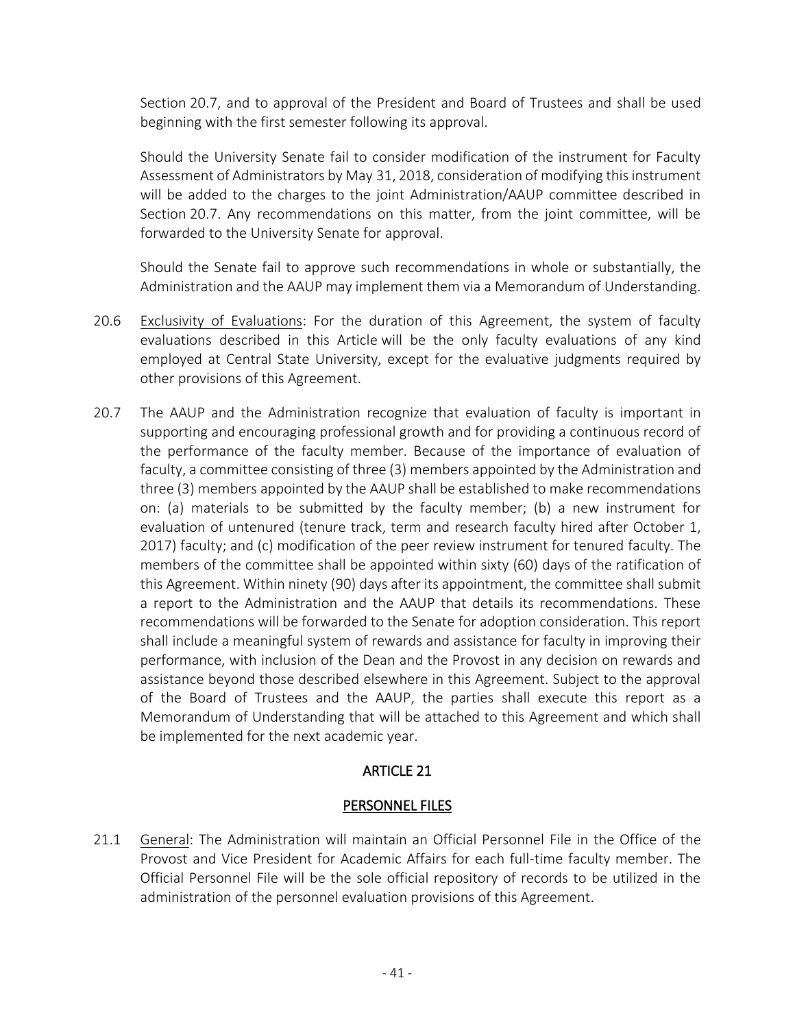Section 20.7, and to approval of the President and Board of Trustees and shall be used beginning with the first semester following its approval.

Should the University Senate fail to consider modification of the instrument for Faculty Assessment of Administrators by May 31, 2018, consideration of modifying this instrument will be added to the charges to the joint Administration/AAUP committee described in Section 20.7. Any recommendations on this matter, from the joint committee, will be forwarded to the University Senate for approval.

Should the Senate fail to approve such recommendations in whole or substantially, the Administration and the AAUP may implement them via a Memorandum of Understanding.

20.6 Exclusivity of Evaluations: For the duration of this Agreement, the system of faculty evaluations described in this Article will be the only faculty evaluations of any kind employed at Central State University, except for the evaluative judgments required by other provisions of this Agreement.

20.7 The AAUP and the Administration recognize that evaluation of faculty is important in supporting and encouraging professional growth and for providing a continuous record of the performance of the faculty member. Because of the importance of evaluation of faculty, a committee consisting of three (3) members appointed by the Administration and three (3) members appointed by the AAUP shall be established to make recommendations on: (a) materials to be submitted by the faculty member; (b) a new instrument for evaluation of untenured (tenure track, term and research faculty hired after October 1, 2017) faculty; and (c) modification of the peer review instrument for tenured faculty. The members of the committee shall be appointed within sixty (60) days of the ratification of this Agreement. Within ninety (90) days after its appointment, the committee shall submit a report to the Administration and the AAUP that details its recommendations. These recommendations will be forwarded to the Senate for adoption consideration. This report shall include a meaningful system of rewards and assistance for faculty in improving their performance, with inclusion of the Dean and the Provost in any decision on rewards and assistance beyond those described elsewhere in this Agreement. Subject to the approval of the Board of Trustees and the AAUP, the parties shall execute this report as a Memorandum of Understanding that will be attached to this Agreement and which shall be implemented for the next academic year.

## ARTICLE 21

## PERSONNEL FILES

21.1 General: The Administration will maintain an Official Personnel File in the Office of the Provost and Vice President for Academic Affairs for each full-time faculty member. The Official Personnel File will be the sole official repository of records to be utilized in the administration of the personnel evaluation provisions of this Agreement.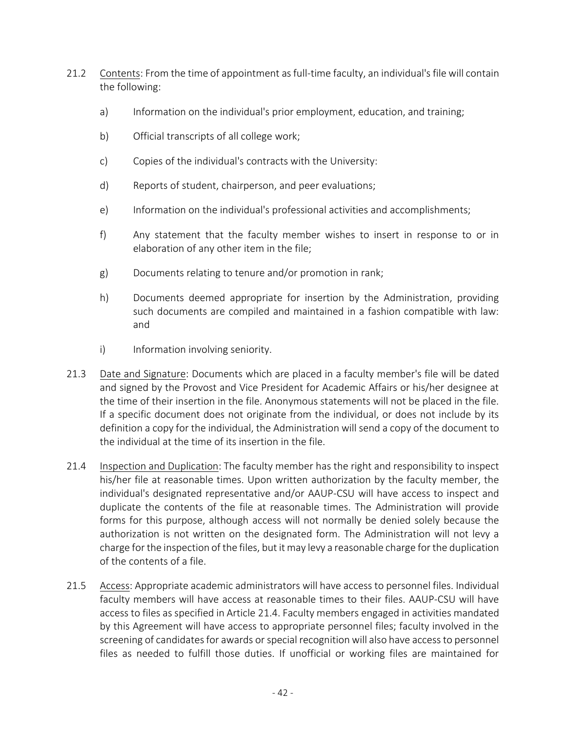21.2 Contents: From the time of appointment as full-time faculty, an individual's file will contain the following:

a) Information on the individual's prior employment, education, and training;

b) Official transcripts of all college work;

c) Copies of the individual's contracts with the University:

d) Reports of student, chairperson, and peer evaluations;

e) Information on the individual's professional activities and accomplishments;

f) Any statement that the faculty member wishes to insert in response to or in elaboration of any other item in the file;

g) Documents relating to tenure and/or promotion in rank;

h) Documents deemed appropriate for insertion by the Administration, providing such documents are compiled and maintained in a fashion compatible with law: and

i) Information involving seniority.

21.3 Date and Signature: Documents which are placed in a faculty member's file will be dated and signed by the Provost and Vice President for Academic Affairs or his/her designee at the time of their insertion in the file. Anonymous statements will not be placed in the file. If a specific document does not originate from the individual, or does not include by its definition a copy for the individual, the Administration will send a copy of the document to the individual at the time of its insertion in the file.

21.4 Inspection and Duplication: The faculty member has the right and responsibility to inspect his/her file at reasonable times. Upon written authorization by the faculty member, the individual's designated representative and/or AAUP-CSU will have access to inspect and duplicate the contents of the file at reasonable times. The Administration will provide forms for this purpose, although access will not normally be denied solely because the authorization is not written on the designated form. The Administration will not levy a charge for the inspection of the files, but it may levy a reasonable charge for the duplication of the contents of a file.

21.5 Access: Appropriate academic administrators will have access to personnel files. Individual faculty members will have access at reasonable times to their files. AAUP-CSU will have access to files as specified in Article 21.4. Faculty members engaged in activities mandated by this Agreement will have access to appropriate personnel files; faculty involved in the screening of candidates for awards or special recognition will also have access to personnel files as needed to fulfill those duties. If unofficial or working files are maintained for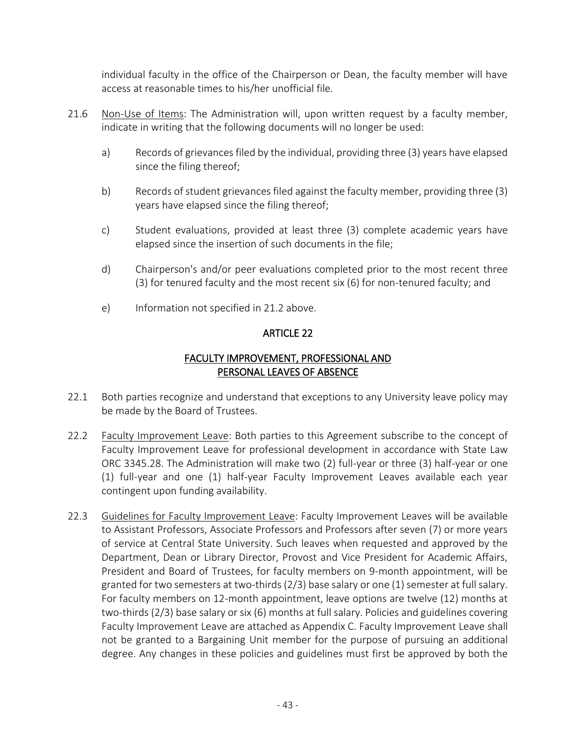individual faculty in the office of the Chairperson or Dean, the faculty member will have access at reasonable times to his/her unofficial file.

21.6 Non-Use of Items: The Administration will, upon written request by a faculty member, indicate in writing that the following documents will no longer be used:

a) Records of grievances filed by the individual, providing three (3) years have elapsed since the filing thereof;

b) Records of student grievances filed against the faculty member, providing three (3) years have elapsed since the filing thereof;

c) Student evaluations, provided at least three (3) complete academic years have elapsed since the insertion of such documents in the file;

d) Chairperson's and/or peer evaluations completed prior to the most recent three (3) for tenured faculty and the most recent six (6) for non-tenured faculty; and

e) Information not specified in 21.2 above.

## ARTICLE 22

## FACULTY IMPROVEMENT, PROFESSIONAL AND PERSONAL LEAVES OF ABSENCE

22.1 Both parties recognize and understand that exceptions to any University leave policy may be made by the Board of Trustees.

22.2 Faculty Improvement Leave: Both parties to this Agreement subscribe to the concept of Faculty Improvement Leave for professional development in accordance with State Law ORC 3345.28. The Administration will make two (2) full-year or three (3) half-year or one (1) full-year and one (1) half-year Faculty Improvement Leaves available each year contingent upon funding availability.

22.3 Guidelines for Faculty Improvement Leave: Faculty Improvement Leaves will be available to Assistant Professors, Associate Professors and Professors after seven (7) or more years of service at Central State University. Such leaves when requested and approved by the Department, Dean or Library Director, Provost and Vice President for Academic Affairs, President and Board of Trustees, for faculty members on 9-month appointment, will be granted for two semesters at two-thirds (2/3) base salary or one (1) semester at full salary. For faculty members on 12-month appointment, leave options are twelve (12) months at two-thirds (2/3) base salary or six (6) months at full salary. Policies and guidelines covering Faculty Improvement Leave are attached as Appendix C. Faculty Improvement Leave shall not be granted to a Bargaining Unit member for the purpose of pursuing an additional degree. Any changes in these policies and guidelines must first be approved by both the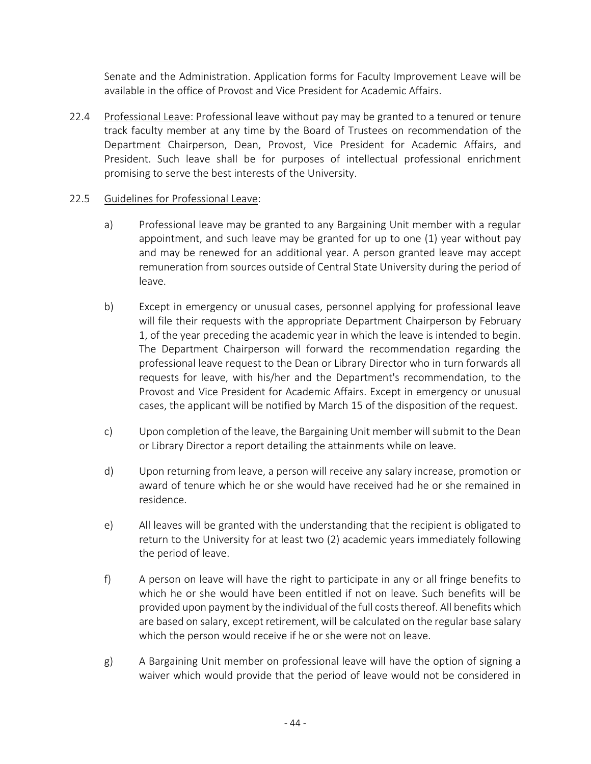Senate and the Administration. Application forms for Faculty Improvement Leave will be available in the office of Provost and Vice President for Academic Affairs.

22.4 Professional Leave: Professional leave without pay may be granted to a tenured or tenure track faculty member at any time by the Board of Trustees on recommendation of the Department Chairperson, Dean, Provost, Vice President for Academic Affairs, and President. Such leave shall be for purposes of intellectual professional enrichment promising to serve the best interests of the University.

22.5 Guidelines for Professional Leave:

a) Professional leave may be granted to any Bargaining Unit member with a regular appointment, and such leave may be granted for up to one (1) year without pay and may be renewed for an additional year. A person granted leave may accept remuneration from sources outside of Central State University during the period of leave.

b) Except in emergency or unusual cases, personnel applying for professional leave will file their requests with the appropriate Department Chairperson by February 1, of the year preceding the academic year in which the leave is intended to begin. The Department Chairperson will forward the recommendation regarding the professional leave request to the Dean or Library Director who in turn forwards all requests for leave, with his/her and the Department's recommendation, to the Provost and Vice President for Academic Affairs. Except in emergency or unusual cases, the applicant will be notified by March 15 of the disposition of the request.

c) Upon completion of the leave, the Bargaining Unit member will submit to the Dean or Library Director a report detailing the attainments while on leave.

d) Upon returning from leave, a person will receive any salary increase, promotion or award of tenure which he or she would have received had he or she remained in residence.

e) All leaves will be granted with the understanding that the recipient is obligated to return to the University for at least two (2) academic years immediately following the period of leave.

f) A person on leave will have the right to participate in any or all fringe benefits to which he or she would have been entitled if not on leave. Such benefits will be provided upon payment by the individual of the full costs thereof. All benefits which are based on salary, except retirement, will be calculated on the regular base salary which the person would receive if he or she were not on leave.

g) A Bargaining Unit member on professional leave will have the option of signing a waiver which would provide that the period of leave would not be considered in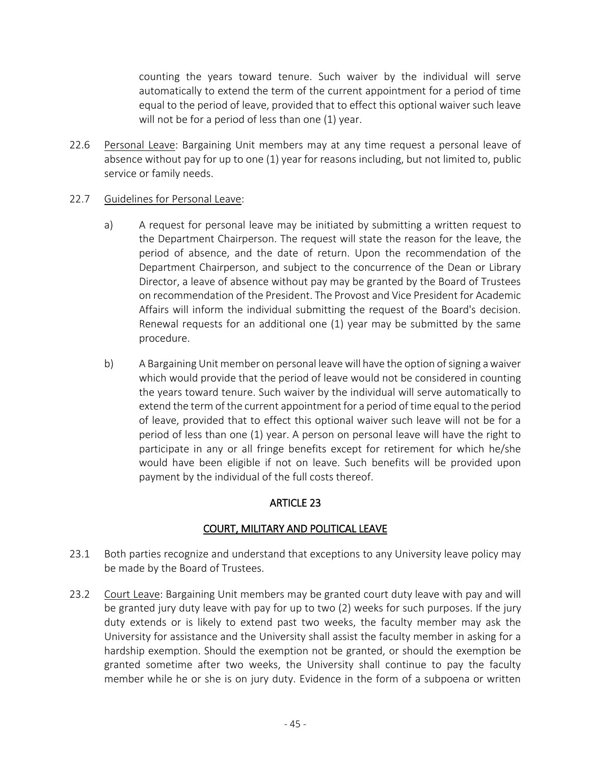counting the years toward tenure. Such waiver by the individual will serve automatically to extend the term of the current appointment for a period of time equal to the period of leave, provided that to effect this optional waiver such leave will not be for a period of less than one (1) year.

22.6 Personal Leave: Bargaining Unit members may at any time request a personal leave of absence without pay for up to one (1) year for reasons including, but not limited to, public service or family needs.

22.7 Guidelines for Personal Leave:

a) A request for personal leave may be initiated by submitting a written request to the Department Chairperson. The request will state the reason for the leave, the period of absence, and the date of return. Upon the recommendation of the Department Chairperson, and subject to the concurrence of the Dean or Library Director, a leave of absence without pay may be granted by the Board of Trustees on recommendation of the President. The Provost and Vice President for Academic Affairs will inform the individual submitting the request of the Board's decision. Renewal requests for an additional one (1) year may be submitted by the same procedure.

b) A Bargaining Unit member on personal leave will have the option of signing a waiver which would provide that the period of leave would not be considered in counting the years toward tenure. Such waiver by the individual will serve automatically to extend the term of the current appointment for a period of time equal to the period of leave, provided that to effect this optional waiver such leave will not be for a period of less than one (1) year. A person on personal leave will have the right to participate in any or all fringe benefits except for retirement for which he/she would have been eligible if not on leave. Such benefits will be provided upon payment by the individual of the full costs thereof.

## ARTICLE 23

## COURT, MILITARY AND POLITICAL LEAVE

23.1 Both parties recognize and understand that exceptions to any University leave policy may be made by the Board of Trustees.

23.2 Court Leave: Bargaining Unit members may be granted court duty leave with pay and will be granted jury duty leave with pay for up to two (2) weeks for such purposes. If the jury duty extends or is likely to extend past two weeks, the faculty member may ask the University for assistance and the University shall assist the faculty member in asking for a hardship exemption. Should the exemption not be granted, or should the exemption be granted sometime after two weeks, the University shall continue to pay the faculty member while he or she is on jury duty. Evidence in the form of a subpoena or written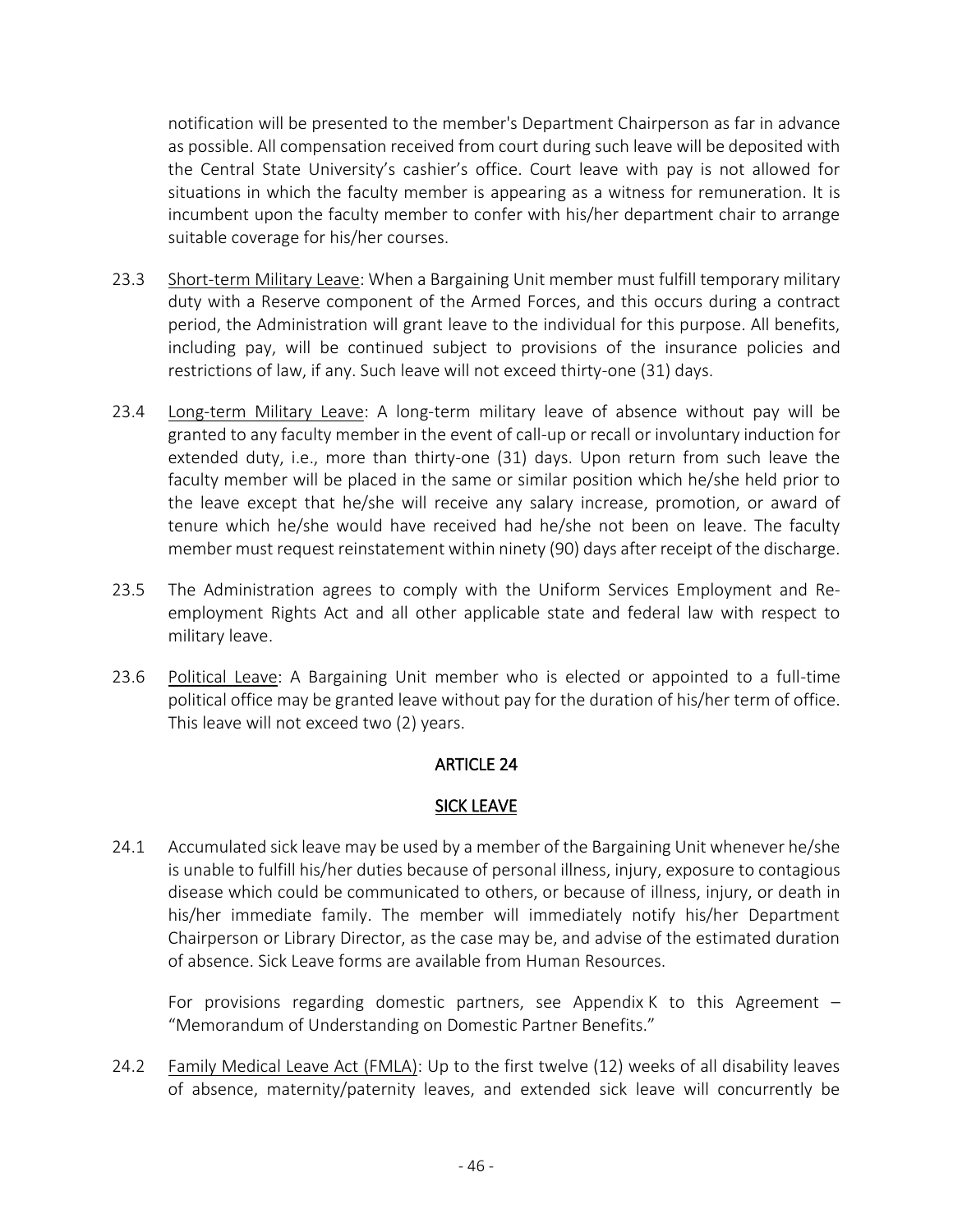notification will be presented to the member's Department Chairperson as far in advance as possible. All compensation received from court during such leave will be deposited with the Central State University's cashier's office. Court leave with pay is not allowed for situations in which the faculty member is appearing as a witness for remuneration. It is incumbent upon the faculty member to confer with his/her department chair to arrange suitable coverage for his/her courses.

23.3 Short-term Military Leave: When a Bargaining Unit member must fulfill temporary military duty with a Reserve component of the Armed Forces, and this occurs during a contract period, the Administration will grant leave to the individual for this purpose. All benefits, including pay, will be continued subject to provisions of the insurance policies and restrictions of law, if any. Such leave will not exceed thirty-one (31) days.

23.4 Long-term Military Leave: A long-term military leave of absence without pay will be granted to any faculty member in the event of call-up or recall or involuntary induction for extended duty, i.e., more than thirty-one (31) days. Upon return from such leave the faculty member will be placed in the same or similar position which he/she held prior to the leave except that he/she will receive any salary increase, promotion, or award of tenure which he/she would have received had he/she not been on leave. The faculty member must request reinstatement within ninety (90) days after receipt of the discharge.

23.5 The Administration agrees to comply with the Uniform Services Employment and Re-employment Rights Act and all other applicable state and federal law with respect to military leave.

23.6 Political Leave: A Bargaining Unit member who is elected or appointed to a full-time political office may be granted leave without pay for the duration of his/her term of office. This leave will not exceed two (2) years.

## ARTICLE 24

## SICK LEAVE

24.1 Accumulated sick leave may be used by a member of the Bargaining Unit whenever he/she is unable to fulfill his/her duties because of personal illness, injury, exposure to contagious disease which could be communicated to others, or because of illness, injury, or death in his/her immediate family. The member will immediately notify his/her Department Chairperson or Library Director, as the case may be, and advise of the estimated duration of absence. Sick Leave forms are available from Human Resources.

For provisions regarding domestic partners, see Appendix K to this Agreement – "Memorandum of Understanding on Domestic Partner Benefits."

24.2 Family Medical Leave Act (FMLA): Up to the first twelve (12) weeks of all disability leaves of absence, maternity/paternity leaves, and extended sick leave will concurrently be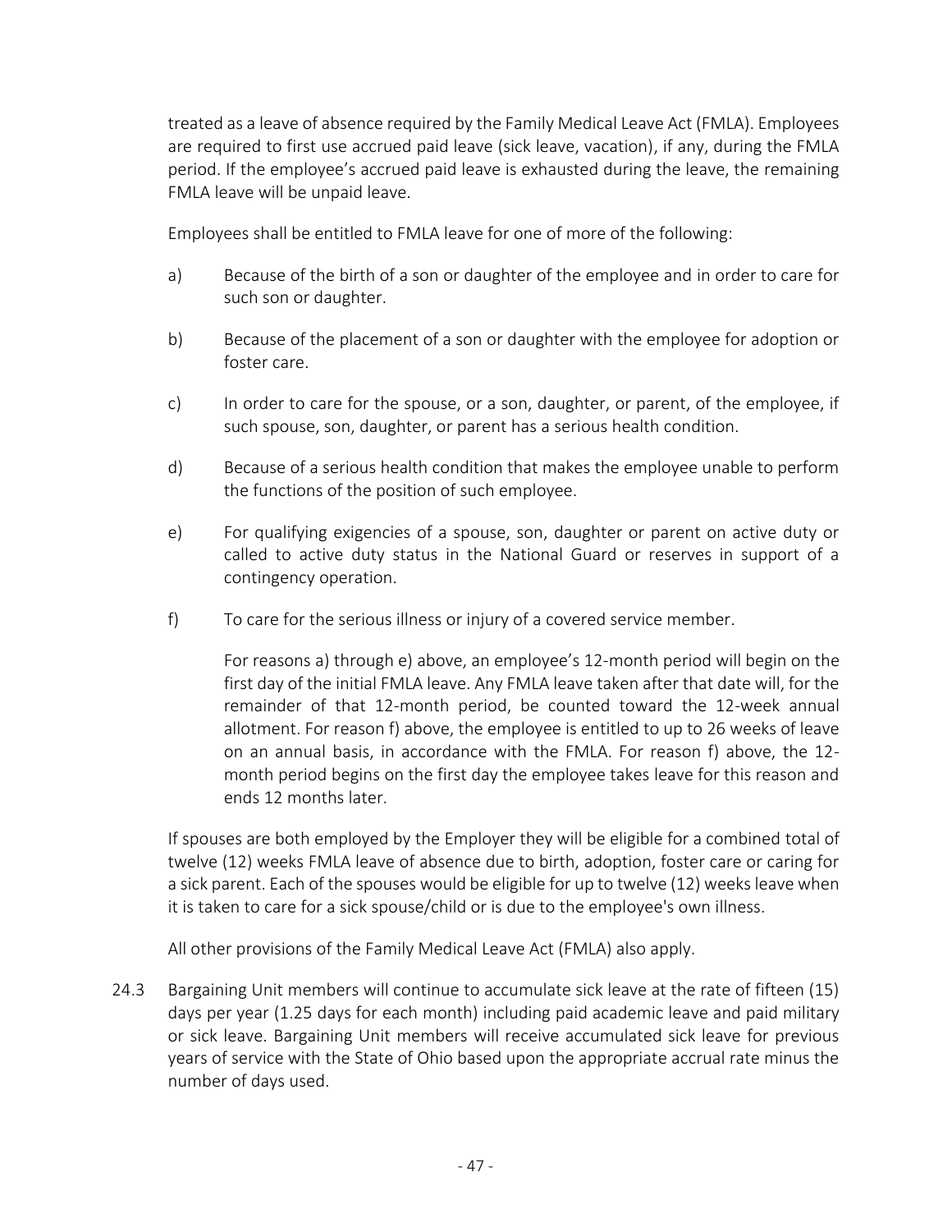treated as a leave of absence required by the Family Medical Leave Act (FMLA). Employees are required to first use accrued paid leave (sick leave, vacation), if any, during the FMLA period. If the employee's accrued paid leave is exhausted during the leave, the remaining FMLA leave will be unpaid leave.

Employees shall be entitled to FMLA leave for one of more of the following:

a) Because of the birth of a son or daughter of the employee and in order to care for such son or daughter.

b) Because of the placement of a son or daughter with the employee for adoption or foster care.

c) In order to care for the spouse, or a son, daughter, or parent, of the employee, if such spouse, son, daughter, or parent has a serious health condition.

d) Because of a serious health condition that makes the employee unable to perform the functions of the position of such employee.

e) For qualifying exigencies of a spouse, son, daughter or parent on active duty or called to active duty status in the National Guard or reserves in support of a contingency operation.

f) To care for the serious illness or injury of a covered service member.

   For reasons a) through e) above, an employee's 12-month period will begin on the first day of the initial FMLA leave. Any FMLA leave taken after that date will, for the remainder of that 12-month period, be counted toward the 12-week annual allotment. For reason f) above, the employee is entitled to up to 26 weeks of leave on an annual basis, in accordance with the FMLA. For reason f) above, the 12-month period begins on the first day the employee takes leave for this reason and ends 12 months later.

If spouses are both employed by the Employer they will be eligible for a combined total of twelve (12) weeks FMLA leave of absence due to birth, adoption, foster care or caring for a sick parent. Each of the spouses would be eligible for up to twelve (12) weeks leave when it is taken to care for a sick spouse/child or is due to the employee's own illness.

All other provisions of the Family Medical Leave Act (FMLA) also apply.

24.3 Bargaining Unit members will continue to accumulate sick leave at the rate of fifteen (15) days per year (1.25 days for each month) including paid academic leave and paid military or sick leave. Bargaining Unit members will receive accumulated sick leave for previous years of service with the State of Ohio based upon the appropriate accrual rate minus the number of days used.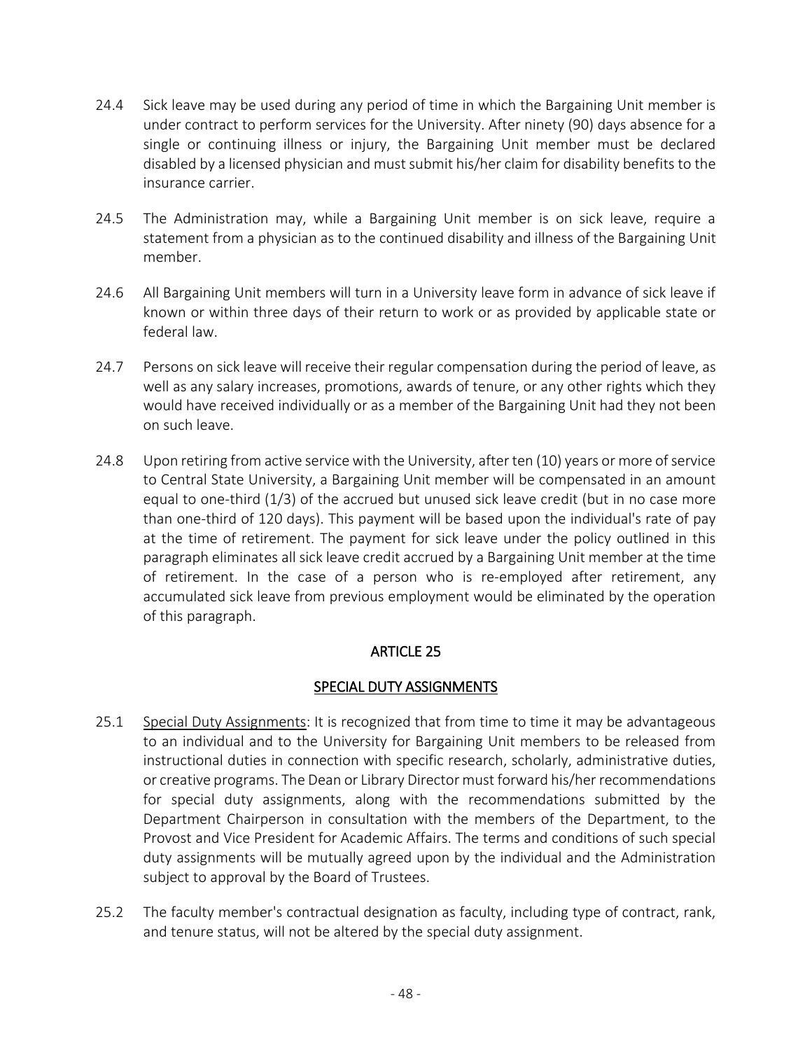24.4 Sick leave may be used during any period of time in which the Bargaining Unit member is under contract to perform services for the University. After ninety (90) days absence for a single or continuing illness or injury, the Bargaining Unit member must be declared disabled by a licensed physician and must submit his/her claim for disability benefits to the insurance carrier.

24.5 The Administration may, while a Bargaining Unit member is on sick leave, require a statement from a physician as to the continued disability and illness of the Bargaining Unit member.

24.6 All Bargaining Unit members will turn in a University leave form in advance of sick leave if known or within three days of their return to work or as provided by applicable state or federal law.

24.7 Persons on sick leave will receive their regular compensation during the period of leave, as well as any salary increases, promotions, awards of tenure, or any other rights which they would have received individually or as a member of the Bargaining Unit had they not been on such leave.

24.8 Upon retiring from active service with the University, after ten (10) years or more of service to Central State University, a Bargaining Unit member will be compensated in an amount equal to one-third (1/3) of the accrued but unused sick leave credit (but in no case more than one-third of 120 days). This payment will be based upon the individual's rate of pay at the time of retirement. The payment for sick leave under the policy outlined in this paragraph eliminates all sick leave credit accrued by a Bargaining Unit member at the time of retirement. In the case of a person who is re-employed after retirement, any accumulated sick leave from previous employment would be eliminated by the operation of this paragraph.

## ARTICLE 25

## SPECIAL DUTY ASSIGNMENTS

25.1 Special Duty Assignments: It is recognized that from time to time it may be advantageous to an individual and to the University for Bargaining Unit members to be released from instructional duties in connection with specific research, scholarly, administrative duties, or creative programs. The Dean or Library Director must forward his/her recommendations for special duty assignments, along with the recommendations submitted by the Department Chairperson in consultation with the members of the Department, to the Provost and Vice President for Academic Affairs. The terms and conditions of such special duty assignments will be mutually agreed upon by the individual and the Administration subject to approval by the Board of Trustees.

25.2 The faculty member's contractual designation as faculty, including type of contract, rank, and tenure status, will not be altered by the special duty assignment.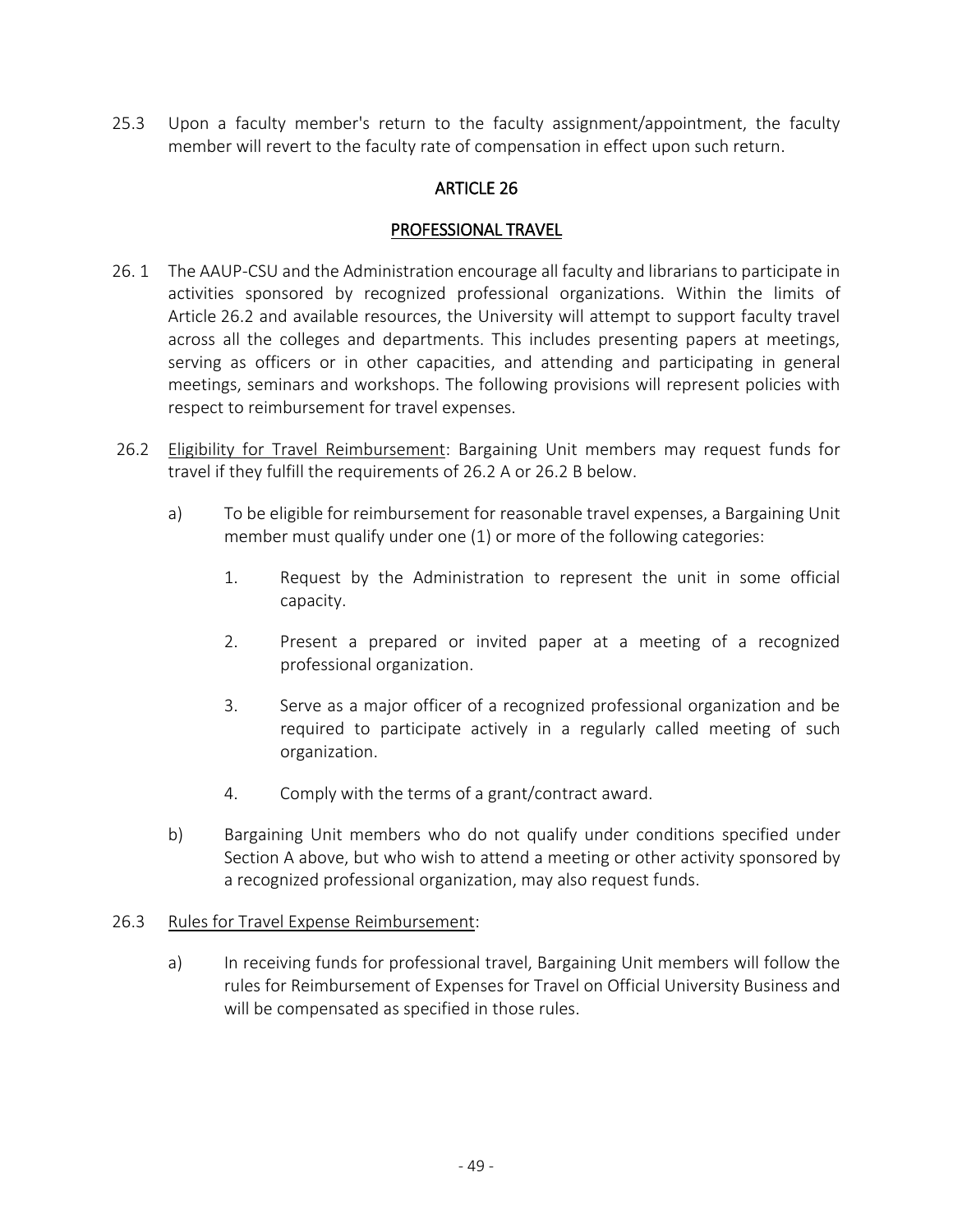25.3 Upon a faculty member's return to the faculty assignment/appointment, the faculty member will revert to the faculty rate of compensation in effect upon such return.

## ARTICLE 26

## PROFESSIONAL TRAVEL

26. 1 The AAUP-CSU and the Administration encourage all faculty and librarians to participate in activities sponsored by recognized professional organizations. Within the limits of Article 26.2 and available resources, the University will attempt to support faculty travel across all the colleges and departments. This includes presenting papers at meetings, serving as officers or in other capacities, and attending and participating in general meetings, seminars and workshops. The following provisions will represent policies with respect to reimbursement for travel expenses.

26.2 Eligibility for Travel Reimbursement: Bargaining Unit members may request funds for travel if they fulfill the requirements of 26.2 A or 26.2 B below.

a) To be eligible for reimbursement for reasonable travel expenses, a Bargaining Unit member must qualify under one (1) or more of the following categories:

1. Request by the Administration to represent the unit in some official capacity.

2. Present a prepared or invited paper at a meeting of a recognized professional organization.

3. Serve as a major officer of a recognized professional organization and be required to participate actively in a regularly called meeting of such organization.

4. Comply with the terms of a grant/contract award.

b) Bargaining Unit members who do not qualify under conditions specified under Section A above, but who wish to attend a meeting or other activity sponsored by a recognized professional organization, may also request funds.

26.3 Rules for Travel Expense Reimbursement:

a) In receiving funds for professional travel, Bargaining Unit members will follow the rules for Reimbursement of Expenses for Travel on Official University Business and will be compensated as specified in those rules.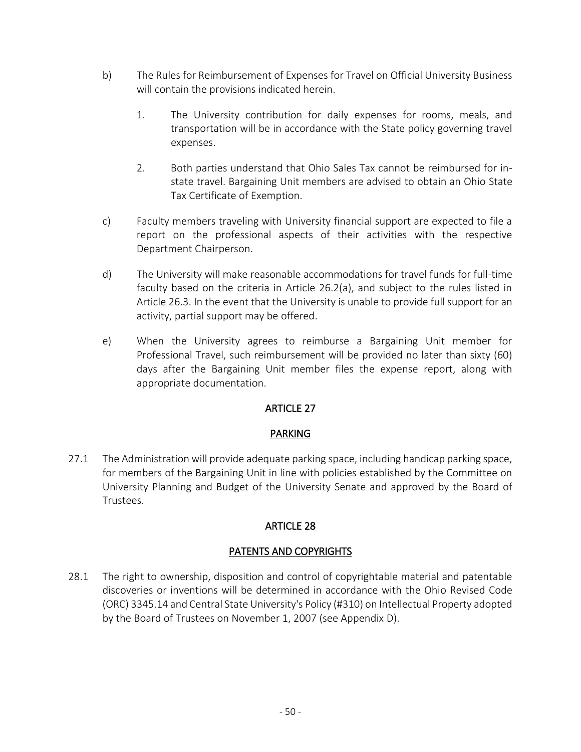b) The Rules for Reimbursement of Expenses for Travel on Official University Business will contain the provisions indicated herein.

   1. The University contribution for daily expenses for rooms, meals, and transportation will be in accordance with the State policy governing travel expenses.

   2. Both parties understand that Ohio Sales Tax cannot be reimbursed for in-state travel. Bargaining Unit members are advised to obtain an Ohio State Tax Certificate of Exemption.

c) Faculty members traveling with University financial support are expected to file a report on the professional aspects of their activities with the respective Department Chairperson.

d) The University will make reasonable accommodations for travel funds for full-time faculty based on the criteria in Article 26.2(a), and subject to the rules listed in Article 26.3. In the event that the University is unable to provide full support for an activity, partial support may be offered.

e) When the University agrees to reimburse a Bargaining Unit member for Professional Travel, such reimbursement will be provided no later than sixty (60) days after the Bargaining Unit member files the expense report, along with appropriate documentation.

## ARTICLE 27

## PARKING

27.1 The Administration will provide adequate parking space, including handicap parking space, for members of the Bargaining Unit in line with policies established by the Committee on University Planning and Budget of the University Senate and approved by the Board of Trustees.

## ARTICLE 28

## PATENTS AND COPYRIGHTS

28.1 The right to ownership, disposition and control of copyrightable material and patentable discoveries or inventions will be determined in accordance with the Ohio Revised Code (ORC) 3345.14 and Central State University's Policy (#310) on Intellectual Property adopted by the Board of Trustees on November 1, 2007 (see Appendix D).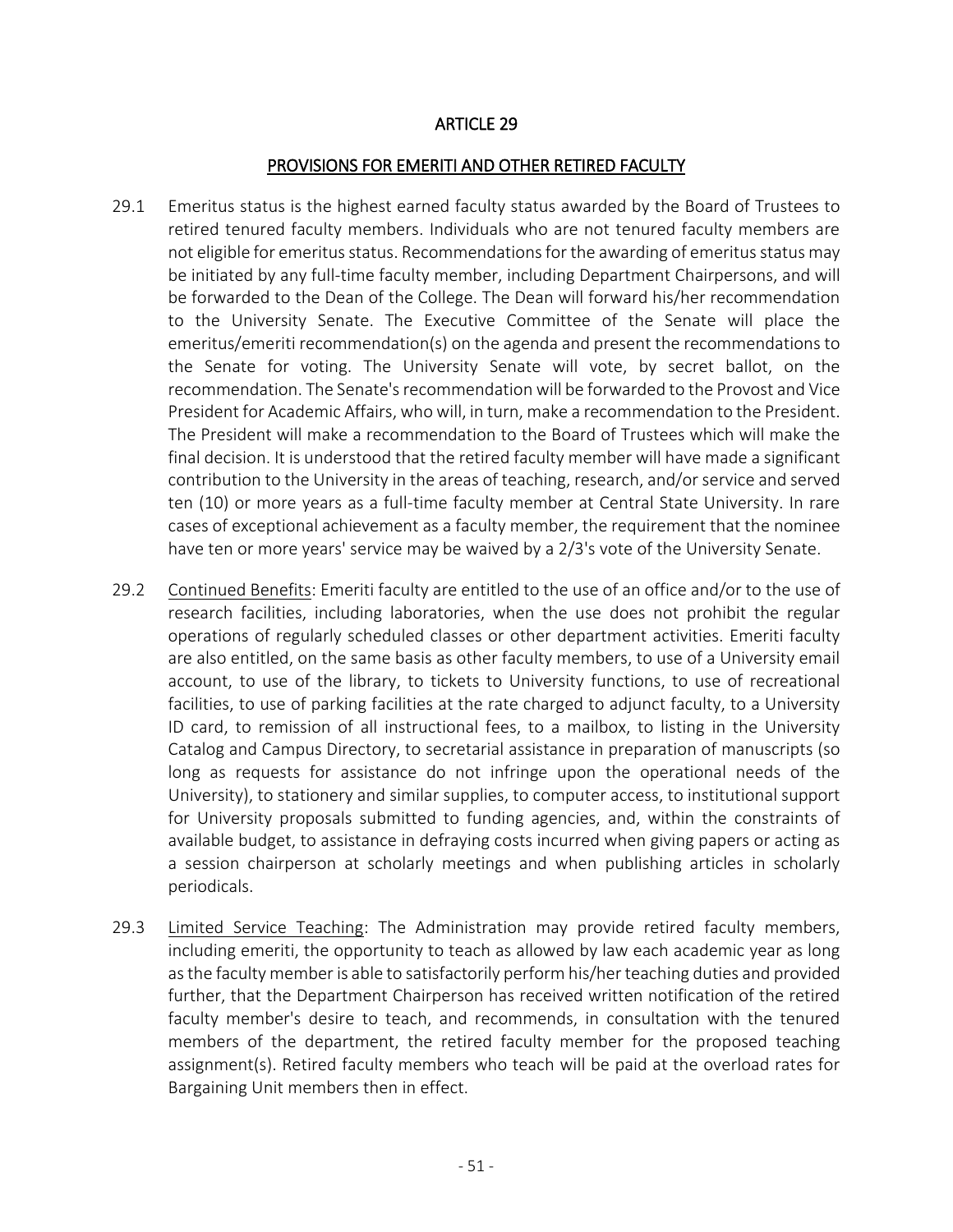# ARTICLE 29

## PROVISIONS FOR EMERITI AND OTHER RETIRED FACULTY

29.1 Emeritus status is the highest earned faculty status awarded by the Board of Trustees to retired tenured faculty members. Individuals who are not tenured faculty members are not eligible for emeritus status. Recommendations for the awarding of emeritus status may be initiated by any full-time faculty member, including Department Chairpersons, and will be forwarded to the Dean of the College. The Dean will forward his/her recommendation to the University Senate. The Executive Committee of the Senate will place the emeritus/emeriti recommendation(s) on the agenda and present the recommendations to the Senate for voting. The University Senate will vote, by secret ballot, on the recommendation. The Senate's recommendation will be forwarded to the Provost and Vice President for Academic Affairs, who will, in turn, make a recommendation to the President. The President will make a recommendation to the Board of Trustees which will make the final decision. It is understood that the retired faculty member will have made a significant contribution to the University in the areas of teaching, research, and/or service and served ten (10) or more years as a full-time faculty member at Central State University. In rare cases of exceptional achievement as a faculty member, the requirement that the nominee have ten or more years' service may be waived by a 2/3's vote of the University Senate.

29.2 Continued Benefits: Emeriti faculty are entitled to the use of an office and/or to the use of research facilities, including laboratories, when the use does not prohibit the regular operations of regularly scheduled classes or other department activities. Emeriti faculty are also entitled, on the same basis as other faculty members, to use of a University email account, to use of the library, to tickets to University functions, to use of recreational facilities, to use of parking facilities at the rate charged to adjunct faculty, to a University ID card, to remission of all instructional fees, to a mailbox, to listing in the University Catalog and Campus Directory, to secretarial assistance in preparation of manuscripts (so long as requests for assistance do not infringe upon the operational needs of the University), to stationery and similar supplies, to computer access, to institutional support for University proposals submitted to funding agencies, and, within the constraints of available budget, to assistance in defraying costs incurred when giving papers or acting as a session chairperson at scholarly meetings and when publishing articles in scholarly periodicals.

29.3 Limited Service Teaching: The Administration may provide retired faculty members, including emeriti, the opportunity to teach as allowed by law each academic year as long as the faculty member is able to satisfactorily perform his/her teaching duties and provided further, that the Department Chairperson has received written notification of the retired faculty member's desire to teach, and recommends, in consultation with the tenured members of the department, the retired faculty member for the proposed teaching assignment(s). Retired faculty members who teach will be paid at the overload rates for Bargaining Unit members then in effect.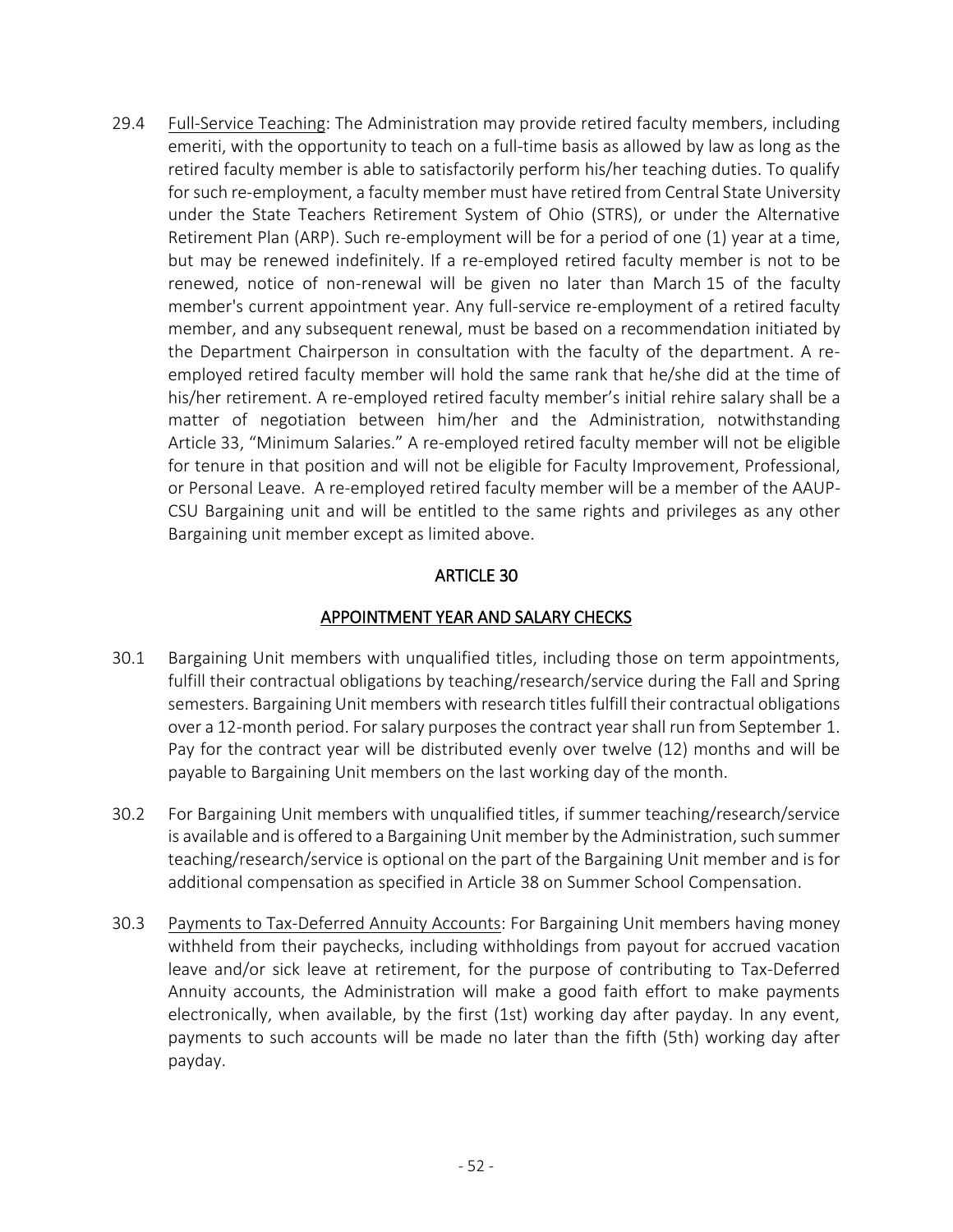29.4 Full-Service Teaching: The Administration may provide retired faculty members, including emeriti, with the opportunity to teach on a full-time basis as allowed by law as long as the retired faculty member is able to satisfactorily perform his/her teaching duties. To qualify for such re-employment, a faculty member must have retired from Central State University under the State Teachers Retirement System of Ohio (STRS), or under the Alternative Retirement Plan (ARP). Such re-employment will be for a period of one (1) year at a time, but may be renewed indefinitely. If a re-employed retired faculty member is not to be renewed, notice of non-renewal will be given no later than March 15 of the faculty member's current appointment year. Any full-service re-employment of a retired faculty member, and any subsequent renewal, must be based on a recommendation initiated by the Department Chairperson in consultation with the faculty of the department. A re-employed retired faculty member will hold the same rank that he/she did at the time of his/her retirement. A re-employed retired faculty member's initial rehire salary shall be a matter of negotiation between him/her and the Administration, notwithstanding Article 33, "Minimum Salaries." A re-employed retired faculty member will not be eligible for tenure in that position and will not be eligible for Faculty Improvement, Professional, or Personal Leave. A re-employed retired faculty member will be a member of the AAUP-CSU Bargaining unit and will be entitled to the same rights and privileges as any other Bargaining unit member except as limited above.

## ARTICLE 30

## APPOINTMENT YEAR AND SALARY CHECKS

30.1 Bargaining Unit members with unqualified titles, including those on term appointments, fulfill their contractual obligations by teaching/research/service during the Fall and Spring semesters. Bargaining Unit members with research titles fulfill their contractual obligations over a 12-month period. For salary purposes the contract year shall run from September 1. Pay for the contract year will be distributed evenly over twelve (12) months and will be payable to Bargaining Unit members on the last working day of the month.

30.2 For Bargaining Unit members with unqualified titles, if summer teaching/research/service is available and is offered to a Bargaining Unit member by the Administration, such summer teaching/research/service is optional on the part of the Bargaining Unit member and is for additional compensation as specified in Article 38 on Summer School Compensation.

30.3 Payments to Tax-Deferred Annuity Accounts: For Bargaining Unit members having money withheld from their paychecks, including withholdings from payout for accrued vacation leave and/or sick leave at retirement, for the purpose of contributing to Tax-Deferred Annuity accounts, the Administration will make a good faith effort to make payments electronically, when available, by the first (1st) working day after payday. In any event, payments to such accounts will be made no later than the fifth (5th) working day after payday.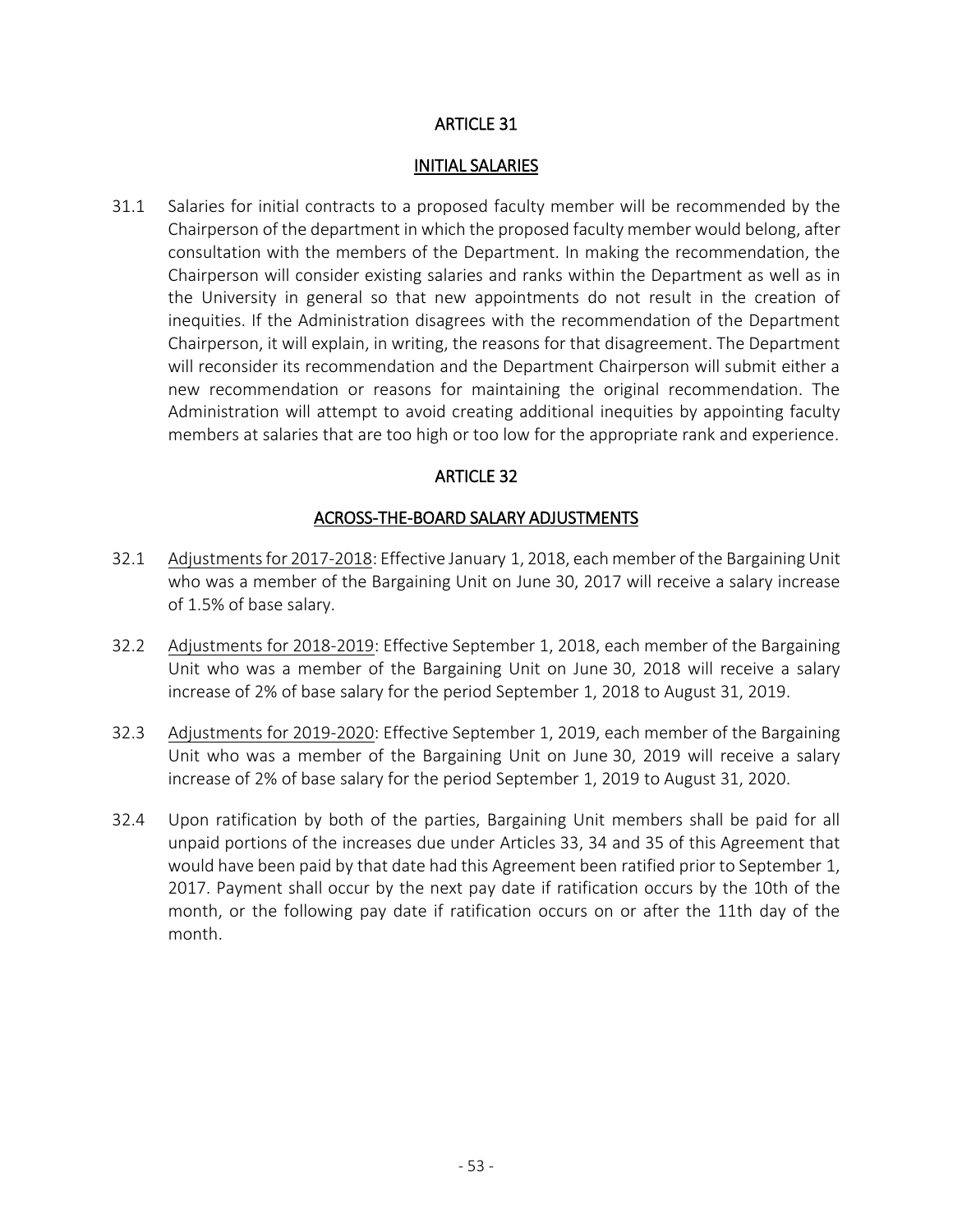## ARTICLE 31

### INITIAL SALARIES

31.1 Salaries for initial contracts to a proposed faculty member will be recommended by the Chairperson of the department in which the proposed faculty member would belong, after consultation with the members of the Department. In making the recommendation, the Chairperson will consider existing salaries and ranks within the Department as well as in the University in general so that new appointments do not result in the creation of inequities. If the Administration disagrees with the recommendation of the Department Chairperson, it will explain, in writing, the reasons for that disagreement. The Department will reconsider its recommendation and the Department Chairperson will submit either a new recommendation or reasons for maintaining the original recommendation. The Administration will attempt to avoid creating additional inequities by appointing faculty members at salaries that are too high or too low for the appropriate rank and experience.

## ARTICLE 32

### ACROSS-THE-BOARD SALARY ADJUSTMENTS

32.1 Adjustments for 2017-2018: Effective January 1, 2018, each member of the Bargaining Unit who was a member of the Bargaining Unit on June 30, 2017 will receive a salary increase of 1.5% of base salary.

32.2 Adjustments for 2018-2019: Effective September 1, 2018, each member of the Bargaining Unit who was a member of the Bargaining Unit on June 30, 2018 will receive a salary increase of 2% of base salary for the period September 1, 2018 to August 31, 2019.

32.3 Adjustments for 2019-2020: Effective September 1, 2019, each member of the Bargaining Unit who was a member of the Bargaining Unit on June 30, 2019 will receive a salary increase of 2% of base salary for the period September 1, 2019 to August 31, 2020.

32.4 Upon ratification by both of the parties, Bargaining Unit members shall be paid for all unpaid portions of the increases due under Articles 33, 34 and 35 of this Agreement that would have been paid by that date had this Agreement been ratified prior to September 1, 2017. Payment shall occur by the next pay date if ratification occurs by the 10th of the month, or the following pay date if ratification occurs on or after the 11th day of the month.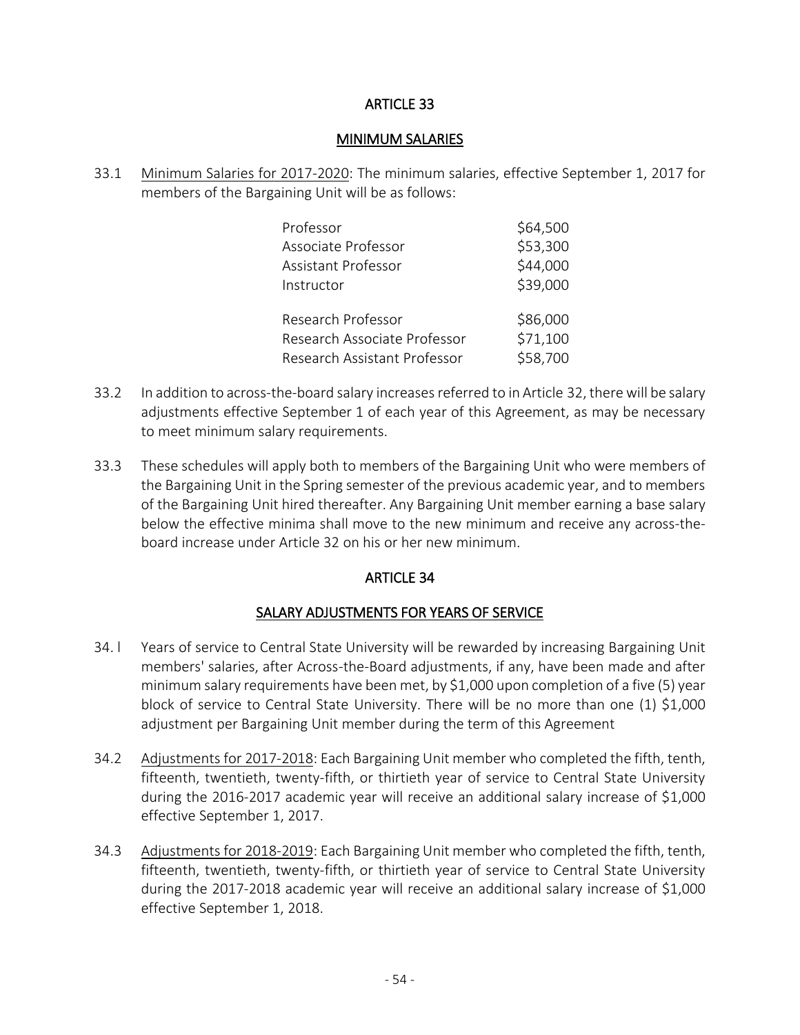# ARTICLE 33

## MINIMUM SALARIES

33.1 Minimum Salaries for 2017-2020: The minimum salaries, effective September 1, 2017 for members of the Bargaining Unit will be as follows:

| | |
|---|---|
| Professor | $64,500 |
| Associate Professor | $53,300 |
| Assistant Professor | $44,000 |
| Instructor | $39,000 |
| Research Professor | $86,000 |
| Research Associate Professor | $71,100 |
| Research Assistant Professor | $58,700 |

33.2 In addition to across-the-board salary increases referred to in Article 32, there will be salary adjustments effective September 1 of each year of this Agreement, as may be necessary to meet minimum salary requirements.

33.3 These schedules will apply both to members of the Bargaining Unit who were members of the Bargaining Unit in the Spring semester of the previous academic year, and to members of the Bargaining Unit hired thereafter. Any Bargaining Unit member earning a base salary below the effective minima shall move to the new minimum and receive any across-the-board increase under Article 32 on his or her new minimum.

# ARTICLE 34

## SALARY ADJUSTMENTS FOR YEARS OF SERVICE

34.l Years of service to Central State University will be rewarded by increasing Bargaining Unit members' salaries, after Across-the-Board adjustments, if any, have been made and after minimum salary requirements have been met, by $1,000 upon completion of a five (5) year block of service to Central State University. There will be no more than one (1) $1,000 adjustment per Bargaining Unit member during the term of this Agreement

34.2 Adjustments for 2017-2018: Each Bargaining Unit member who completed the fifth, tenth, fifteenth, twentieth, twenty-fifth, or thirtieth year of service to Central State University during the 2016-2017 academic year will receive an additional salary increase of $1,000 effective September 1, 2017.

34.3 Adjustments for 2018-2019: Each Bargaining Unit member who completed the fifth, tenth, fifteenth, twentieth, twenty-fifth, or thirtieth year of service to Central State University during the 2017-2018 academic year will receive an additional salary increase of $1,000 effective September 1, 2018.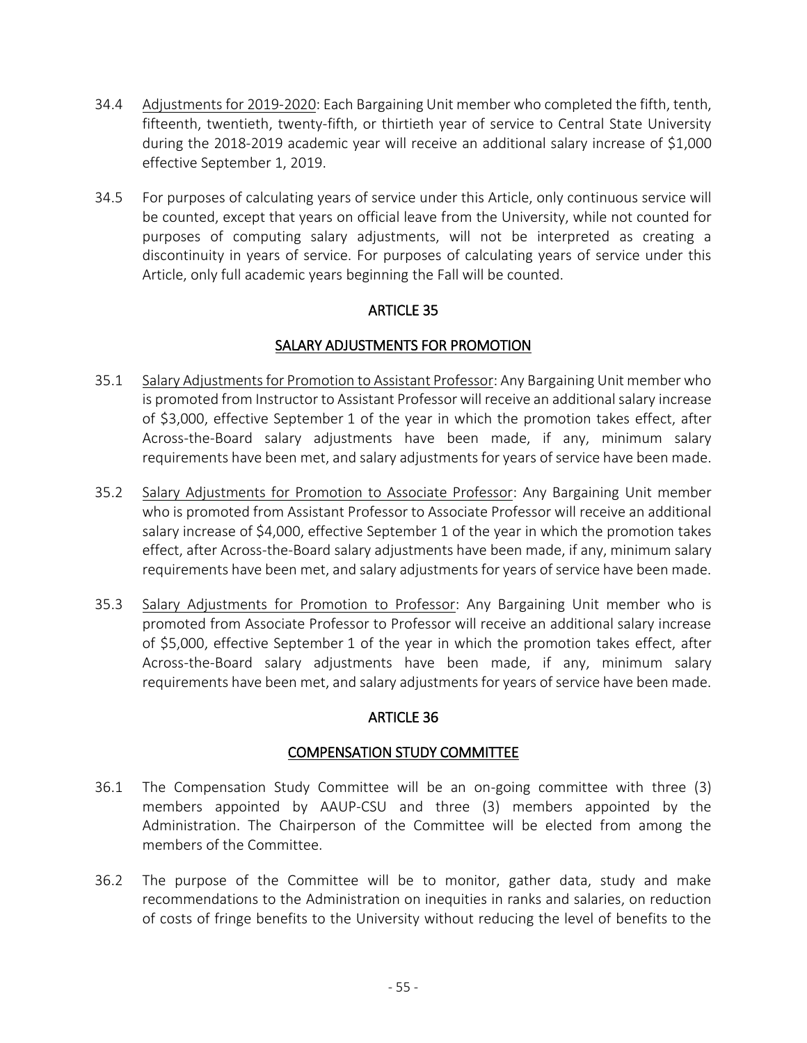34.4 Adjustments for 2019-2020: Each Bargaining Unit member who completed the fifth, tenth, fifteenth, twentieth, twenty-fifth, or thirtieth year of service to Central State University during the 2018-2019 academic year will receive an additional salary increase of $1,000 effective September 1, 2019.

34.5 For purposes of calculating years of service under this Article, only continuous service will be counted, except that years on official leave from the University, while not counted for purposes of computing salary adjustments, will not be interpreted as creating a discontinuity in years of service. For purposes of calculating years of service under this Article, only full academic years beginning the Fall will be counted.

## ARTICLE 35

## SALARY ADJUSTMENTS FOR PROMOTION

35.1 Salary Adjustments for Promotion to Assistant Professor: Any Bargaining Unit member who is promoted from Instructor to Assistant Professor will receive an additional salary increase of $3,000, effective September 1 of the year in which the promotion takes effect, after Across-the-Board salary adjustments have been made, if any, minimum salary requirements have been met, and salary adjustments for years of service have been made.

35.2 Salary Adjustments for Promotion to Associate Professor: Any Bargaining Unit member who is promoted from Assistant Professor to Associate Professor will receive an additional salary increase of $4,000, effective September 1 of the year in which the promotion takes effect, after Across-the-Board salary adjustments have been made, if any, minimum salary requirements have been met, and salary adjustments for years of service have been made.

35.3 Salary Adjustments for Promotion to Professor: Any Bargaining Unit member who is promoted from Associate Professor to Professor will receive an additional salary increase of $5,000, effective September 1 of the year in which the promotion takes effect, after Across-the-Board salary adjustments have been made, if any, minimum salary requirements have been met, and salary adjustments for years of service have been made.

## ARTICLE 36

## COMPENSATION STUDY COMMITTEE

36.1 The Compensation Study Committee will be an on-going committee with three (3) members appointed by AAUP-CSU and three (3) members appointed by the Administration. The Chairperson of the Committee will be elected from among the members of the Committee.

36.2 The purpose of the Committee will be to monitor, gather data, study and make recommendations to the Administration on inequities in ranks and salaries, on reduction of costs of fringe benefits to the University without reducing the level of benefits to the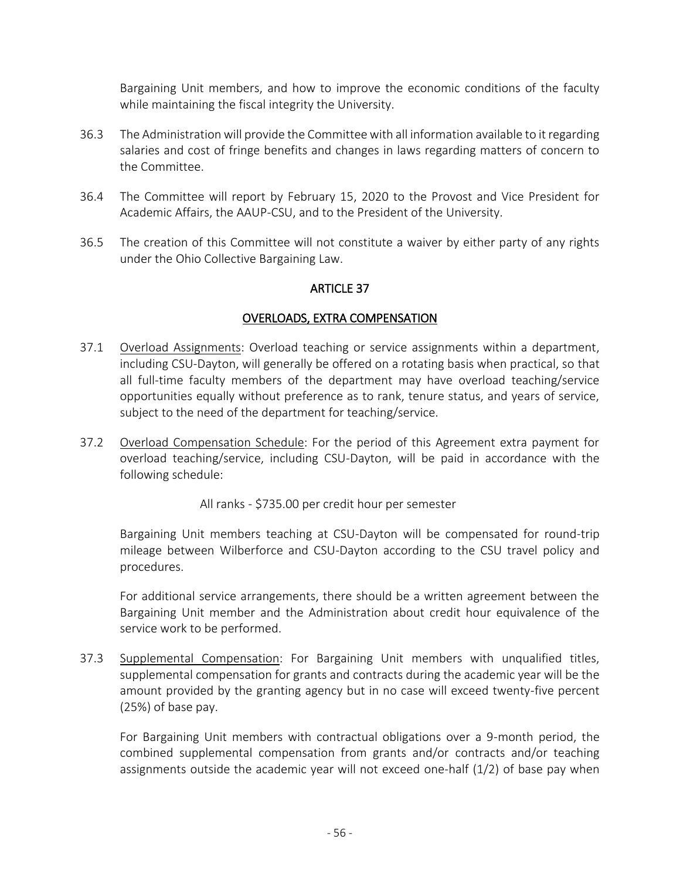Bargaining Unit members, and how to improve the economic conditions of the faculty while maintaining the fiscal integrity the University.

36.3 The Administration will provide the Committee with all information available to it regarding salaries and cost of fringe benefits and changes in laws regarding matters of concern to the Committee.

36.4 The Committee will report by February 15, 2020 to the Provost and Vice President for Academic Affairs, the AAUP-CSU, and to the President of the University.

36.5 The creation of this Committee will not constitute a waiver by either party of any rights under the Ohio Collective Bargaining Law.

## ARTICLE 37

## OVERLOADS, EXTRA COMPENSATION

37.1 Overload Assignments: Overload teaching or service assignments within a department, including CSU-Dayton, will generally be offered on a rotating basis when practical, so that all full-time faculty members of the department may have overload teaching/service opportunities equally without preference as to rank, tenure status, and years of service, subject to the need of the department for teaching/service.

37.2 Overload Compensation Schedule: For the period of this Agreement extra payment for overload teaching/service, including CSU-Dayton, will be paid in accordance with the following schedule:

All ranks - $735.00 per credit hour per semester

Bargaining Unit members teaching at CSU-Dayton will be compensated for round-trip mileage between Wilberforce and CSU-Dayton according to the CSU travel policy and procedures.

For additional service arrangements, there should be a written agreement between the Bargaining Unit member and the Administration about credit hour equivalence of the service work to be performed.

37.3 Supplemental Compensation: For Bargaining Unit members with unqualified titles, supplemental compensation for grants and contracts during the academic year will be the amount provided by the granting agency but in no case will exceed twenty-five percent (25%) of base pay.

For Bargaining Unit members with contractual obligations over a 9-month period, the combined supplemental compensation from grants and/or contracts and/or teaching assignments outside the academic year will not exceed one-half (1/2) of base pay when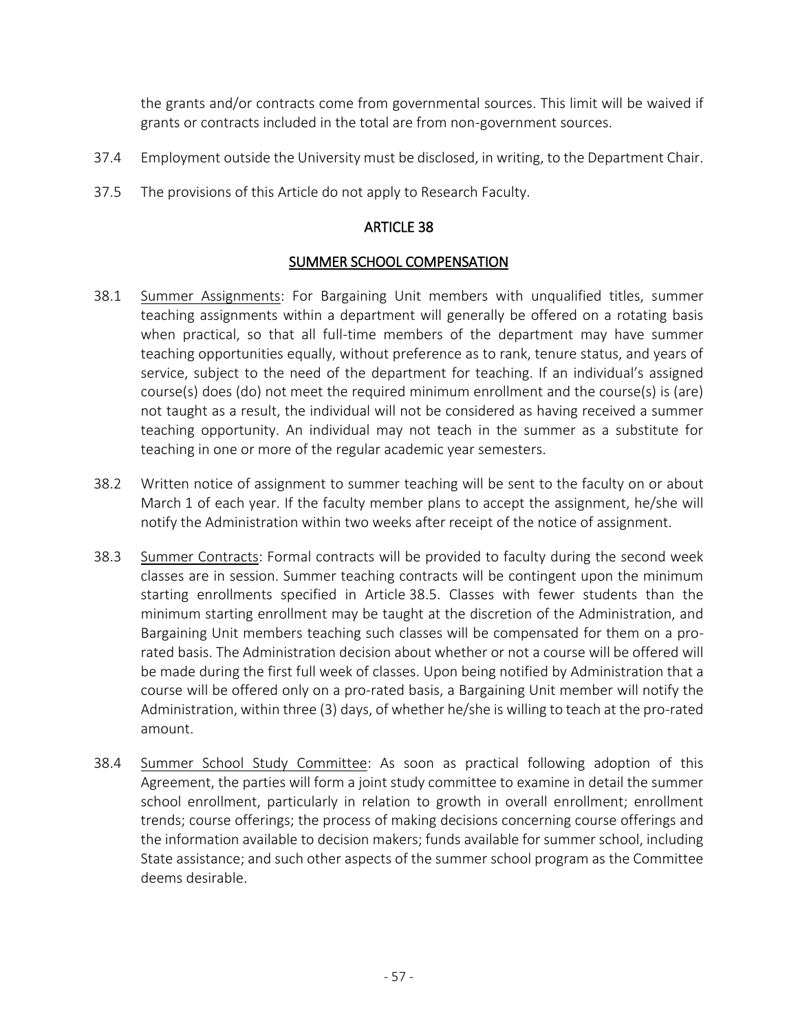the grants and/or contracts come from governmental sources. This limit will be waived if grants or contracts included in the total are from non-government sources.

37.4 Employment outside the University must be disclosed, in writing, to the Department Chair.

37.5 The provisions of this Article do not apply to Research Faculty.

## ARTICLE 38

## SUMMER SCHOOL COMPENSATION

38.1 Summer Assignments: For Bargaining Unit members with unqualified titles, summer teaching assignments within a department will generally be offered on a rotating basis when practical, so that all full-time members of the department may have summer teaching opportunities equally, without preference as to rank, tenure status, and years of service, subject to the need of the department for teaching. If an individual's assigned course(s) does (do) not meet the required minimum enrollment and the course(s) is (are) not taught as a result, the individual will not be considered as having received a summer teaching opportunity. An individual may not teach in the summer as a substitute for teaching in one or more of the regular academic year semesters.

38.2 Written notice of assignment to summer teaching will be sent to the faculty on or about March 1 of each year. If the faculty member plans to accept the assignment, he/she will notify the Administration within two weeks after receipt of the notice of assignment.

38.3 Summer Contracts: Formal contracts will be provided to faculty during the second week classes are in session. Summer teaching contracts will be contingent upon the minimum starting enrollments specified in Article 38.5. Classes with fewer students than the minimum starting enrollment may be taught at the discretion of the Administration, and Bargaining Unit members teaching such classes will be compensated for them on a pro-rated basis. The Administration decision about whether or not a course will be offered will be made during the first full week of classes. Upon being notified by Administration that a course will be offered only on a pro-rated basis, a Bargaining Unit member will notify the Administration, within three (3) days, of whether he/she is willing to teach at the pro-rated amount.

38.4 Summer School Study Committee: As soon as practical following adoption of this Agreement, the parties will form a joint study committee to examine in detail the summer school enrollment, particularly in relation to growth in overall enrollment; enrollment trends; course offerings; the process of making decisions concerning course offerings and the information available to decision makers; funds available for summer school, including State assistance; and such other aspects of the summer school program as the Committee deems desirable.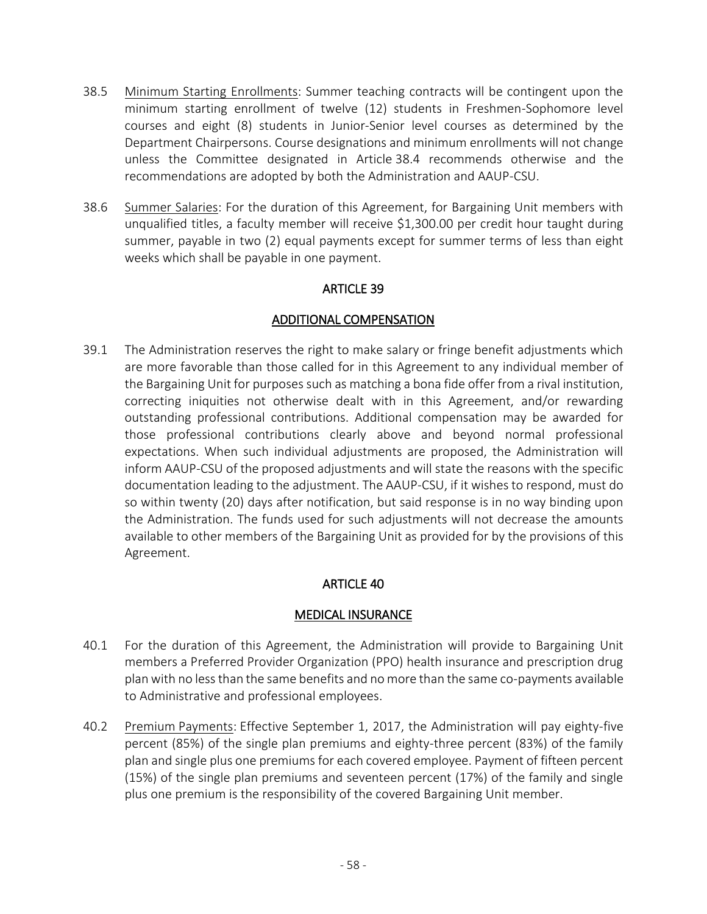38.5 Minimum Starting Enrollments: Summer teaching contracts will be contingent upon the minimum starting enrollment of twelve (12) students in Freshmen-Sophomore level courses and eight (8) students in Junior-Senior level courses as determined by the Department Chairpersons. Course designations and minimum enrollments will not change unless the Committee designated in Article 38.4 recommends otherwise and the recommendations are adopted by both the Administration and AAUP-CSU.

38.6 Summer Salaries: For the duration of this Agreement, for Bargaining Unit members with unqualified titles, a faculty member will receive $1,300.00 per credit hour taught during summer, payable in two (2) equal payments except for summer terms of less than eight weeks which shall be payable in one payment.

## ARTICLE 39

## ADDITIONAL COMPENSATION

39.1 The Administration reserves the right to make salary or fringe benefit adjustments which are more favorable than those called for in this Agreement to any individual member of the Bargaining Unit for purposes such as matching a bona fide offer from a rival institution, correcting iniquities not otherwise dealt with in this Agreement, and/or rewarding outstanding professional contributions. Additional compensation may be awarded for those professional contributions clearly above and beyond normal professional expectations. When such individual adjustments are proposed, the Administration will inform AAUP-CSU of the proposed adjustments and will state the reasons with the specific documentation leading to the adjustment. The AAUP-CSU, if it wishes to respond, must do so within twenty (20) days after notification, but said response is in no way binding upon the Administration. The funds used for such adjustments will not decrease the amounts available to other members of the Bargaining Unit as provided for by the provisions of this Agreement.

## ARTICLE 40

## MEDICAL INSURANCE

40.1 For the duration of this Agreement, the Administration will provide to Bargaining Unit members a Preferred Provider Organization (PPO) health insurance and prescription drug plan with no less than the same benefits and no more than the same co-payments available to Administrative and professional employees.

40.2 Premium Payments: Effective September 1, 2017, the Administration will pay eighty-five percent (85%) of the single plan premiums and eighty-three percent (83%) of the family plan and single plus one premiums for each covered employee. Payment of fifteen percent (15%) of the single plan premiums and seventeen percent (17%) of the family and single plus one premium is the responsibility of the covered Bargaining Unit member.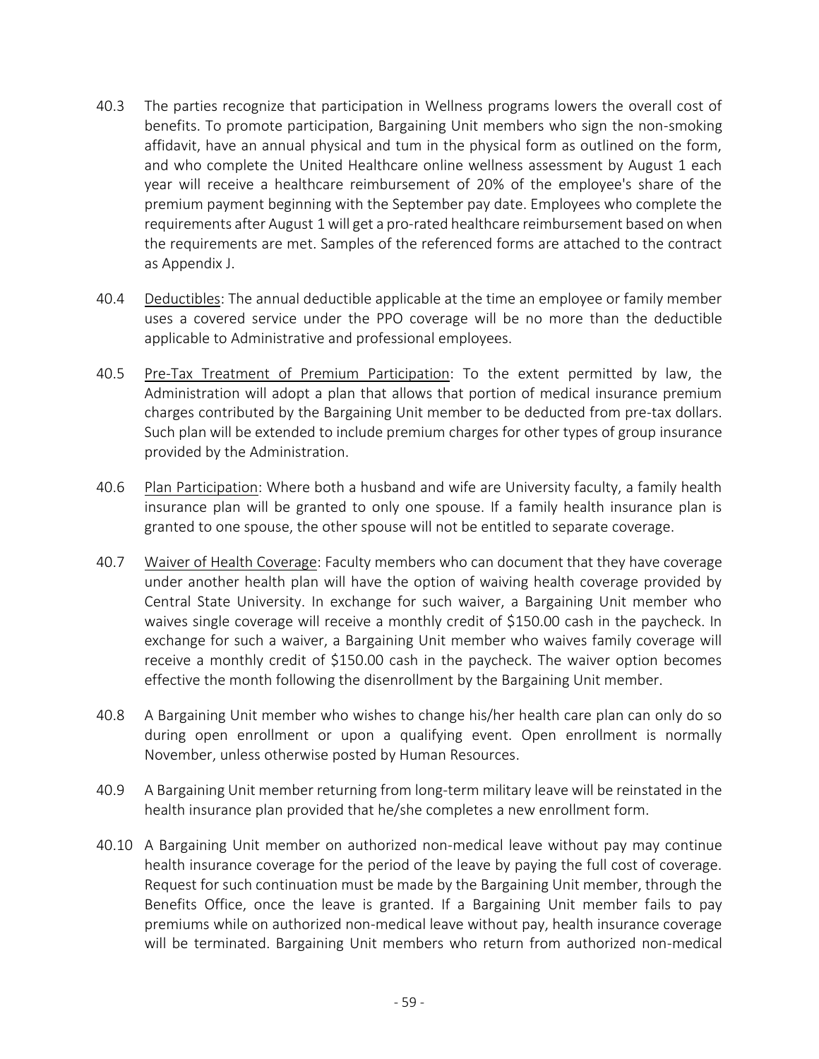40.3 The parties recognize that participation in Wellness programs lowers the overall cost of benefits. To promote participation, Bargaining Unit members who sign the non-smoking affidavit, have an annual physical and tum in the physical form as outlined on the form, and who complete the United Healthcare online wellness assessment by August 1 each year will receive a healthcare reimbursement of 20% of the employee's share of the premium payment beginning with the September pay date. Employees who complete the requirements after August 1 will get a pro-rated healthcare reimbursement based on when the requirements are met. Samples of the referenced forms are attached to the contract as Appendix J.

40.4 Deductibles: The annual deductible applicable at the time an employee or family member uses a covered service under the PPO coverage will be no more than the deductible applicable to Administrative and professional employees.

40.5 Pre-Tax Treatment of Premium Participation: To the extent permitted by law, the Administration will adopt a plan that allows that portion of medical insurance premium charges contributed by the Bargaining Unit member to be deducted from pre-tax dollars. Such plan will be extended to include premium charges for other types of group insurance provided by the Administration.

40.6 Plan Participation: Where both a husband and wife are University faculty, a family health insurance plan will be granted to only one spouse. If a family health insurance plan is granted to one spouse, the other spouse will not be entitled to separate coverage.

40.7 Waiver of Health Coverage: Faculty members who can document that they have coverage under another health plan will have the option of waiving health coverage provided by Central State University. In exchange for such waiver, a Bargaining Unit member who waives single coverage will receive a monthly credit of $150.00 cash in the paycheck. In exchange for such a waiver, a Bargaining Unit member who waives family coverage will receive a monthly credit of $150.00 cash in the paycheck. The waiver option becomes effective the month following the disenrollment by the Bargaining Unit member.

40.8 A Bargaining Unit member who wishes to change his/her health care plan can only do so during open enrollment or upon a qualifying event. Open enrollment is normally November, unless otherwise posted by Human Resources.

40.9 A Bargaining Unit member returning from long-term military leave will be reinstated in the health insurance plan provided that he/she completes a new enrollment form.

40.10 A Bargaining Unit member on authorized non-medical leave without pay may continue health insurance coverage for the period of the leave by paying the full cost of coverage. Request for such continuation must be made by the Bargaining Unit member, through the Benefits Office, once the leave is granted. If a Bargaining Unit member fails to pay premiums while on authorized non-medical leave without pay, health insurance coverage will be terminated. Bargaining Unit members who return from authorized non-medical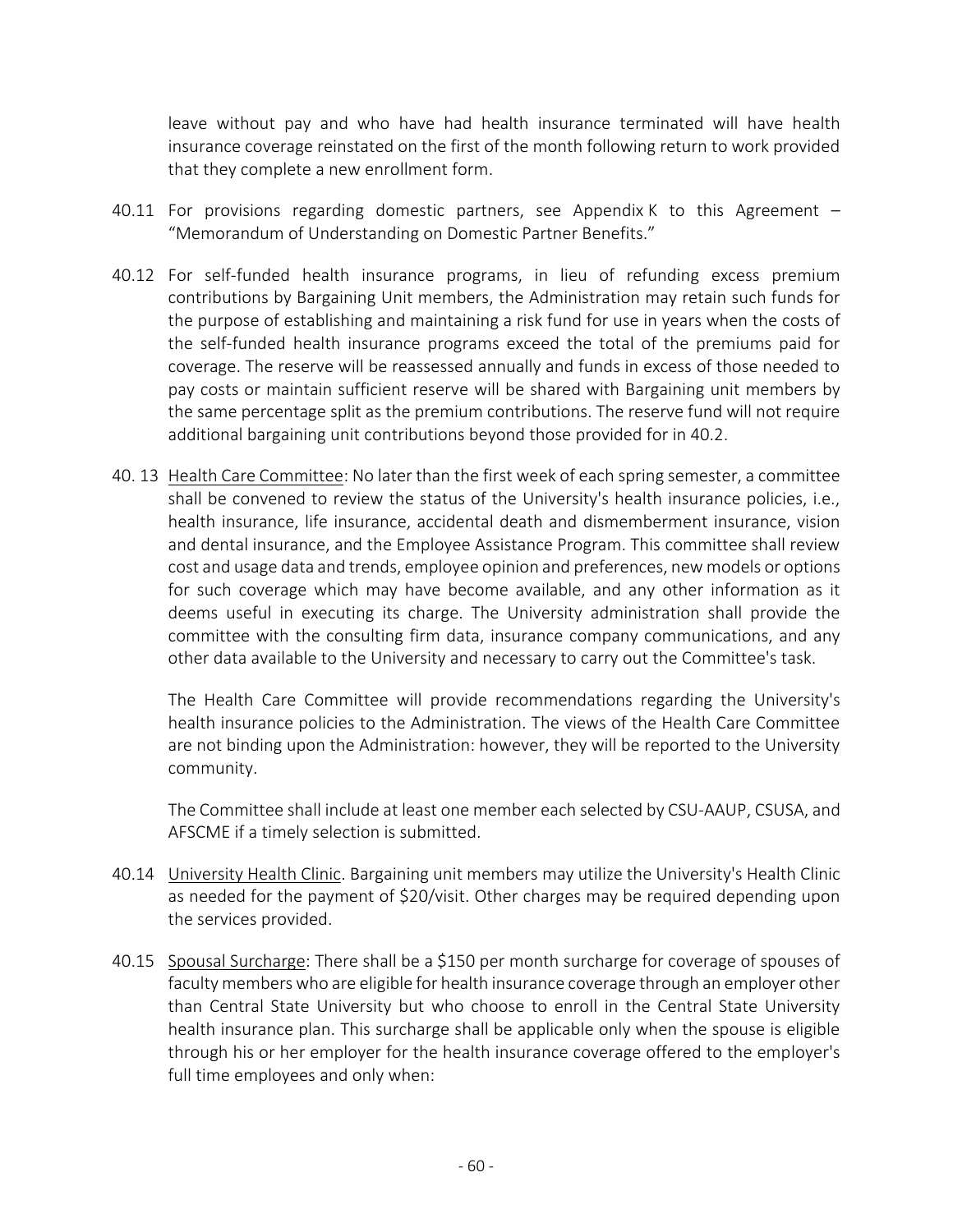leave without pay and who have had health insurance terminated will have health insurance coverage reinstated on the first of the month following return to work provided that they complete a new enrollment form.

40.11 For provisions regarding domestic partners, see Appendix K to this Agreement – "Memorandum of Understanding on Domestic Partner Benefits."

40.12 For self-funded health insurance programs, in lieu of refunding excess premium contributions by Bargaining Unit members, the Administration may retain such funds for the purpose of establishing and maintaining a risk fund for use in years when the costs of the self-funded health insurance programs exceed the total of the premiums paid for coverage. The reserve will be reassessed annually and funds in excess of those needed to pay costs or maintain sufficient reserve will be shared with Bargaining unit members by the same percentage split as the premium contributions. The reserve fund will not require additional bargaining unit contributions beyond those provided for in 40.2.

40. 13 <u>Health Care Committee</u>: No later than the first week of each spring semester, a committee shall be convened to review the status of the University's health insurance policies, i.e., health insurance, life insurance, accidental death and dismemberment insurance, vision and dental insurance, and the Employee Assistance Program. This committee shall review cost and usage data and trends, employee opinion and preferences, new models or options for such coverage which may have become available, and any other information as it deems useful in executing its charge. The University administration shall provide the committee with the consulting firm data, insurance company communications, and any other data available to the University and necessary to carry out the Committee's task.

The Health Care Committee will provide recommendations regarding the University's health insurance policies to the Administration. The views of the Health Care Committee are not binding upon the Administration: however, they will be reported to the University community.

The Committee shall include at least one member each selected by CSU-AAUP, CSUSA, and AFSCME if a timely selection is submitted.

40.14 <u>University Health Clinic</u>. Bargaining unit members may utilize the University's Health Clinic as needed for the payment of $20/visit. Other charges may be required depending upon the services provided.

40.15 <u>Spousal Surcharge</u>: There shall be a $150 per month surcharge for coverage of spouses of faculty members who are eligible for health insurance coverage through an employer other than Central State University but who choose to enroll in the Central State University health insurance plan. This surcharge shall be applicable only when the spouse is eligible through his or her employer for the health insurance coverage offered to the employer's full time employees and only when: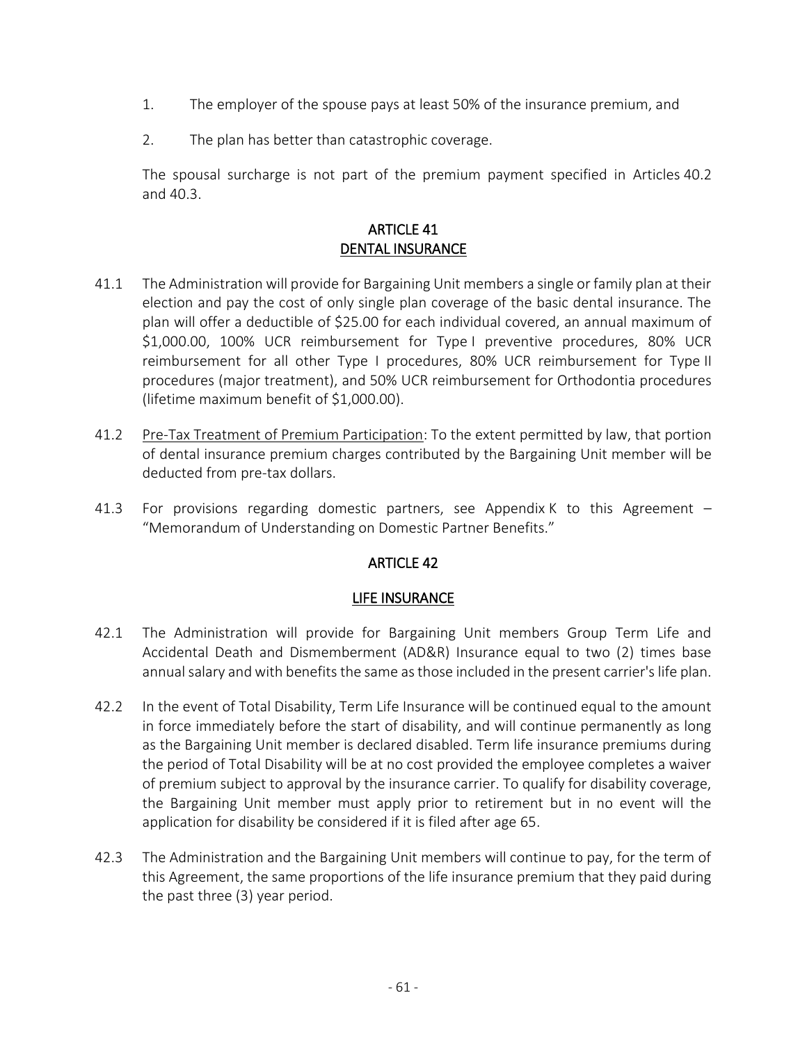1. The employer of the spouse pays at least 50% of the insurance premium, and

2. The plan has better than catastrophic coverage.

The spousal surcharge is not part of the premium payment specified in Articles 40.2 and 40.3.

## ARTICLE 41
## DENTAL INSURANCE

41.1 The Administration will provide for Bargaining Unit members a single or family plan at their election and pay the cost of only single plan coverage of the basic dental insurance. The plan will offer a deductible of $25.00 for each individual covered, an annual maximum of $1,000.00, 100% UCR reimbursement for Type I preventive procedures, 80% UCR reimbursement for all other Type I procedures, 80% UCR reimbursement for Type II procedures (major treatment), and 50% UCR reimbursement for Orthodontia procedures (lifetime maximum benefit of $1,000.00).

41.2 Pre-Tax Treatment of Premium Participation: To the extent permitted by law, that portion of dental insurance premium charges contributed by the Bargaining Unit member will be deducted from pre-tax dollars.

41.3 For provisions regarding domestic partners, see Appendix K to this Agreement – "Memorandum of Understanding on Domestic Partner Benefits."

## ARTICLE 42

## LIFE INSURANCE

42.1 The Administration will provide for Bargaining Unit members Group Term Life and Accidental Death and Dismemberment (AD&R) Insurance equal to two (2) times base annual salary and with benefits the same as those included in the present carrier's life plan.

42.2 In the event of Total Disability, Term Life Insurance will be continued equal to the amount in force immediately before the start of disability, and will continue permanently as long as the Bargaining Unit member is declared disabled. Term life insurance premiums during the period of Total Disability will be at no cost provided the employee completes a waiver of premium subject to approval by the insurance carrier. To qualify for disability coverage, the Bargaining Unit member must apply prior to retirement but in no event will the application for disability be considered if it is filed after age 65.

42.3 The Administration and the Bargaining Unit members will continue to pay, for the term of this Agreement, the same proportions of the life insurance premium that they paid during the past three (3) year period.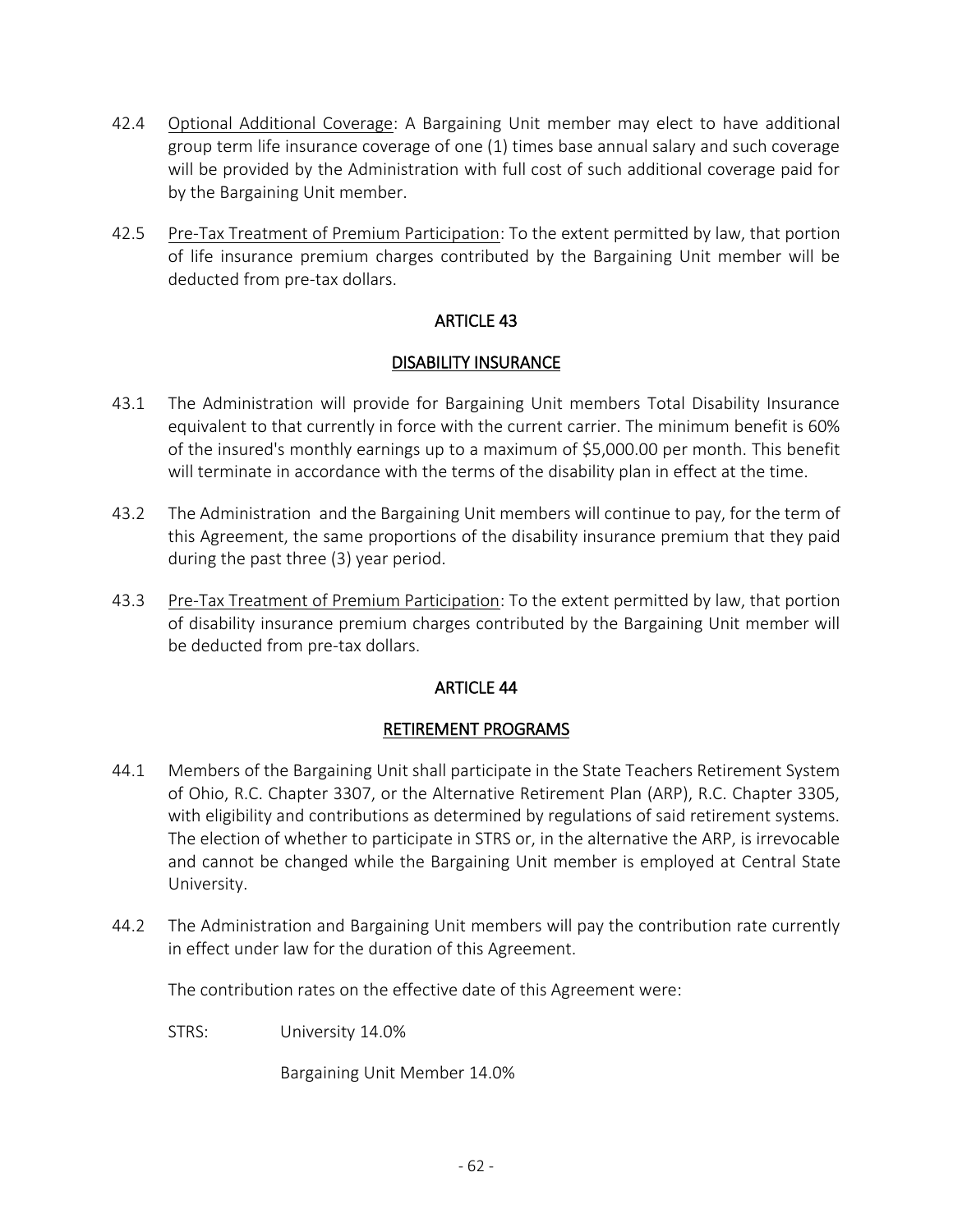42.4 Optional Additional Coverage: A Bargaining Unit member may elect to have additional group term life insurance coverage of one (1) times base annual salary and such coverage will be provided by the Administration with full cost of such additional coverage paid for by the Bargaining Unit member.

42.5 Pre-Tax Treatment of Premium Participation: To the extent permitted by law, that portion of life insurance premium charges contributed by the Bargaining Unit member will be deducted from pre-tax dollars.

## ARTICLE 43

## DISABILITY INSURANCE

43.1 The Administration will provide for Bargaining Unit members Total Disability Insurance equivalent to that currently in force with the current carrier. The minimum benefit is 60% of the insured's monthly earnings up to a maximum of $5,000.00 per month. This benefit will terminate in accordance with the terms of the disability plan in effect at the time.

43.2 The Administration and the Bargaining Unit members will continue to pay, for the term of this Agreement, the same proportions of the disability insurance premium that they paid during the past three (3) year period.

43.3 Pre-Tax Treatment of Premium Participation: To the extent permitted by law, that portion of disability insurance premium charges contributed by the Bargaining Unit member will be deducted from pre-tax dollars.

## ARTICLE 44

## RETIREMENT PROGRAMS

44.1 Members of the Bargaining Unit shall participate in the State Teachers Retirement System of Ohio, R.C. Chapter 3307, or the Alternative Retirement Plan (ARP), R.C. Chapter 3305, with eligibility and contributions as determined by regulations of said retirement systems. The election of whether to participate in STRS or, in the alternative the ARP, is irrevocable and cannot be changed while the Bargaining Unit member is employed at Central State University.

44.2 The Administration and Bargaining Unit members will pay the contribution rate currently in effect under law for the duration of this Agreement.

The contribution rates on the effective date of this Agreement were:

STRS: University 14.0%

Bargaining Unit Member 14.0%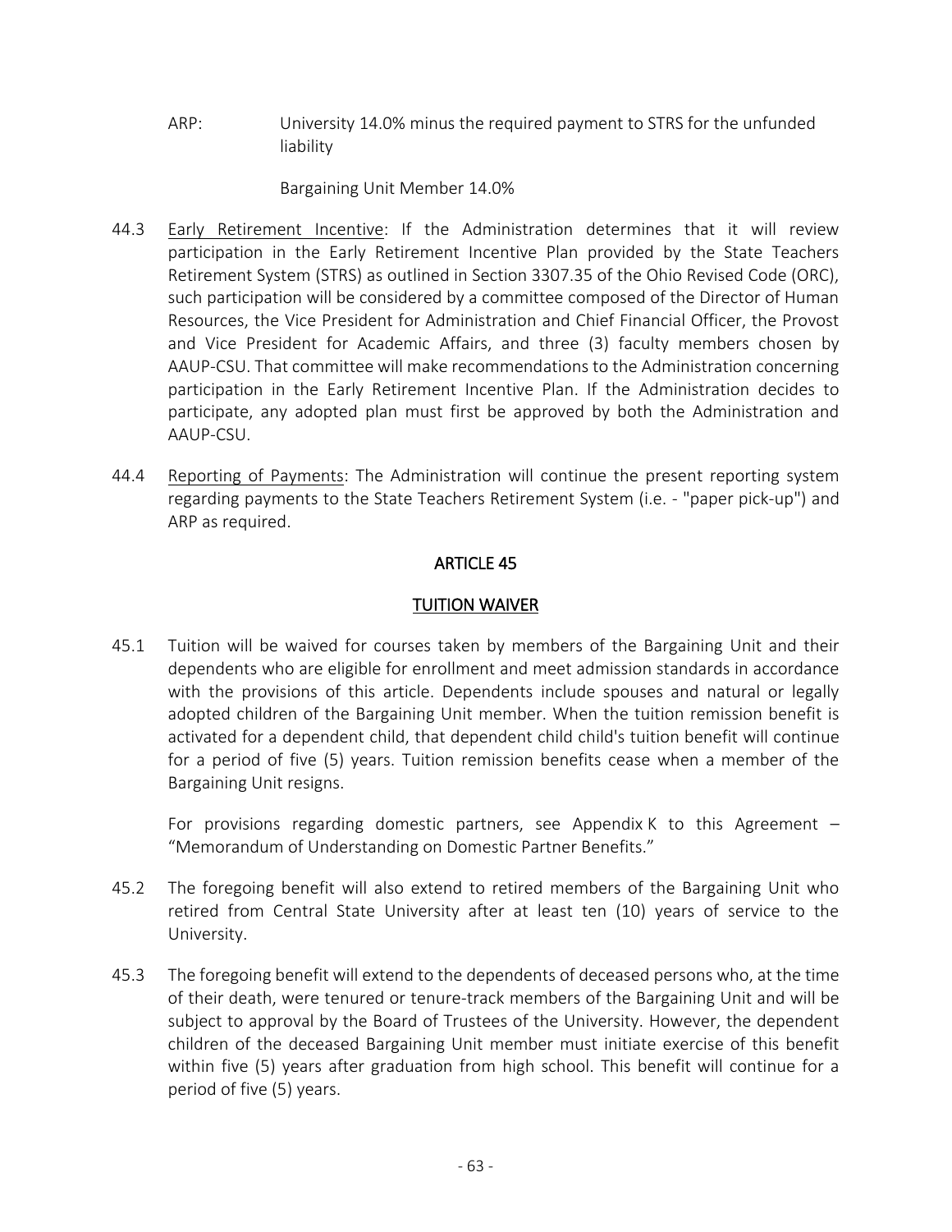ARP: University 14.0% minus the required payment to STRS for the unfunded liability

Bargaining Unit Member 14.0%

44.3 Early Retirement Incentive: If the Administration determines that it will review participation in the Early Retirement Incentive Plan provided by the State Teachers Retirement System (STRS) as outlined in Section 3307.35 of the Ohio Revised Code (ORC), such participation will be considered by a committee composed of the Director of Human Resources, the Vice President for Administration and Chief Financial Officer, the Provost and Vice President for Academic Affairs, and three (3) faculty members chosen by AAUP-CSU. That committee will make recommendations to the Administration concerning participation in the Early Retirement Incentive Plan. If the Administration decides to participate, any adopted plan must first be approved by both the Administration and AAUP-CSU.

44.4 Reporting of Payments: The Administration will continue the present reporting system regarding payments to the State Teachers Retirement System (i.e. - "paper pick-up") and ARP as required.

## ARTICLE 45

## TUITION WAIVER

45.1 Tuition will be waived for courses taken by members of the Bargaining Unit and their dependents who are eligible for enrollment and meet admission standards in accordance with the provisions of this article. Dependents include spouses and natural or legally adopted children of the Bargaining Unit member. When the tuition remission benefit is activated for a dependent child, that dependent child child's tuition benefit will continue for a period of five (5) years. Tuition remission benefits cease when a member of the Bargaining Unit resigns.

For provisions regarding domestic partners, see Appendix K to this Agreement – "Memorandum of Understanding on Domestic Partner Benefits."

45.2 The foregoing benefit will also extend to retired members of the Bargaining Unit who retired from Central State University after at least ten (10) years of service to the University.

45.3 The foregoing benefit will extend to the dependents of deceased persons who, at the time of their death, were tenured or tenure-track members of the Bargaining Unit and will be subject to approval by the Board of Trustees of the University. However, the dependent children of the deceased Bargaining Unit member must initiate exercise of this benefit within five (5) years after graduation from high school. This benefit will continue for a period of five (5) years.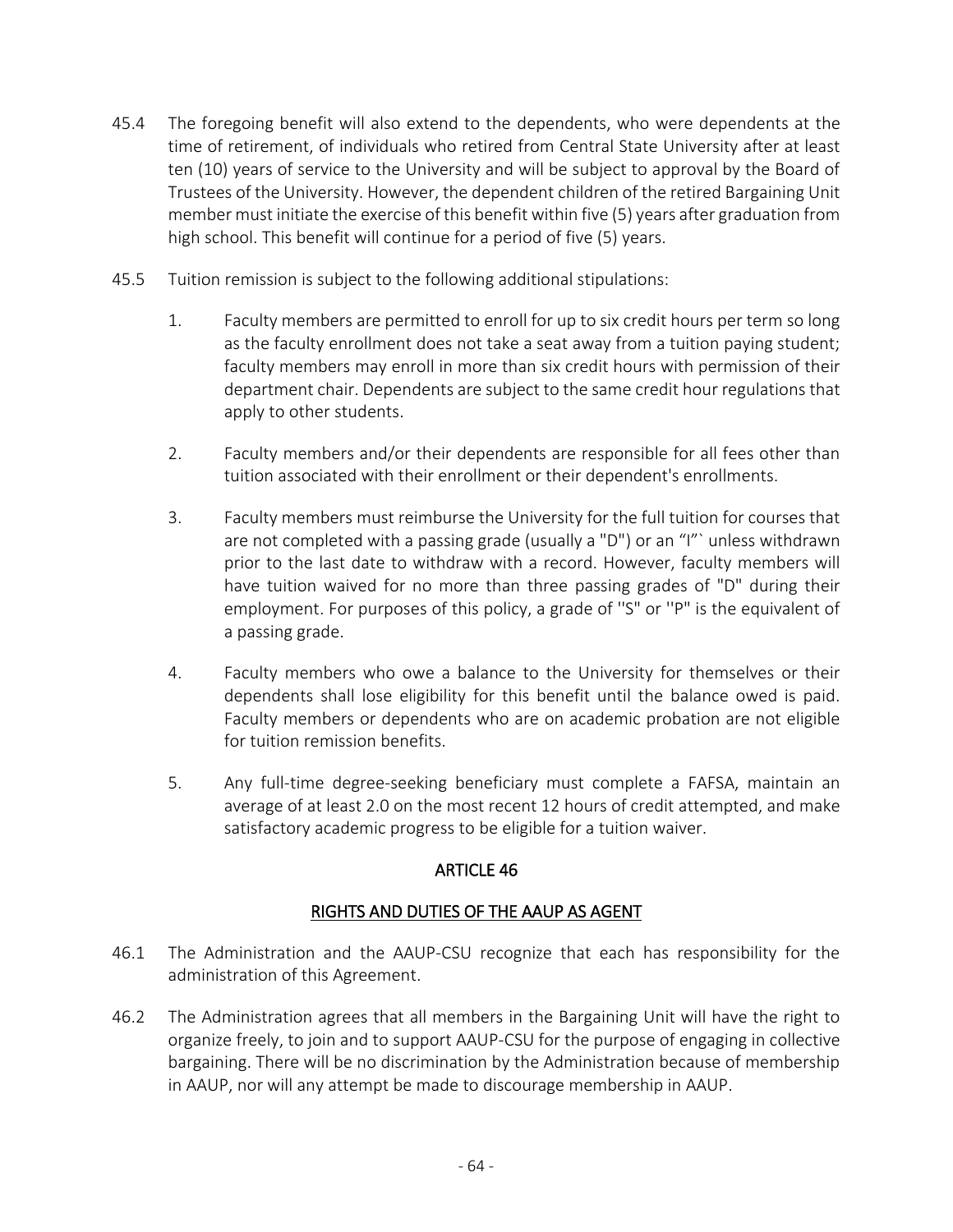45.4 The foregoing benefit will also extend to the dependents, who were dependents at the time of retirement, of individuals who retired from Central State University after at least ten (10) years of service to the University and will be subject to approval by the Board of Trustees of the University. However, the dependent children of the retired Bargaining Unit member must initiate the exercise of this benefit within five (5) years after graduation from high school. This benefit will continue for a period of five (5) years.

45.5 Tuition remission is subject to the following additional stipulations:

1. Faculty members are permitted to enroll for up to six credit hours per term so long as the faculty enrollment does not take a seat away from a tuition paying student; faculty members may enroll in more than six credit hours with permission of their department chair. Dependents are subject to the same credit hour regulations that apply to other students.

2. Faculty members and/or their dependents are responsible for all fees other than tuition associated with their enrollment or their dependent's enrollments.

3. Faculty members must reimburse the University for the full tuition for courses that are not completed with a passing grade (usually a "D") or an "I"` unless withdrawn prior to the last date to withdraw with a record. However, faculty members will have tuition waived for no more than three passing grades of "D" during their employment. For purposes of this policy, a grade of ''S" or ''P" is the equivalent of a passing grade.

4. Faculty members who owe a balance to the University for themselves or their dependents shall lose eligibility for this benefit until the balance owed is paid. Faculty members or dependents who are on academic probation are not eligible for tuition remission benefits.

5. Any full-time degree-seeking beneficiary must complete a FAFSA, maintain an average of at least 2.0 on the most recent 12 hours of credit attempted, and make satisfactory academic progress to be eligible for a tuition waiver.

## ARTICLE 46

## RIGHTS AND DUTIES OF THE AAUP AS AGENT

46.1 The Administration and the AAUP-CSU recognize that each has responsibility for the administration of this Agreement.

46.2 The Administration agrees that all members in the Bargaining Unit will have the right to organize freely, to join and to support AAUP-CSU for the purpose of engaging in collective bargaining. There will be no discrimination by the Administration because of membership in AAUP, nor will any attempt be made to discourage membership in AAUP.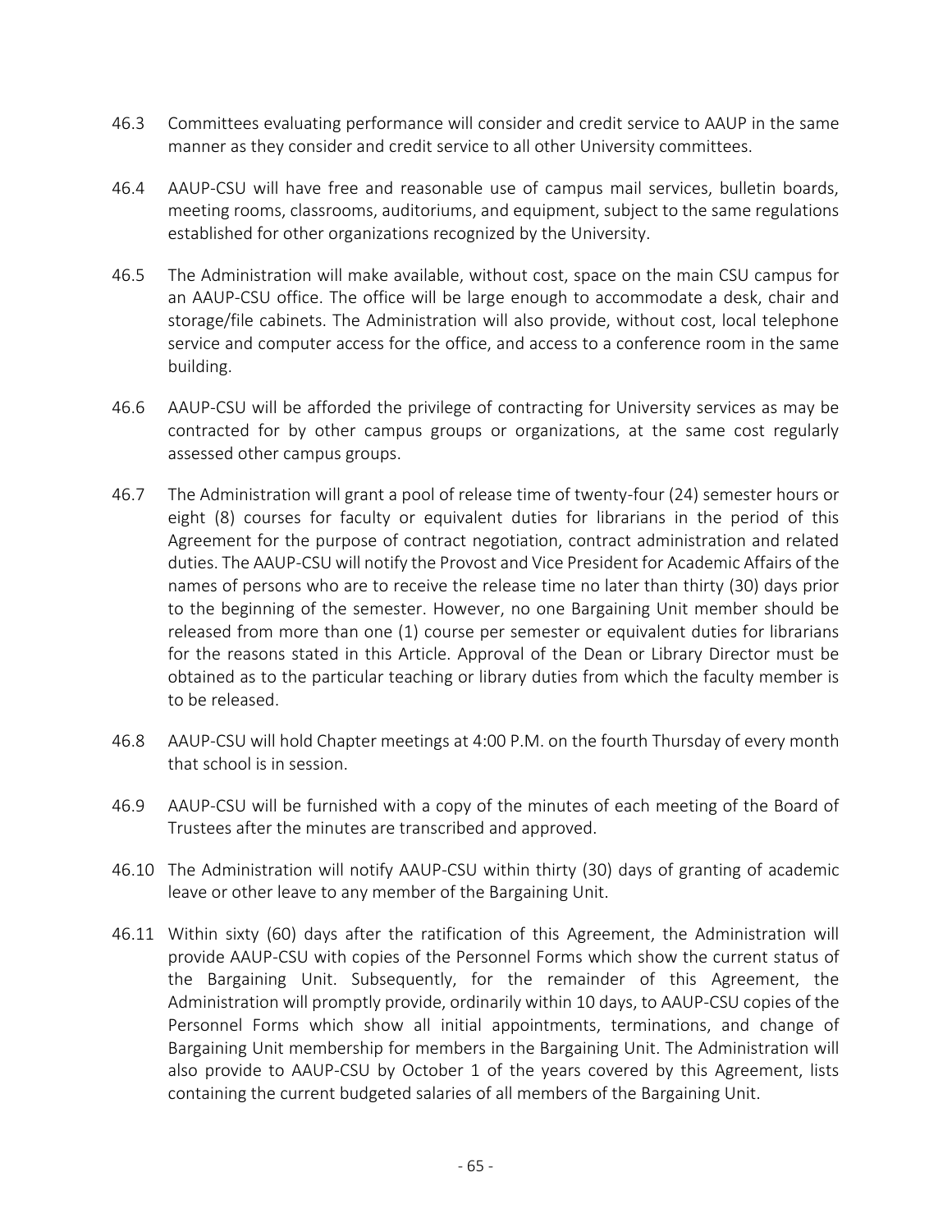46.3 Committees evaluating performance will consider and credit service to AAUP in the same manner as they consider and credit service to all other University committees.

46.4 AAUP-CSU will have free and reasonable use of campus mail services, bulletin boards, meeting rooms, classrooms, auditoriums, and equipment, subject to the same regulations established for other organizations recognized by the University.

46.5 The Administration will make available, without cost, space on the main CSU campus for an AAUP-CSU office. The office will be large enough to accommodate a desk, chair and storage/file cabinets. The Administration will also provide, without cost, local telephone service and computer access for the office, and access to a conference room in the same building.

46.6 AAUP-CSU will be afforded the privilege of contracting for University services as may be contracted for by other campus groups or organizations, at the same cost regularly assessed other campus groups.

46.7 The Administration will grant a pool of release time of twenty-four (24) semester hours or eight (8) courses for faculty or equivalent duties for librarians in the period of this Agreement for the purpose of contract negotiation, contract administration and related duties. The AAUP-CSU will notify the Provost and Vice President for Academic Affairs of the names of persons who are to receive the release time no later than thirty (30) days prior to the beginning of the semester. However, no one Bargaining Unit member should be released from more than one (1) course per semester or equivalent duties for librarians for the reasons stated in this Article. Approval of the Dean or Library Director must be obtained as to the particular teaching or library duties from which the faculty member is to be released.

46.8 AAUP-CSU will hold Chapter meetings at 4:00 P.M. on the fourth Thursday of every month that school is in session.

46.9 AAUP-CSU will be furnished with a copy of the minutes of each meeting of the Board of Trustees after the minutes are transcribed and approved.

46.10 The Administration will notify AAUP-CSU within thirty (30) days of granting of academic leave or other leave to any member of the Bargaining Unit.

46.11 Within sixty (60) days after the ratification of this Agreement, the Administration will provide AAUP-CSU with copies of the Personnel Forms which show the current status of the Bargaining Unit. Subsequently, for the remainder of this Agreement, the Administration will promptly provide, ordinarily within 10 days, to AAUP-CSU copies of the Personnel Forms which show all initial appointments, terminations, and change of Bargaining Unit membership for members in the Bargaining Unit. The Administration will also provide to AAUP-CSU by October 1 of the years covered by this Agreement, lists containing the current budgeted salaries of all members of the Bargaining Unit.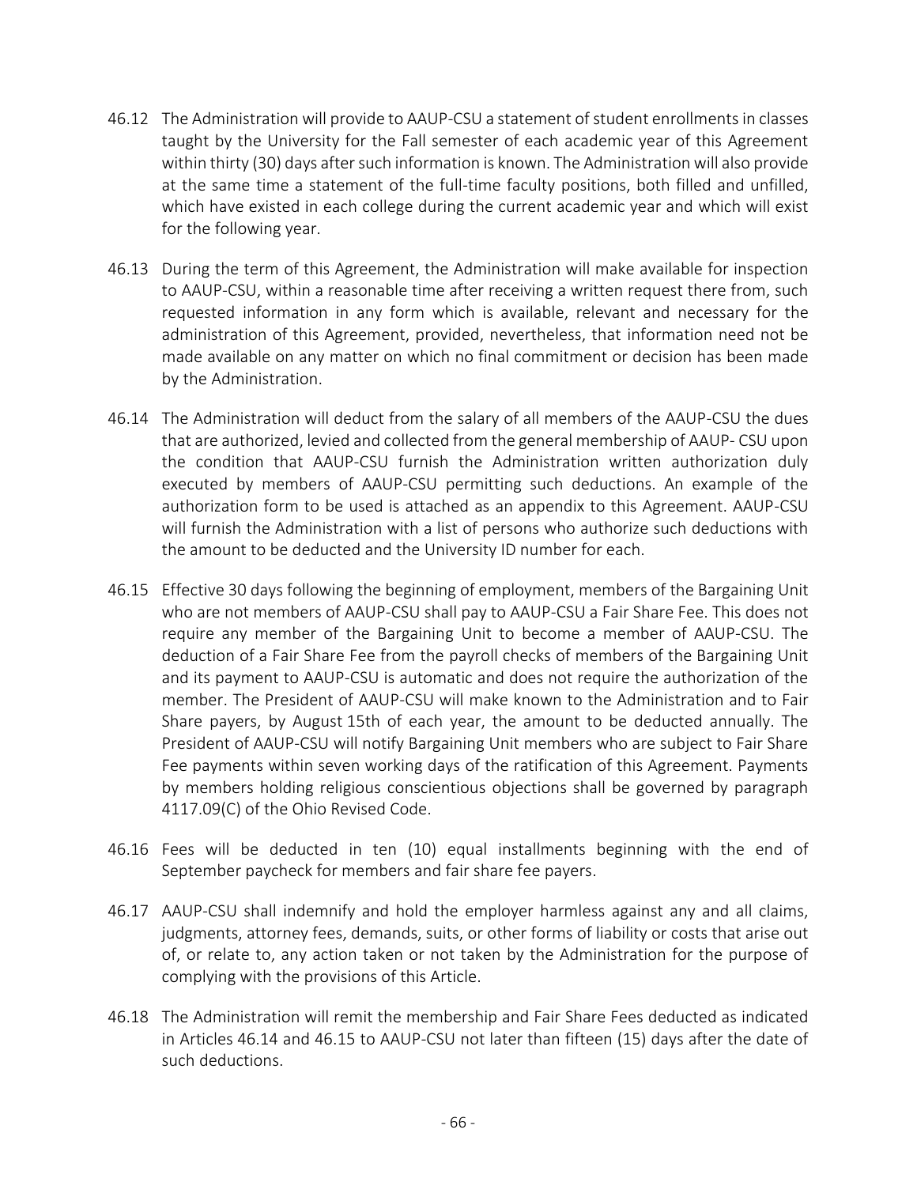46.12 The Administration will provide to AAUP-CSU a statement of student enrollments in classes taught by the University for the Fall semester of each academic year of this Agreement within thirty (30) days after such information is known. The Administration will also provide at the same time a statement of the full-time faculty positions, both filled and unfilled, which have existed in each college during the current academic year and which will exist for the following year.

46.13 During the term of this Agreement, the Administration will make available for inspection to AAUP-CSU, within a reasonable time after receiving a written request there from, such requested information in any form which is available, relevant and necessary for the administration of this Agreement, provided, nevertheless, that information need not be made available on any matter on which no final commitment or decision has been made by the Administration.

46.14 The Administration will deduct from the salary of all members of the AAUP-CSU the dues that are authorized, levied and collected from the general membership of AAUP- CSU upon the condition that AAUP-CSU furnish the Administration written authorization duly executed by members of AAUP-CSU permitting such deductions. An example of the authorization form to be used is attached as an appendix to this Agreement. AAUP-CSU will furnish the Administration with a list of persons who authorize such deductions with the amount to be deducted and the University ID number for each.

46.15 Effective 30 days following the beginning of employment, members of the Bargaining Unit who are not members of AAUP-CSU shall pay to AAUP-CSU a Fair Share Fee. This does not require any member of the Bargaining Unit to become a member of AAUP-CSU. The deduction of a Fair Share Fee from the payroll checks of members of the Bargaining Unit and its payment to AAUP-CSU is automatic and does not require the authorization of the member. The President of AAUP-CSU will make known to the Administration and to Fair Share payers, by August 15th of each year, the amount to be deducted annually. The President of AAUP-CSU will notify Bargaining Unit members who are subject to Fair Share Fee payments within seven working days of the ratification of this Agreement. Payments by members holding religious conscientious objections shall be governed by paragraph 4117.09(C) of the Ohio Revised Code.

46.16 Fees will be deducted in ten (10) equal installments beginning with the end of September paycheck for members and fair share fee payers.

46.17 AAUP-CSU shall indemnify and hold the employer harmless against any and all claims, judgments, attorney fees, demands, suits, or other forms of liability or costs that arise out of, or relate to, any action taken or not taken by the Administration for the purpose of complying with the provisions of this Article.

46.18 The Administration will remit the membership and Fair Share Fees deducted as indicated in Articles 46.14 and 46.15 to AAUP-CSU not later than fifteen (15) days after the date of such deductions.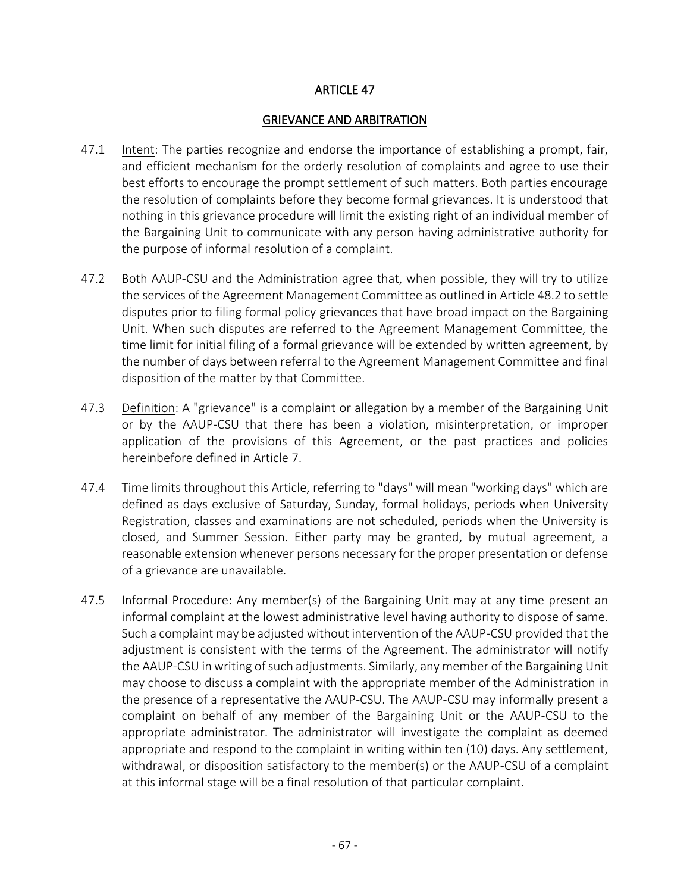# ARTICLE 47

## GRIEVANCE AND ARBITRATION

47.1 Intent: The parties recognize and endorse the importance of establishing a prompt, fair, and efficient mechanism for the orderly resolution of complaints and agree to use their best efforts to encourage the prompt settlement of such matters. Both parties encourage the resolution of complaints before they become formal grievances. It is understood that nothing in this grievance procedure will limit the existing right of an individual member of the Bargaining Unit to communicate with any person having administrative authority for the purpose of informal resolution of a complaint.

47.2 Both AAUP-CSU and the Administration agree that, when possible, they will try to utilize the services of the Agreement Management Committee as outlined in Article 48.2 to settle disputes prior to filing formal policy grievances that have broad impact on the Bargaining Unit. When such disputes are referred to the Agreement Management Committee, the time limit for initial filing of a formal grievance will be extended by written agreement, by the number of days between referral to the Agreement Management Committee and final disposition of the matter by that Committee.

47.3 Definition: A "grievance" is a complaint or allegation by a member of the Bargaining Unit or by the AAUP-CSU that there has been a violation, misinterpretation, or improper application of the provisions of this Agreement, or the past practices and policies hereinbefore defined in Article 7.

47.4 Time limits throughout this Article, referring to "days" will mean "working days" which are defined as days exclusive of Saturday, Sunday, formal holidays, periods when University Registration, classes and examinations are not scheduled, periods when the University is closed, and Summer Session. Either party may be granted, by mutual agreement, a reasonable extension whenever persons necessary for the proper presentation or defense of a grievance are unavailable.

47.5 Informal Procedure: Any member(s) of the Bargaining Unit may at any time present an informal complaint at the lowest administrative level having authority to dispose of same. Such a complaint may be adjusted without intervention of the AAUP-CSU provided that the adjustment is consistent with the terms of the Agreement. The administrator will notify the AAUP-CSU in writing of such adjustments. Similarly, any member of the Bargaining Unit may choose to discuss a complaint with the appropriate member of the Administration in the presence of a representative the AAUP-CSU. The AAUP-CSU may informally present a complaint on behalf of any member of the Bargaining Unit or the AAUP-CSU to the appropriate administrator. The administrator will investigate the complaint as deemed appropriate and respond to the complaint in writing within ten (10) days. Any settlement, withdrawal, or disposition satisfactory to the member(s) or the AAUP-CSU of a complaint at this informal stage will be a final resolution of that particular complaint.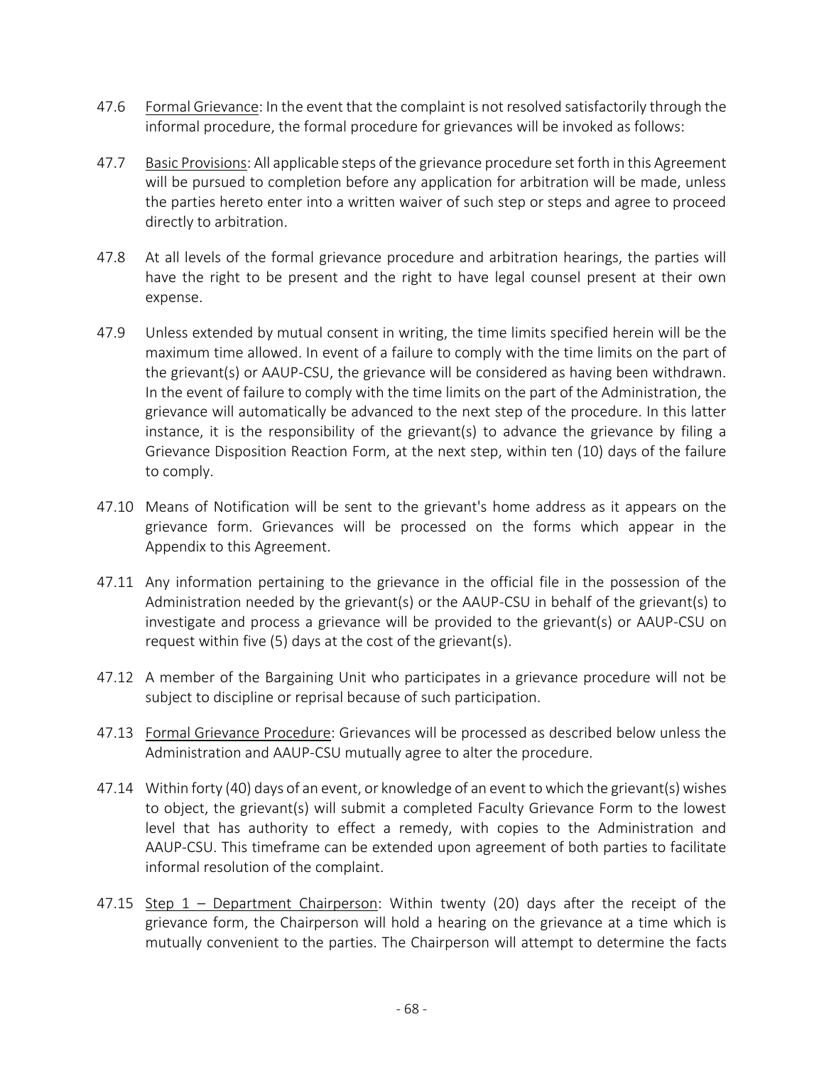47.6 <u>Formal Grievance</u>: In the event that the complaint is not resolved satisfactorily through the informal procedure, the formal procedure for grievances will be invoked as follows:

47.7 <u>Basic Provisions</u>: All applicable steps of the grievance procedure set forth in this Agreement will be pursued to completion before any application for arbitration will be made, unless the parties hereto enter into a written waiver of such step or steps and agree to proceed directly to arbitration.

47.8 At all levels of the formal grievance procedure and arbitration hearings, the parties will have the right to be present and the right to have legal counsel present at their own expense.

47.9 Unless extended by mutual consent in writing, the time limits specified herein will be the maximum time allowed. In event of a failure to comply with the time limits on the part of the grievant(s) or AAUP-CSU, the grievance will be considered as having been withdrawn. In the event of failure to comply with the time limits on the part of the Administration, the grievance will automatically be advanced to the next step of the procedure. In this latter instance, it is the responsibility of the grievant(s) to advance the grievance by filing a Grievance Disposition Reaction Form, at the next step, within ten (10) days of the failure to comply.

47.10 Means of Notification will be sent to the grievant's home address as it appears on the grievance form. Grievances will be processed on the forms which appear in the Appendix to this Agreement.

47.11 Any information pertaining to the grievance in the official file in the possession of the Administration needed by the grievant(s) or the AAUP-CSU in behalf of the grievant(s) to investigate and process a grievance will be provided to the grievant(s) or AAUP-CSU on request within five (5) days at the cost of the grievant(s).

47.12 A member of the Bargaining Unit who participates in a grievance procedure will not be subject to discipline or reprisal because of such participation.

47.13 <u>Formal Grievance Procedure</u>: Grievances will be processed as described below unless the Administration and AAUP-CSU mutually agree to alter the procedure.

47.14 Within forty (40) days of an event, or knowledge of an event to which the grievant(s) wishes to object, the grievant(s) will submit a completed Faculty Grievance Form to the lowest level that has authority to effect a remedy, with copies to the Administration and AAUP-CSU. This timeframe can be extended upon agreement of both parties to facilitate informal resolution of the complaint.

47.15 <u>Step 1 – Department Chairperson</u>: Within twenty (20) days after the receipt of the grievance form, the Chairperson will hold a hearing on the grievance at a time which is mutually convenient to the parties. The Chairperson will attempt to determine the facts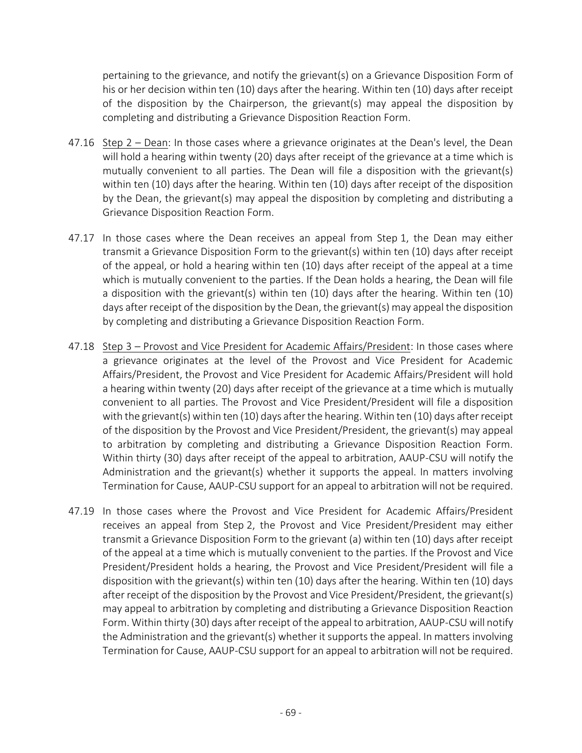pertaining to the grievance, and notify the grievant(s) on a Grievance Disposition Form of his or her decision within ten (10) days after the hearing. Within ten (10) days after receipt of the disposition by the Chairperson, the grievant(s) may appeal the disposition by completing and distributing a Grievance Disposition Reaction Form.

47.16 Step 2 – Dean: In those cases where a grievance originates at the Dean's level, the Dean will hold a hearing within twenty (20) days after receipt of the grievance at a time which is mutually convenient to all parties. The Dean will file a disposition with the grievant(s) within ten (10) days after the hearing. Within ten (10) days after receipt of the disposition by the Dean, the grievant(s) may appeal the disposition by completing and distributing a Grievance Disposition Reaction Form.

47.17 In those cases where the Dean receives an appeal from Step 1, the Dean may either transmit a Grievance Disposition Form to the grievant(s) within ten (10) days after receipt of the appeal, or hold a hearing within ten (10) days after receipt of the appeal at a time which is mutually convenient to the parties. If the Dean holds a hearing, the Dean will file a disposition with the grievant(s) within ten (10) days after the hearing. Within ten (10) days after receipt of the disposition by the Dean, the grievant(s) may appeal the disposition by completing and distributing a Grievance Disposition Reaction Form.

47.18 Step 3 – Provost and Vice President for Academic Affairs/President: In those cases where a grievance originates at the level of the Provost and Vice President for Academic Affairs/President, the Provost and Vice President for Academic Affairs/President will hold a hearing within twenty (20) days after receipt of the grievance at a time which is mutually convenient to all parties. The Provost and Vice President/President will file a disposition with the grievant(s) within ten (10) days after the hearing. Within ten (10) days after receipt of the disposition by the Provost and Vice President/President, the grievant(s) may appeal to arbitration by completing and distributing a Grievance Disposition Reaction Form. Within thirty (30) days after receipt of the appeal to arbitration, AAUP-CSU will notify the Administration and the grievant(s) whether it supports the appeal. In matters involving Termination for Cause, AAUP-CSU support for an appeal to arbitration will not be required.

47.19 In those cases where the Provost and Vice President for Academic Affairs/President receives an appeal from Step 2, the Provost and Vice President/President may either transmit a Grievance Disposition Form to the grievant (a) within ten (10) days after receipt of the appeal at a time which is mutually convenient to the parties. If the Provost and Vice President/President holds a hearing, the Provost and Vice President/President will file a disposition with the grievant(s) within ten (10) days after the hearing. Within ten (10) days after receipt of the disposition by the Provost and Vice President/President, the grievant(s) may appeal to arbitration by completing and distributing a Grievance Disposition Reaction Form. Within thirty (30) days after receipt of the appeal to arbitration, AAUP-CSU will notify the Administration and the grievant(s) whether it supports the appeal. In matters involving Termination for Cause, AAUP-CSU support for an appeal to arbitration will not be required.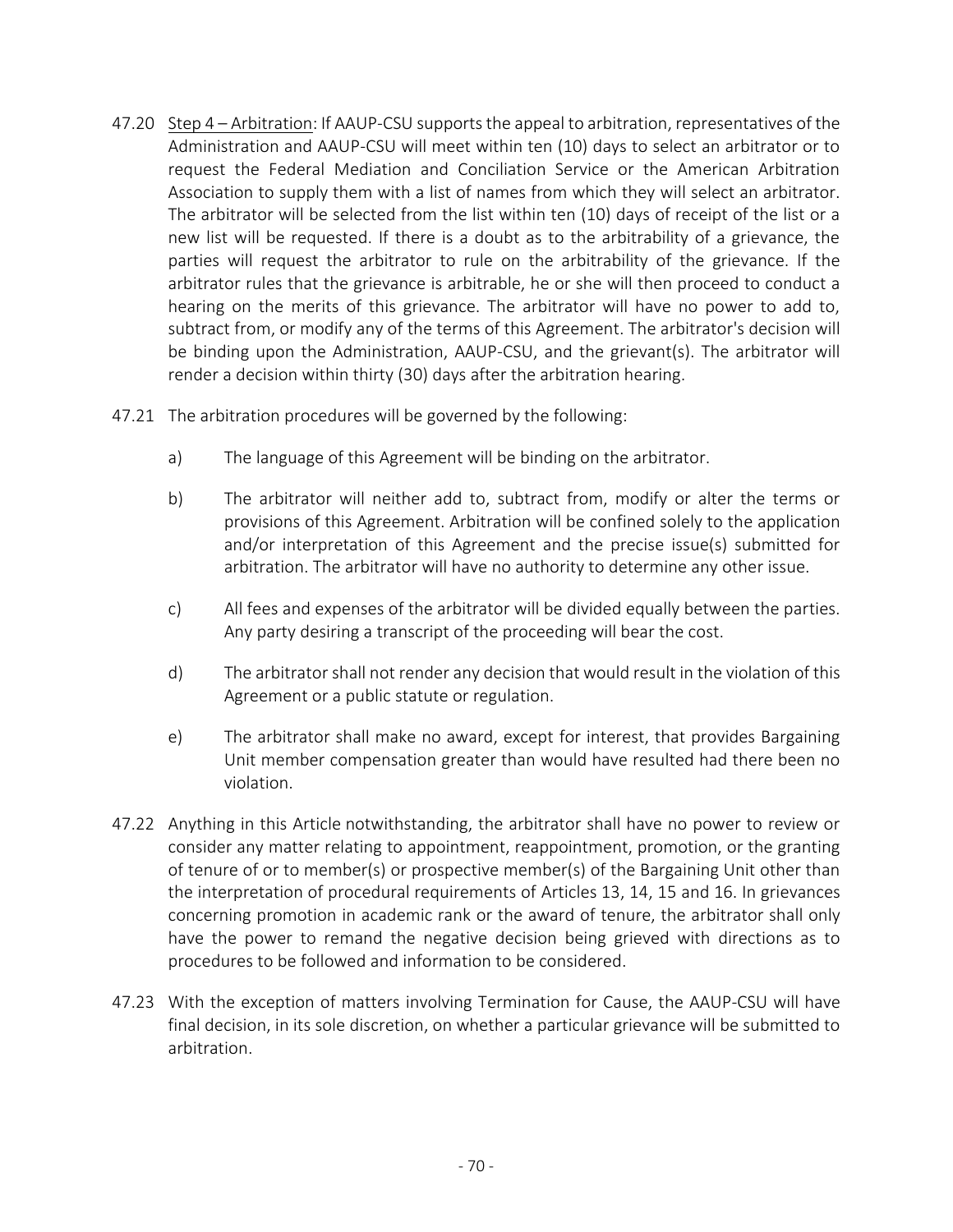47.20 Step 4 – Arbitration: If AAUP-CSU supports the appeal to arbitration, representatives of the Administration and AAUP-CSU will meet within ten (10) days to select an arbitrator or to request the Federal Mediation and Conciliation Service or the American Arbitration Association to supply them with a list of names from which they will select an arbitrator. The arbitrator will be selected from the list within ten (10) days of receipt of the list or a new list will be requested. If there is a doubt as to the arbitrability of a grievance, the parties will request the arbitrator to rule on the arbitrability of the grievance. If the arbitrator rules that the grievance is arbitrable, he or she will then proceed to conduct a hearing on the merits of this grievance. The arbitrator will have no power to add to, subtract from, or modify any of the terms of this Agreement. The arbitrator's decision will be binding upon the Administration, AAUP-CSU, and the grievant(s). The arbitrator will render a decision within thirty (30) days after the arbitration hearing.

47.21 The arbitration procedures will be governed by the following:

a) The language of this Agreement will be binding on the arbitrator.

b) The arbitrator will neither add to, subtract from, modify or alter the terms or provisions of this Agreement. Arbitration will be confined solely to the application and/or interpretation of this Agreement and the precise issue(s) submitted for arbitration. The arbitrator will have no authority to determine any other issue.

c) All fees and expenses of the arbitrator will be divided equally between the parties. Any party desiring a transcript of the proceeding will bear the cost.

d) The arbitrator shall not render any decision that would result in the violation of this Agreement or a public statute or regulation.

e) The arbitrator shall make no award, except for interest, that provides Bargaining Unit member compensation greater than would have resulted had there been no violation.

47.22 Anything in this Article notwithstanding, the arbitrator shall have no power to review or consider any matter relating to appointment, reappointment, promotion, or the granting of tenure of or to member(s) or prospective member(s) of the Bargaining Unit other than the interpretation of procedural requirements of Articles 13, 14, 15 and 16. In grievances concerning promotion in academic rank or the award of tenure, the arbitrator shall only have the power to remand the negative decision being grieved with directions as to procedures to be followed and information to be considered.

47.23 With the exception of matters involving Termination for Cause, the AAUP-CSU will have final decision, in its sole discretion, on whether a particular grievance will be submitted to arbitration.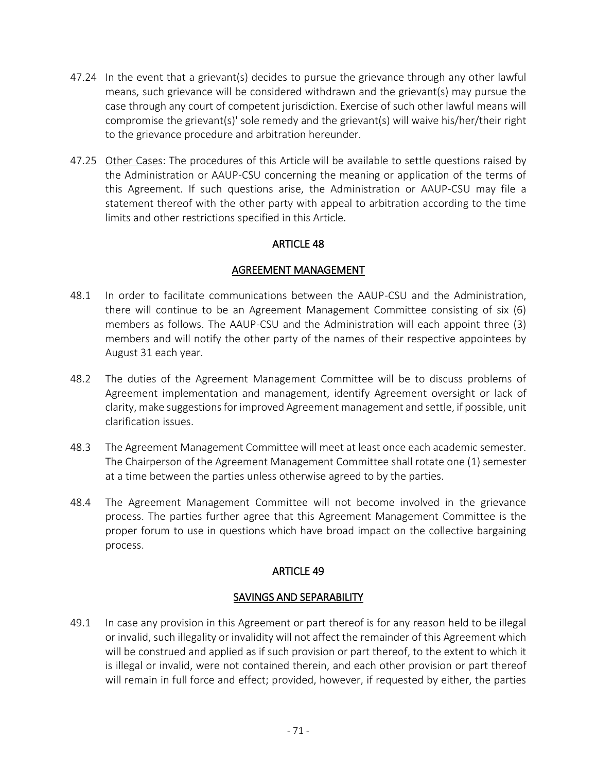47.24 In the event that a grievant(s) decides to pursue the grievance through any other lawful means, such grievance will be considered withdrawn and the grievant(s) may pursue the case through any court of competent jurisdiction. Exercise of such other lawful means will compromise the grievant(s)' sole remedy and the grievant(s) will waive his/her/their right to the grievance procedure and arbitration hereunder.

47.25 Other Cases: The procedures of this Article will be available to settle questions raised by the Administration or AAUP-CSU concerning the meaning or application of the terms of this Agreement. If such questions arise, the Administration or AAUP-CSU may file a statement thereof with the other party with appeal to arbitration according to the time limits and other restrictions specified in this Article.

## ARTICLE 48

## AGREEMENT MANAGEMENT

48.1 In order to facilitate communications between the AAUP-CSU and the Administration, there will continue to be an Agreement Management Committee consisting of six (6) members as follows. The AAUP-CSU and the Administration will each appoint three (3) members and will notify the other party of the names of their respective appointees by August 31 each year.

48.2 The duties of the Agreement Management Committee will be to discuss problems of Agreement implementation and management, identify Agreement oversight or lack of clarity, make suggestions for improved Agreement management and settle, if possible, unit clarification issues.

48.3 The Agreement Management Committee will meet at least once each academic semester. The Chairperson of the Agreement Management Committee shall rotate one (1) semester at a time between the parties unless otherwise agreed to by the parties.

48.4 The Agreement Management Committee will not become involved in the grievance process. The parties further agree that this Agreement Management Committee is the proper forum to use in questions which have broad impact on the collective bargaining process.

## ARTICLE 49

## SAVINGS AND SEPARABILITY

49.1 In case any provision in this Agreement or part thereof is for any reason held to be illegal or invalid, such illegality or invalidity will not affect the remainder of this Agreement which will be construed and applied as if such provision or part thereof, to the extent to which it is illegal or invalid, were not contained therein, and each other provision or part thereof will remain in full force and effect; provided, however, if requested by either, the parties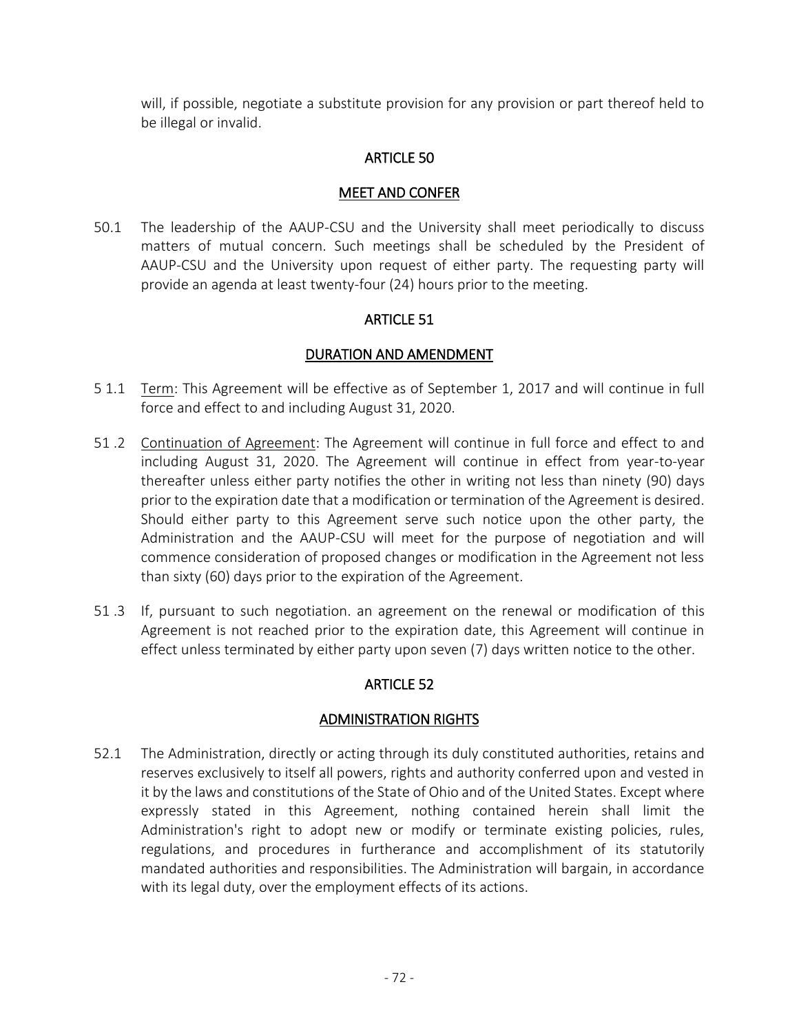will, if possible, negotiate a substitute provision for any provision or part thereof held to be illegal or invalid.

## ARTICLE 50

## MEET AND CONFER

50.1 The leadership of the AAUP-CSU and the University shall meet periodically to discuss matters of mutual concern. Such meetings shall be scheduled by the President of AAUP-CSU and the University upon request of either party. The requesting party will provide an agenda at least twenty-four (24) hours prior to the meeting.

## ARTICLE 51

## DURATION AND AMENDMENT

5 1.1 Term: This Agreement will be effective as of September 1, 2017 and will continue in full force and effect to and including August 31, 2020.

51 .2 Continuation of Agreement: The Agreement will continue in full force and effect to and including August 31, 2020. The Agreement will continue in effect from year-to-year thereafter unless either party notifies the other in writing not less than ninety (90) days prior to the expiration date that a modification or termination of the Agreement is desired. Should either party to this Agreement serve such notice upon the other party, the Administration and the AAUP-CSU will meet for the purpose of negotiation and will commence consideration of proposed changes or modification in the Agreement not less than sixty (60) days prior to the expiration of the Agreement.

51 .3 If, pursuant to such negotiation. an agreement on the renewal or modification of this Agreement is not reached prior to the expiration date, this Agreement will continue in effect unless terminated by either party upon seven (7) days written notice to the other.

## ARTICLE 52

## ADMINISTRATION RIGHTS

52.1 The Administration, directly or acting through its duly constituted authorities, retains and reserves exclusively to itself all powers, rights and authority conferred upon and vested in it by the laws and constitutions of the State of Ohio and of the United States. Except where expressly stated in this Agreement, nothing contained herein shall limit the Administration's right to adopt new or modify or terminate existing policies, rules, regulations, and procedures in furtherance and accomplishment of its statutorily mandated authorities and responsibilities. The Administration will bargain, in accordance with its legal duty, over the employment effects of its actions.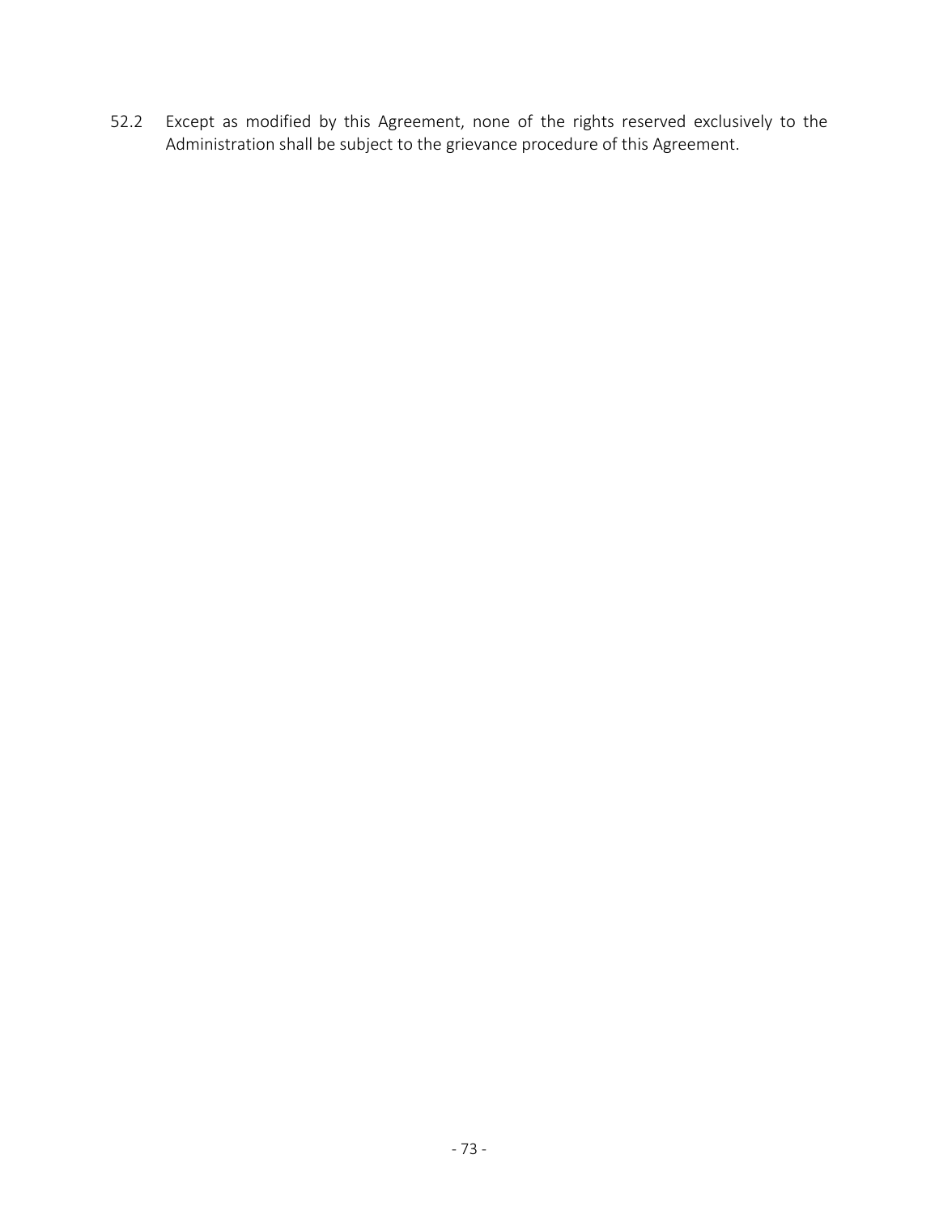52.2 Except as modified by this Agreement, none of the rights reserved exclusively to the Administration shall be subject to the grievance procedure of this Agreement.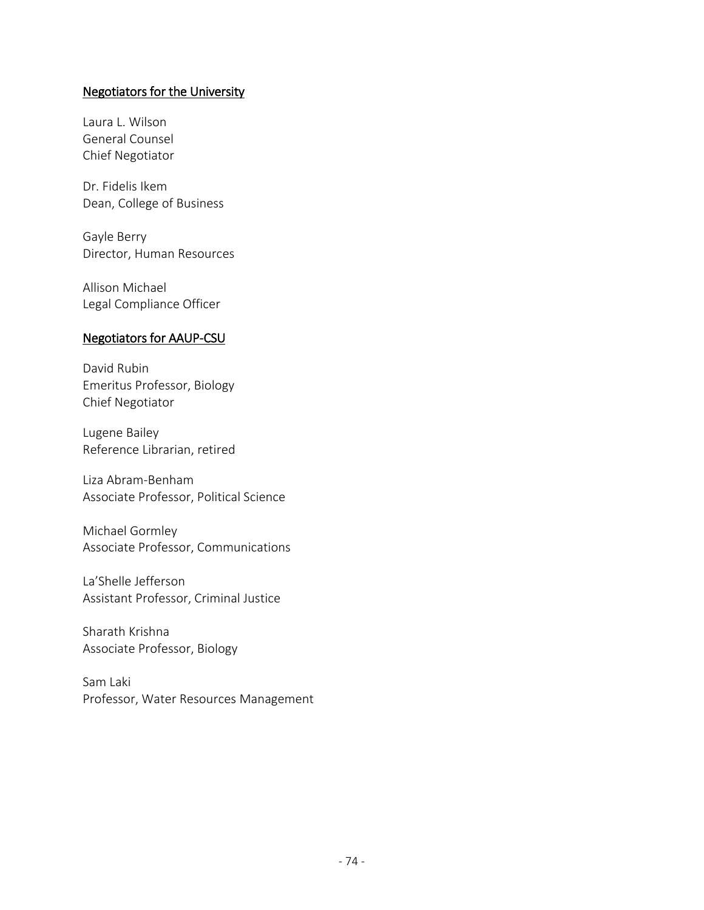<u>Negotiators for the University</u>

Laura L. Wilson
General Counsel
Chief Negotiator

Dr. Fidelis Ikem
Dean, College of Business

Gayle Berry
Director, Human Resources

Allison Michael
Legal Compliance Officer

<u>Negotiators for AAUP-CSU</u>

David Rubin
Emeritus Professor, Biology
Chief Negotiator

Lugene Bailey
Reference Librarian, retired

Liza Abram-Benham
Associate Professor, Political Science

Michael Gormley
Associate Professor, Communications

La'Shelle Jefferson
Assistant Professor, Criminal Justice

Sharath Krishna
Associate Professor, Biology

Sam Laki
Professor, Water Resources Management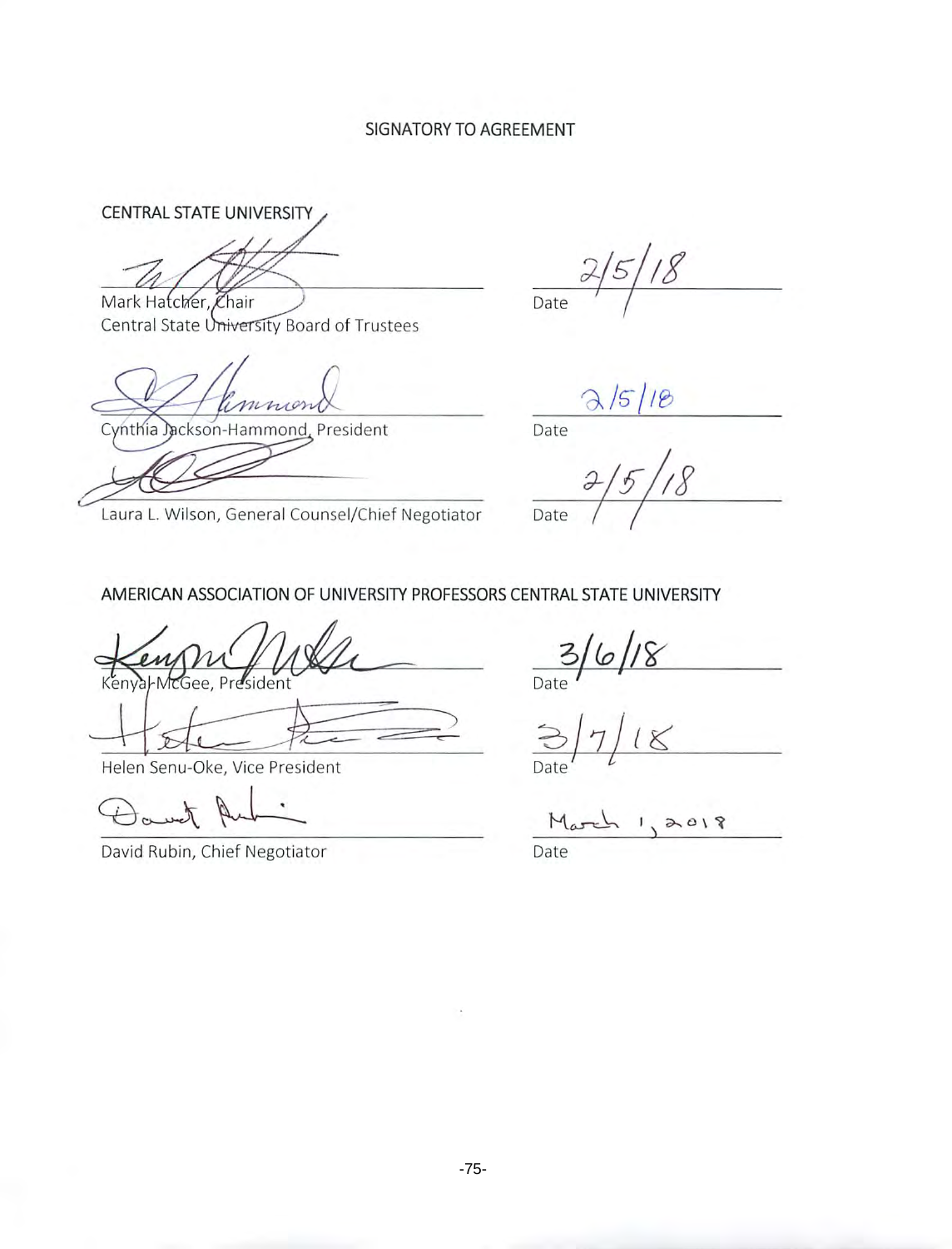## SIGNATORY TO AGREEMENT

**CENTRAL STATE UNIVERSITY**

| | |
|---|---|
| Mark Hatcher, Chair<br>Central State University Board of Trustees | Date 2/5/18 |
| Cynthia Jackson-Hammond, President | Date 2/5/18 |
| Laura L. Wilson, General Counsel/Chief Negotiator | Date 2/5/18 |

**AMERICAN ASSOCIATION OF UNIVERSITY PROFESSORS CENTRAL STATE UNIVERSITY**

| | |
|---|---|
| Kenya McGee, President | Date 3/6/18 |
| Helen Senu-Oke, Vice President | Date 3/7/18 |
| David Rubin, Chief Negotiator | Date March 1, 2018 |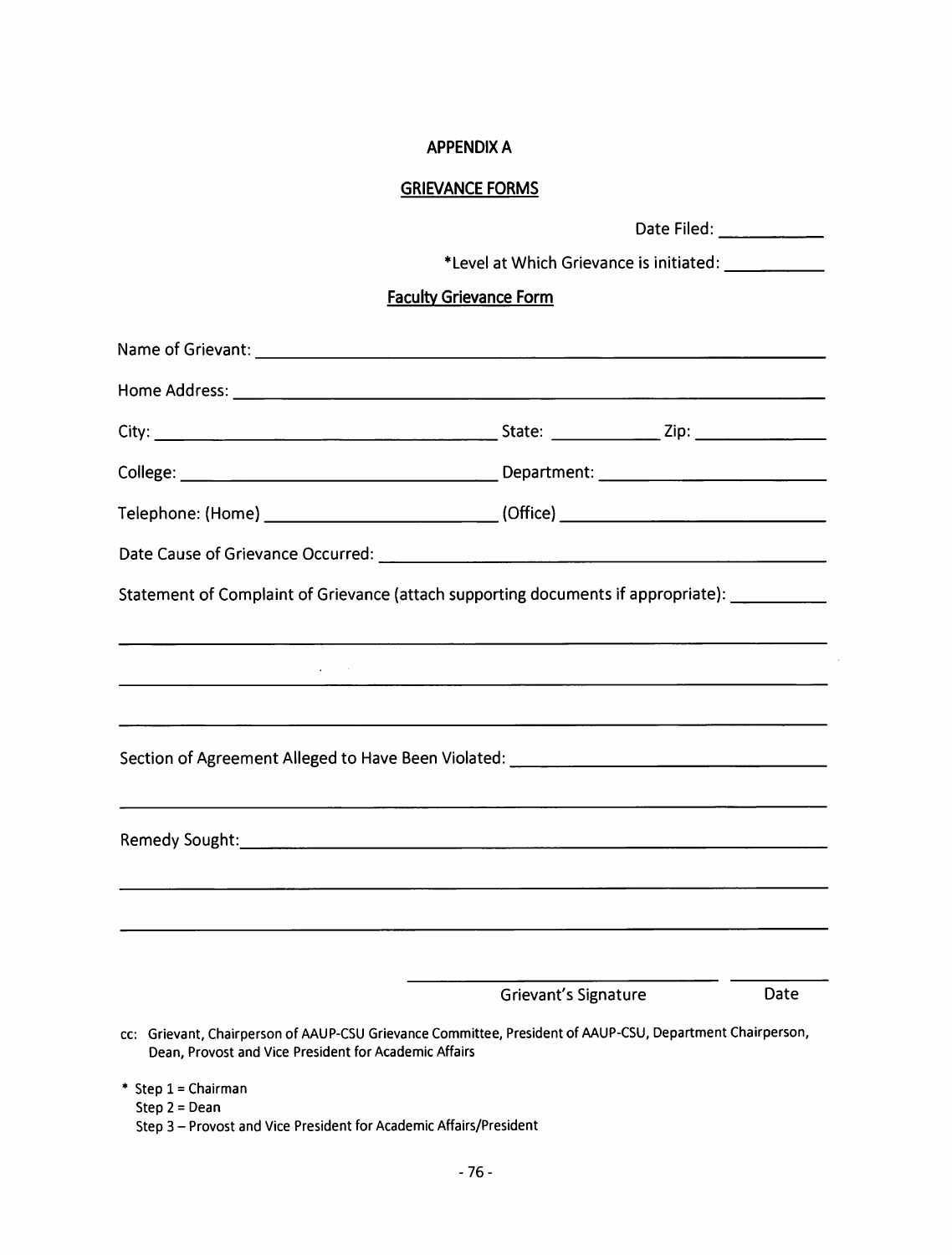# APPENDIX A

## GRIEVANCE FORMS

Date Filed: ___________

*Level at Which Grievance is initiated: ___________

### Faculty Grievance Form

Name of Grievant: ______________________________________________

Home Address: ______________________________________________

City: ______________________ State: ___________ Zip: ______________

College: ______________________ Department: ______________________

Telephone: (Home) ______________________ (Office) ______________________

Date Cause of Grievance Occurred: ______________________________________________

Statement of Complaint of Grievance (attach supporting documents if appropriate): __________

______________________________________________________________________

______________________________________________________________________

______________________________________________________________________

Section of Agreement Alleged to Have Been Violated: ______________________________

______________________________________________________________________

Remedy Sought: ______________________________________________________

______________________________________________________________________

______________________________________________________________________

______________________________ __________

Grievant's Signature Date

cc: Grievant, Chairperson of AAUP-CSU Grievance Committee, President of AAUP-CSU, Department Chairperson, Dean, Provost and Vice President for Academic Affairs

* Step 1 = Chairman
  Step 2 = Dean
  Step 3 – Provost and Vice President for Academic Affairs/President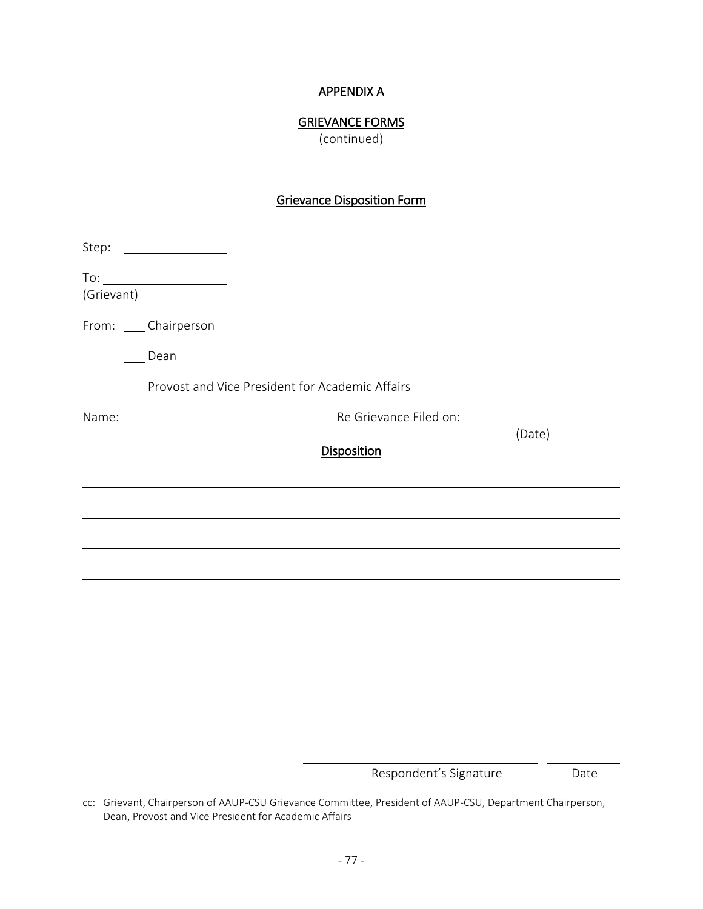# APPENDIX A

## GRIEVANCE FORMS
(continued)

### Grievance Disposition Form

Step: ________________

To: ____________________
(Grievant)

From: ___ Chairperson

___ Dean

___ Provost and Vice President for Academic Affairs

Name: ______________________________ Re Grievance Filed on: ______________________
(Date)

**Disposition**

________________________________________________________________________________

________________________________________________________________________________

________________________________________________________________________________

________________________________________________________________________________

________________________________________________________________________________

________________________________________________________________________________

________________________________________________________________________________

________________________________________________________________________________

______________________________________ ____________
Respondent's Signature Date

cc: Grievant, Chairperson of AAUP-CSU Grievance Committee, President of AAUP-CSU, Department Chairperson, Dean, Provost and Vice President for Academic Affairs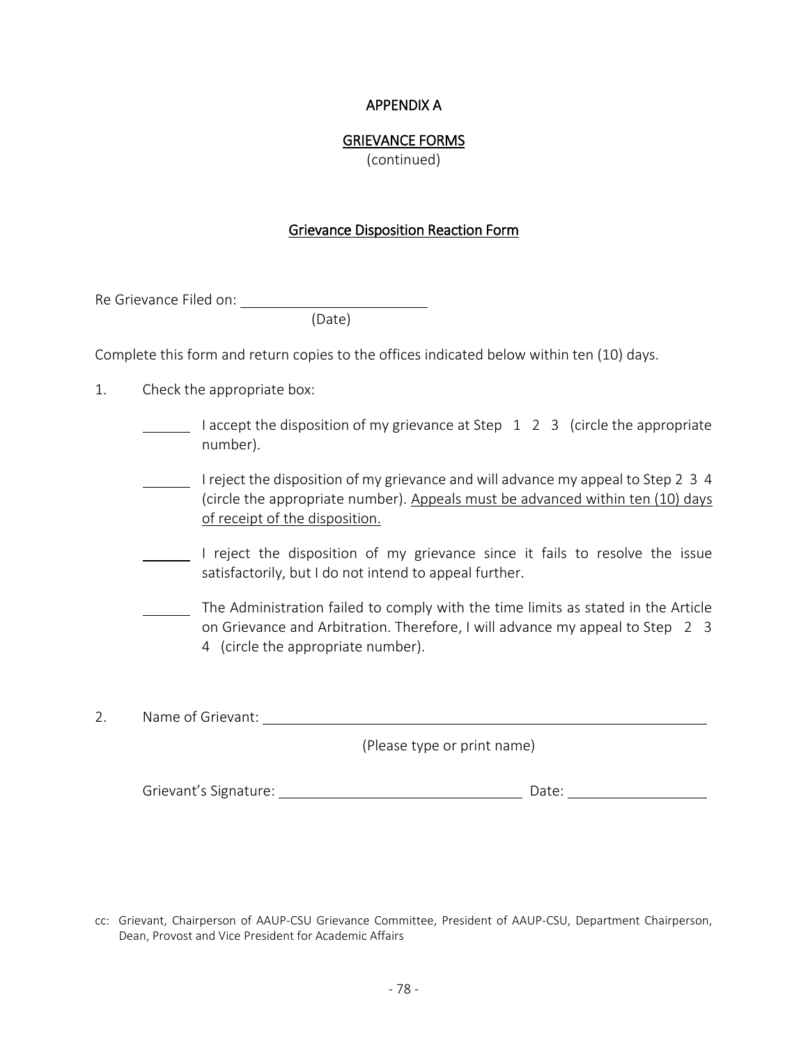APPENDIX A

GRIEVANCE FORMS
(continued)

## Grievance Disposition Reaction Form

Re Grievance Filed on: ______________________
(Date)

Complete this form and return copies to the offices indicated below within ten (10) days.

1. Check the appropriate box:

   ______ I accept the disposition of my grievance at Step 1 2 3 (circle the appropriate number).

   ______ I reject the disposition of my grievance and will advance my appeal to Step 2 3 4 (circle the appropriate number). Appeals must be advanced within ten (10) days of receipt of the disposition.

   ______ I reject the disposition of my grievance since it fails to resolve the issue satisfactorily, but I do not intend to appeal further.

   ______ The Administration failed to comply with the time limits as stated in the Article on Grievance and Arbitration. Therefore, I will advance my appeal to Step 2 3 4 (circle the appropriate number).

2. Name of Grievant: ______________________________________________
   (Please type or print name)

   Grievant's Signature: ____________________________ Date: ________________

cc: Grievant, Chairperson of AAUP-CSU Grievance Committee, President of AAUP-CSU, Department Chairperson, Dean, Provost and Vice President for Academic Affairs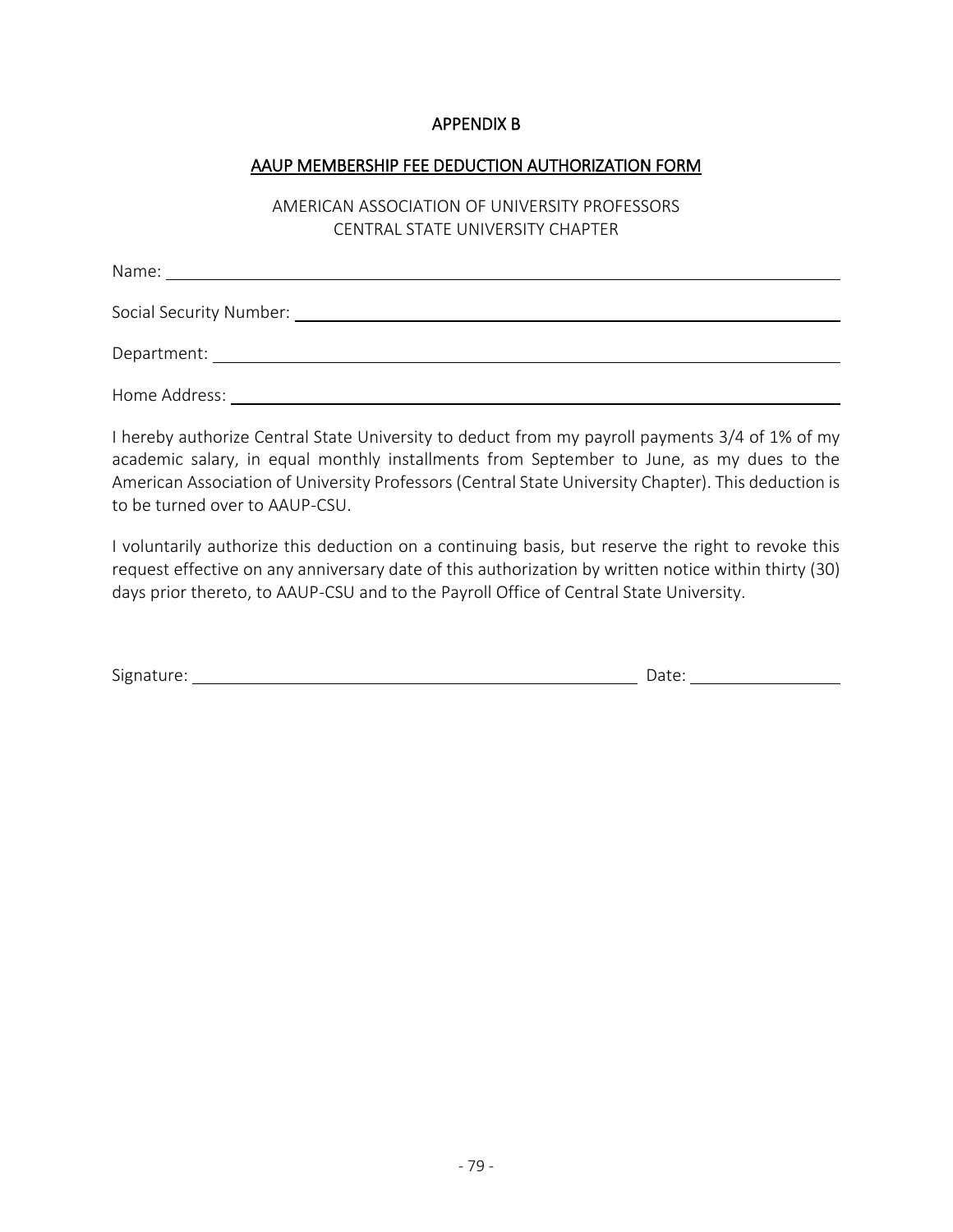# APPENDIX B

## AAUP MEMBERSHIP FEE DEDUCTION AUTHORIZATION FORM

AMERICAN ASSOCIATION OF UNIVERSITY PROFESSORS
CENTRAL STATE UNIVERSITY CHAPTER

Name: ______________________________________________

Social Security Number: ______________________________________________

Department: ______________________________________________

Home Address: ______________________________________________

I hereby authorize Central State University to deduct from my payroll payments 3/4 of 1% of my academic salary, in equal monthly installments from September to June, as my dues to the American Association of University Professors (Central State University Chapter). This deduction is to be turned over to AAUP-CSU.

I voluntarily authorize this deduction on a continuing basis, but reserve the right to revoke this request effective on any anniversary date of this authorization by written notice within thirty (30) days prior thereto, to AAUP-CSU and to the Payroll Office of Central State University.

Signature: ______________________________ Date: ______________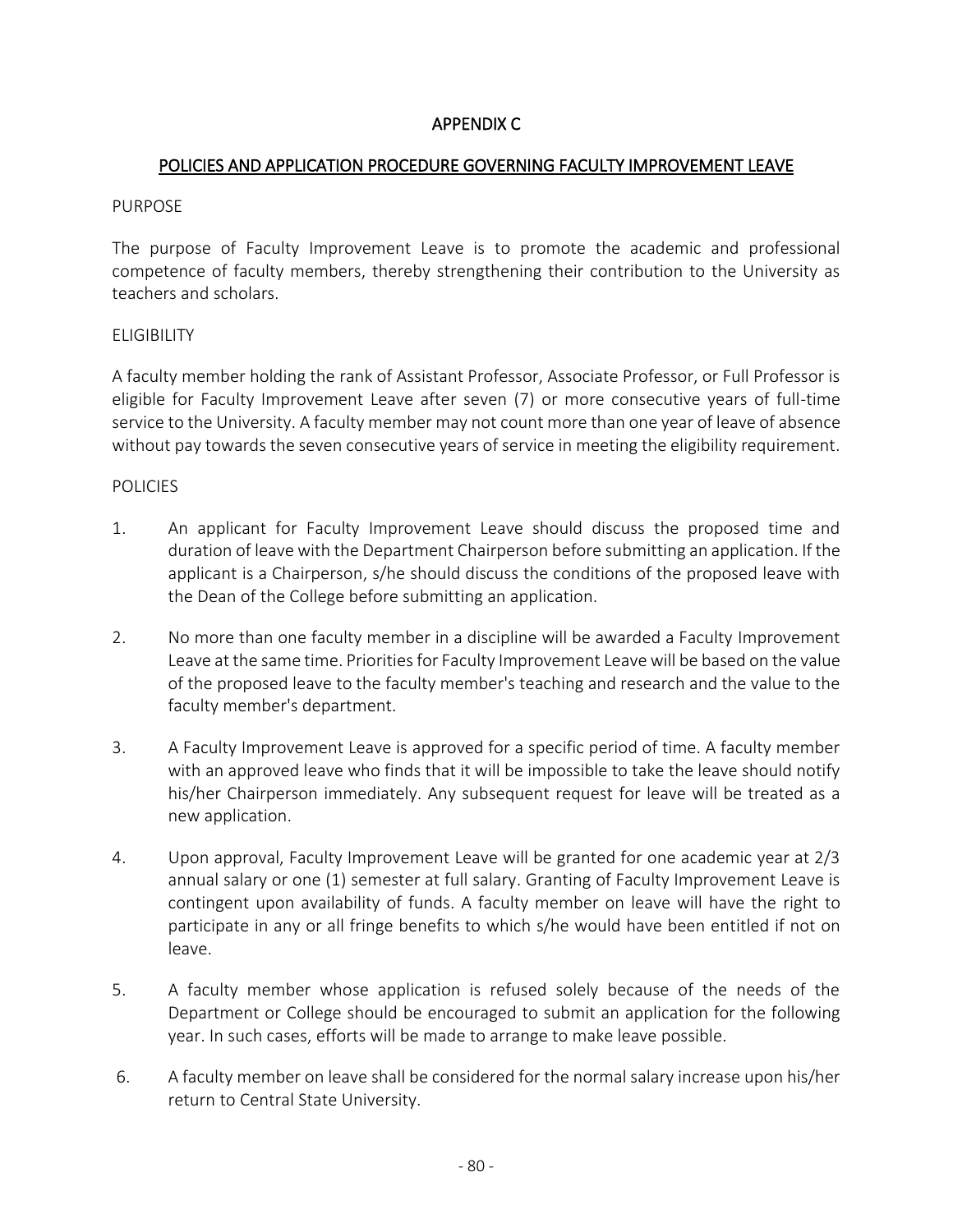# APPENDIX C

## POLICIES AND APPLICATION PROCEDURE GOVERNING FACULTY IMPROVEMENT LEAVE

### PURPOSE

The purpose of Faculty Improvement Leave is to promote the academic and professional competence of faculty members, thereby strengthening their contribution to the University as teachers and scholars.

### ELIGIBILITY

A faculty member holding the rank of Assistant Professor, Associate Professor, or Full Professor is eligible for Faculty Improvement Leave after seven (7) or more consecutive years of full-time service to the University. A faculty member may not count more than one year of leave of absence without pay towards the seven consecutive years of service in meeting the eligibility requirement.

### POLICIES

1. An applicant for Faculty Improvement Leave should discuss the proposed time and duration of leave with the Department Chairperson before submitting an application. If the applicant is a Chairperson, s/he should discuss the conditions of the proposed leave with the Dean of the College before submitting an application.

2. No more than one faculty member in a discipline will be awarded a Faculty Improvement Leave at the same time. Priorities for Faculty Improvement Leave will be based on the value of the proposed leave to the faculty member's teaching and research and the value to the faculty member's department.

3. A Faculty Improvement Leave is approved for a specific period of time. A faculty member with an approved leave who finds that it will be impossible to take the leave should notify his/her Chairperson immediately. Any subsequent request for leave will be treated as a new application.

4. Upon approval, Faculty Improvement Leave will be granted for one academic year at 2/3 annual salary or one (1) semester at full salary. Granting of Faculty Improvement Leave is contingent upon availability of funds. A faculty member on leave will have the right to participate in any or all fringe benefits to which s/he would have been entitled if not on leave.

5. A faculty member whose application is refused solely because of the needs of the Department or College should be encouraged to submit an application for the following year. In such cases, efforts will be made to arrange to make leave possible.

6. A faculty member on leave shall be considered for the normal salary increase upon his/her return to Central State University.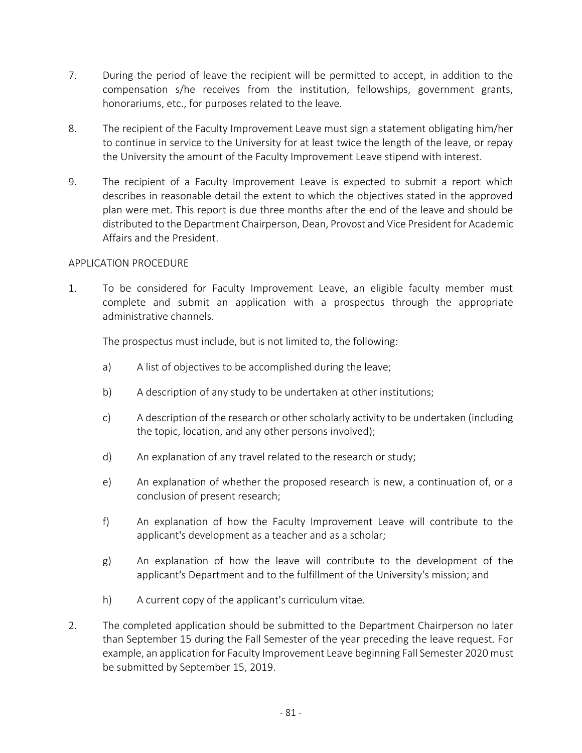7. During the period of leave the recipient will be permitted to accept, in addition to the compensation s/he receives from the institution, fellowships, government grants, honorariums, etc., for purposes related to the leave.

8. The recipient of the Faculty Improvement Leave must sign a statement obligating him/her to continue in service to the University for at least twice the length of the leave, or repay the University the amount of the Faculty Improvement Leave stipend with interest.

9. The recipient of a Faculty Improvement Leave is expected to submit a report which describes in reasonable detail the extent to which the objectives stated in the approved plan were met. This report is due three months after the end of the leave and should be distributed to the Department Chairperson, Dean, Provost and Vice President for Academic Affairs and the President.

APPLICATION PROCEDURE

1. To be considered for Faculty Improvement Leave, an eligible faculty member must complete and submit an application with a prospectus through the appropriate administrative channels.

   The prospectus must include, but is not limited to, the following:

   a) A list of objectives to be accomplished during the leave;

   b) A description of any study to be undertaken at other institutions;

   c) A description of the research or other scholarly activity to be undertaken (including the topic, location, and any other persons involved);

   d) An explanation of any travel related to the research or study;

   e) An explanation of whether the proposed research is new, a continuation of, or a conclusion of present research;

   f) An explanation of how the Faculty Improvement Leave will contribute to the applicant's development as a teacher and as a scholar;

   g) An explanation of how the leave will contribute to the development of the applicant's Department and to the fulfillment of the University's mission; and

   h) A current copy of the applicant's curriculum vitae.

2. The completed application should be submitted to the Department Chairperson no later than September 15 during the Fall Semester of the year preceding the leave request. For example, an application for Faculty Improvement Leave beginning Fall Semester 2020 must be submitted by September 15, 2019.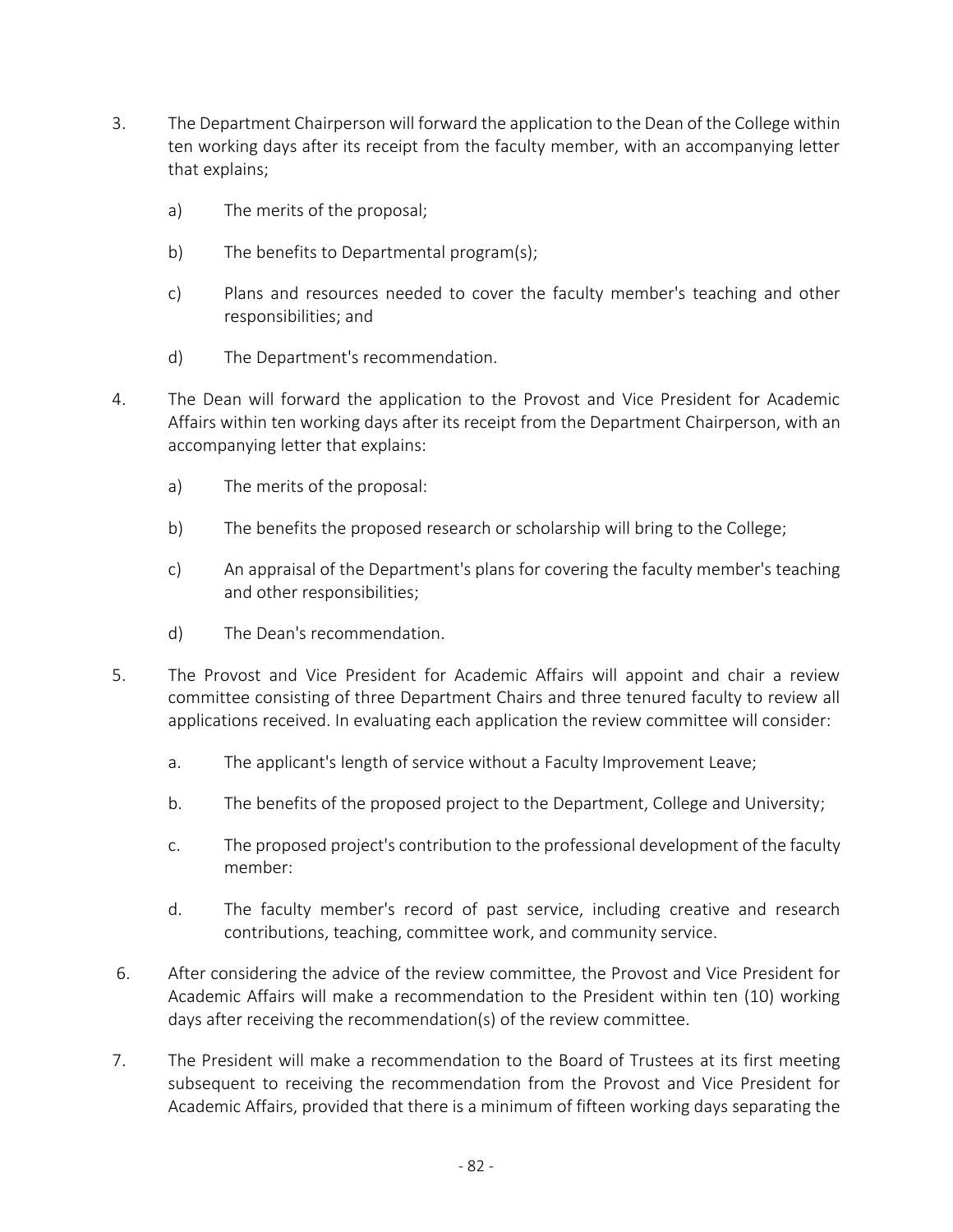3. The Department Chairperson will forward the application to the Dean of the College within ten working days after its receipt from the faculty member, with an accompanying letter that explains;

   a) The merits of the proposal;

   b) The benefits to Departmental program(s);

   c) Plans and resources needed to cover the faculty member's teaching and other responsibilities; and

   d) The Department's recommendation.

4. The Dean will forward the application to the Provost and Vice President for Academic Affairs within ten working days after its receipt from the Department Chairperson, with an accompanying letter that explains:

   a) The merits of the proposal:

   b) The benefits the proposed research or scholarship will bring to the College;

   c) An appraisal of the Department's plans for covering the faculty member's teaching and other responsibilities;

   d) The Dean's recommendation.

5. The Provost and Vice President for Academic Affairs will appoint and chair a review committee consisting of three Department Chairs and three tenured faculty to review all applications received. In evaluating each application the review committee will consider:

   a. The applicant's length of service without a Faculty Improvement Leave;

   b. The benefits of the proposed project to the Department, College and University;

   c. The proposed project's contribution to the professional development of the faculty member:

   d. The faculty member's record of past service, including creative and research contributions, teaching, committee work, and community service.

6. After considering the advice of the review committee, the Provost and Vice President for Academic Affairs will make a recommendation to the President within ten (10) working days after receiving the recommendation(s) of the review committee.

7. The President will make a recommendation to the Board of Trustees at its first meeting subsequent to receiving the recommendation from the Provost and Vice President for Academic Affairs, provided that there is a minimum of fifteen working days separating the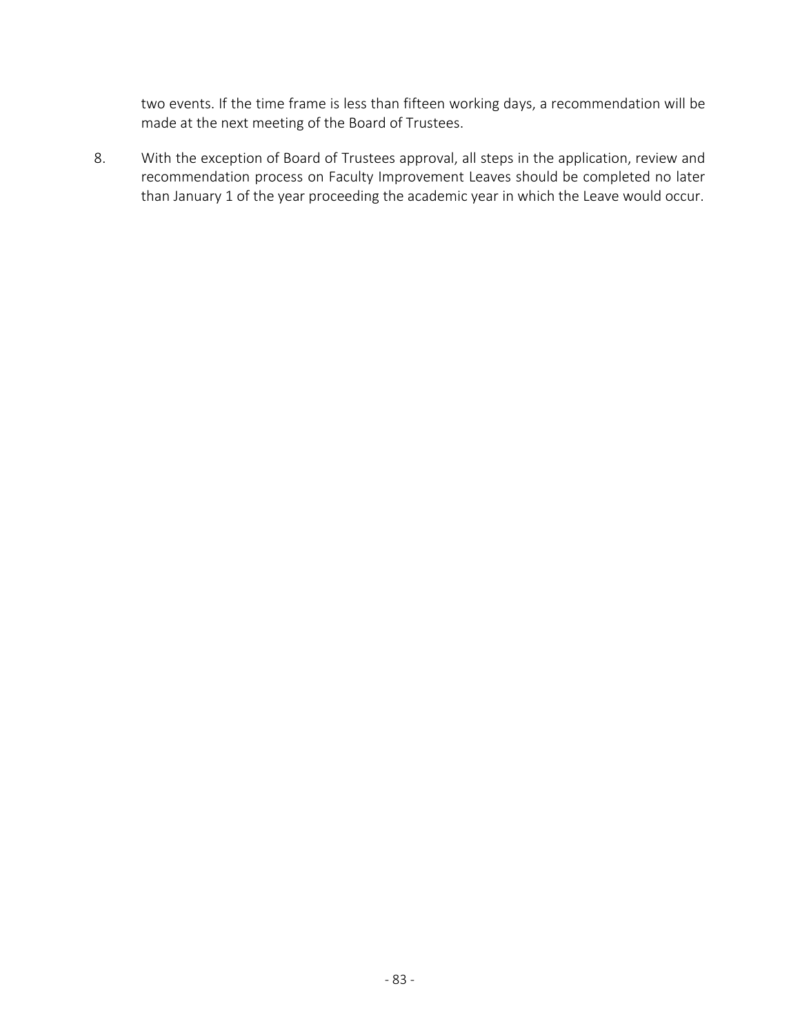two events. If the time frame is less than fifteen working days, a recommendation will be made at the next meeting of the Board of Trustees.

8. With the exception of Board of Trustees approval, all steps in the application, review and recommendation process on Faculty Improvement Leaves should be completed no later than January 1 of the year proceeding the academic year in which the Leave would occur.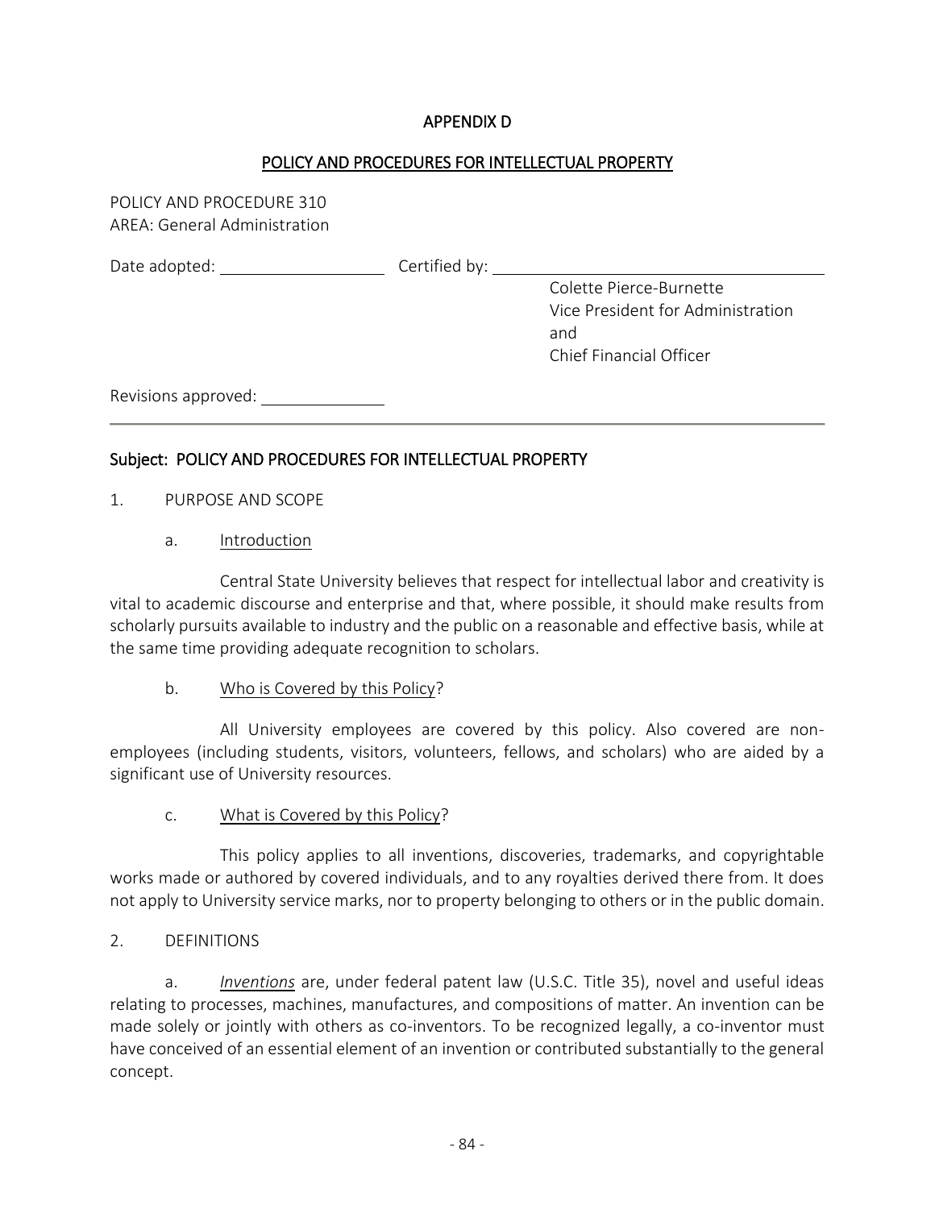# APPENDIX D

## POLICY AND PROCEDURES FOR INTELLECTUAL PROPERTY

POLICY AND PROCEDURE 310
AREA: General Administration

Date adopted: ____________ Certified by: ______________________

Colette Pierce-Burnette
Vice President for Administration and
Chief Financial Officer

Revisions approved: ____________

---

### Subject: POLICY AND PROCEDURES FOR INTELLECTUAL PROPERTY

1. PURPOSE AND SCOPE

a. Introduction

Central State University believes that respect for intellectual labor and creativity is vital to academic discourse and enterprise and that, where possible, it should make results from scholarly pursuits available to industry and the public on a reasonable and effective basis, while at the same time providing adequate recognition to scholars.

b. Who is Covered by this Policy?

All University employees are covered by this policy. Also covered are non-employees (including students, visitors, volunteers, fellows, and scholars) who are aided by a significant use of University resources.

c. What is Covered by this Policy?

This policy applies to all inventions, discoveries, trademarks, and copyrightable works made or authored by covered individuals, and to any royalties derived there from. It does not apply to University service marks, nor to property belonging to others or in the public domain.

2. DEFINITIONS

a. *Inventions* are, under federal patent law (U.S.C. Title 35), novel and useful ideas relating to processes, machines, manufactures, and compositions of matter. An invention can be made solely or jointly with others as co-inventors. To be recognized legally, a co-inventor must have conceived of an essential element of an invention or contributed substantially to the general concept.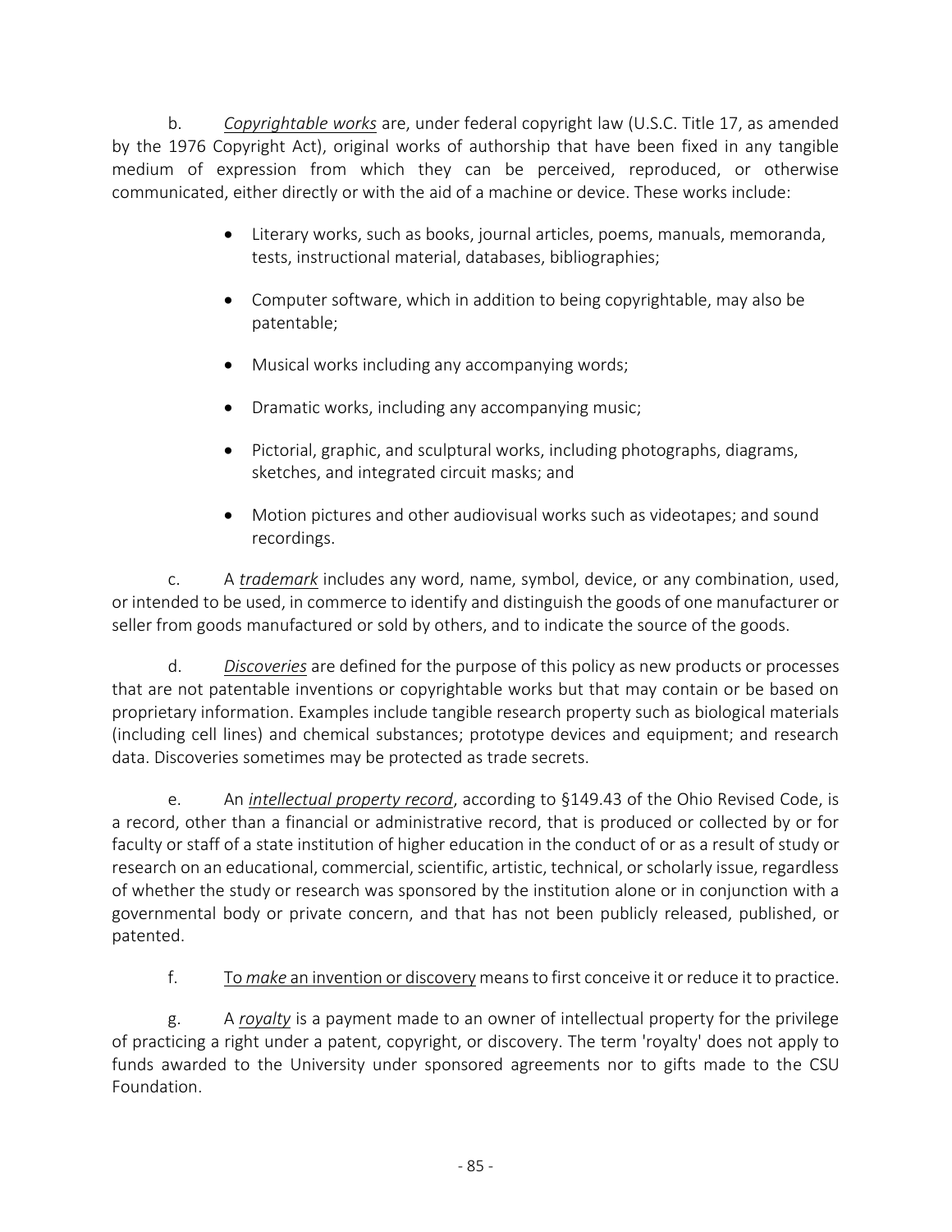b. *Copyrightable works* are, under federal copyright law (U.S.C. Title 17, as amended by the 1976 Copyright Act), original works of authorship that have been fixed in any tangible medium of expression from which they can be perceived, reproduced, or otherwise communicated, either directly or with the aid of a machine or device. These works include:

- Literary works, such as books, journal articles, poems, manuals, memoranda, tests, instructional material, databases, bibliographies;
- Computer software, which in addition to being copyrightable, may also be patentable;
- Musical works including any accompanying words;
- Dramatic works, including any accompanying music;
- Pictorial, graphic, and sculptural works, including photographs, diagrams, sketches, and integrated circuit masks; and
- Motion pictures and other audiovisual works such as videotapes; and sound recordings.

c. A ***trademark*** includes any word, name, symbol, device, or any combination, used, or intended to be used, in commerce to identify and distinguish the goods of one manufacturer or seller from goods manufactured or sold by others, and to indicate the source of the goods.

d. *Discoveries* are defined for the purpose of this policy as new products or processes that are not patentable inventions or copyrightable works but that may contain or be based on proprietary information. Examples include tangible research property such as biological materials (including cell lines) and chemical substances; prototype devices and equipment; and research data. Discoveries sometimes may be protected as trade secrets.

e. An ***intellectual property record***, according to §149.43 of the Ohio Revised Code, is a record, other than a financial or administrative record, that is produced or collected by or for faculty or staff of a state institution of higher education in the conduct of or as a result of study or research on an educational, commercial, scientific, artistic, technical, or scholarly issue, regardless of whether the study or research was sponsored by the institution alone or in conjunction with a governmental body or private concern, and that has not been publicly released, published, or patented.

f. To *make* an invention or discovery means to first conceive it or reduce it to practice.

g. A ***royalty*** is a payment made to an owner of intellectual property for the privilege of practicing a right under a patent, copyright, or discovery. The term 'royalty' does not apply to funds awarded to the University under sponsored agreements nor to gifts made to the CSU Foundation.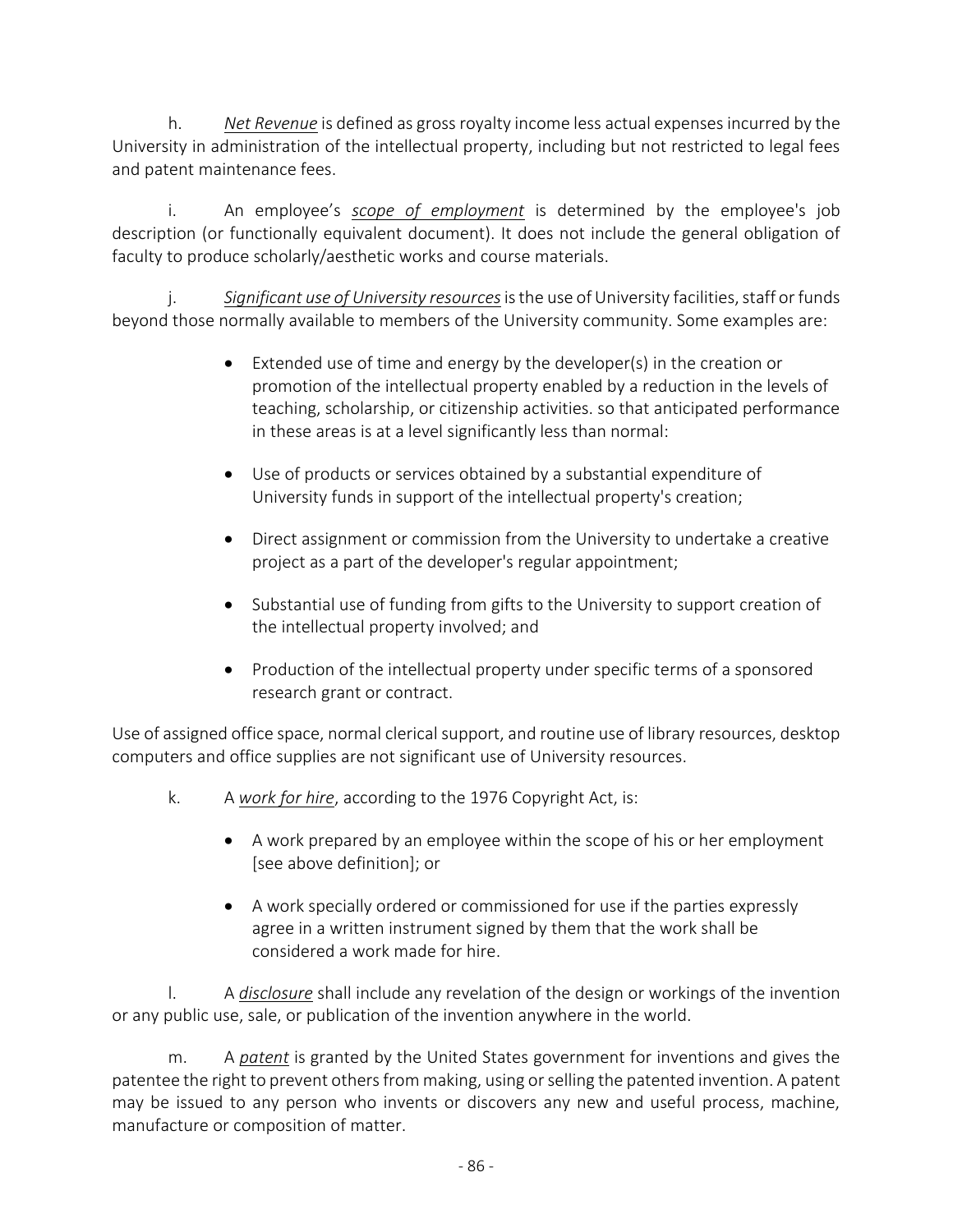h. *Net Revenue* is defined as gross royalty income less actual expenses incurred by the University in administration of the intellectual property, including but not restricted to legal fees and patent maintenance fees.

i. An employee's *scope of employment* is determined by the employee's job description (or functionally equivalent document). It does not include the general obligation of faculty to produce scholarly/aesthetic works and course materials.

j. *Significant use of University resources* is the use of University facilities, staff or funds beyond those normally available to members of the University community. Some examples are:

- Extended use of time and energy by the developer(s) in the creation or promotion of the intellectual property enabled by a reduction in the levels of teaching, scholarship, or citizenship activities. so that anticipated performance in these areas is at a level significantly less than normal:
- Use of products or services obtained by a substantial expenditure of University funds in support of the intellectual property's creation;
- Direct assignment or commission from the University to undertake a creative project as a part of the developer's regular appointment;
- Substantial use of funding from gifts to the University to support creation of the intellectual property involved; and
- Production of the intellectual property under specific terms of a sponsored research grant or contract.

Use of assigned office space, normal clerical support, and routine use of library resources, desktop computers and office supplies are not significant use of University resources.

k. A *work for hire*, according to the 1976 Copyright Act, is:

- A work prepared by an employee within the scope of his or her employment [see above definition]; or
- A work specially ordered or commissioned for use if the parties expressly agree in a written instrument signed by them that the work shall be considered a work made for hire.

l. A *disclosure* shall include any revelation of the design or workings of the invention or any public use, sale, or publication of the invention anywhere in the world.

m. A *patent* is granted by the United States government for inventions and gives the patentee the right to prevent others from making, using or selling the patented invention. A patent may be issued to any person who invents or discovers any new and useful process, machine, manufacture or composition of matter.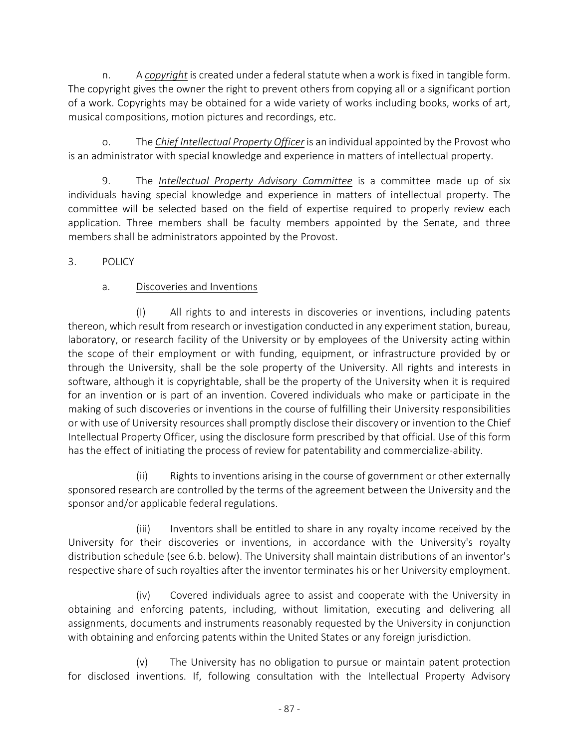n. A *copyright* is created under a federal statute when a work is fixed in tangible form. The copyright gives the owner the right to prevent others from copying all or a significant portion of a work. Copyrights may be obtained for a wide variety of works including books, works of art, musical compositions, motion pictures and recordings, etc.

o. The *Chief Intellectual Property Officer* is an individual appointed by the Provost who is an administrator with special knowledge and experience in matters of intellectual property.

9. The *Intellectual Property Advisory Committee* is a committee made up of six individuals having special knowledge and experience in matters of intellectual property. The committee will be selected based on the field of expertise required to properly review each application. Three members shall be faculty members appointed by the Senate, and three members shall be administrators appointed by the Provost.

3. POLICY

a. Discoveries and Inventions

(I) All rights to and interests in discoveries or inventions, including patents thereon, which result from research or investigation conducted in any experiment station, bureau, laboratory, or research facility of the University or by employees of the University acting within the scope of their employment or with funding, equipment, or infrastructure provided by or through the University, shall be the sole property of the University. All rights and interests in software, although it is copyrightable, shall be the property of the University when it is required for an invention or is part of an invention. Covered individuals who make or participate in the making of such discoveries or inventions in the course of fulfilling their University responsibilities or with use of University resources shall promptly disclose their discovery or invention to the Chief Intellectual Property Officer, using the disclosure form prescribed by that official. Use of this form has the effect of initiating the process of review for patentability and commercialize-ability.

(ii) Rights to inventions arising in the course of government or other externally sponsored research are controlled by the terms of the agreement between the University and the sponsor and/or applicable federal regulations.

(iii) Inventors shall be entitled to share in any royalty income received by the University for their discoveries or inventions, in accordance with the University's royalty distribution schedule (see 6.b. below). The University shall maintain distributions of an inventor's respective share of such royalties after the inventor terminates his or her University employment.

(iv) Covered individuals agree to assist and cooperate with the University in obtaining and enforcing patents, including, without limitation, executing and delivering all assignments, documents and instruments reasonably requested by the University in conjunction with obtaining and enforcing patents within the United States or any foreign jurisdiction.

(v) The University has no obligation to pursue or maintain patent protection for disclosed inventions. If, following consultation with the Intellectual Property Advisory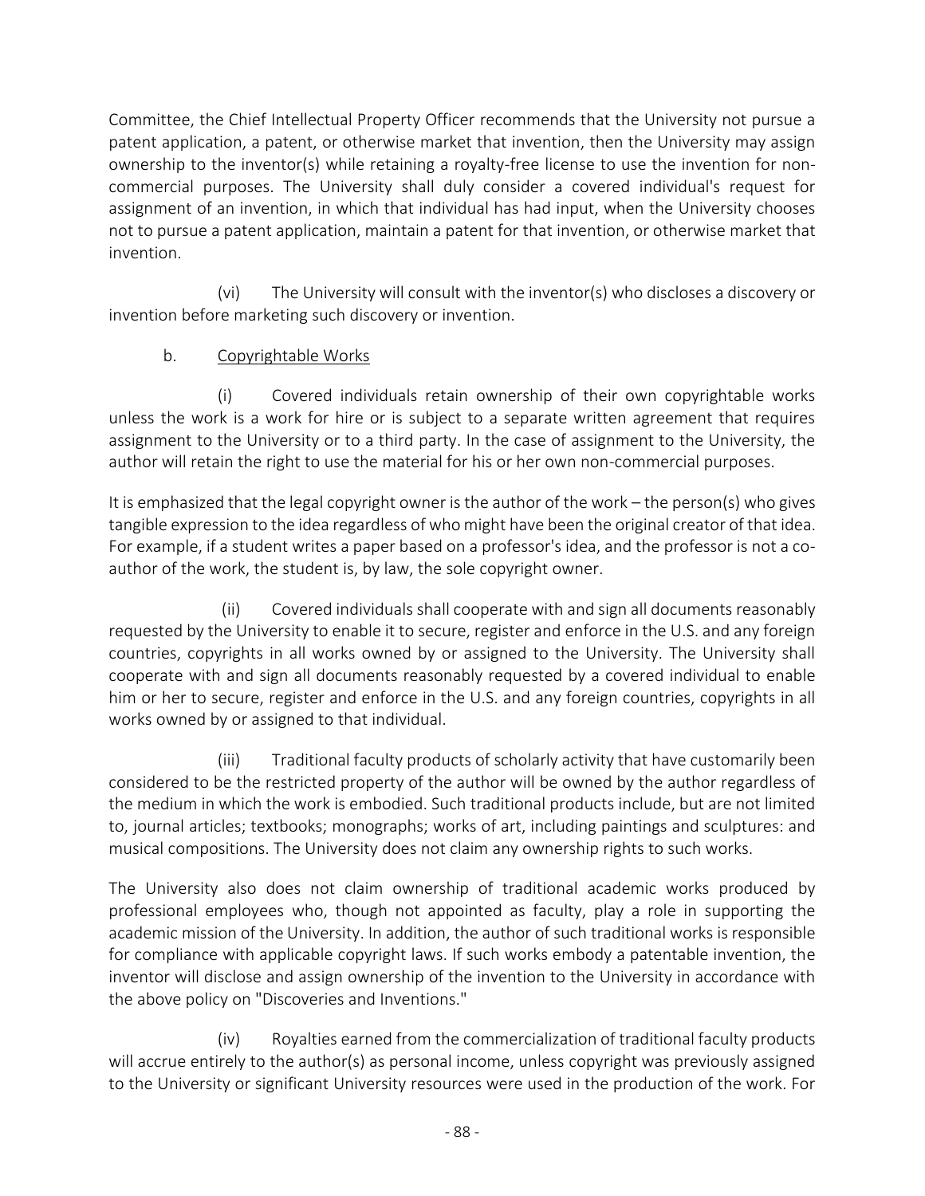Committee, the Chief Intellectual Property Officer recommends that the University not pursue a patent application, a patent, or otherwise market that invention, then the University may assign ownership to the inventor(s) while retaining a royalty-free license to use the invention for non-commercial purposes. The University shall duly consider a covered individual's request for assignment of an invention, in which that individual has had input, when the University chooses not to pursue a patent application, maintain a patent for that invention, or otherwise market that invention.

(vi) The University will consult with the inventor(s) who discloses a discovery or invention before marketing such discovery or invention.

b. Copyrightable Works

(i) Covered individuals retain ownership of their own copyrightable works unless the work is a work for hire or is subject to a separate written agreement that requires assignment to the University or to a third party. In the case of assignment to the University, the author will retain the right to use the material for his or her own non-commercial purposes.

It is emphasized that the legal copyright owner is the author of the work – the person(s) who gives tangible expression to the idea regardless of who might have been the original creator of that idea. For example, if a student writes a paper based on a professor's idea, and the professor is not a co-author of the work, the student is, by law, the sole copyright owner.

(ii) Covered individuals shall cooperate with and sign all documents reasonably requested by the University to enable it to secure, register and enforce in the U.S. and any foreign countries, copyrights in all works owned by or assigned to the University. The University shall cooperate with and sign all documents reasonably requested by a covered individual to enable him or her to secure, register and enforce in the U.S. and any foreign countries, copyrights in all works owned by or assigned to that individual.

(iii) Traditional faculty products of scholarly activity that have customarily been considered to be the restricted property of the author will be owned by the author regardless of the medium in which the work is embodied. Such traditional products include, but are not limited to, journal articles; textbooks; monographs; works of art, including paintings and sculptures: and musical compositions. The University does not claim any ownership rights to such works.

The University also does not claim ownership of traditional academic works produced by professional employees who, though not appointed as faculty, play a role in supporting the academic mission of the University. In addition, the author of such traditional works is responsible for compliance with applicable copyright laws. If such works embody a patentable invention, the inventor will disclose and assign ownership of the invention to the University in accordance with the above policy on "Discoveries and Inventions."

(iv) Royalties earned from the commercialization of traditional faculty products will accrue entirely to the author(s) as personal income, unless copyright was previously assigned to the University or significant University resources were used in the production of the work. For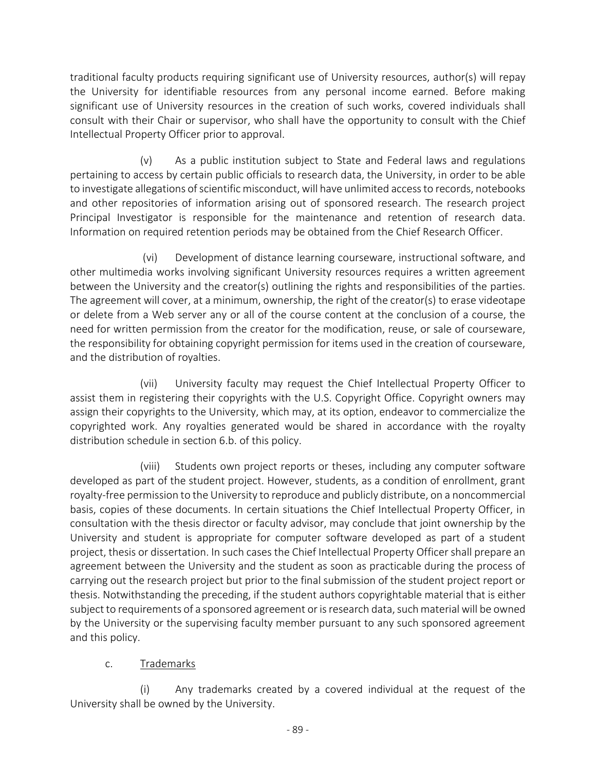traditional faculty products requiring significant use of University resources, author(s) will repay the University for identifiable resources from any personal income earned. Before making significant use of University resources in the creation of such works, covered individuals shall consult with their Chair or supervisor, who shall have the opportunity to consult with the Chief Intellectual Property Officer prior to approval.

(v) As a public institution subject to State and Federal laws and regulations pertaining to access by certain public officials to research data, the University, in order to be able to investigate allegations of scientific misconduct, will have unlimited access to records, notebooks and other repositories of information arising out of sponsored research. The research project Principal Investigator is responsible for the maintenance and retention of research data. Information on required retention periods may be obtained from the Chief Research Officer.

(vi) Development of distance learning courseware, instructional software, and other multimedia works involving significant University resources requires a written agreement between the University and the creator(s) outlining the rights and responsibilities of the parties. The agreement will cover, at a minimum, ownership, the right of the creator(s) to erase videotape or delete from a Web server any or all of the course content at the conclusion of a course, the need for written permission from the creator for the modification, reuse, or sale of courseware, the responsibility for obtaining copyright permission for items used in the creation of courseware, and the distribution of royalties.

(vii) University faculty may request the Chief Intellectual Property Officer to assist them in registering their copyrights with the U.S. Copyright Office. Copyright owners may assign their copyrights to the University, which may, at its option, endeavor to commercialize the copyrighted work. Any royalties generated would be shared in accordance with the royalty distribution schedule in section 6.b. of this policy.

(viii) Students own project reports or theses, including any computer software developed as part of the student project. However, students, as a condition of enrollment, grant royalty-free permission to the University to reproduce and publicly distribute, on a noncommercial basis, copies of these documents. In certain situations the Chief Intellectual Property Officer, in consultation with the thesis director or faculty advisor, may conclude that joint ownership by the University and student is appropriate for computer software developed as part of a student project, thesis or dissertation. In such cases the Chief Intellectual Property Officer shall prepare an agreement between the University and the student as soon as practicable during the process of carrying out the research project but prior to the final submission of the student project report or thesis. Notwithstanding the preceding, if the student authors copyrightable material that is either subject to requirements of a sponsored agreement or is research data, such material will be owned by the University or the supervising faculty member pursuant to any such sponsored agreement and this policy.

c. Trademarks

(i) Any trademarks created by a covered individual at the request of the University shall be owned by the University.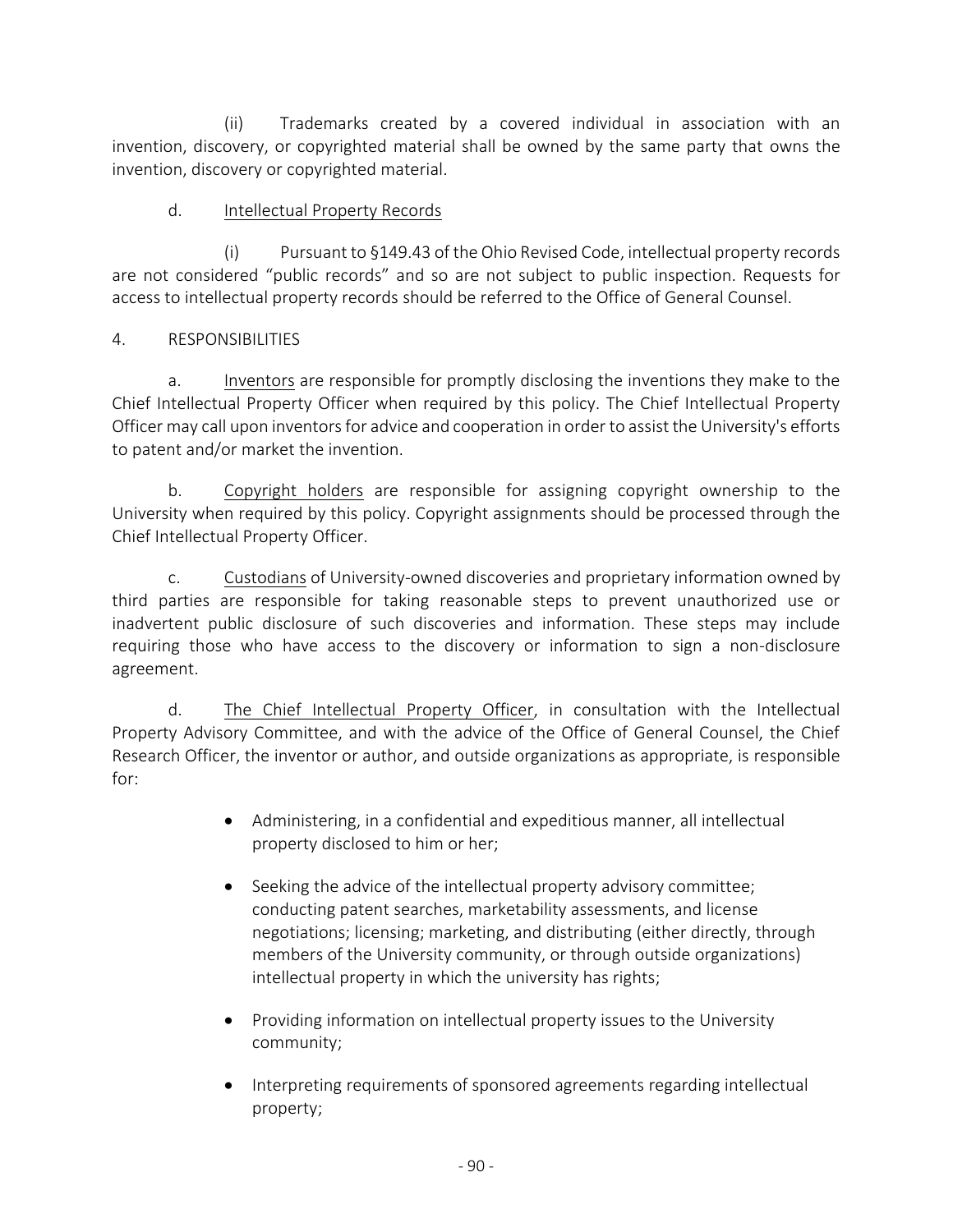(ii) Trademarks created by a covered individual in association with an invention, discovery, or copyrighted material shall be owned by the same party that owns the invention, discovery or copyrighted material.

d. Intellectual Property Records

(i) Pursuant to §149.43 of the Ohio Revised Code, intellectual property records are not considered "public records" and so are not subject to public inspection. Requests for access to intellectual property records should be referred to the Office of General Counsel.

4. RESPONSIBILITIES

a. Inventors are responsible for promptly disclosing the inventions they make to the Chief Intellectual Property Officer when required by this policy. The Chief Intellectual Property Officer may call upon inventors for advice and cooperation in order to assist the University's efforts to patent and/or market the invention.

b. Copyright holders are responsible for assigning copyright ownership to the University when required by this policy. Copyright assignments should be processed through the Chief Intellectual Property Officer.

c. Custodians of University-owned discoveries and proprietary information owned by third parties are responsible for taking reasonable steps to prevent unauthorized use or inadvertent public disclosure of such discoveries and information. These steps may include requiring those who have access to the discovery or information to sign a non-disclosure agreement.

d. The Chief Intellectual Property Officer, in consultation with the Intellectual Property Advisory Committee, and with the advice of the Office of General Counsel, the Chief Research Officer, the inventor or author, and outside organizations as appropriate, is responsible for:

- Administering, in a confidential and expeditious manner, all intellectual property disclosed to him or her;
- Seeking the advice of the intellectual property advisory committee; conducting patent searches, marketability assessments, and license negotiations; licensing; marketing, and distributing (either directly, through members of the University community, or through outside organizations) intellectual property in which the university has rights;
- Providing information on intellectual property issues to the University community;
- Interpreting requirements of sponsored agreements regarding intellectual property;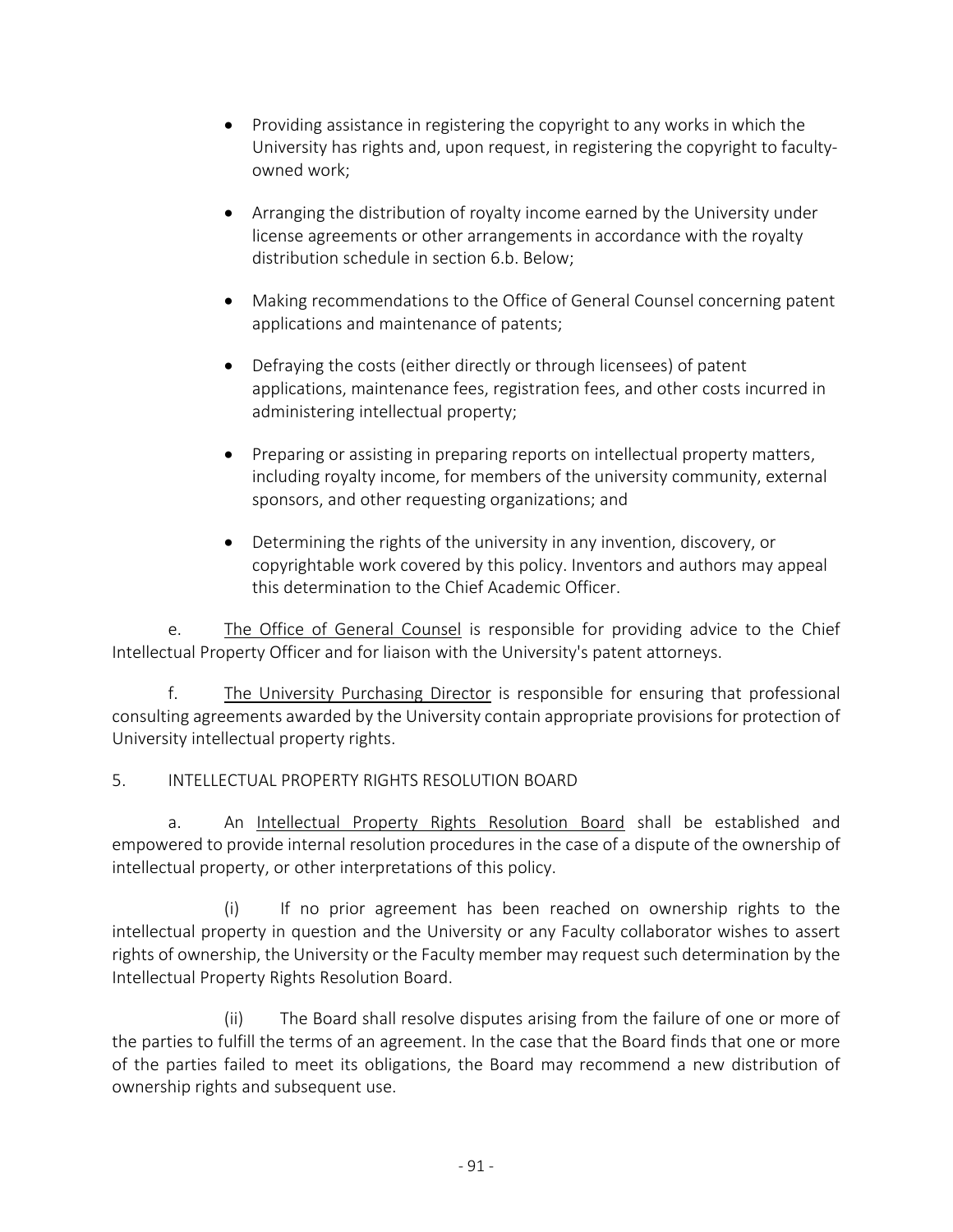- Providing assistance in registering the copyright to any works in which the University has rights and, upon request, in registering the copyright to faculty-owned work;

- Arranging the distribution of royalty income earned by the University under license agreements or other arrangements in accordance with the royalty distribution schedule in section 6.b. Below;

- Making recommendations to the Office of General Counsel concerning patent applications and maintenance of patents;

- Defraying the costs (either directly or through licensees) of patent applications, maintenance fees, registration fees, and other costs incurred in administering intellectual property;

- Preparing or assisting in preparing reports on intellectual property matters, including royalty income, for members of the university community, external sponsors, and other requesting organizations; and

- Determining the rights of the university in any invention, discovery, or copyrightable work covered by this policy. Inventors and authors may appeal this determination to the Chief Academic Officer.

e. The Office of General Counsel is responsible for providing advice to the Chief Intellectual Property Officer and for liaison with the University's patent attorneys.

f. The University Purchasing Director is responsible for ensuring that professional consulting agreements awarded by the University contain appropriate provisions for protection of University intellectual property rights.

5. INTELLECTUAL PROPERTY RIGHTS RESOLUTION BOARD

a. An Intellectual Property Rights Resolution Board shall be established and empowered to provide internal resolution procedures in the case of a dispute of the ownership of intellectual property, or other interpretations of this policy.

(i) If no prior agreement has been reached on ownership rights to the intellectual property in question and the University or any Faculty collaborator wishes to assert rights of ownership, the University or the Faculty member may request such determination by the Intellectual Property Rights Resolution Board.

(ii) The Board shall resolve disputes arising from the failure of one or more of the parties to fulfill the terms of an agreement. In the case that the Board finds that one or more of the parties failed to meet its obligations, the Board may recommend a new distribution of ownership rights and subsequent use.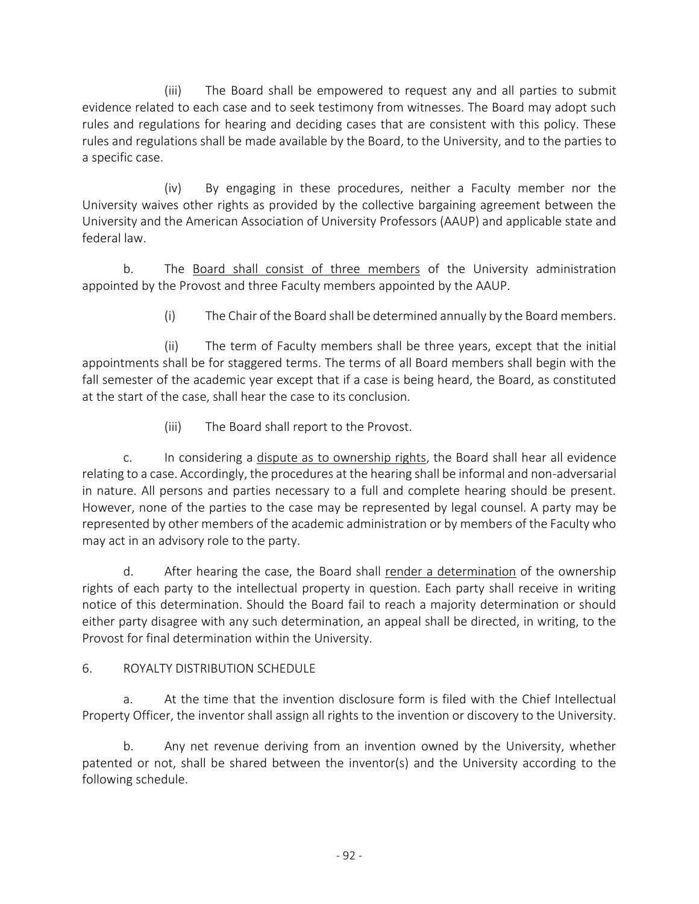(iii) The Board shall be empowered to request any and all parties to submit evidence related to each case and to seek testimony from witnesses. The Board may adopt such rules and regulations for hearing and deciding cases that are consistent with this policy. These rules and regulations shall be made available by the Board, to the University, and to the parties to a specific case.

(iv) By engaging in these procedures, neither a Faculty member nor the University waives other rights as provided by the collective bargaining agreement between the University and the American Association of University Professors (AAUP) and applicable state and federal law.

b. The <u>Board shall consist of three members</u> of the University administration appointed by the Provost and three Faculty members appointed by the AAUP.

(i) The Chair of the Board shall be determined annually by the Board members.

(ii) The term of Faculty members shall be three years, except that the initial appointments shall be for staggered terms. The terms of all Board members shall begin with the fall semester of the academic year except that if a case is being heard, the Board, as constituted at the start of the case, shall hear the case to its conclusion.

(iii) The Board shall report to the Provost.

c. In considering a <u>dispute as to ownership rights</u>, the Board shall hear all evidence relating to a case. Accordingly, the procedures at the hearing shall be informal and non-adversarial in nature. All persons and parties necessary to a full and complete hearing should be present. However, none of the parties to the case may be represented by legal counsel. A party may be represented by other members of the academic administration or by members of the Faculty who may act in an advisory role to the party.

d. After hearing the case, the Board shall <u>render a determination</u> of the ownership rights of each party to the intellectual property in question. Each party shall receive in writing notice of this determination. Should the Board fail to reach a majority determination or should either party disagree with any such determination, an appeal shall be directed, in writing, to the Provost for final determination within the University.

6. ROYALTY DISTRIBUTION SCHEDULE

a. At the time that the invention disclosure form is filed with the Chief Intellectual Property Officer, the inventor shall assign all rights to the invention or discovery to the University.

b. Any net revenue deriving from an invention owned by the University, whether patented or not, shall be shared between the inventor(s) and the University according to the following schedule.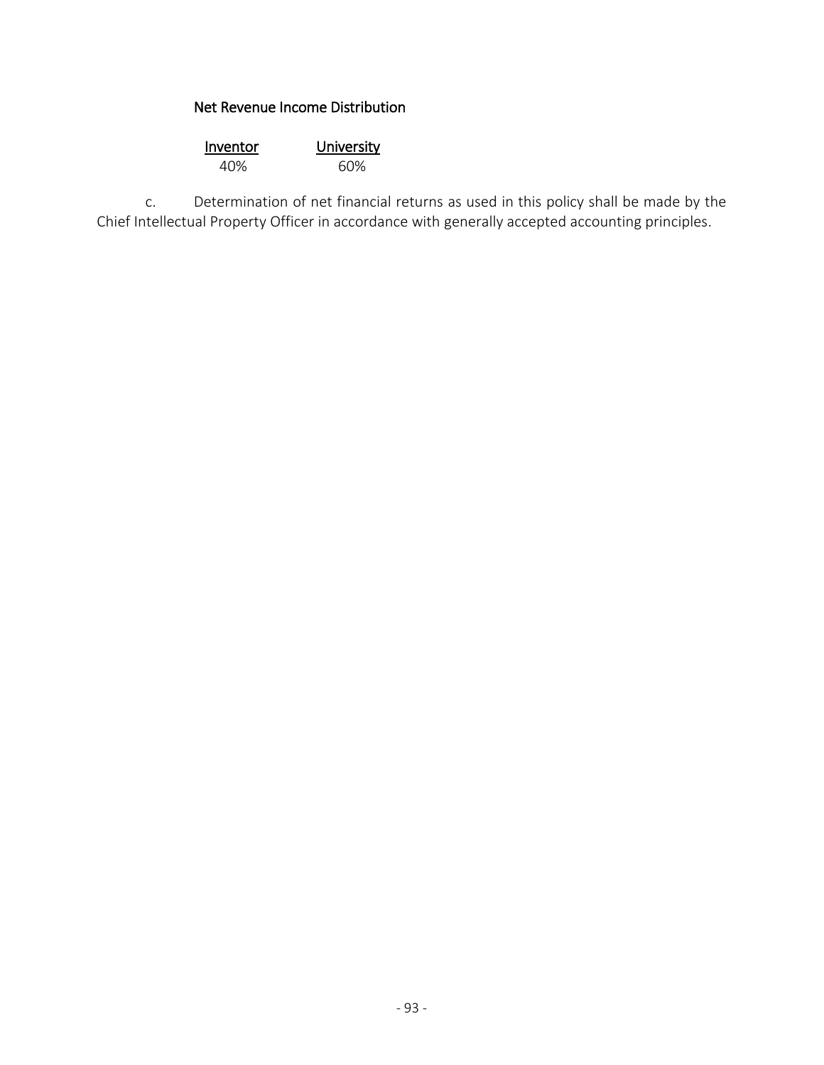Net Revenue Income Distribution

| Inventor | University |
|---|---|
| 40% | 60% |

c. Determination of net financial returns as used in this policy shall be made by the Chief Intellectual Property Officer in accordance with generally accepted accounting principles.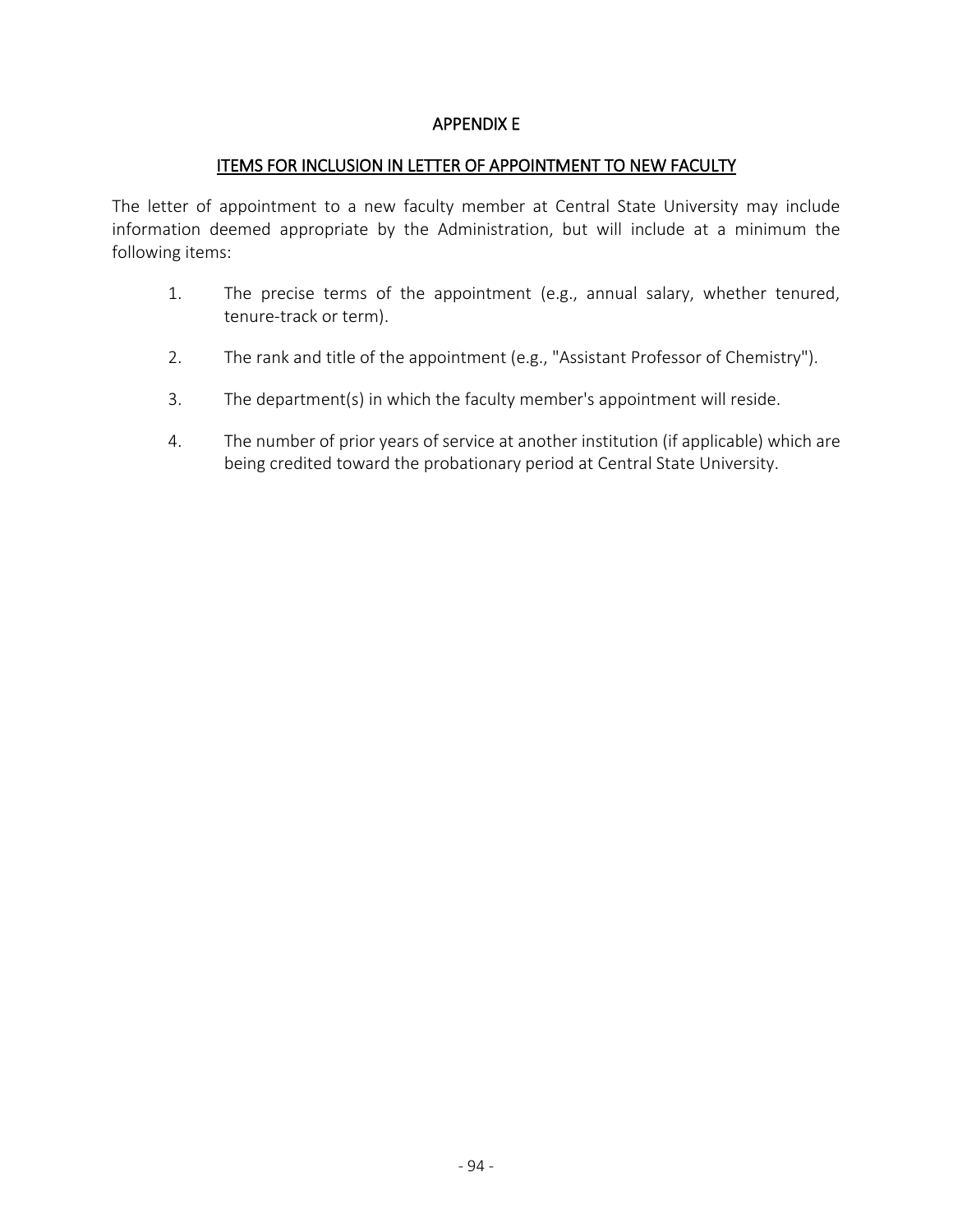# APPENDIX E

## ITEMS FOR INCLUSION IN LETTER OF APPOINTMENT TO NEW FACULTY

The letter of appointment to a new faculty member at Central State University may include information deemed appropriate by the Administration, but will include at a minimum the following items:

1. The precise terms of the appointment (e.g., annual salary, whether tenured, tenure-track or term).
2. The rank and title of the appointment (e.g., "Assistant Professor of Chemistry").
3. The department(s) in which the faculty member's appointment will reside.
4. The number of prior years of service at another institution (if applicable) which are being credited toward the probationary period at Central State University.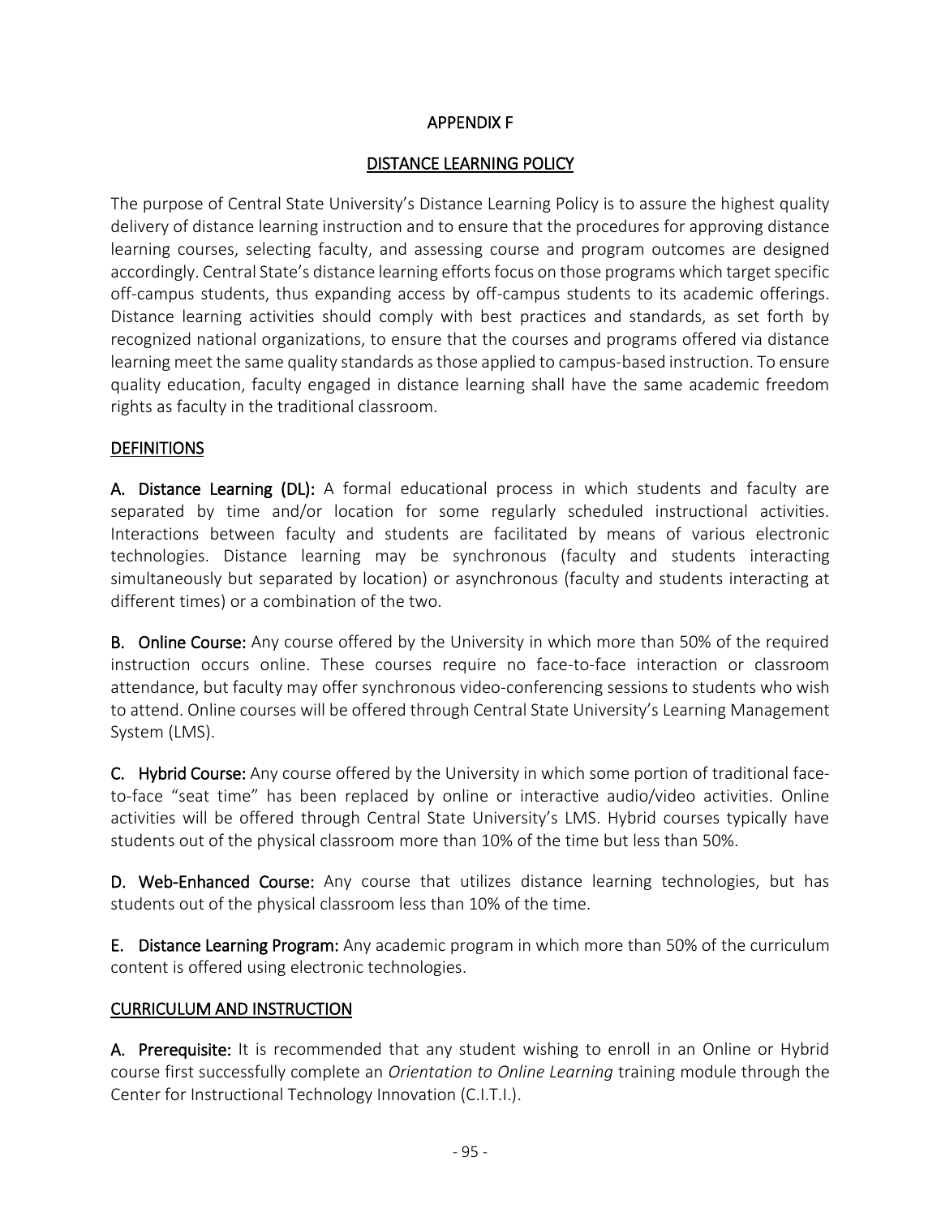# APPENDIX F

## DISTANCE LEARNING POLICY

The purpose of Central State University's Distance Learning Policy is to assure the highest quality delivery of distance learning instruction and to ensure that the procedures for approving distance learning courses, selecting faculty, and assessing course and program outcomes are designed accordingly. Central State's distance learning efforts focus on those programs which target specific off-campus students, thus expanding access by off-campus students to its academic offerings. Distance learning activities should comply with best practices and standards, as set forth by recognized national organizations, to ensure that the courses and programs offered via distance learning meet the same quality standards as those applied to campus-based instruction. To ensure quality education, faculty engaged in distance learning shall have the same academic freedom rights as faculty in the traditional classroom.

### DEFINITIONS

**A. Distance Learning (DL):** A formal educational process in which students and faculty are separated by time and/or location for some regularly scheduled instructional activities. Interactions between faculty and students are facilitated by means of various electronic technologies. Distance learning may be synchronous (faculty and students interacting simultaneously but separated by location) or asynchronous (faculty and students interacting at different times) or a combination of the two.

**B. Online Course:** Any course offered by the University in which more than 50% of the required instruction occurs online. These courses require no face-to-face interaction or classroom attendance, but faculty may offer synchronous video-conferencing sessions to students who wish to attend. Online courses will be offered through Central State University's Learning Management System (LMS).

**C. Hybrid Course:** Any course offered by the University in which some portion of traditional face-to-face "seat time" has been replaced by online or interactive audio/video activities. Online activities will be offered through Central State University's LMS. Hybrid courses typically have students out of the physical classroom more than 10% of the time but less than 50%.

**D. Web-Enhanced Course:** Any course that utilizes distance learning technologies, but has students out of the physical classroom less than 10% of the time.

**E. Distance Learning Program:** Any academic program in which more than 50% of the curriculum content is offered using electronic technologies.

### CURRICULUM AND INSTRUCTION

**A. Prerequisite:** It is recommended that any student wishing to enroll in an Online or Hybrid course first successfully complete an *Orientation to Online Learning* training module through the Center for Instructional Technology Innovation (C.I.T.I.).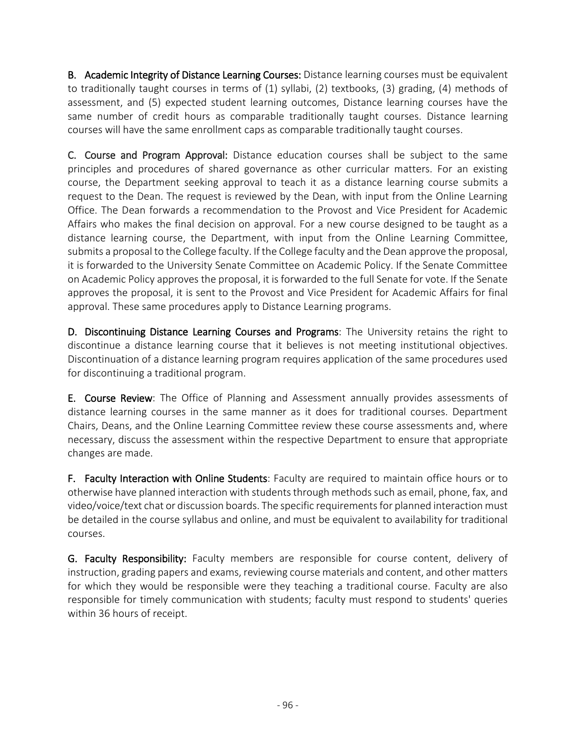**B. Academic Integrity of Distance Learning Courses:** Distance learning courses must be equivalent to traditionally taught courses in terms of (1) syllabi, (2) textbooks, (3) grading, (4) methods of assessment, and (5) expected student learning outcomes, Distance learning courses have the same number of credit hours as comparable traditionally taught courses. Distance learning courses will have the same enrollment caps as comparable traditionally taught courses.

**C. Course and Program Approval:** Distance education courses shall be subject to the same principles and procedures of shared governance as other curricular matters. For an existing course, the Department seeking approval to teach it as a distance learning course submits a request to the Dean. The request is reviewed by the Dean, with input from the Online Learning Office. The Dean forwards a recommendation to the Provost and Vice President for Academic Affairs who makes the final decision on approval. For a new course designed to be taught as a distance learning course, the Department, with input from the Online Learning Committee, submits a proposal to the College faculty. If the College faculty and the Dean approve the proposal, it is forwarded to the University Senate Committee on Academic Policy. If the Senate Committee on Academic Policy approves the proposal, it is forwarded to the full Senate for vote. If the Senate approves the proposal, it is sent to the Provost and Vice President for Academic Affairs for final approval. These same procedures apply to Distance Learning programs.

**D. Discontinuing Distance Learning Courses and Programs**: The University retains the right to discontinue a distance learning course that it believes is not meeting institutional objectives. Discontinuation of a distance learning program requires application of the same procedures used for discontinuing a traditional program.

**E. Course Review**: The Office of Planning and Assessment annually provides assessments of distance learning courses in the same manner as it does for traditional courses. Department Chairs, Deans, and the Online Learning Committee review these course assessments and, where necessary, discuss the assessment within the respective Department to ensure that appropriate changes are made.

**F. Faculty Interaction with Online Students**: Faculty are required to maintain office hours or to otherwise have planned interaction with students through methods such as email, phone, fax, and video/voice/text chat or discussion boards. The specific requirements for planned interaction must be detailed in the course syllabus and online, and must be equivalent to availability for traditional courses.

**G. Faculty Responsibility:** Faculty members are responsible for course content, delivery of instruction, grading papers and exams, reviewing course materials and content, and other matters for which they would be responsible were they teaching a traditional course. Faculty are also responsible for timely communication with students; faculty must respond to students' queries within 36 hours of receipt.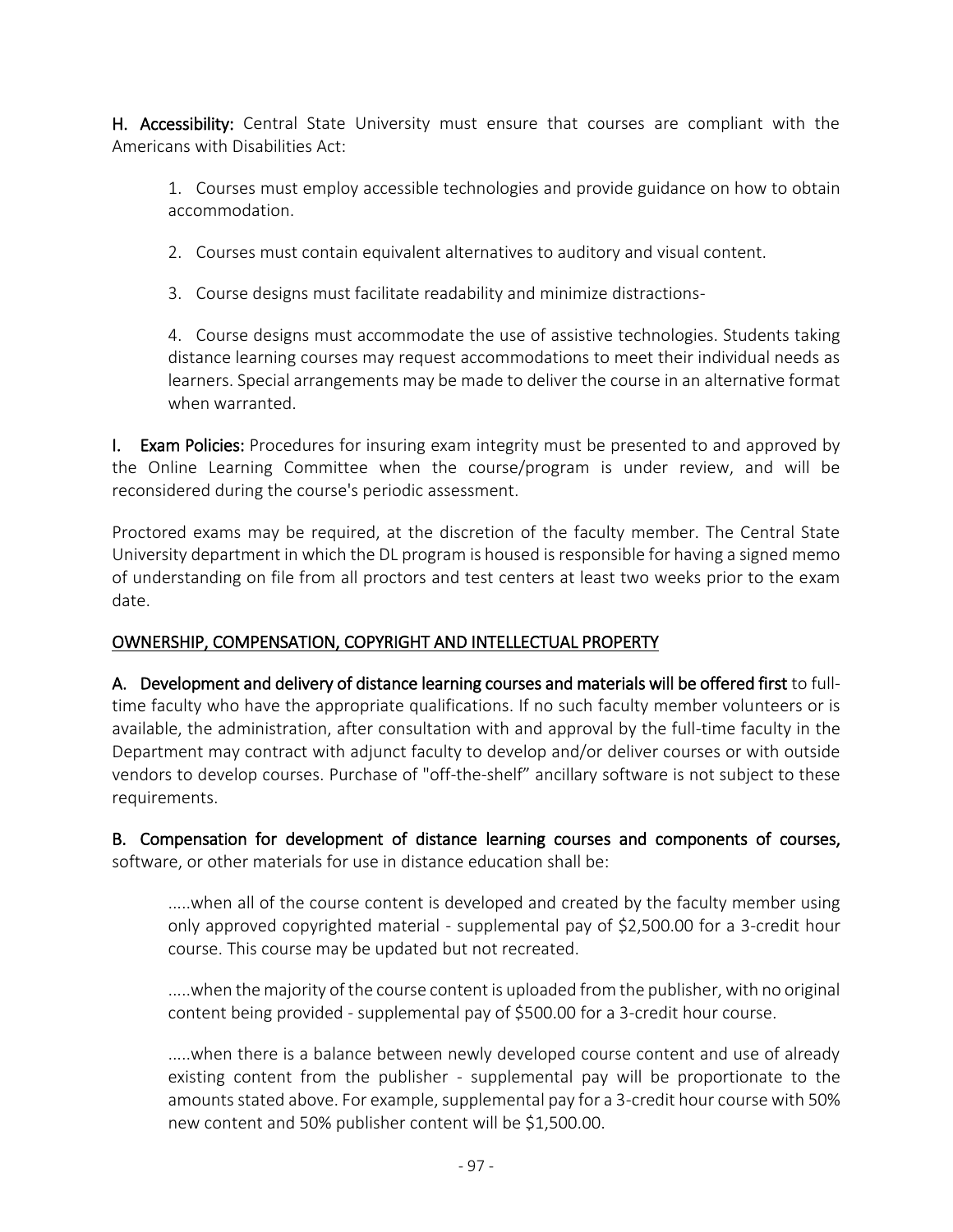**H. Accessibility:** Central State University must ensure that courses are compliant with the Americans with Disabilities Act:

1. Courses must employ accessible technologies and provide guidance on how to obtain accommodation.

2. Courses must contain equivalent alternatives to auditory and visual content.

3. Course designs must facilitate readability and minimize distractions-

4. Course designs must accommodate the use of assistive technologies. Students taking distance learning courses may request accommodations to meet their individual needs as learners. Special arrangements may be made to deliver the course in an alternative format when warranted.

**I. Exam Policies:** Procedures for insuring exam integrity must be presented to and approved by the Online Learning Committee when the course/program is under review, and will be reconsidered during the course's periodic assessment.

Proctored exams may be required, at the discretion of the faculty member. The Central State University department in which the DL program is housed is responsible for having a signed memo of understanding on file from all proctors and test centers at least two weeks prior to the exam date.

## OWNERSHIP, COMPENSATION, COPYRIGHT AND INTELLECTUAL PROPERTY

**A. Development and delivery of distance learning courses and materials will be offered first** to full-time faculty who have the appropriate qualifications. If no such faculty member volunteers or is available, the administration, after consultation with and approval by the full-time faculty in the Department may contract with adjunct faculty to develop and/or deliver courses or with outside vendors to develop courses. Purchase of "off-the-shelf" ancillary software is not subject to these requirements.

**B. Compensation for development of distance learning courses and components of courses,** software, or other materials for use in distance education shall be:

.....when all of the course content is developed and created by the faculty member using only approved copyrighted material - supplemental pay of $2,500.00 for a 3-credit hour course. This course may be updated but not recreated.

.....when the majority of the course content is uploaded from the publisher, with no original content being provided - supplemental pay of $500.00 for a 3-credit hour course.

.....when there is a balance between newly developed course content and use of already existing content from the publisher - supplemental pay will be proportionate to the amounts stated above. For example, supplemental pay for a 3-credit hour course with 50% new content and 50% publisher content will be $1,500.00.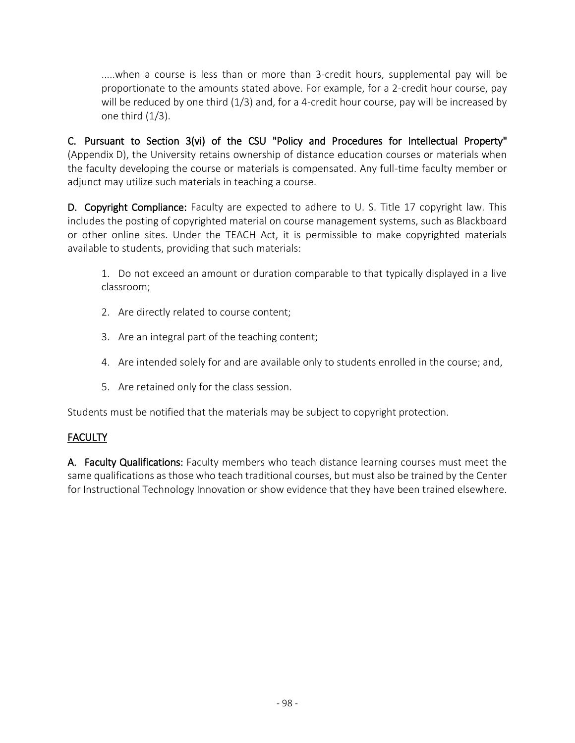.....when a course is less than or more than 3-credit hours, supplemental pay will be proportionate to the amounts stated above. For example, for a 2-credit hour course, pay will be reduced by one third (1/3) and, for a 4-credit hour course, pay will be increased by one third (1/3).

**C. Pursuant to Section 3(vi) of the CSU "Policy and Procedures for Intellectual Property"** (Appendix D), the University retains ownership of distance education courses or materials when the faculty developing the course or materials is compensated. Any full-time faculty member or adjunct may utilize such materials in teaching a course.

**D. Copyright Compliance:** Faculty are expected to adhere to U. S. Title 17 copyright law. This includes the posting of copyrighted material on course management systems, such as Blackboard or other online sites. Under the TEACH Act, it is permissible to make copyrighted materials available to students, providing that such materials:

1. Do not exceed an amount or duration comparable to that typically displayed in a live classroom;
2. Are directly related to course content;
3. Are an integral part of the teaching content;
4. Are intended solely for and are available only to students enrolled in the course; and,
5. Are retained only for the class session.

Students must be notified that the materials may be subject to copyright protection.

## FACULTY

**A. Faculty Qualifications:** Faculty members who teach distance learning courses must meet the same qualifications as those who teach traditional courses, but must also be trained by the Center for Instructional Technology Innovation or show evidence that they have been trained elsewhere.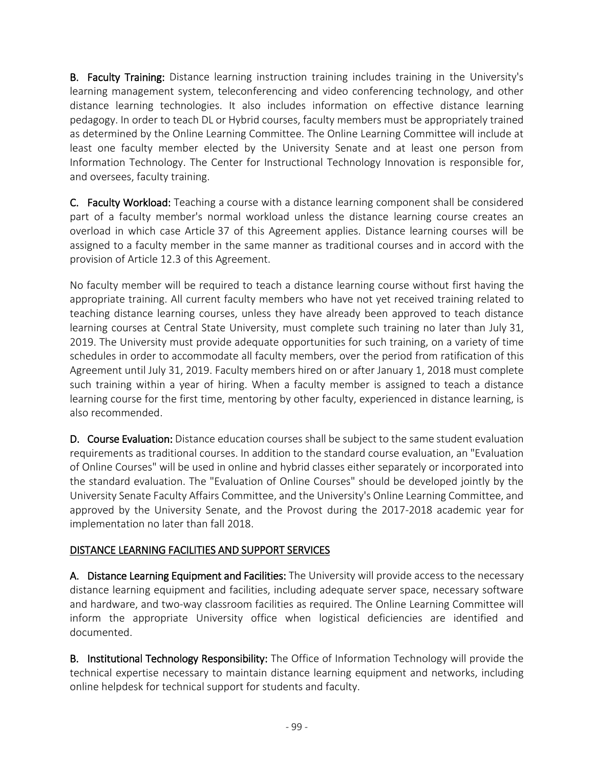**B. Faculty Training:** Distance learning instruction training includes training in the University's learning management system, teleconferencing and video conferencing technology, and other distance learning technologies. It also includes information on effective distance learning pedagogy. In order to teach DL or Hybrid courses, faculty members must be appropriately trained as determined by the Online Learning Committee. The Online Learning Committee will include at least one faculty member elected by the University Senate and at least one person from Information Technology. The Center for Instructional Technology Innovation is responsible for, and oversees, faculty training.

**C. Faculty Workload:** Teaching a course with a distance learning component shall be considered part of a faculty member's normal workload unless the distance learning course creates an overload in which case Article 37 of this Agreement applies. Distance learning courses will be assigned to a faculty member in the same manner as traditional courses and in accord with the provision of Article 12.3 of this Agreement.

No faculty member will be required to teach a distance learning course without first having the appropriate training. All current faculty members who have not yet received training related to teaching distance learning courses, unless they have already been approved to teach distance learning courses at Central State University, must complete such training no later than July 31, 2019. The University must provide adequate opportunities for such training, on a variety of time schedules in order to accommodate all faculty members, over the period from ratification of this Agreement until July 31, 2019. Faculty members hired on or after January 1, 2018 must complete such training within a year of hiring. When a faculty member is assigned to teach a distance learning course for the first time, mentoring by other faculty, experienced in distance learning, is also recommended.

**D. Course Evaluation:** Distance education courses shall be subject to the same student evaluation requirements as traditional courses. In addition to the standard course evaluation, an "Evaluation of Online Courses" will be used in online and hybrid classes either separately or incorporated into the standard evaluation. The "Evaluation of Online Courses" should be developed jointly by the University Senate Faculty Affairs Committee, and the University's Online Learning Committee, and approved by the University Senate, and the Provost during the 2017-2018 academic year for implementation no later than fall 2018.

## DISTANCE LEARNING FACILITIES AND SUPPORT SERVICES

**A. Distance Learning Equipment and Facilities:** The University will provide access to the necessary distance learning equipment and facilities, including adequate server space, necessary software and hardware, and two-way classroom facilities as required. The Online Learning Committee will inform the appropriate University office when logistical deficiencies are identified and documented.

**B. Institutional Technology Responsibility:** The Office of Information Technology will provide the technical expertise necessary to maintain distance learning equipment and networks, including online helpdesk for technical support for students and faculty.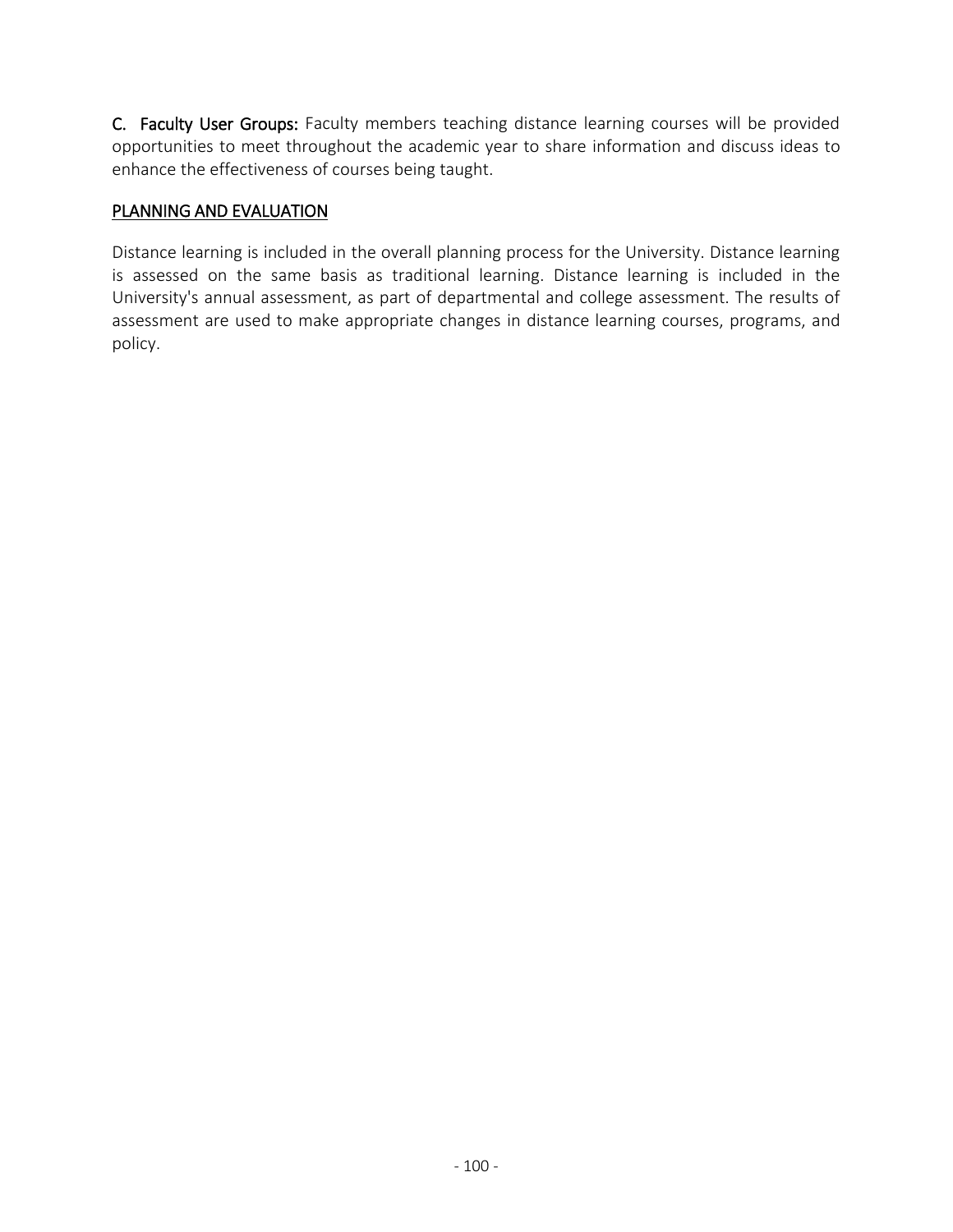**C. Faculty User Groups:** Faculty members teaching distance learning courses will be provided opportunities to meet throughout the academic year to share information and discuss ideas to enhance the effectiveness of courses being taught.

## PLANNING AND EVALUATION

Distance learning is included in the overall planning process for the University. Distance learning is assessed on the same basis as traditional learning. Distance learning is included in the University's annual assessment, as part of departmental and college assessment. The results of assessment are used to make appropriate changes in distance learning courses, programs, and policy.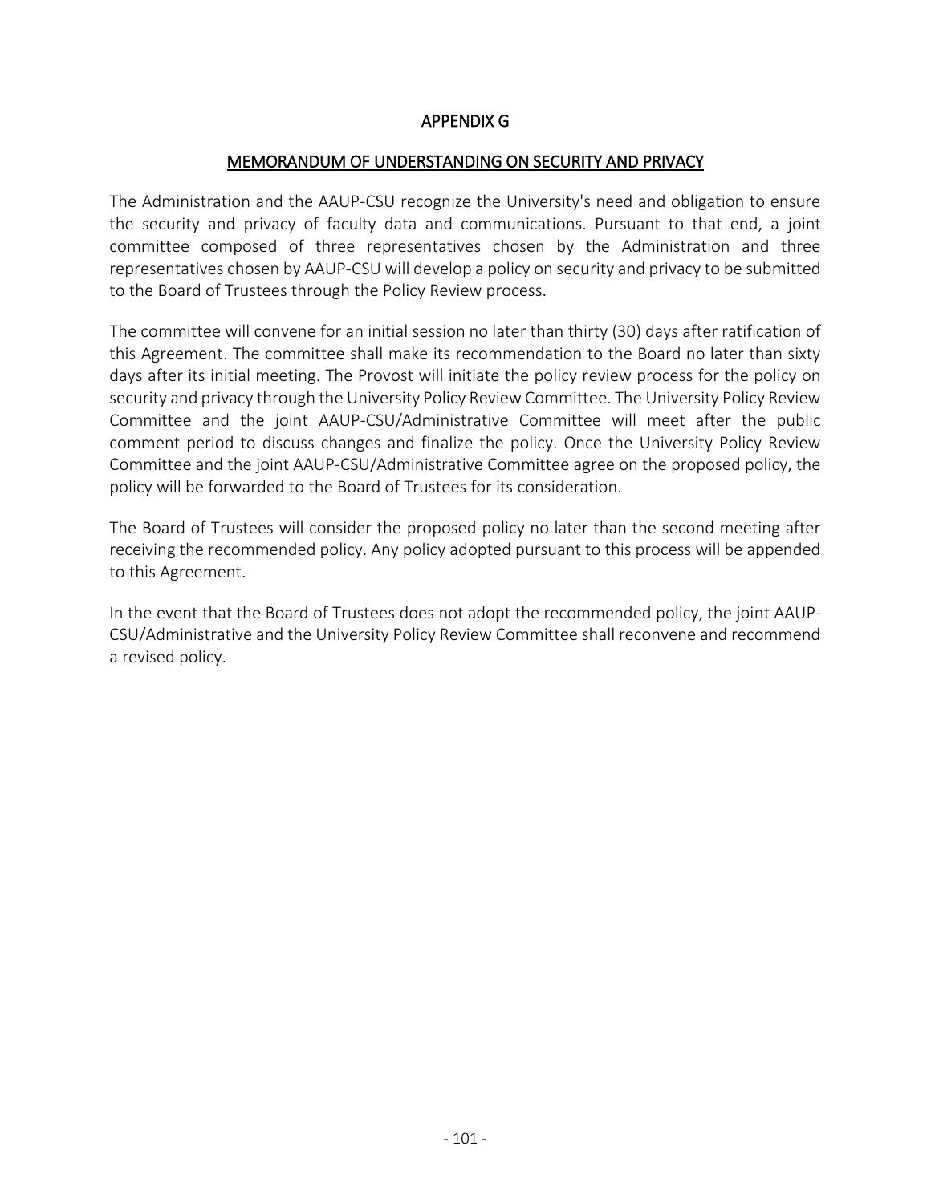# APPENDIX G

## MEMORANDUM OF UNDERSTANDING ON SECURITY AND PRIVACY

The Administration and the AAUP-CSU recognize the University's need and obligation to ensure the security and privacy of faculty data and communications. Pursuant to that end, a joint committee composed of three representatives chosen by the Administration and three representatives chosen by AAUP-CSU will develop a policy on security and privacy to be submitted to the Board of Trustees through the Policy Review process.

The committee will convene for an initial session no later than thirty (30) days after ratification of this Agreement. The committee shall make its recommendation to the Board no later than sixty days after its initial meeting. The Provost will initiate the policy review process for the policy on security and privacy through the University Policy Review Committee. The University Policy Review Committee and the joint AAUP-CSU/Administrative Committee will meet after the public comment period to discuss changes and finalize the policy. Once the University Policy Review Committee and the joint AAUP-CSU/Administrative Committee agree on the proposed policy, the policy will be forwarded to the Board of Trustees for its consideration.

The Board of Trustees will consider the proposed policy no later than the second meeting after receiving the recommended policy. Any policy adopted pursuant to this process will be appended to this Agreement.

In the event that the Board of Trustees does not adopt the recommended policy, the joint AAUP-CSU/Administrative and the University Policy Review Committee shall reconvene and recommend a revised policy.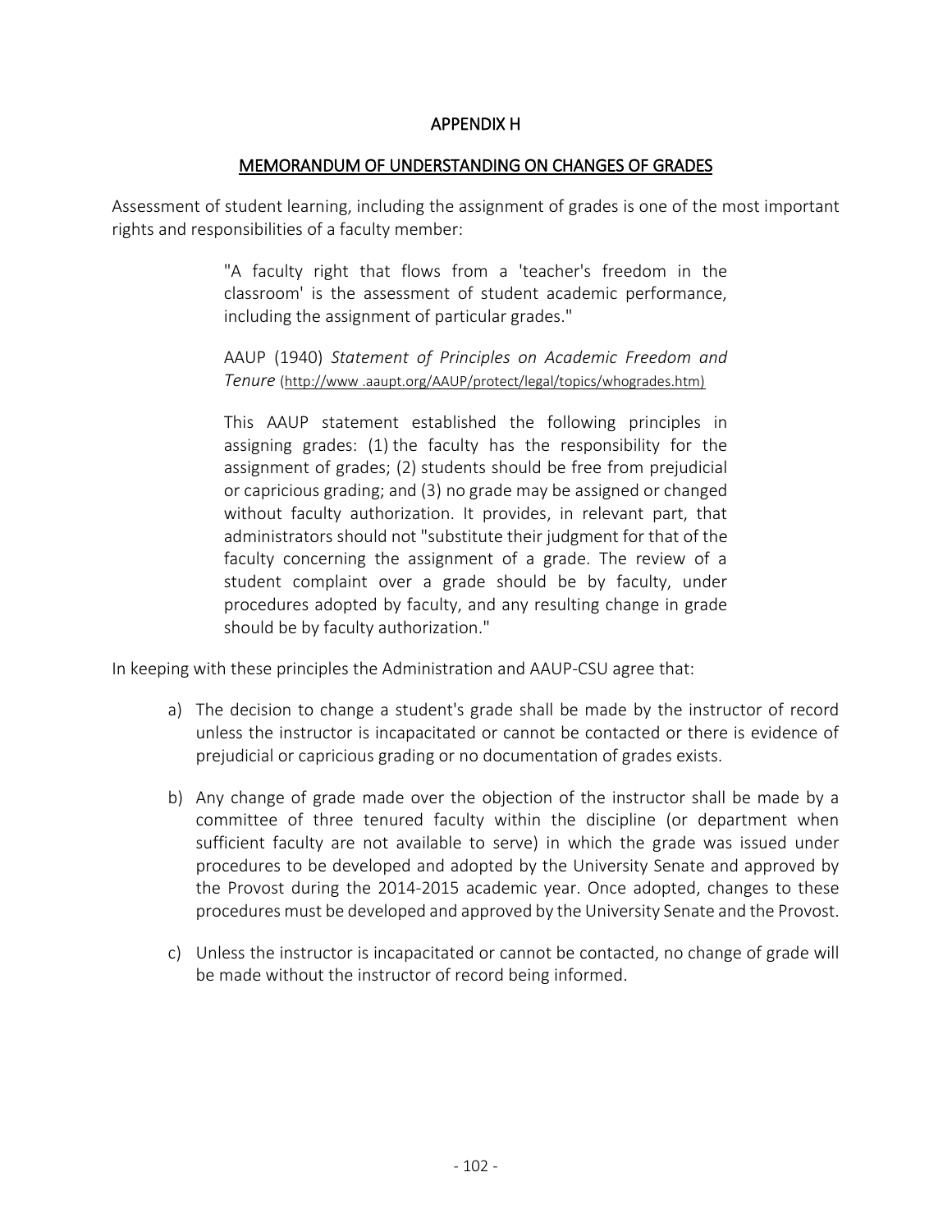# APPENDIX H

## MEMORANDUM OF UNDERSTANDING ON CHANGES OF GRADES

Assessment of student learning, including the assignment of grades is one of the most important rights and responsibilities of a faculty member:

> "A faculty right that flows from a 'teacher's freedom in the classroom' is the assessment of student academic performance, including the assignment of particular grades."
>
> AAUP (1940) *Statement of Principles on Academic Freedom and Tenure* (http://www .aaupt.org/AAUP/protect/legal/topics/whogrades.htm)
>
> This AAUP statement established the following principles in assigning grades: (1) the faculty has the responsibility for the assignment of grades; (2) students should be free from prejudicial or capricious grading; and (3) no grade may be assigned or changed without faculty authorization. It provides, in relevant part, that administrators should not "substitute their judgment for that of the faculty concerning the assignment of a grade. The review of a student complaint over a grade should be by faculty, under procedures adopted by faculty, and any resulting change in grade should be by faculty authorization."

In keeping with these principles the Administration and AAUP-CSU agree that:

a) The decision to change a student's grade shall be made by the instructor of record unless the instructor is incapacitated or cannot be contacted or there is evidence of prejudicial or capricious grading or no documentation of grades exists.

b) Any change of grade made over the objection of the instructor shall be made by a committee of three tenured faculty within the discipline (or department when sufficient faculty are not available to serve) in which the grade was issued under procedures to be developed and adopted by the University Senate and approved by the Provost during the 2014-2015 academic year. Once adopted, changes to these procedures must be developed and approved by the University Senate and the Provost.

c) Unless the instructor is incapacitated or cannot be contacted, no change of grade will be made without the instructor of record being informed.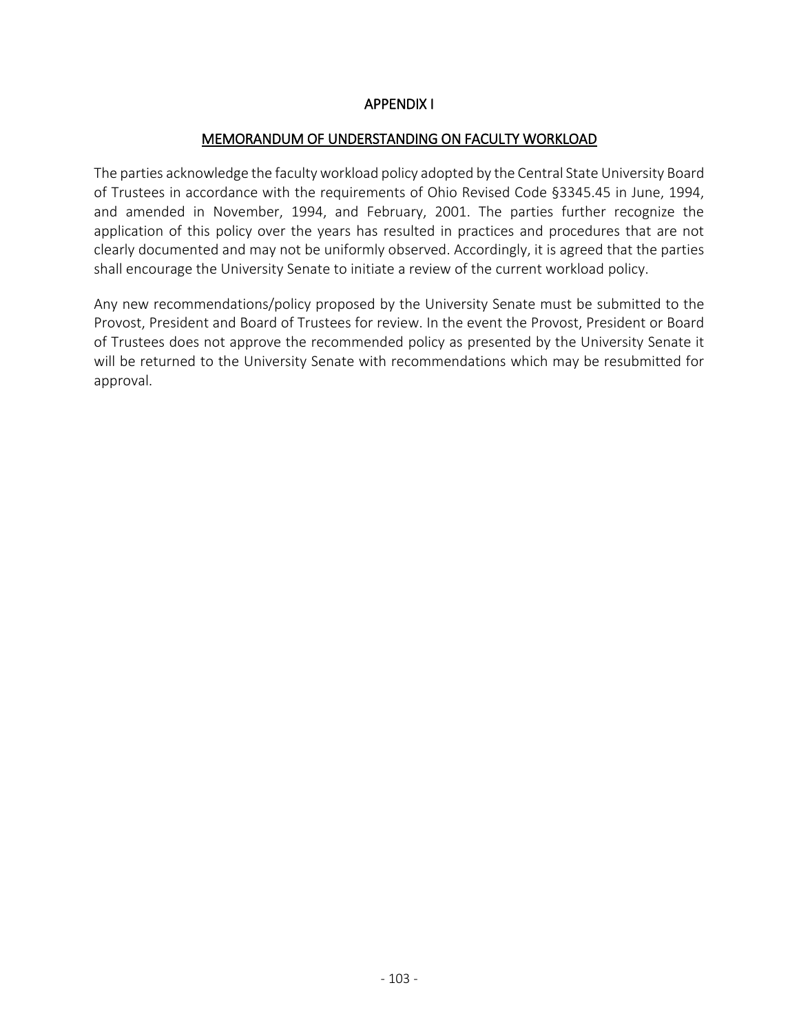# APPENDIX I

## MEMORANDUM OF UNDERSTANDING ON FACULTY WORKLOAD

The parties acknowledge the faculty workload policy adopted by the Central State University Board of Trustees in accordance with the requirements of Ohio Revised Code §3345.45 in June, 1994, and amended in November, 1994, and February, 2001. The parties further recognize the application of this policy over the years has resulted in practices and procedures that are not clearly documented and may not be uniformly observed. Accordingly, it is agreed that the parties shall encourage the University Senate to initiate a review of the current workload policy.

Any new recommendations/policy proposed by the University Senate must be submitted to the Provost, President and Board of Trustees for review. In the event the Provost, President or Board of Trustees does not approve the recommended policy as presented by the University Senate it will be returned to the University Senate with recommendations which may be resubmitted for approval.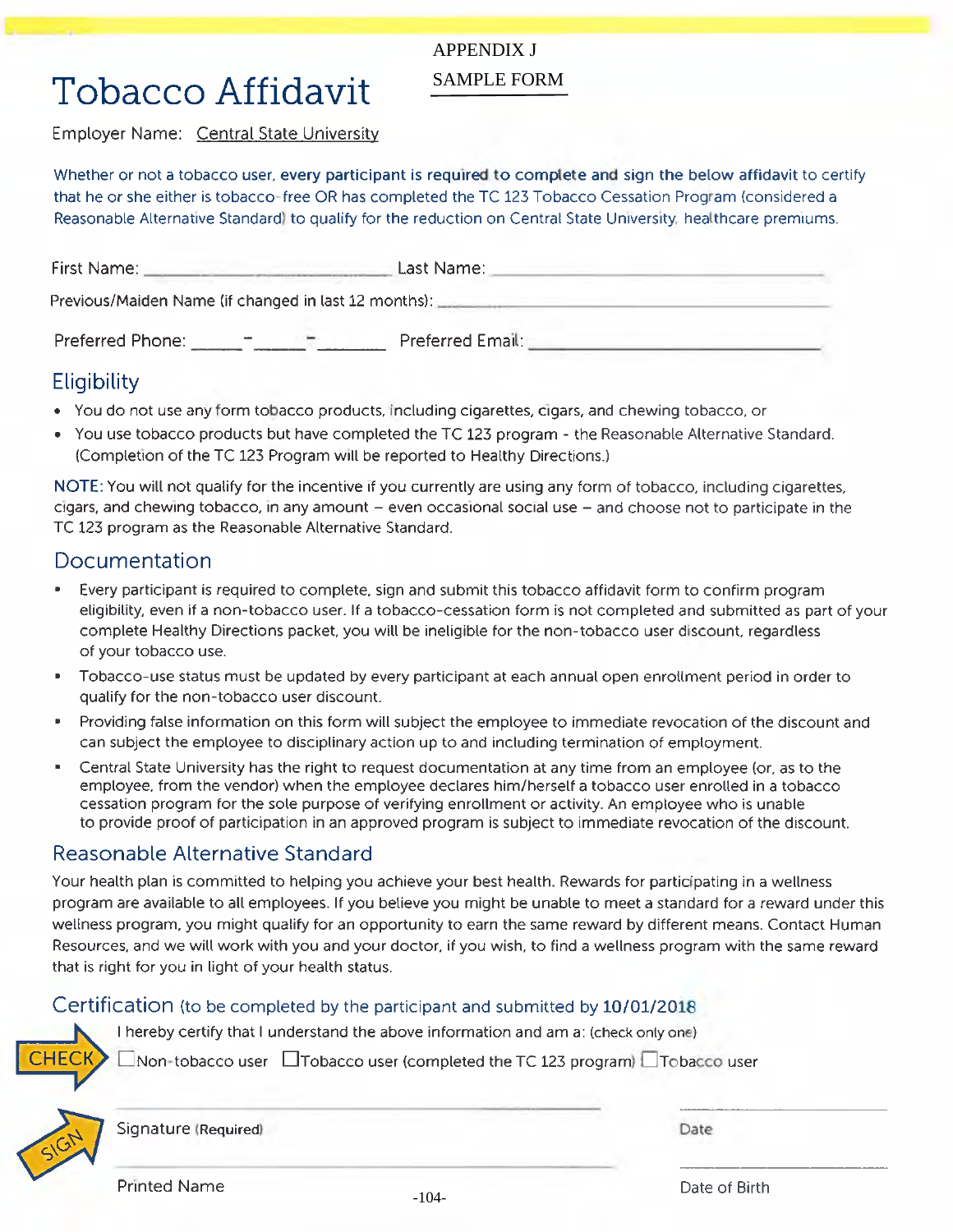APPENDIX J

SAMPLE FORM

# Tobacco Affidavit

Employer Name: Central State University

Whether or not a tobacco user, **every participant is required to complete and sign the below affidavit** to certify that he or she either is tobacco-free OR has completed the TC 123 Tobacco Cessation Program (considered a Reasonable Alternative Standard) to qualify for the reduction on Central State University healthcare premiums.

First Name: ______________________ Last Name: ______________________

Previous/Maiden Name (if changed in last 12 months): ______________________

Preferred Phone: _____-_____-______ Preferred Email: ______________________

## Eligibility

- You do not use any form tobacco products, including cigarettes, cigars, and chewing tobacco, or
- You use tobacco products but have completed the TC 123 program - the Reasonable Alternative Standard. (Completion of the TC 123 Program will be reported to Healthy Directions.)

NOTE: You will not qualify for the incentive if you currently are using any form of tobacco, including cigarettes, cigars, and chewing tobacco, in any amount – even occasional social use – and choose not to participate in the TC 123 program as the Reasonable Alternative Standard.

## Documentation

- Every participant is required to complete, sign and submit this tobacco affidavit form to confirm program eligibility, even if a non-tobacco user. If a tobacco-cessation form is not completed and submitted as part of your complete Healthy Directions packet, you will be ineligible for the non-tobacco user discount, regardless of your tobacco use.
- Tobacco-use status must be updated by every participant at each annual open enrollment period in order to qualify for the non-tobacco user discount.
- Providing false information on this form will subject the employee to immediate revocation of the discount and can subject the employee to disciplinary action up to and including termination of employment.
- Central State University has the right to request documentation at any time from an employee (or, as to the employee, from the vendor) when the employee declares him/herself a tobacco user enrolled in a tobacco cessation program for the sole purpose of verifying enrollment or activity. An employee who is unable to provide proof of participation in an approved program is subject to immediate revocation of the discount.

## Reasonable Alternative Standard

Your health plan is committed to helping you achieve your best health. Rewards for participating in a wellness program are available to all employees. If you believe you might be unable to meet a standard for a reward under this wellness program, you might qualify for an opportunity to earn the same reward by different means. Contact Human Resources, and we will work with you and your doctor, if you wish, to find a wellness program with the same reward that is right for you in light of your health status.

## Certification (to be completed by the participant and submitted by 10/01/2018)

CHECK

I hereby certify that I understand the above information and am a: (check only one)

☐ Non-tobacco user ☐ Tobacco user (completed the TC 123 program) ☐ Tobacco user

SIGN

______________________________ ______________

Signature (Required) Date

______________________________ ______________

Printed Name Date of Birth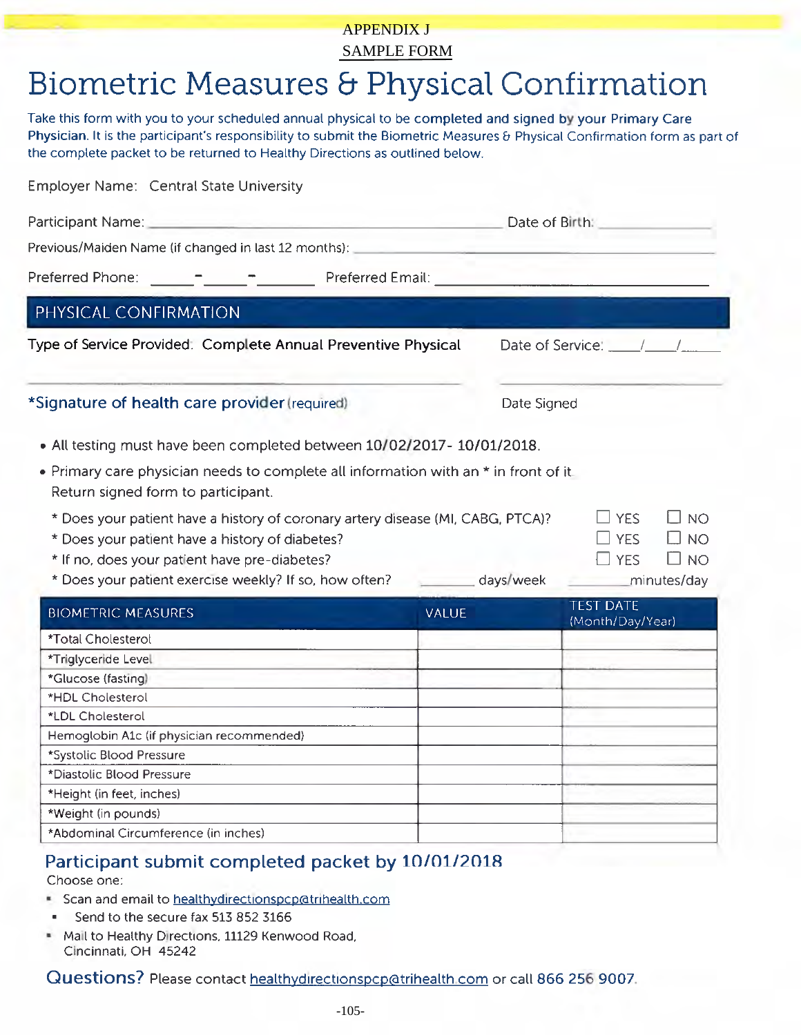APPENDIX J

SAMPLE FORM

# Biometric Measures & Physical Confirmation

Take this form with you to your scheduled annual physical to be completed and signed by your Primary Care Physician. It is the participant's responsibility to submit the Biometric Measures & Physical Confirmation form as part of the complete packet to be returned to Healthy Directions as outlined below.

Employer Name: Central State University

Participant Name: ______________________________ Date of Birth: ______________

Previous/Maiden Name (if changed in last 12 months): ______________________________

Preferred Phone: _____-_____-______ Preferred Email: ______________________________

## PHYSICAL CONFIRMATION

Type of Service Provided: Complete Annual Preventive Physical Date of Service: ____/____/____

______________________________ ______________________________

**\*Signature of health care provider** (required) Date Signed

- All testing must have been completed between 10/02/2017- 10/01/2018.
- Primary care physician needs to complete all information with an * in front of it. Return signed form to participant.

| | | |
|---|---|---|
| * Does your patient have a history of coronary artery disease (MI, CABG, PTCA)? | ☐ YES | ☐ NO |
| * Does your patient have a history of diabetes? | ☐ YES | ☐ NO |
| * If no, does your patient have pre-diabetes? | ☐ YES | ☐ NO |
| * Does your patient exercise weekly? If so, how often? | _______ days/week | _______minutes/day |

| BIOMETRIC MEASURES | VALUE | TEST DATE (Month/Day/Year) |
|---|---|---|
| *Total Cholesterol | | |
| *Triglyceride Level | | |
| *Glucose (fasting) | | |
| *HDL Cholesterol | | |
| *LDL Cholesterol | | |
| Hemoglobin A1c (if physician recommended) | | |
| *Systolic Blood Pressure | | |
| *Diastolic Blood Pressure | | |
| *Height (in feet, inches) | | |
| *Weight (in pounds) | | |
| *Abdominal Circumference (in inches) | | |

## Participant submit completed packet by 10/01/2018

Choose one:

- Scan and email to healthydirectionspcp@trihealth.com
- Send to the secure fax 513 852 3166
- Mail to Healthy Directions, 11129 Kenwood Road, Cincinnati, OH 45242

**Questions?** Please contact healthydirectionspcp@trihealth.com or call 866 256 9007.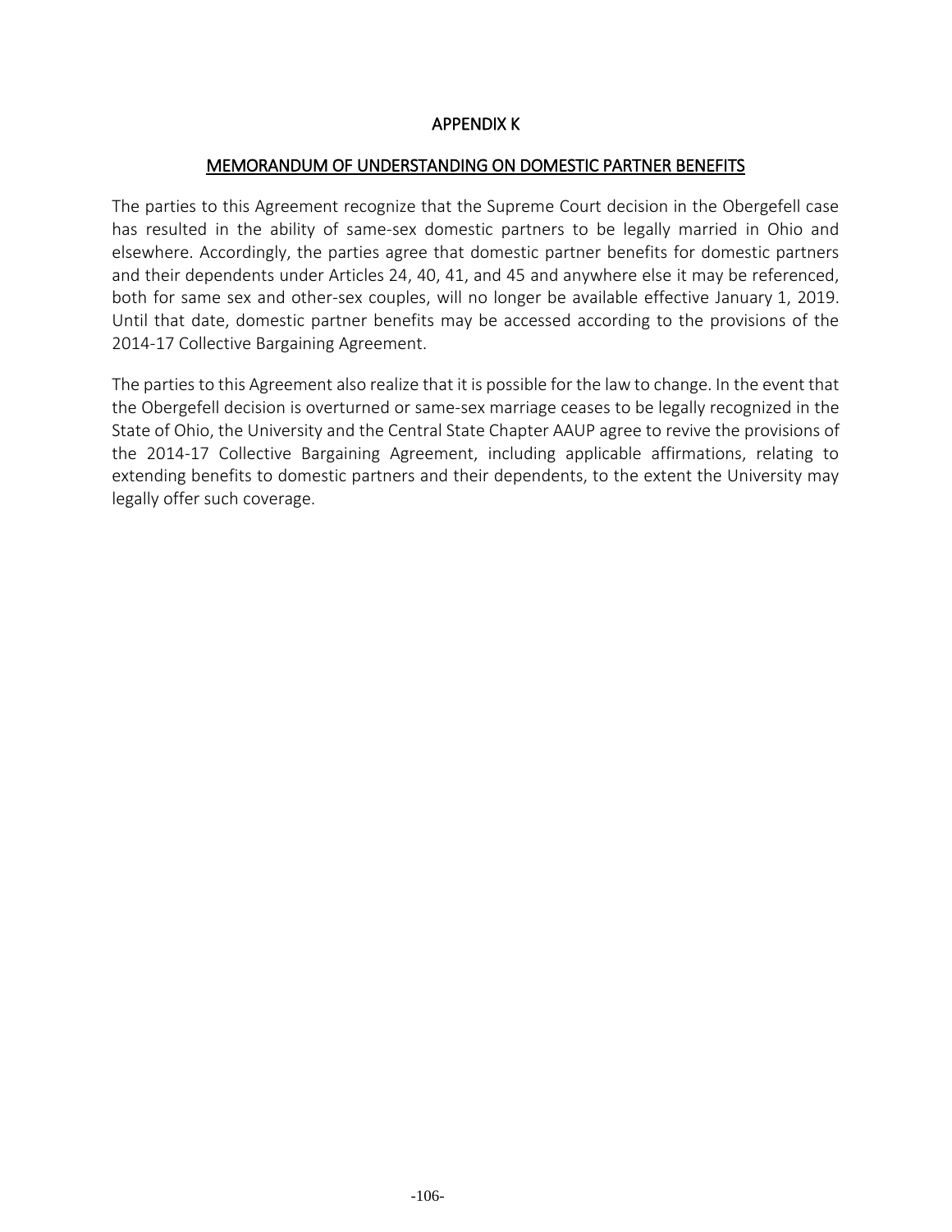# APPENDIX K

## MEMORANDUM OF UNDERSTANDING ON DOMESTIC PARTNER BENEFITS

The parties to this Agreement recognize that the Supreme Court decision in the Obergefell case has resulted in the ability of same-sex domestic partners to be legally married in Ohio and elsewhere. Accordingly, the parties agree that domestic partner benefits for domestic partners and their dependents under Articles 24, 40, 41, and 45 and anywhere else it may be referenced, both for same sex and other-sex couples, will no longer be available effective January 1, 2019. Until that date, domestic partner benefits may be accessed according to the provisions of the 2014-17 Collective Bargaining Agreement.

The parties to this Agreement also realize that it is possible for the law to change. In the event that the Obergefell decision is overturned or same-sex marriage ceases to be legally recognized in the State of Ohio, the University and the Central State Chapter AAUP agree to revive the provisions of the 2014-17 Collective Bargaining Agreement, including applicable affirmations, relating to extending benefits to domestic partners and their dependents, to the extent the University may legally offer such coverage.